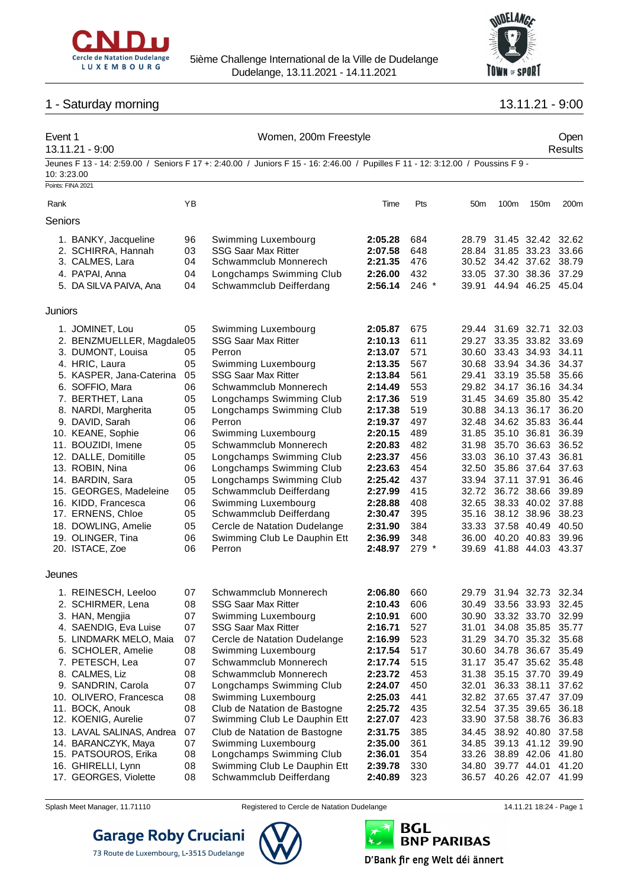5ième Challenge International de la Ville de Dudelange
Dudelange, 13.11.2021 - 14.11.2021

## 1 - Saturday morning — 13.11.21 - 9:00

### Event 1 — Women, 200m Freestyle — Open
13.11.21 - 9:00 — Results

Jeunes F 13 - 14: 2:59.00 / Seniors F 17 +: 2:40.00 / Juniors F 15 - 16: 2:46.00 / Pupilles F 11 - 12: 3:12.00 / Poussins F 9 - 10: 3:23.00

Points: FINA 2021

| Rank | YB | | Time | Pts | 50m | 100m | 150m | 200m |
|---|---|---|---|---|---|---|---|---|
| **Seniors** | | | | | | | | |
| 1. BANKY, Jacqueline | 96 | Swimming Luxembourg | **2:05.28** | 684 | 28.79 | 31.45 | 32.42 | 32.62 |
| 2. SCHIRRA, Hannah | 03 | SSG Saar Max Ritter | **2:07.58** | 648 | 28.84 | 31.85 | 33.23 | 33.66 |
| 3. CALMES, Lara | 04 | Schwammclub Monnerech | **2:21.35** | 476 | 30.52 | 34.42 | 37.62 | 38.79 |
| 4. PA'PAI, Anna | 04 | Longchamps Swimming Club | **2:26.00** | 432 | 33.05 | 37.30 | 38.36 | 37.29 |
| 5. DA SILVA PAIVA, Ana | 04 | Schwammclub Deifferdang | **2:56.14** | 246 * | 39.91 | 44.94 | 46.25 | 45.04 |
| **Juniors** | | | | | | | | |
| 1. JOMINET, Lou | 05 | Swimming Luxembourg | **2:05.87** | 675 | 29.44 | 31.69 | 32.71 | 32.03 |
| 2. BENZMUELLER, Magdale | 05 | SSG Saar Max Ritter | **2:10.13** | 611 | 29.27 | 33.35 | 33.82 | 33.69 |
| 3. DUMONT, Louisa | 05 | Perron | **2:13.07** | 571 | 30.60 | 33.43 | 34.93 | 34.11 |
| 4. HRIC, Laura | 05 | Swimming Luxembourg | **2:13.35** | 567 | 30.68 | 33.94 | 34.36 | 34.37 |
| 5. KASPER, Jana-Caterina | 05 | SSG Saar Max Ritter | **2:13.84** | 561 | 29.41 | 33.19 | 35.58 | 35.66 |
| 6. SOFFIO, Mara | 06 | Schwammclub Monnerech | **2:14.49** | 553 | 29.82 | 34.17 | 36.16 | 34.34 |
| 7. BERTHET, Lana | 05 | Longchamps Swimming Club | **2:17.36** | 519 | 31.45 | 34.69 | 35.80 | 35.42 |
| 8. NARDI, Margherita | 05 | Longchamps Swimming Club | **2:17.38** | 519 | 30.88 | 34.13 | 36.17 | 36.20 |
| 9. DAVID, Sarah | 06 | Perron | **2:19.37** | 497 | 32.48 | 34.62 | 35.83 | 36.44 |
| 10. KEANE, Sophie | 06 | Swimming Luxembourg | **2:20.15** | 489 | 31.85 | 35.10 | 36.81 | 36.39 |
| 11. BOUZIDI, Imene | 05 | Schwammclub Monnerech | **2:20.83** | 482 | 31.98 | 35.70 | 36.63 | 36.52 |
| 12. DALLE, Domitille | 05 | Longchamps Swimming Club | **2:23.37** | 456 | 33.03 | 36.10 | 37.43 | 36.81 |
| 13. ROBIN, Nina | 06 | Longchamps Swimming Club | **2:23.63** | 454 | 32.50 | 35.86 | 37.64 | 37.63 |
| 14. BARDIN, Sara | 05 | Longchamps Swimming Club | **2:25.42** | 437 | 33.94 | 37.11 | 37.91 | 36.46 |
| 15. GEORGES, Madeleine | 05 | Schwammclub Deifferdang | **2:27.99** | 415 | 32.72 | 36.72 | 38.66 | 39.89 |
| 16. KIDD, Francesca | 06 | Swimming Luxembourg | **2:28.88** | 408 | 32.65 | 38.33 | 40.02 | 37.88 |
| 17. ERNENS, Chloe | 05 | Schwammclub Deifferdang | **2:30.47** | 395 | 35.16 | 38.12 | 38.96 | 38.23 |
| 18. DOWLING, Amelie | 05 | Cercle de Natation Dudelange | **2:31.90** | 384 | 33.33 | 37.58 | 40.49 | 40.50 |
| 19. OLINGER, Tina | 06 | Swimming Club Le Dauphin Ett | **2:36.99** | 348 | 36.00 | 40.20 | 40.83 | 39.96 |
| 20. ISTACE, Zoe | 06 | Perron | **2:48.97** | 279 * | 39.69 | 41.88 | 44.03 | 43.37 |
| **Jeunes** | | | | | | | | |
| 1. REINESCH, Leeloo | 07 | Schwammclub Monnerech | **2:06.80** | 660 | 29.79 | 31.94 | 32.73 | 32.34 |
| 2. SCHIRMER, Lena | 08 | SSG Saar Max Ritter | **2:10.43** | 606 | 30.49 | 33.56 | 33.93 | 32.45 |
| 3. HAN, Mengjia | 07 | Swimming Luxembourg | **2:10.91** | 600 | 30.90 | 33.32 | 33.70 | 32.99 |
| 4. SAENDIG, Eva Luise | 07 | SSG Saar Max Ritter | **2:16.71** | 527 | 31.01 | 34.08 | 35.85 | 35.77 |
| 5. LINDMARK MELO, Maia | 07 | Cercle de Natation Dudelange | **2:16.99** | 523 | 31.29 | 34.70 | 35.32 | 35.68 |
| 6. SCHOLER, Amelie | 08 | Swimming Luxembourg | **2:17.54** | 517 | 30.60 | 34.78 | 36.67 | 35.49 |
| 7. PETESCH, Lea | 07 | Schwammclub Monnerech | **2:17.74** | 515 | 31.17 | 35.47 | 35.62 | 35.48 |
| 8. CALMES, Liz | 08 | Schwammclub Monnerech | **2:23.72** | 453 | 31.38 | 35.15 | 37.70 | 39.49 |
| 9. SANDRIN, Carola | 07 | Longchamps Swimming Club | **2:24.07** | 450 | 32.01 | 36.33 | 38.11 | 37.62 |
| 10. OLIVERO, Francesca | 08 | Swimming Luxembourg | **2:25.03** | 441 | 32.82 | 37.65 | 37.47 | 37.09 |
| 11. BOCK, Anouk | 08 | Club de Natation de Bastogne | **2:25.72** | 435 | 32.54 | 37.35 | 39.65 | 36.18 |
| 12. KOENIG, Aurelie | 07 | Swimming Club Le Dauphin Ett | **2:27.07** | 423 | 33.90 | 37.58 | 38.76 | 36.83 |
| 13. LAVAL SALINAS, Andrea | 07 | Club de Natation de Bastogne | **2:31.75** | 385 | 34.45 | 38.92 | 40.80 | 37.58 |
| 14. BARANCZYK, Maya | 07 | Swimming Luxembourg | **2:35.00** | 361 | 34.85 | 39.13 | 41.12 | 39.90 |
| 15. PATSOUROS, Erika | 08 | Longchamps Swimming Club | **2:36.01** | 354 | 33.26 | 38.89 | 42.06 | 41.80 |
| 16. GHIRELLI, Lynn | 08 | Swimming Club Le Dauphin Ett | **2:39.78** | 330 | 34.80 | 39.77 | 44.01 | 41.20 |
| 17. GEORGES, Violette | 08 | Schwammclub Deifferdang | **2:40.89** | 323 | 36.57 | 40.26 | 42.07 | 41.99 |

Splash Meet Manager, 11.71110 — Registered to Cercle de Natation Dudelange — 14.11.21 18:24

Garage Roby Cruciani — 73 Route de Luxembourg, L-3515 Dudelange

BGL BNP PARIBAS — D'Bank fir eng Welt déi ännert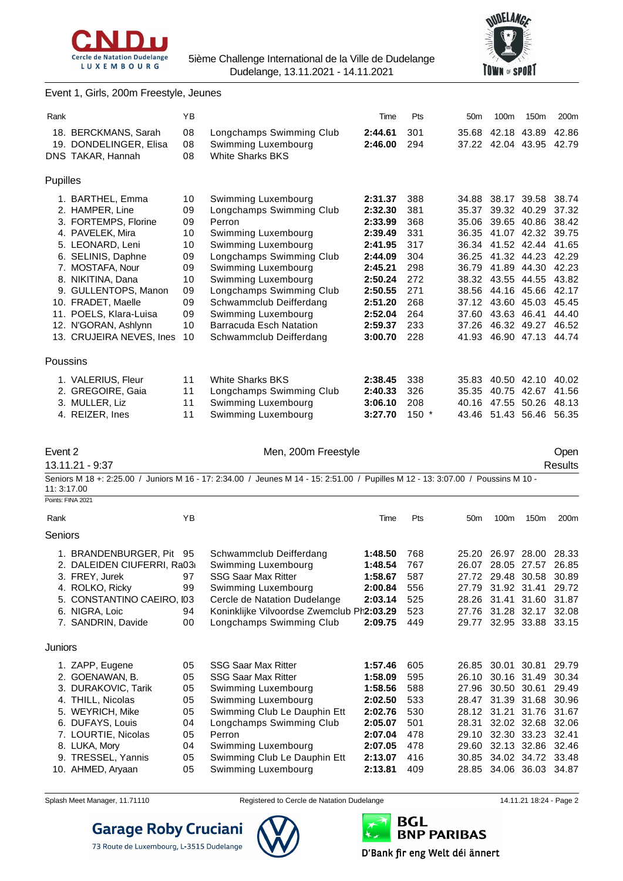## Event 1, Girls, 200m Freestyle, Jeunes

| Rank | | YB | | Time | Pts | 50m | 100m | 150m | 200m |
|---|---|---|---|---|---|---|---|---|---|
| 18. | BERCKMANS, Sarah | 08 | Longchamps Swimming Club | **2:44.61** | 301 | 35.68 | 42.18 | 43.89 | 42.86 |
| 19. | DONDELINGER, Elisa | 08 | Swimming Luxembourg | **2:46.00** | 294 | 37.22 | 42.04 | 43.95 | 42.79 |
| DNS | TAKAR, Hannah | 08 | White Sharks BKS | | | | | | |

### Pupilles

| Rank | | YB | | Time | Pts | 50m | 100m | 150m | 200m |
|---|---|---|---|---|---|---|---|---|---|
| 1. | BARTHEL, Emma | 10 | Swimming Luxembourg | **2:31.37** | 388 | 34.88 | 38.17 | 39.58 | 38.74 |
| 2. | HAMPER, Line | 09 | Longchamps Swimming Club | **2:32.30** | 381 | 35.37 | 39.32 | 40.29 | 37.32 |
| 3. | FORTEMPS, Florine | 09 | Perron | **2:33.99** | 368 | 35.06 | 39.65 | 40.86 | 38.42 |
| 4. | PAVELEK, Mira | 10 | Swimming Luxembourg | **2:39.49** | 331 | 36.35 | 41.07 | 42.32 | 39.75 |
| 5. | LEONARD, Leni | 10 | Swimming Luxembourg | **2:41.95** | 317 | 36.34 | 41.52 | 42.44 | 41.65 |
| 6. | SELINIS, Daphne | 09 | Longchamps Swimming Club | **2:44.09** | 304 | 36.25 | 41.32 | 44.23 | 42.29 |
| 7. | MOSTAFA, Nour | 09 | Swimming Luxembourg | **2:45.21** | 298 | 36.79 | 41.89 | 44.30 | 42.23 |
| 8. | NIKITINA, Dana | 10 | Swimming Luxembourg | **2:50.24** | 272 | 38.32 | 43.55 | 44.55 | 43.82 |
| 9. | GULLENTOPS, Manon | 09 | Longchamps Swimming Club | **2:50.55** | 271 | 38.56 | 44.16 | 45.66 | 42.17 |
| 10. | FRADET, Maelle | 09 | Schwammclub Deifferdang | **2:51.20** | 268 | 37.12 | 43.60 | 45.03 | 45.45 |
| 11. | POELS, Klara-Luisa | 09 | Swimming Luxembourg | **2:52.04** | 264 | 37.60 | 43.63 | 46.41 | 44.40 |
| 12. | N'GORAN, Ashlynn | 10 | Barracuda Esch Natation | **2:59.37** | 233 | 37.26 | 46.32 | 49.27 | 46.52 |
| 13. | CRUJEIRA NEVES, Ines | 10 | Schwammclub Deifferdang | **3:00.70** | 228 | 41.93 | 46.90 | 47.13 | 44.74 |

### Poussins

| Rank | | YB | | Time | Pts | 50m | 100m | 150m | 200m |
|---|---|---|---|---|---|---|---|---|---|
| 1. | VALERIUS, Fleur | 11 | White Sharks BKS | **2:38.45** | 338 | 35.83 | 40.50 | 42.10 | 40.02 |
| 2. | GREGOIRE, Gaia | 11 | Longchamps Swimming Club | **2:40.33** | 326 | 35.35 | 40.75 | 42.67 | 41.56 |
| 3. | MULLER, Liz | 11 | Swimming Luxembourg | **3:06.10** | 208 | 40.16 | 47.55 | 50.26 | 48.13 |
| 4. | REIZER, Ines | 11 | Swimming Luxembourg | **3:27.70** | 150 * | 43.46 | 51.43 | 56.46 | 56.35 |

## Event 2 — Men, 200m Freestyle — Open

13.11.21 - 9:37 — Results

Seniors M 18 +: 2:25.00 / Juniors M 16 - 17: 2:34.00 / Jeunes M 14 - 15: 2:51.00 / Pupilles M 12 - 13: 3:07.00 / Poussins M 10 - 11: 3:17.00

Points: FINA 2021

### Seniors

| Rank | | YB | | Time | Pts | 50m | 100m | 150m | 200m |
|---|---|---|---|---|---|---|---|---|---|
| 1. | BRANDENBURGER, Pit | 95 | Schwammclub Deifferdang | **1:48.50** | 768 | 25.20 | 26.97 | 28.00 | 28.33 |
| 2. | DALEIDEN CIUFERRI, Ra | 03 | Swimming Luxembourg | **1:48.54** | 767 | 26.07 | 28.05 | 27.57 | 26.85 |
| 3. | FREY, Jurek | 97 | SSG Saar Max Ritter | **1:58.67** | 587 | 27.72 | 29.48 | 30.58 | 30.89 |
| 4. | ROLKO, Ricky | 99 | Swimming Luxembourg | **2:00.84** | 556 | 27.79 | 31.92 | 31.41 | 29.72 |
| 5. | CONSTANTINO CAEIRO, I | 03 | Cercle de Natation Dudelange | **2:03.14** | 525 | 28.26 | 31.41 | 31.60 | 31.87 |
| 6. | NIGRA, Loic | 94 | Koninklijke Vilvoordse Zwemclub Ph | **2:03.29** | 523 | 27.76 | 31.28 | 32.17 | 32.08 |
| 7. | SANDRIN, Davide | 00 | Longchamps Swimming Club | **2:09.75** | 449 | 29.77 | 32.95 | 33.88 | 33.15 |

### Juniors

| Rank | | YB | | Time | Pts | 50m | 100m | 150m | 200m |
|---|---|---|---|---|---|---|---|---|---|
| 1. | ZAPP, Eugene | 05 | SSG Saar Max Ritter | **1:57.46** | 605 | 26.85 | 30.01 | 30.81 | 29.79 |
| 2. | GOENAWAN, B. | 05 | SSG Saar Max Ritter | **1:58.09** | 595 | 26.10 | 30.16 | 31.49 | 30.34 |
| 3. | DURAKOVIC, Tarik | 05 | Swimming Luxembourg | **1:58.56** | 588 | 27.96 | 30.50 | 30.61 | 29.49 |
| 4. | THILL, Nicolas | 05 | Swimming Luxembourg | **2:02.50** | 533 | 28.47 | 31.39 | 31.68 | 30.96 |
| 5. | WEYRICH, Mike | 05 | Swimming Club Le Dauphin Ett | **2:02.76** | 530 | 28.12 | 31.21 | 31.76 | 31.67 |
| 6. | DUFAYS, Louis | 04 | Longchamps Swimming Club | **2:05.07** | 501 | 28.31 | 32.02 | 32.68 | 32.06 |
| 7. | LOURTIE, Nicolas | 05 | Perron | **2:07.04** | 478 | 29.10 | 32.30 | 33.23 | 32.41 |
| 8. | LUKA, Mory | 04 | Swimming Luxembourg | **2:07.05** | 478 | 29.60 | 32.13 | 32.86 | 32.46 |
| 9. | TRESSEL, Yannis | 05 | Swimming Club Le Dauphin Ett | **2:13.07** | 416 | 30.85 | 34.02 | 34.72 | 33.48 |
| 10. | AHMED, Aryaan | 05 | Swimming Luxembourg | **2:13.81** | 409 | 28.85 | 34.06 | 36.03 | 34.87 |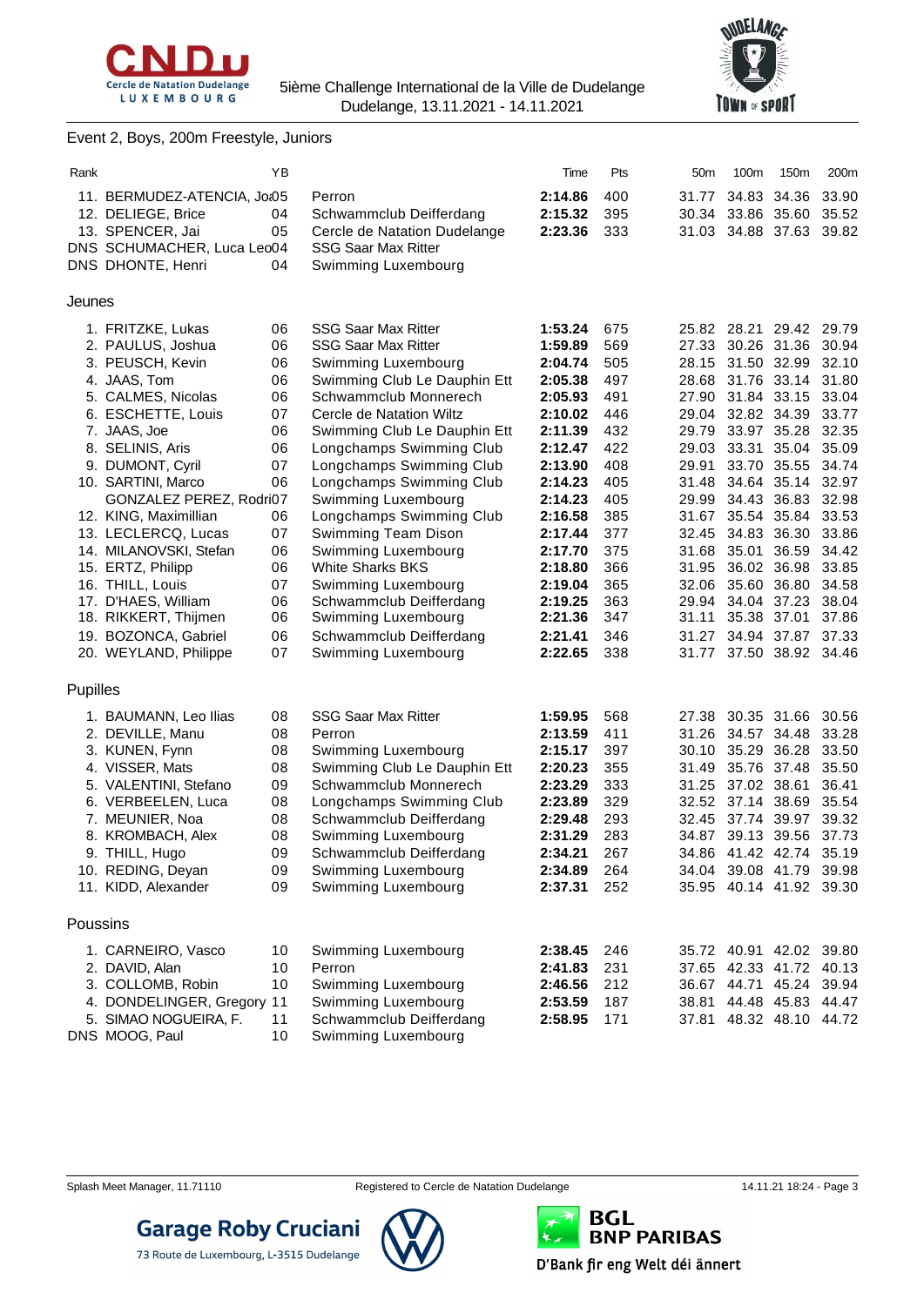5ième Challenge International de la Ville de Dudelange
Dudelange, 13.11.2021 - 14.11.2021

## Event 2, Boys, 200m Freestyle, Juniors

| Rank | | YB | | Time | Pts | 50m | 100m | 150m | 200m |
|---|---|---|---|---|---|---|---|---|---|
| 11. | BERMUDEZ-ATENCIA, Jo | 05 | Perron | **2:14.86** | 400 | 31.77 | 34.83 | 34.36 | 33.90 |
| 12. | DELIEGE, Brice | 04 | Schwammclub Deifferdang | **2:15.32** | 395 | 30.34 | 33.86 | 35.60 | 35.52 |
| 13. | SPENCER, Jai | 05 | Cercle de Natation Dudelange | **2:23.36** | 333 | 31.03 | 34.88 | 37.63 | 39.82 |
| DNS | SCHUMACHER, Luca Leo | 04 | SSG Saar Max Ritter | | | | | | |
| DNS | DHONTE, Henri | 04 | Swimming Luxembourg | | | | | | |

### Jeunes

| Rank | | YB | | Time | Pts | 50m | 100m | 150m | 200m |
|---|---|---|---|---|---|---|---|---|---|
| 1. | FRITZKE, Lukas | 06 | SSG Saar Max Ritter | **1:53.24** | 675 | 25.82 | 28.21 | 29.42 | 29.79 |
| 2. | PAULUS, Joshua | 06 | SSG Saar Max Ritter | **1:59.89** | 569 | 27.33 | 30.26 | 31.36 | 30.94 |
| 3. | PEUSCH, Kevin | 06 | Swimming Luxembourg | **2:04.74** | 505 | 28.15 | 31.50 | 32.99 | 32.10 |
| 4. | JAAS, Tom | 06 | Swimming Club Le Dauphin Ett | **2:05.38** | 497 | 28.68 | 31.76 | 33.14 | 31.80 |
| 5. | CALMES, Nicolas | 06 | Schwammclub Monnerech | **2:05.93** | 491 | 27.90 | 31.84 | 33.15 | 33.04 |
| 6. | ESCHETTE, Louis | 07 | Cercle de Natation Wiltz | **2:10.02** | 446 | 29.04 | 32.82 | 34.39 | 33.77 |
| 7. | JAAS, Joe | 06 | Swimming Club Le Dauphin Ett | **2:11.39** | 432 | 29.79 | 33.97 | 35.28 | 32.35 |
| 8. | SELINIS, Aris | 06 | Longchamps Swimming Club | **2:12.47** | 422 | 29.03 | 33.31 | 35.04 | 35.09 |
| 9. | DUMONT, Cyril | 07 | Longchamps Swimming Club | **2:13.90** | 408 | 29.91 | 33.70 | 35.55 | 34.74 |
| 10. | SARTINI, Marco | 06 | Longchamps Swimming Club | **2:14.23** | 405 | 31.48 | 34.64 | 35.14 | 32.97 |
| | GONZALEZ PEREZ, Rodri | 07 | Swimming Luxembourg | **2:14.23** | 405 | 29.99 | 34.43 | 36.83 | 32.98 |
| 12. | KING, Maximillian | 06 | Longchamps Swimming Club | **2:16.58** | 385 | 31.67 | 35.54 | 35.84 | 33.53 |
| 13. | LECLERCQ, Lucas | 07 | Swimming Team Dison | **2:17.44** | 377 | 32.45 | 34.83 | 36.30 | 33.86 |
| 14. | MILANOVSKI, Stefan | 06 | Swimming Luxembourg | **2:17.70** | 375 | 31.68 | 35.01 | 36.59 | 34.42 |
| 15. | ERTZ, Philipp | 06 | White Sharks BKS | **2:18.80** | 366 | 31.95 | 36.02 | 36.98 | 33.85 |
| 16. | THILL, Louis | 07 | Swimming Luxembourg | **2:19.04** | 365 | 32.06 | 35.60 | 36.80 | 34.58 |
| 17. | D'HAES, William | 06 | Schwammclub Deifferdang | **2:19.25** | 363 | 29.94 | 34.04 | 37.23 | 38.04 |
| 18. | RIKKERT, Thijmen | 06 | Swimming Luxembourg | **2:21.36** | 347 | 31.11 | 35.38 | 37.01 | 37.86 |
| 19. | BOZONCA, Gabriel | 06 | Schwammclub Deifferdang | **2:21.41** | 346 | 31.27 | 34.94 | 37.87 | 37.33 |
| 20. | WEYLAND, Philippe | 07 | Swimming Luxembourg | **2:22.65** | 338 | 31.77 | 37.50 | 38.92 | 34.46 |

### Pupilles

| Rank | | YB | | Time | Pts | 50m | 100m | 150m | 200m |
|---|---|---|---|---|---|---|---|---|---|
| 1. | BAUMANN, Leo Ilias | 08 | SSG Saar Max Ritter | **1:59.95** | 568 | 27.38 | 30.35 | 31.66 | 30.56 |
| 2. | DEVILLE, Manu | 08 | Perron | **2:13.59** | 411 | 31.26 | 34.57 | 34.48 | 33.28 |
| 3. | KUNEN, Fynn | 08 | Swimming Luxembourg | **2:15.17** | 397 | 30.10 | 35.29 | 36.28 | 33.50 |
| 4. | VISSER, Mats | 08 | Swimming Club Le Dauphin Ett | **2:20.23** | 355 | 31.49 | 35.76 | 37.48 | 35.50 |
| 5. | VALENTINI, Stefano | 09 | Schwammclub Monnerech | **2:23.29** | 333 | 31.25 | 37.02 | 38.61 | 36.41 |
| 6. | VERBEELEN, Luca | 08 | Longchamps Swimming Club | **2:23.89** | 329 | 32.52 | 37.14 | 38.69 | 35.54 |
| 7. | MEUNIER, Noa | 08 | Schwammclub Deifferdang | **2:29.48** | 293 | 32.45 | 37.74 | 39.97 | 39.32 |
| 8. | KROMBACH, Alex | 08 | Swimming Luxembourg | **2:31.29** | 283 | 34.87 | 39.13 | 39.56 | 37.73 |
| 9. | THILL, Hugo | 09 | Schwammclub Deifferdang | **2:34.21** | 267 | 34.86 | 41.42 | 42.74 | 35.19 |
| 10. | REDING, Deyan | 09 | Swimming Luxembourg | **2:34.89** | 264 | 34.04 | 39.08 | 41.79 | 39.98 |
| 11. | KIDD, Alexander | 09 | Swimming Luxembourg | **2:37.31** | 252 | 35.95 | 40.14 | 41.92 | 39.30 |

### Poussins

| Rank | | YB | | Time | Pts | 50m | 100m | 150m | 200m |
|---|---|---|---|---|---|---|---|---|---|
| 1. | CARNEIRO, Vasco | 10 | Swimming Luxembourg | **2:38.45** | 246 | 35.72 | 40.91 | 42.02 | 39.80 |
| 2. | DAVID, Alan | 10 | Perron | **2:41.83** | 231 | 37.65 | 42.33 | 41.72 | 40.13 |
| 3. | COLLOMB, Robin | 10 | Swimming Luxembourg | **2:46.56** | 212 | 36.67 | 44.71 | 45.24 | 39.94 |
| 4. | DONDELINGER, Gregory | 11 | Swimming Luxembourg | **2:53.59** | 187 | 38.81 | 44.48 | 45.83 | 44.47 |
| 5. | SIMAO NOGUEIRA, F. | 11 | Schwammclub Deifferdang | **2:58.95** | 171 | 37.81 | 48.32 | 48.10 | 44.72 |
| DNS | MOOG, Paul | 10 | Swimming Luxembourg | | | | | | |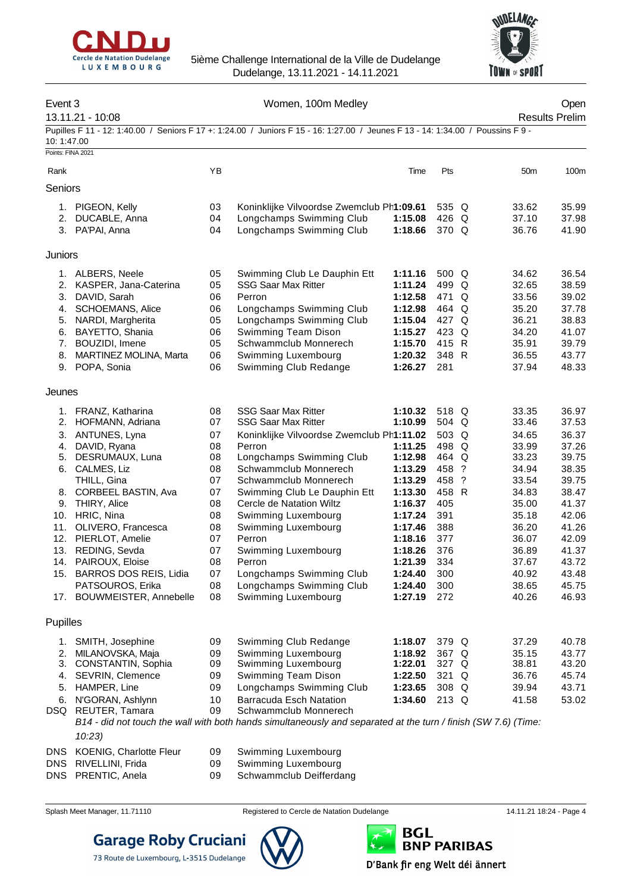5ième Challenge International de la Ville de Dudelange
Dudelange, 13.11.2021 - 14.11.2021

## Event 3 — Women, 100m Medley — Open

13.11.21 - 10:08 — Results Prelim

Pupilles F 11 - 12: 1:40.00 / Seniors F 17 +: 1:24.00 / Juniors F 15 - 16: 1:27.00 / Jeunes F 13 - 14: 1:34.00 / Poussins F 9 - 10: 1:47.00

Points: FINA 2021

| Rank | Name | YB | Club | Time | Pts | | 50m | 100m |
|---|---|---|---|---|---|---|---|---|
| **Seniors** | | | | | | | | |
| 1. | PIGEON, Kelly | 03 | Koninklijke Vilvoordse Zwemclub Ph | **1:09.61** | 535 | Q | 33.62 | 35.99 |
| 2. | DUCABLE, Anna | 04 | Longchamps Swimming Club | **1:15.08** | 426 | Q | 37.10 | 37.98 |
| 3. | PA'PAI, Anna | 04 | Longchamps Swimming Club | **1:18.66** | 370 | Q | 36.76 | 41.90 |
| **Juniors** | | | | | | | | |
| 1. | ALBERS, Neele | 05 | Swimming Club Le Dauphin Ett | **1:11.16** | 500 | Q | 34.62 | 36.54 |
| 2. | KASPER, Jana-Caterina | 05 | SSG Saar Max Ritter | **1:11.24** | 499 | Q | 32.65 | 38.59 |
| 3. | DAVID, Sarah | 06 | Perron | **1:12.58** | 471 | Q | 33.56 | 39.02 |
| 4. | SCHOEMANS, Alice | 06 | Longchamps Swimming Club | **1:12.98** | 464 | Q | 35.20 | 37.78 |
| 5. | NARDI, Margherita | 05 | Longchamps Swimming Club | **1:15.04** | 427 | Q | 36.21 | 38.83 |
| 6. | BAYETTO, Shania | 06 | Swimming Team Dison | **1:15.27** | 423 | Q | 34.20 | 41.07 |
| 7. | BOUZIDI, Imene | 05 | Schwammclub Monnerech | **1:15.70** | 415 | R | 35.91 | 39.79 |
| 8. | MARTINEZ MOLINA, Marta | 06 | Swimming Luxembourg | **1:20.32** | 348 | R | 36.55 | 43.77 |
| 9. | POPA, Sonia | 06 | Swimming Club Redange | **1:26.27** | 281 | | 37.94 | 48.33 |
| **Jeunes** | | | | | | | | |
| 1. | FRANZ, Katharina | 08 | SSG Saar Max Ritter | **1:10.32** | 518 | Q | 33.35 | 36.97 |
| 2. | HOFMANN, Adriana | 07 | SSG Saar Max Ritter | **1:10.99** | 504 | Q | 33.46 | 37.53 |
| 3. | ANTUNES, Lyna | 07 | Koninklijke Vilvoordse Zwemclub Ph | **1:11.02** | 503 | Q | 34.65 | 36.37 |
| 4. | DAVID, Ryana | 08 | Perron | **1:11.25** | 498 | Q | 33.99 | 37.26 |
| 5. | DESRUMAUX, Luna | 08 | Longchamps Swimming Club | **1:12.98** | 464 | Q | 33.23 | 39.75 |
| 6. | CALMES, Liz | 08 | Schwammclub Monnerech | **1:13.29** | 458 | ? | 34.94 | 38.35 |
| | THILL, Gina | 07 | Schwammclub Monnerech | **1:13.29** | 458 | ? | 33.54 | 39.75 |
| 8. | CORBEEL BASTIN, Ava | 07 | Swimming Club Le Dauphin Ett | **1:13.30** | 458 | R | 34.83 | 38.47 |
| 9. | THIRY, Alice | 08 | Cercle de Natation Wiltz | **1:16.37** | 405 | | 35.00 | 41.37 |
| 10. | HRIC, Nina | 08 | Swimming Luxembourg | **1:17.24** | 391 | | 35.18 | 42.06 |
| 11. | OLIVERO, Francesca | 08 | Swimming Luxembourg | **1:17.46** | 388 | | 36.20 | 41.26 |
| 12. | PIERLOT, Amelie | 07 | Perron | **1:18.16** | 377 | | 36.07 | 42.09 |
| 13. | REDING, Sevda | 07 | Swimming Luxembourg | **1:18.26** | 376 | | 36.89 | 41.37 |
| 14. | PAIROUX, Eloise | 08 | Perron | **1:21.39** | 334 | | 37.67 | 43.72 |
| 15. | BARROS DOS REIS, Lidia | 07 | Longchamps Swimming Club | **1:24.40** | 300 | | 40.92 | 43.48 |
| | PATSOUROS, Erika | 08 | Longchamps Swimming Club | **1:24.40** | 300 | | 38.65 | 45.75 |
| 17. | BOUWMEISTER, Annebelle | 08 | Swimming Luxembourg | **1:27.19** | 272 | | 40.26 | 46.93 |
| **Pupilles** | | | | | | | | |
| 1. | SMITH, Josephine | 09 | Swimming Club Redange | **1:18.07** | 379 | Q | 37.29 | 40.78 |
| 2. | MILANOVSKA, Maja | 09 | Swimming Luxembourg | **1:18.92** | 367 | Q | 35.15 | 43.77 |
| 3. | CONSTANTIN, Sophia | 09 | Swimming Luxembourg | **1:22.01** | 327 | Q | 38.81 | 43.20 |
| 4. | SEVRIN, Clemence | 09 | Swimming Team Dison | **1:22.50** | 321 | Q | 36.76 | 45.74 |
| 5. | HAMPER, Line | 09 | Longchamps Swimming Club | **1:23.65** | 308 | Q | 39.94 | 43.71 |
| 6. | N'GORAN, Ashlynn | 10 | Barracuda Esch Natation | **1:34.60** | 213 | Q | 41.58 | 53.02 |
| DSQ | REUTER, Tamara | 09 | Schwammclub Monnerech | | | | | |
| | *B14 - did not touch the wall with both hands simultaneously and separated at the turn / finish (SW 7.6) (Time: 10:23)* | | | | | | | |
| DNS | KOENIG, Charlotte Fleur | 09 | Swimming Luxembourg | | | | | |
| DNS | RIVELLINI, Frida | 09 | Swimming Luxembourg | | | | | |
| DNS | PRENTIC, Anela | 09 | Schwammclub Deifferdang | | | | | |

Splash Meet Manager, 11.71110 — Registered to Cercle de Natation Dudelange — 14.11.21 18:24

Garage Roby Cruciani — 73 Route de Luxembourg, L-3515 Dudelange

BGL BNP PARIBAS — D'Bank fir eng Welt déi ännert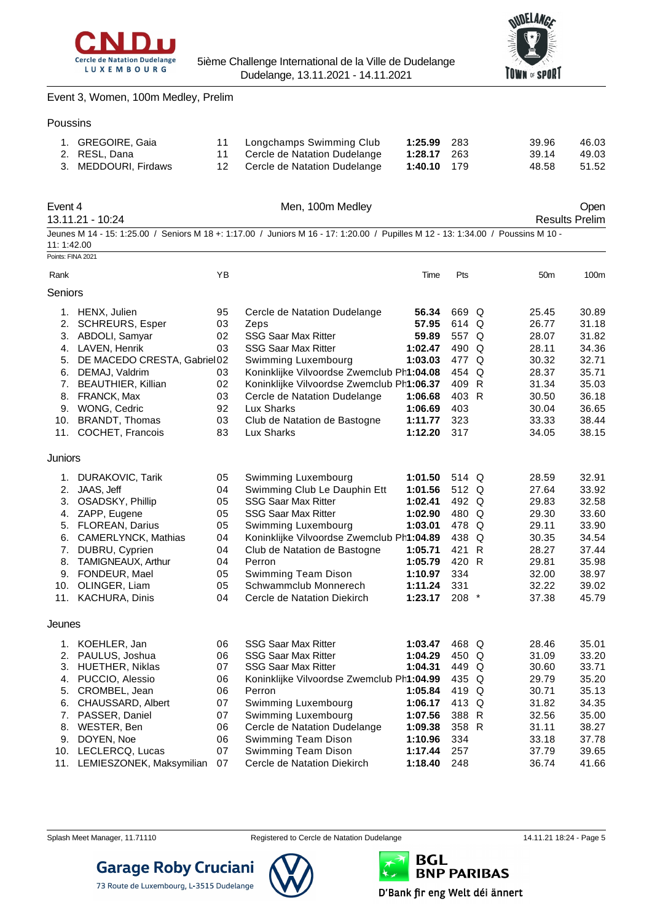Event 3, Women, 100m Medley, Prelim

Poussins

| Rank | Name | YB | Club | Time | Pts | | 50m | 100m |
|---|---|---|---|---|---|---|---|---|
| 1. | GREGOIRE, Gaia | 11 | Longchamps Swimming Club | **1:25.99** | 283 | | 39.96 | 46.03 |
| 2. | RESL, Dana | 11 | Cercle de Natation Dudelange | **1:28.17** | 263 | | 39.14 | 49.03 |
| 3. | MEDDOURI, Firdaws | 12 | Cercle de Natation Dudelange | **1:40.10** | 179 | | 48.58 | 51.52 |

## Event 4 — Men, 100m Medley — Open

13.11.21 - 10:24 — Results Prelim

Jeunes M 14 - 15: 1:25.00 / Seniors M 18 +: 1:17.00 / Juniors M 16 - 17: 1:20.00 / Pupilles M 12 - 13: 1:34.00 / Poussins M 10 - 11: 1:42.00

Points: FINA 2021

| Rank | Name | YB | Club | Time | Pts | | 50m | 100m |
|---|---|---|---|---|---|---|---|---|
| **Seniors** | | | | | | | | |
| 1. | HENX, Julien | 95 | Cercle de Natation Dudelange | **56.34** | 669 | Q | 25.45 | 30.89 |
| 2. | SCHREURS, Esper | 03 | Zeps | **57.95** | 614 | Q | 26.77 | 31.18 |
| 3. | ABDOLI, Samyar | 02 | SSG Saar Max Ritter | **59.89** | 557 | Q | 28.07 | 31.82 |
| 4. | LAVEN, Henrik | 03 | SSG Saar Max Ritter | **1:02.47** | 490 | Q | 28.11 | 34.36 |
| 5. | DE MACEDO CRESTA, Gabriel | 02 | Swimming Luxembourg | **1:03.03** | 477 | Q | 30.32 | 32.71 |
| 6. | DEMAJ, Valdrim | 03 | Koninklijke Vilvoordse Zwemclub Ph | **1:04.08** | 454 | Q | 28.37 | 35.71 |
| 7. | BEAUTHIER, Killian | 02 | Koninklijke Vilvoordse Zwemclub Ph | **1:06.37** | 409 | R | 31.34 | 35.03 |
| 8. | FRANCK, Max | 03 | Cercle de Natation Dudelange | **1:06.68** | 403 | R | 30.50 | 36.18 |
| 9. | WONG, Cedric | 92 | Lux Sharks | **1:06.69** | 403 | | 30.04 | 36.65 |
| 10. | BRANDT, Thomas | 03 | Club de Natation de Bastogne | **1:11.77** | 323 | | 33.33 | 38.44 |
| 11. | COCHET, Francois | 83 | Lux Sharks | **1:12.20** | 317 | | 34.05 | 38.15 |
| **Juniors** | | | | | | | | |
| 1. | DURAKOVIC, Tarik | 05 | Swimming Luxembourg | **1:01.50** | 514 | Q | 28.59 | 32.91 |
| 2. | JAAS, Jeff | 04 | Swimming Club Le Dauphin Ett | **1:01.56** | 512 | Q | 27.64 | 33.92 |
| 3. | OSADSKY, Phillip | 05 | SSG Saar Max Ritter | **1:02.41** | 492 | Q | 29.83 | 32.58 |
| 4. | ZAPP, Eugene | 05 | SSG Saar Max Ritter | **1:02.90** | 480 | Q | 29.30 | 33.60 |
| 5. | FLOREAN, Darius | 05 | Swimming Luxembourg | **1:03.01** | 478 | Q | 29.11 | 33.90 |
| 6. | CAMERLYNCK, Mathias | 04 | Koninklijke Vilvoordse Zwemclub Ph | **1:04.89** | 438 | Q | 30.35 | 34.54 |
| 7. | DUBRU, Cyprien | 04 | Club de Natation de Bastogne | **1:05.71** | 421 | R | 28.27 | 37.44 |
| 8. | TAMIGNEAUX, Arthur | 04 | Perron | **1:05.79** | 420 | R | 29.81 | 35.98 |
| 9. | FONDEUR, Mael | 05 | Swimming Team Dison | **1:10.97** | 334 | | 32.00 | 38.97 |
| 10. | OLINGER, Liam | 05 | Schwammclub Monnerech | **1:11.24** | 331 | | 32.22 | 39.02 |
| 11. | KACHURA, Dinis | 04 | Cercle de Natation Diekirch | **1:23.17** | 208 | * | 37.38 | 45.79 |
| **Jeunes** | | | | | | | | |
| 1. | KOEHLER, Jan | 06 | SSG Saar Max Ritter | **1:03.47** | 468 | Q | 28.46 | 35.01 |
| 2. | PAULUS, Joshua | 06 | SSG Saar Max Ritter | **1:04.29** | 450 | Q | 31.09 | 33.20 |
| 3. | HUETHER, Niklas | 07 | SSG Saar Max Ritter | **1:04.31** | 449 | Q | 30.60 | 33.71 |
| 4. | PUCCIO, Alessio | 06 | Koninklijke Vilvoordse Zwemclub Ph | **1:04.99** | 435 | Q | 29.79 | 35.20 |
| 5. | CROMBEL, Jean | 06 | Perron | **1:05.84** | 419 | Q | 30.71 | 35.13 |
| 6. | CHAUSSARD, Albert | 07 | Swimming Luxembourg | **1:06.17** | 413 | Q | 31.82 | 34.35 |
| 7. | PASSER, Daniel | 07 | Swimming Luxembourg | **1:07.56** | 388 | R | 32.56 | 35.00 |
| 8. | WESTER, Ben | 06 | Cercle de Natation Dudelange | **1:09.38** | 358 | R | 31.11 | 38.27 |
| 9. | DOYEN, Noe | 06 | Swimming Team Dison | **1:10.96** | 334 | | 33.18 | 37.78 |
| 10. | LECLERCQ, Lucas | 07 | Swimming Team Dison | **1:17.44** | 257 | | 37.79 | 39.65 |
| 11. | LEMIESZONEK, Maksymilian | 07 | Cercle de Natation Diekirch | **1:18.40** | 248 | | 36.74 | 41.66 |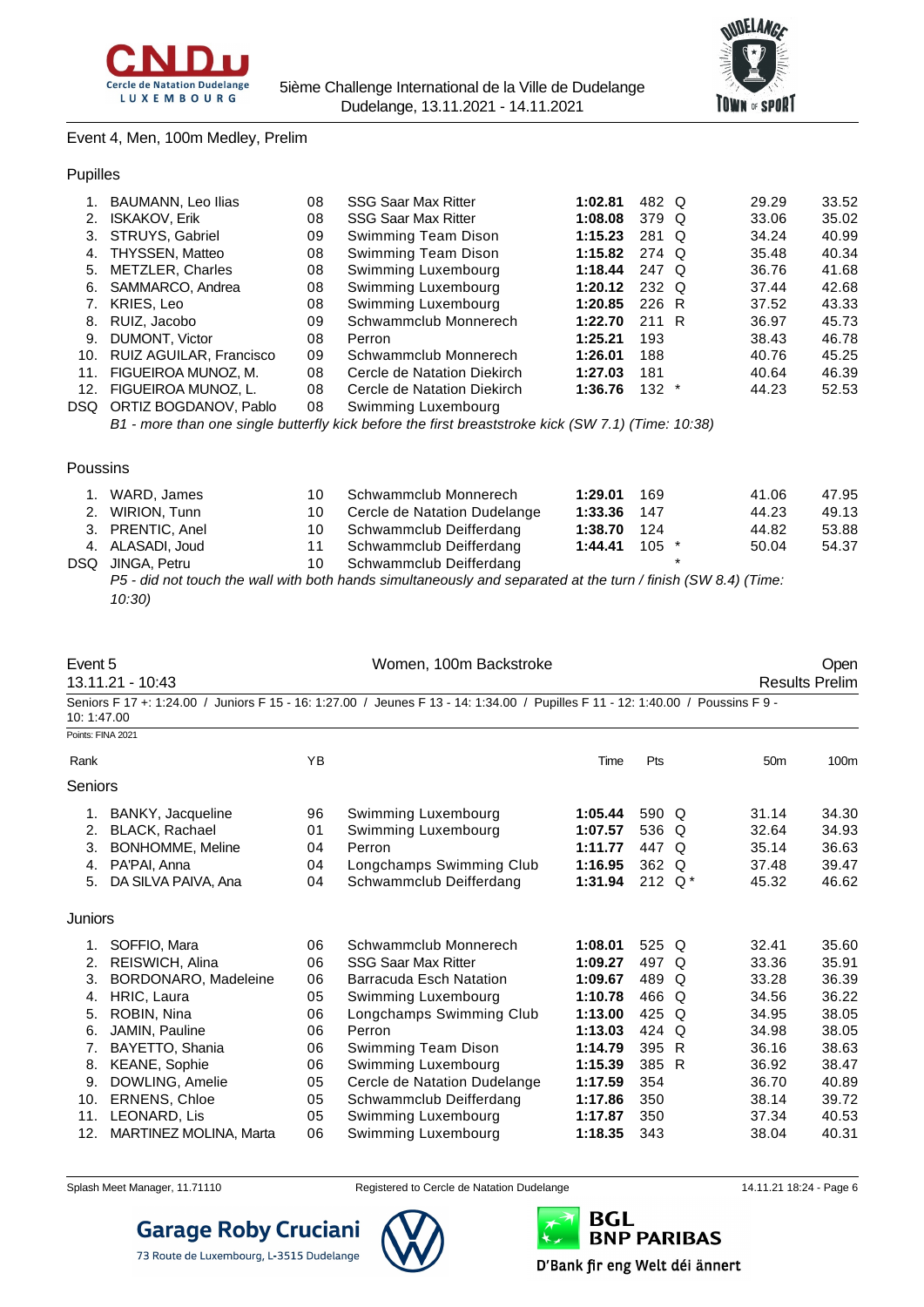Event 4, Men, 100m Medley, Prelim

### Pupilles

| Rank | Name | YB | Club | Time | Pts | | 50m | 100m |
|---|---|---|---|---|---|---|---|---|
| 1. | BAUMANN, Leo Ilias | 08 | SSG Saar Max Ritter | **1:02.81** | 482 | Q | 29.29 | 33.52 |
| 2. | ISKAKOV, Erik | 08 | SSG Saar Max Ritter | **1:08.08** | 379 | Q | 33.06 | 35.02 |
| 3. | STRUYS, Gabriel | 09 | Swimming Team Dison | **1:15.23** | 281 | Q | 34.24 | 40.99 |
| 4. | THYSSEN, Matteo | 08 | Swimming Team Dison | **1:15.82** | 274 | Q | 35.48 | 40.34 |
| 5. | METZLER, Charles | 08 | Swimming Luxembourg | **1:18.44** | 247 | Q | 36.76 | 41.68 |
| 6. | SAMMARCO, Andrea | 08 | Swimming Luxembourg | **1:20.12** | 232 | Q | 37.44 | 42.68 |
| 7. | KRIES, Leo | 08 | Swimming Luxembourg | **1:20.85** | 226 | R | 37.52 | 43.33 |
| 8. | RUIZ, Jacobo | 09 | Schwammclub Monnerech | **1:22.70** | 211 | R | 36.97 | 45.73 |
| 9. | DUMONT, Victor | 08 | Perron | **1:25.21** | 193 | | 38.43 | 46.78 |
| 10. | RUIZ AGUILAR, Francisco | 09 | Schwammclub Monnerech | **1:26.01** | 188 | | 40.76 | 45.25 |
| 11. | FIGUEIROA MUNOZ, M. | 08 | Cercle de Natation Diekirch | **1:27.03** | 181 | | 40.64 | 46.39 |
| 12. | FIGUEIROA MUNOZ, L. | 08 | Cercle de Natation Diekirch | **1:36.76** | 132 | * | 44.23 | 52.53 |
| DSQ | ORTIZ BOGDANOV, Pablo | 08 | Swimming Luxembourg | | | | | |

*B1 - more than one single butterfly kick before the first breaststroke kick (SW 7.1) (Time: 10:38)*

### Poussins

| Rank | Name | YB | Club | Time | Pts | | 50m | 100m |
|---|---|---|---|---|---|---|---|---|
| 1. | WARD, James | 10 | Schwammclub Monnerech | **1:29.01** | 169 | | 41.06 | 47.95 |
| 2. | WIRION, Tunn | 10 | Cercle de Natation Dudelange | **1:33.36** | 147 | | 44.23 | 49.13 |
| 3. | PRENTIC, Anel | 10 | Schwammclub Deifferdang | **1:38.70** | 124 | | 44.82 | 53.88 |
| 4. | ALASADI, Joud | 11 | Schwammclub Deifferdang | **1:44.41** | 105 | * | 50.04 | 54.37 |
| DSQ | JINGA, Petru | 10 | Schwammclub Deifferdang | | | * | | |

*P5 - did not touch the wall with both hands simultaneously and separated at the turn / finish (SW 8.4) (Time: 10:30)*

## Event 5 — Women, 100m Backstroke — Open

13.11.21 - 10:43 — Results Prelim

Seniors F 17 +: 1:24.00 / Juniors F 15 - 16: 1:27.00 / Jeunes F 13 - 14: 1:34.00 / Pupilles F 11 - 12: 1:40.00 / Poussins F 9 - 10: 1:47.00

Points: FINA 2021

### Seniors

| Rank | Name | YB | Club | Time | Pts | | 50m | 100m |
|---|---|---|---|---|---|---|---|---|
| 1. | BANKY, Jacqueline | 96 | Swimming Luxembourg | **1:05.44** | 590 | Q | 31.14 | 34.30 |
| 2. | BLACK, Rachael | 01 | Swimming Luxembourg | **1:07.57** | 536 | Q | 32.64 | 34.93 |
| 3. | BONHOMME, Meline | 04 | Perron | **1:11.77** | 447 | Q | 35.14 | 36.63 |
| 4. | PA'PAI, Anna | 04 | Longchamps Swimming Club | **1:16.95** | 362 | Q | 37.48 | 39.47 |
| 5. | DA SILVA PAIVA, Ana | 04 | Schwammclub Deifferdang | **1:31.94** | 212 | Q * | 45.32 | 46.62 |

### Juniors

| Rank | Name | YB | Club | Time | Pts | | 50m | 100m |
|---|---|---|---|---|---|---|---|---|
| 1. | SOFFIO, Mara | 06 | Schwammclub Monnerech | **1:08.01** | 525 | Q | 32.41 | 35.60 |
| 2. | REISWICH, Alina | 06 | SSG Saar Max Ritter | **1:09.27** | 497 | Q | 33.36 | 35.91 |
| 3. | BORDONARO, Madeleine | 06 | Barracuda Esch Natation | **1:09.67** | 489 | Q | 33.28 | 36.39 |
| 4. | HRIC, Laura | 05 | Swimming Luxembourg | **1:10.78** | 466 | Q | 34.56 | 36.22 |
| 5. | ROBIN, Nina | 06 | Longchamps Swimming Club | **1:13.00** | 425 | Q | 34.95 | 38.05 |
| 6. | JAMIN, Pauline | 06 | Perron | **1:13.03** | 424 | Q | 34.98 | 38.05 |
| 7. | BAYETTO, Shania | 06 | Swimming Team Dison | **1:14.79** | 395 | R | 36.16 | 38.63 |
| 8. | KEANE, Sophie | 06 | Swimming Luxembourg | **1:15.39** | 385 | R | 36.92 | 38.47 |
| 9. | DOWLING, Amelie | 05 | Cercle de Natation Dudelange | **1:17.59** | 354 | | 36.70 | 40.89 |
| 10. | ERNENS, Chloe | 05 | Schwammclub Deifferdang | **1:17.86** | 350 | | 38.14 | 39.72 |
| 11. | LEONARD, Lis | 05 | Swimming Luxembourg | **1:17.87** | 350 | | 37.34 | 40.53 |
| 12. | MARTINEZ MOLINA, Marta | 06 | Swimming Luxembourg | **1:18.35** | 343 | | 38.04 | 40.31 |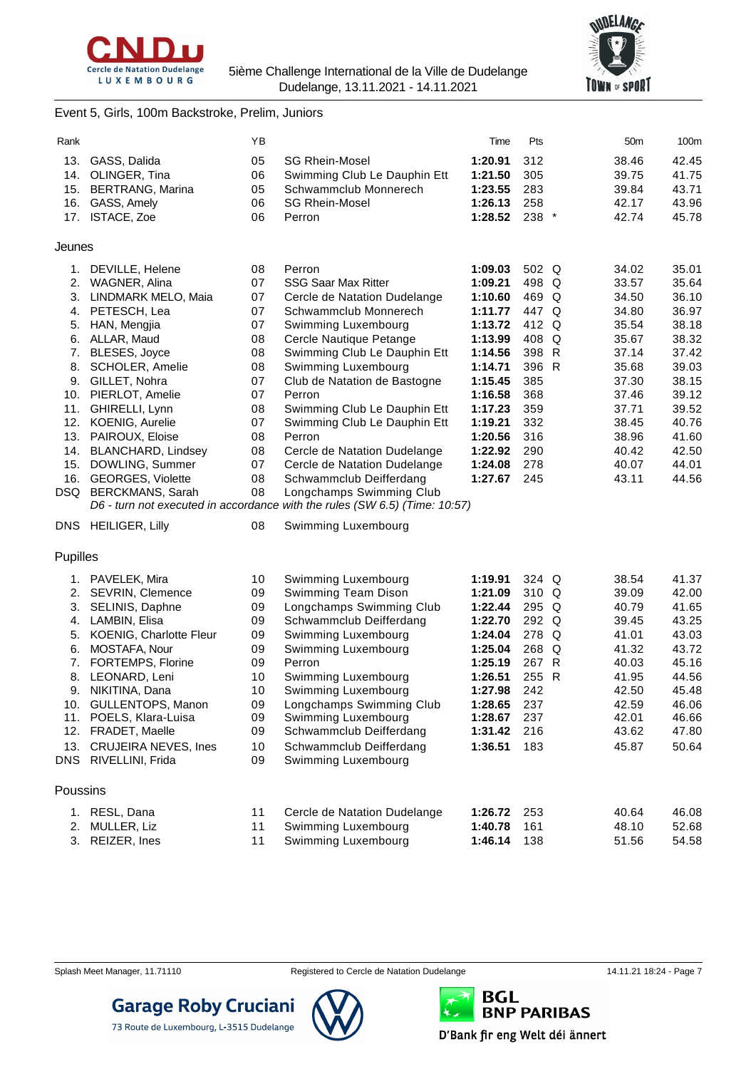5ième Challenge International de la Ville de Dudelange
Dudelange, 13.11.2021 - 14.11.2021

## Event 5, Girls, 100m Backstroke, Prelim, Juniors

| Rank | | YB | | Time | Pts | | 50m | 100m |
|---|---|---|---|---|---|---|---|---|
| 13. | GASS, Dalida | 05 | SG Rhein-Mosel | **1:20.91** | 312 | | 38.46 | 42.45 |
| 14. | OLINGER, Tina | 06 | Swimming Club Le Dauphin Ett | **1:21.50** | 305 | | 39.75 | 41.75 |
| 15. | BERTRANG, Marina | 05 | Schwammclub Monnerech | **1:23.55** | 283 | | 39.84 | 43.71 |
| 16. | GASS, Amely | 06 | SG Rhein-Mosel | **1:26.13** | 258 | | 42.17 | 43.96 |
| 17. | ISTACE, Zoe | 06 | Perron | **1:28.52** | 238 | * | 42.74 | 45.78 |

### Jeunes

| Rank | | YB | | Time | Pts | | 50m | 100m |
|---|---|---|---|---|---|---|---|---|
| 1. | DEVILLE, Helene | 08 | Perron | **1:09.03** | 502 | Q | 34.02 | 35.01 |
| 2. | WAGNER, Alina | 07 | SSG Saar Max Ritter | **1:09.21** | 498 | Q | 33.57 | 35.64 |
| 3. | LINDMARK MELO, Maia | 07 | Cercle de Natation Dudelange | **1:10.60** | 469 | Q | 34.50 | 36.10 |
| 4. | PETESCH, Lea | 07 | Schwammclub Monnerech | **1:11.77** | 447 | Q | 34.80 | 36.97 |
| 5. | HAN, Mengjia | 07 | Swimming Luxembourg | **1:13.72** | 412 | Q | 35.54 | 38.18 |
| 6. | ALLAR, Maud | 08 | Cercle Nautique Petange | **1:13.99** | 408 | Q | 35.67 | 38.32 |
| 7. | BLESES, Joyce | 08 | Swimming Club Le Dauphin Ett | **1:14.56** | 398 | R | 37.14 | 37.42 |
| 8. | SCHOLER, Amelie | 08 | Swimming Luxembourg | **1:14.71** | 396 | R | 35.68 | 39.03 |
| 9. | GILLET, Nohra | 07 | Club de Natation de Bastogne | **1:15.45** | 385 | | 37.30 | 38.15 |
| 10. | PIERLOT, Amelie | 07 | Perron | **1:16.58** | 368 | | 37.46 | 39.12 |
| 11. | GHIRELLI, Lynn | 08 | Swimming Club Le Dauphin Ett | **1:17.23** | 359 | | 37.71 | 39.52 |
| 12. | KOENIG, Aurelie | 07 | Swimming Club Le Dauphin Ett | **1:19.21** | 332 | | 38.45 | 40.76 |
| 13. | PAIROUX, Eloise | 08 | Perron | **1:20.56** | 316 | | 38.96 | 41.60 |
| 14. | BLANCHARD, Lindsey | 08 | Cercle de Natation Dudelange | **1:22.92** | 290 | | 40.42 | 42.50 |
| 15. | DOWLING, Summer | 07 | Cercle de Natation Dudelange | **1:24.08** | 278 | | 40.07 | 44.01 |
| 16. | GEORGES, Violette | 08 | Schwammclub Deifferdang | **1:27.67** | 245 | | 43.11 | 44.56 |
| DSQ | BERCKMANS, Sarah | 08 | Longchamps Swimming Club | | | | | |
| | *D6 - turn not executed in accordance with the rules (SW 6.5) (Time: 10:57)* | | | | | | | |
| DNS | HEILIGER, Lilly | 08 | Swimming Luxembourg | | | | | |

### Pupilles

| Rank | | YB | | Time | Pts | | 50m | 100m |
|---|---|---|---|---|---|---|---|---|
| 1. | PAVELEK, Mira | 10 | Swimming Luxembourg | **1:19.91** | 324 | Q | 38.54 | 41.37 |
| 2. | SEVRIN, Clemence | 09 | Swimming Team Dison | **1:21.09** | 310 | Q | 39.09 | 42.00 |
| 3. | SELINIS, Daphne | 09 | Longchamps Swimming Club | **1:22.44** | 295 | Q | 40.79 | 41.65 |
| 4. | LAMBIN, Elisa | 09 | Schwammclub Deifferdang | **1:22.70** | 292 | Q | 39.45 | 43.25 |
| 5. | KOENIG, Charlotte Fleur | 09 | Swimming Luxembourg | **1:24.04** | 278 | Q | 41.01 | 43.03 |
| 6. | MOSTAFA, Nour | 09 | Swimming Luxembourg | **1:25.04** | 268 | Q | 41.32 | 43.72 |
| 7. | FORTEMPS, Florine | 09 | Perron | **1:25.19** | 267 | R | 40.03 | 45.16 |
| 8. | LEONARD, Leni | 10 | Swimming Luxembourg | **1:26.51** | 255 | R | 41.95 | 44.56 |
| 9. | NIKITINA, Dana | 10 | Swimming Luxembourg | **1:27.98** | 242 | | 42.50 | 45.48 |
| 10. | GULLENTOPS, Manon | 09 | Longchamps Swimming Club | **1:28.65** | 237 | | 42.59 | 46.06 |
| 11. | POELS, Klara-Luisa | 09 | Swimming Luxembourg | **1:28.67** | 237 | | 42.01 | 46.66 |
| 12. | FRADET, Maelle | 09 | Schwammclub Deifferdang | **1:31.42** | 216 | | 43.62 | 47.80 |
| 13. | CRUJEIRA NEVES, Ines | 10 | Schwammclub Deifferdang | **1:36.51** | 183 | | 45.87 | 50.64 |
| DNS | RIVELLINI, Frida | 09 | Swimming Luxembourg | | | | | |

### Poussins

| Rank | | YB | | Time | Pts | | 50m | 100m |
|---|---|---|---|---|---|---|---|---|
| 1. | RESL, Dana | 11 | Cercle de Natation Dudelange | **1:26.72** | 253 | | 40.64 | 46.08 |
| 2. | MULLER, Liz | 11 | Swimming Luxembourg | **1:40.78** | 161 | | 48.10 | 52.68 |
| 3. | REIZER, Ines | 11 | Swimming Luxembourg | **1:46.14** | 138 | | 51.56 | 54.58 |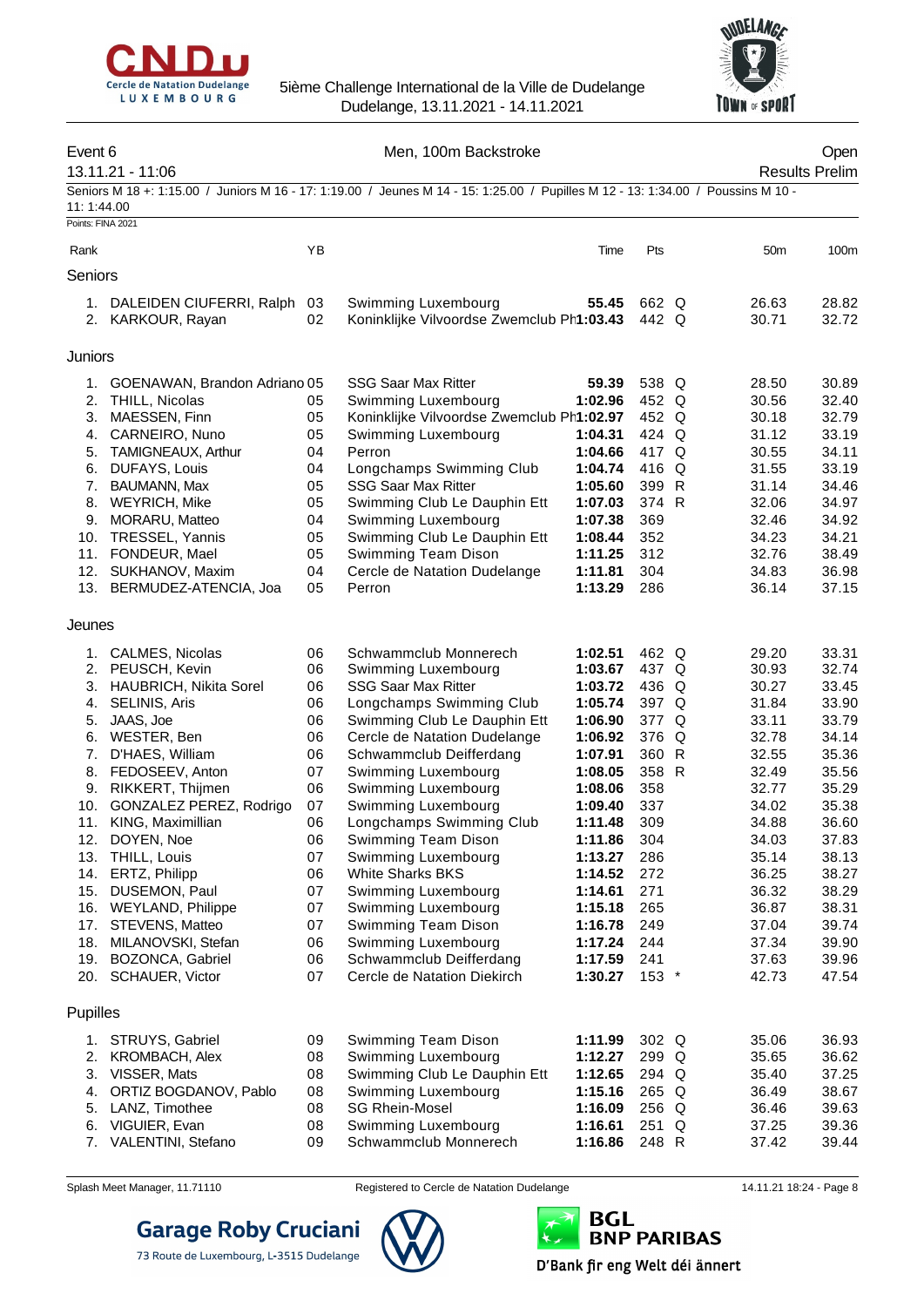5ième Challenge International de la Ville de Dudelange
Dudelange, 13.11.2021 - 14.11.2021

## Event 6 — Men, 100m Backstroke — Open

13.11.21 - 11:06 — Results Prelim

Seniors M 18 +: 1:15.00 / Juniors M 16 - 17: 1:19.00 / Jeunes M 14 - 15: 1:25.00 / Pupilles M 12 - 13: 1:34.00 / Poussins M 10 - 11: 1:44.00

Points: FINA 2021

| Rank | | YB | | Time | Pts | | 50m | 100m |
|---|---|---|---|---|---|---|---|---|
| **Seniors** | | | | | | | | |
| 1. | DALEIDEN CIUFERRI, Ralph | 03 | Swimming Luxembourg | **55.45** | 662 | Q | 26.63 | 28.82 |
| 2. | KARKOUR, Rayan | 02 | Koninklijke Vilvoordse Zwemclub Ph | **1:03.43** | 442 | Q | 30.71 | 32.72 |
| **Juniors** | | | | | | | | |
| 1. | GOENAWAN, Brandon Adriano | 05 | SSG Saar Max Ritter | **59.39** | 538 | Q | 28.50 | 30.89 |
| 2. | THILL, Nicolas | 05 | Swimming Luxembourg | **1:02.96** | 452 | Q | 30.56 | 32.40 |
| 3. | MAESSEN, Finn | 05 | Koninklijke Vilvoordse Zwemclub Ph | **1:02.97** | 452 | Q | 30.18 | 32.79 |
| 4. | CARNEIRO, Nuno | 05 | Swimming Luxembourg | **1:04.31** | 424 | Q | 31.12 | 33.19 |
| 5. | TAMIGNEAUX, Arthur | 04 | Perron | **1:04.66** | 417 | Q | 30.55 | 34.11 |
| 6. | DUFAYS, Louis | 04 | Longchamps Swimming Club | **1:04.74** | 416 | Q | 31.55 | 33.19 |
| 7. | BAUMANN, Max | 05 | SSG Saar Max Ritter | **1:05.60** | 399 | R | 31.14 | 34.46 |
| 8. | WEYRICH, Mike | 05 | Swimming Club Le Dauphin Ett | **1:07.03** | 374 | R | 32.06 | 34.97 |
| 9. | MORARU, Matteo | 04 | Swimming Luxembourg | **1:07.38** | 369 | | 32.46 | 34.92 |
| 10. | TRESSEL, Yannis | 05 | Swimming Club Le Dauphin Ett | **1:08.44** | 352 | | 34.23 | 34.21 |
| 11. | FONDEUR, Mael | 05 | Swimming Team Dison | **1:11.25** | 312 | | 32.76 | 38.49 |
| 12. | SUKHANOV, Maxim | 04 | Cercle de Natation Dudelange | **1:11.81** | 304 | | 34.83 | 36.98 |
| 13. | BERMUDEZ-ATENCIA, Joa | 05 | Perron | **1:13.29** | 286 | | 36.14 | 37.15 |
| **Jeunes** | | | | | | | | |
| 1. | CALMES, Nicolas | 06 | Schwammclub Monnerech | **1:02.51** | 462 | Q | 29.20 | 33.31 |
| 2. | PEUSCH, Kevin | 06 | Swimming Luxembourg | **1:03.67** | 437 | Q | 30.93 | 32.74 |
| 3. | HAUBRICH, Nikita Sorel | 06 | SSG Saar Max Ritter | **1:03.72** | 436 | Q | 30.27 | 33.45 |
| 4. | SELINIS, Aris | 06 | Longchamps Swimming Club | **1:05.74** | 397 | Q | 31.84 | 33.90 |
| 5. | JAAS, Joe | 06 | Swimming Club Le Dauphin Ett | **1:06.90** | 377 | Q | 33.11 | 33.79 |
| 6. | WESTER, Ben | 06 | Cercle de Natation Dudelange | **1:06.92** | 376 | Q | 32.78 | 34.14 |
| 7. | D'HAES, William | 06 | Schwammclub Deifferdang | **1:07.91** | 360 | R | 32.55 | 35.36 |
| 8. | FEDOSEEV, Anton | 07 | Swimming Luxembourg | **1:08.05** | 358 | R | 32.49 | 35.56 |
| 9. | RIKKERT, Thijmen | 06 | Swimming Luxembourg | **1:08.06** | 358 | | 32.77 | 35.29 |
| 10. | GONZALEZ PEREZ, Rodrigo | 07 | Swimming Luxembourg | **1:09.40** | 337 | | 34.02 | 35.38 |
| 11. | KING, Maximillian | 06 | Longchamps Swimming Club | **1:11.48** | 309 | | 34.88 | 36.60 |
| 12. | DOYEN, Noe | 06 | Swimming Team Dison | **1:11.86** | 304 | | 34.03 | 37.83 |
| 13. | THILL, Louis | 07 | Swimming Luxembourg | **1:13.27** | 286 | | 35.14 | 38.13 |
| 14. | ERTZ, Philipp | 06 | White Sharks BKS | **1:14.52** | 272 | | 36.25 | 38.27 |
| 15. | DUSEMON, Paul | 07 | Swimming Luxembourg | **1:14.61** | 271 | | 36.32 | 38.29 |
| 16. | WEYLAND, Philippe | 07 | Swimming Luxembourg | **1:15.18** | 265 | | 36.87 | 38.31 |
| 17. | STEVENS, Matteo | 07 | Swimming Team Dison | **1:16.78** | 249 | | 37.04 | 39.74 |
| 18. | MILANOVSKI, Stefan | 06 | Swimming Luxembourg | **1:17.24** | 244 | | 37.34 | 39.90 |
| 19. | BOZONCA, Gabriel | 06 | Schwammclub Deifferdang | **1:17.59** | 241 | | 37.63 | 39.96 |
| 20. | SCHAUER, Victor | 07 | Cercle de Natation Diekirch | **1:30.27** | 153 | * | 42.73 | 47.54 |
| **Pupilles** | | | | | | | | |
| 1. | STRUYS, Gabriel | 09 | Swimming Team Dison | **1:11.99** | 302 | Q | 35.06 | 36.93 |
| 2. | KROMBACH, Alex | 08 | Swimming Luxembourg | **1:12.27** | 299 | Q | 35.65 | 36.62 |
| 3. | VISSER, Mats | 08 | Swimming Club Le Dauphin Ett | **1:12.65** | 294 | Q | 35.40 | 37.25 |
| 4. | ORTIZ BOGDANOV, Pablo | 08 | Swimming Luxembourg | **1:15.16** | 265 | Q | 36.49 | 38.67 |
| 5. | LANZ, Timothee | 08 | SG Rhein-Mosel | **1:16.09** | 256 | Q | 36.46 | 39.63 |
| 6. | VIGUIER, Evan | 08 | Swimming Luxembourg | **1:16.61** | 251 | Q | 37.25 | 39.36 |
| 7. | VALENTINI, Stefano | 09 | Schwammclub Monnerech | **1:16.86** | 248 | R | 37.42 | 39.44 |

Splash Meet Manager, 11.71110 — Registered to Cercle de Natation Dudelange — 14.11.21 18:24

Garage Roby Cruciani — 73 Route de Luxembourg, L-3515 Dudelange

BGL BNP PARIBAS — D'Bank fir eng Welt déi ännert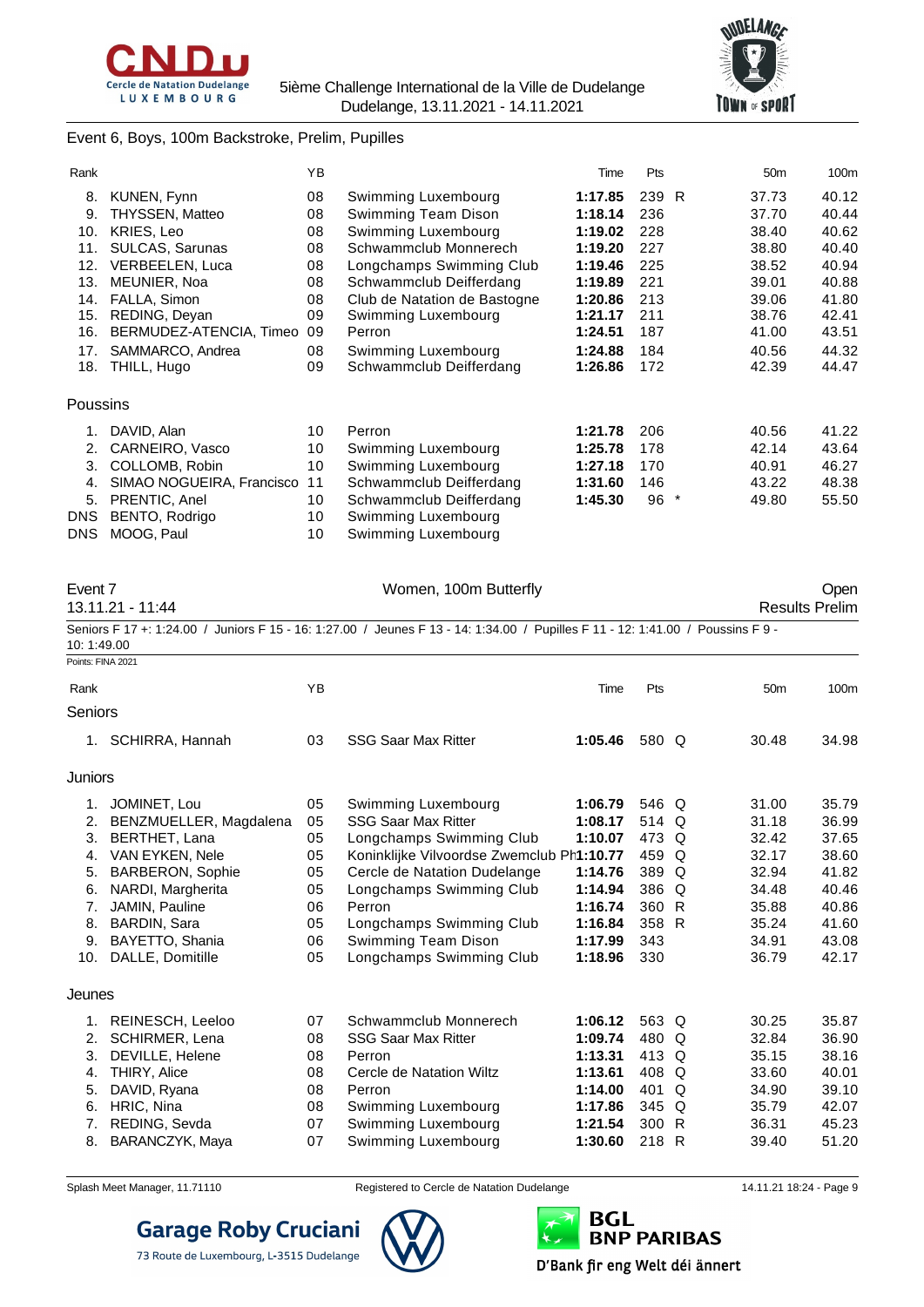## Event 6, Boys, 100m Backstroke, Prelim, Pupilles

| Rank | | YB | | Time | Pts | | 50m | 100m |
|---|---|---|---|---|---|---|---|---|
| 8. | KUNEN, Fynn | 08 | Swimming Luxembourg | **1:17.85** | 239 | R | 37.73 | 40.12 |
| 9. | THYSSEN, Matteo | 08 | Swimming Team Dison | **1:18.14** | 236 | | 37.70 | 40.44 |
| 10. | KRIES, Leo | 08 | Swimming Luxembourg | **1:19.02** | 228 | | 38.40 | 40.62 |
| 11. | SULCAS, Sarunas | 08 | Schwammclub Monnerech | **1:19.20** | 227 | | 38.80 | 40.40 |
| 12. | VERBEELEN, Luca | 08 | Longchamps Swimming Club | **1:19.46** | 225 | | 38.52 | 40.94 |
| 13. | MEUNIER, Noa | 08 | Schwammclub Deifferdang | **1:19.89** | 221 | | 39.01 | 40.88 |
| 14. | FALLA, Simon | 08 | Club de Natation de Bastogne | **1:20.86** | 213 | | 39.06 | 41.80 |
| 15. | REDING, Deyan | 09 | Swimming Luxembourg | **1:21.17** | 211 | | 38.76 | 42.41 |
| 16. | BERMUDEZ-ATENCIA, Timeo | 09 | Perron | **1:24.51** | 187 | | 41.00 | 43.51 |
| 17. | SAMMARCO, Andrea | 08 | Swimming Luxembourg | **1:24.88** | 184 | | 40.56 | 44.32 |
| 18. | THILL, Hugo | 09 | Schwammclub Deifferdang | **1:26.86** | 172 | | 42.39 | 44.47 |

### Poussins

| Rank | | YB | | Time | Pts | | 50m | 100m |
|---|---|---|---|---|---|---|---|---|
| 1. | DAVID, Alan | 10 | Perron | **1:21.78** | 206 | | 40.56 | 41.22 |
| 2. | CARNEIRO, Vasco | 10 | Swimming Luxembourg | **1:25.78** | 178 | | 42.14 | 43.64 |
| 3. | COLLOMB, Robin | 10 | Swimming Luxembourg | **1:27.18** | 170 | | 40.91 | 46.27 |
| 4. | SIMAO NOGUEIRA, Francisco | 11 | Schwammclub Deifferdang | **1:31.60** | 146 | | 43.22 | 48.38 |
| 5. | PRENTIC, Anel | 10 | Schwammclub Deifferdang | **1:45.30** | 96 | * | 49.80 | 55.50 |
| DNS | BENTO, Rodrigo | 10 | Swimming Luxembourg | | | | | |
| DNS | MOOG, Paul | 10 | Swimming Luxembourg | | | | | |

## Event 7 — Women, 100m Butterfly — Open

13.11.21 - 11:44 — Results Prelim

Seniors F 17 +: 1:24.00 / Juniors F 15 - 16: 1:27.00 / Jeunes F 13 - 14: 1:34.00 / Pupilles F 11 - 12: 1:41.00 / Poussins F 9 - 10: 1:49.00

Points: FINA 2021

### Seniors

| Rank | | YB | | Time | Pts | | 50m | 100m |
|---|---|---|---|---|---|---|---|---|
| 1. | SCHIRRA, Hannah | 03 | SSG Saar Max Ritter | **1:05.46** | 580 | Q | 30.48 | 34.98 |

### Juniors

| Rank | | YB | | Time | Pts | | 50m | 100m |
|---|---|---|---|---|---|---|---|---|
| 1. | JOMINET, Lou | 05 | Swimming Luxembourg | **1:06.79** | 546 | Q | 31.00 | 35.79 |
| 2. | BENZMUELLER, Magdalena | 05 | SSG Saar Max Ritter | **1:08.17** | 514 | Q | 31.18 | 36.99 |
| 3. | BERTHET, Lana | 05 | Longchamps Swimming Club | **1:10.07** | 473 | Q | 32.42 | 37.65 |
| 4. | VAN EYKEN, Nele | 05 | Koninklijke Vilvoordse Zwemclub Ph | **1:10.77** | 459 | Q | 32.17 | 38.60 |
| 5. | BARBERON, Sophie | 05 | Cercle de Natation Dudelange | **1:14.76** | 389 | Q | 32.94 | 41.82 |
| 6. | NARDI, Margherita | 05 | Longchamps Swimming Club | **1:14.94** | 386 | Q | 34.48 | 40.46 |
| 7. | JAMIN, Pauline | 06 | Perron | **1:16.74** | 360 | R | 35.88 | 40.86 |
| 8. | BARDIN, Sara | 05 | Longchamps Swimming Club | **1:16.84** | 358 | R | 35.24 | 41.60 |
| 9. | BAYETTO, Shania | 06 | Swimming Team Dison | **1:17.99** | 343 | | 34.91 | 43.08 |
| 10. | DALLE, Domitille | 05 | Longchamps Swimming Club | **1:18.96** | 330 | | 36.79 | 42.17 |

### Jeunes

| Rank | | YB | | Time | Pts | | 50m | 100m |
|---|---|---|---|---|---|---|---|---|
| 1. | REINESCH, Leeloo | 07 | Schwammclub Monnerech | **1:06.12** | 563 | Q | 30.25 | 35.87 |
| 2. | SCHIRMER, Lena | 08 | SSG Saar Max Ritter | **1:09.74** | 480 | Q | 32.84 | 36.90 |
| 3. | DEVILLE, Helene | 08 | Perron | **1:13.31** | 413 | Q | 35.15 | 38.16 |
| 4. | THIRY, Alice | 08 | Cercle de Natation Wiltz | **1:13.61** | 408 | Q | 33.60 | 40.01 |
| 5. | DAVID, Ryana | 08 | Perron | **1:14.00** | 401 | Q | 34.90 | 39.10 |
| 6. | HRIC, Nina | 08 | Swimming Luxembourg | **1:17.86** | 345 | Q | 35.79 | 42.07 |
| 7. | REDING, Sevda | 07 | Swimming Luxembourg | **1:21.54** | 300 | R | 36.31 | 45.23 |
| 8. | BARANCZYK, Maya | 07 | Swimming Luxembourg | **1:30.60** | 218 | R | 39.40 | 51.20 |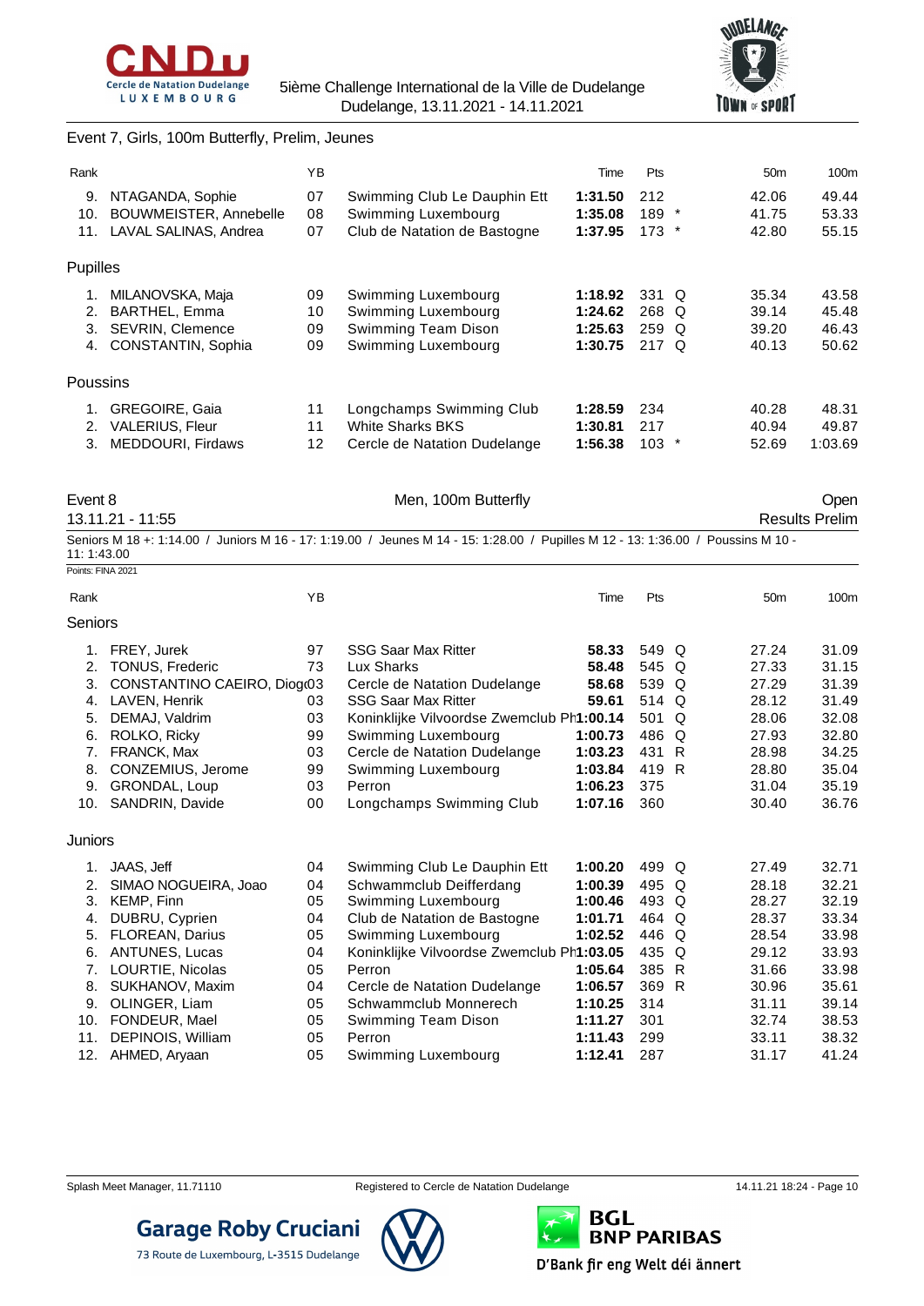Event 7, Girls, 100m Butterfly, Prelim, Jeunes

| Rank | | YB | | Time | Pts | | 50m | 100m |
|---|---|---|---|---|---|---|---|---|
| 9. | NTAGANDA, Sophie | 07 | Swimming Club Le Dauphin Ett | **1:31.50** | 212 | | 42.06 | 49.44 |
| 10. | BOUWMEISTER, Annebelle | 08 | Swimming Luxembourg | **1:35.08** | 189 | * | 41.75 | 53.33 |
| 11. | LAVAL SALINAS, Andrea | 07 | Club de Natation de Bastogne | **1:37.95** | 173 | * | 42.80 | 55.15 |
| **Pupilles** | | | | | | | | |
| 1. | MILANOVSKA, Maja | 09 | Swimming Luxembourg | **1:18.92** | 331 | Q | 35.34 | 43.58 |
| 2. | BARTHEL, Emma | 10 | Swimming Luxembourg | **1:24.62** | 268 | Q | 39.14 | 45.48 |
| 3. | SEVRIN, Clemence | 09 | Swimming Team Dison | **1:25.63** | 259 | Q | 39.20 | 46.43 |
| 4. | CONSTANTIN, Sophia | 09 | Swimming Luxembourg | **1:30.75** | 217 | Q | 40.13 | 50.62 |
| **Poussins** | | | | | | | | |
| 1. | GREGOIRE, Gaia | 11 | Longchamps Swimming Club | **1:28.59** | 234 | | 40.28 | 48.31 |
| 2. | VALERIUS, Fleur | 11 | White Sharks BKS | **1:30.81** | 217 | | 40.94 | 49.87 |
| 3. | MEDDOURI, Firdaws | 12 | Cercle de Natation Dudelange | **1:56.38** | 103 | * | 52.69 | 1:03.69 |

Event 8 — Men, 100m Butterfly — Open

13.11.21 - 11:55 — Results Prelim

Seniors M 18 +: 1:14.00 / Juniors M 16 - 17: 1:19.00 / Jeunes M 14 - 15: 1:28.00 / Pupilles M 12 - 13: 1:36.00 / Poussins M 10 - 11: 1:43.00

Points: FINA 2021

| Rank | | YB | | Time | Pts | | 50m | 100m |
|---|---|---|---|---|---|---|---|---|
| **Seniors** | | | | | | | | |
| 1. | FREY, Jurek | 97 | SSG Saar Max Ritter | **58.33** | 549 | Q | 27.24 | 31.09 |
| 2. | TONUS, Frederic | 73 | Lux Sharks | **58.48** | 545 | Q | 27.33 | 31.15 |
| 3. | CONSTANTINO CAEIRO, Diog | 03 | Cercle de Natation Dudelange | **58.68** | 539 | Q | 27.29 | 31.39 |
| 4. | LAVEN, Henrik | 03 | SSG Saar Max Ritter | **59.61** | 514 | Q | 28.12 | 31.49 |
| 5. | DEMAJ, Valdrim | 03 | Koninklijke Vilvoordse Zwemclub Ph | **1:00.14** | 501 | Q | 28.06 | 32.08 |
| 6. | ROLKO, Ricky | 99 | Swimming Luxembourg | **1:00.73** | 486 | Q | 27.93 | 32.80 |
| 7. | FRANCK, Max | 03 | Cercle de Natation Dudelange | **1:03.23** | 431 | R | 28.98 | 34.25 |
| 8. | CONZEMIUS, Jerome | 99 | Swimming Luxembourg | **1:03.84** | 419 | R | 28.80 | 35.04 |
| 9. | GRONDAL, Loup | 03 | Perron | **1:06.23** | 375 | | 31.04 | 35.19 |
| 10. | SANDRIN, Davide | 00 | Longchamps Swimming Club | **1:07.16** | 360 | | 30.40 | 36.76 |
| **Juniors** | | | | | | | | |
| 1. | JAAS, Jeff | 04 | Swimming Club Le Dauphin Ett | **1:00.20** | 499 | Q | 27.49 | 32.71 |
| 2. | SIMAO NOGUEIRA, Joao | 04 | Schwammclub Deifferdang | **1:00.39** | 495 | Q | 28.18 | 32.21 |
| 3. | KEMP, Finn | 05 | Swimming Luxembourg | **1:00.46** | 493 | Q | 28.27 | 32.19 |
| 4. | DUBRU, Cyprien | 04 | Club de Natation de Bastogne | **1:01.71** | 464 | Q | 28.37 | 33.34 |
| 5. | FLOREAN, Darius | 05 | Swimming Luxembourg | **1:02.52** | 446 | Q | 28.54 | 33.98 |
| 6. | ANTUNES, Lucas | 04 | Koninklijke Vilvoordse Zwemclub Ph | **1:03.05** | 435 | Q | 29.12 | 33.93 |
| 7. | LOURTIE, Nicolas | 05 | Perron | **1:05.64** | 385 | R | 31.66 | 33.98 |
| 8. | SUKHANOV, Maxim | 04 | Cercle de Natation Dudelange | **1:06.57** | 369 | R | 30.96 | 35.61 |
| 9. | OLINGER, Liam | 05 | Schwammclub Monnerech | **1:10.25** | 314 | | 31.11 | 39.14 |
| 10. | FONDEUR, Mael | 05 | Swimming Team Dison | **1:11.27** | 301 | | 32.74 | 38.53 |
| 11. | DEPINOIS, William | 05 | Perron | **1:11.43** | 299 | | 33.11 | 38.32 |
| 12. | AHMED, Aryaan | 05 | Swimming Luxembourg | **1:12.41** | 287 | | 31.17 | 41.24 |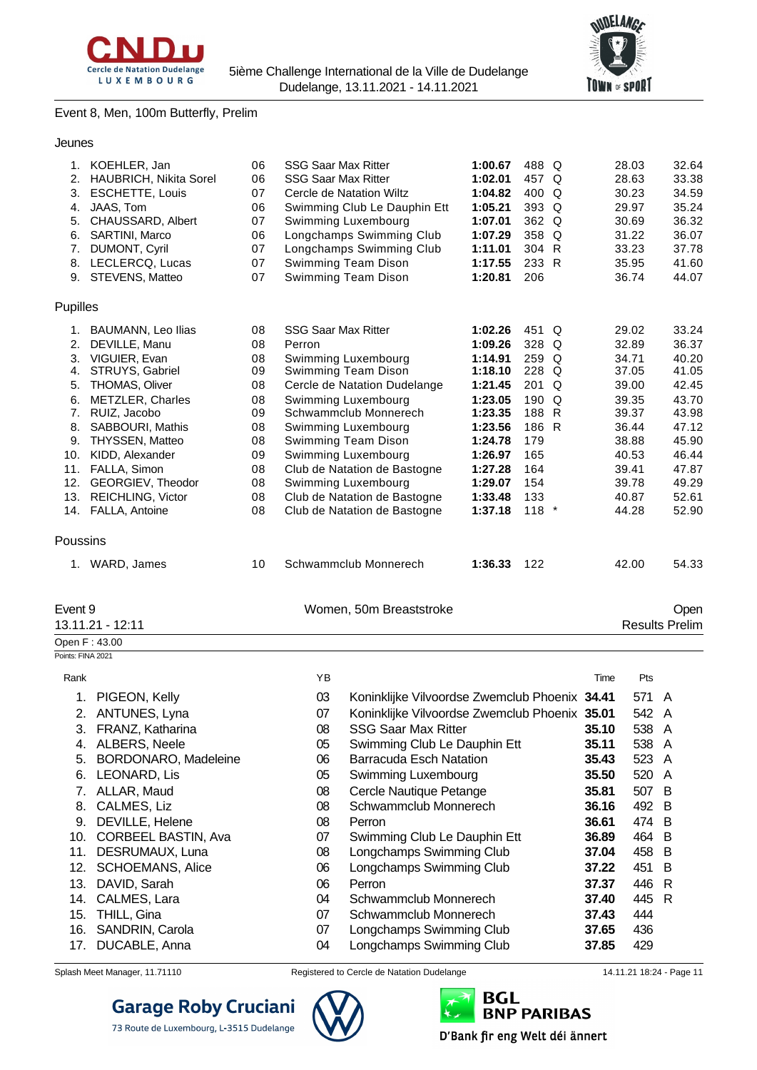## Event 8, Men, 100m Butterfly, Prelim

### Jeunes

| Rank | Name | YB | Club | Time | Pts | | Split 50m | Split 100m |
|---|---|---|---|---|---|---|---|---|
| 1. | KOEHLER, Jan | 06 | SSG Saar Max Ritter | **1:00.67** | 488 | Q | 28.03 | 32.64 |
| 2. | HAUBRICH, Nikita Sorel | 06 | SSG Saar Max Ritter | **1:02.01** | 457 | Q | 28.63 | 33.38 |
| 3. | ESCHETTE, Louis | 07 | Cercle de Natation Wiltz | **1:04.82** | 400 | Q | 30.23 | 34.59 |
| 4. | JAAS, Tom | 06 | Swimming Club Le Dauphin Ett | **1:05.21** | 393 | Q | 29.97 | 35.24 |
| 5. | CHAUSSARD, Albert | 07 | Swimming Luxembourg | **1:07.01** | 362 | Q | 30.69 | 36.32 |
| 6. | SARTINI, Marco | 06 | Longchamps Swimming Club | **1:07.29** | 358 | Q | 31.22 | 36.07 |
| 7. | DUMONT, Cyril | 07 | Longchamps Swimming Club | **1:11.01** | 304 | R | 33.23 | 37.78 |
| 8. | LECLERCQ, Lucas | 07 | Swimming Team Dison | **1:17.55** | 233 | R | 35.95 | 41.60 |
| 9. | STEVENS, Matteo | 07 | Swimming Team Dison | **1:20.81** | 206 | | 36.74 | 44.07 |

### Pupilles

| Rank | Name | YB | Club | Time | Pts | | Split 50m | Split 100m |
|---|---|---|---|---|---|---|---|---|
| 1. | BAUMANN, Leo Ilias | 08 | SSG Saar Max Ritter | **1:02.26** | 451 | Q | 29.02 | 33.24 |
| 2. | DEVILLE, Manu | 08 | Perron | **1:09.26** | 328 | Q | 32.89 | 36.37 |
| 3. | VIGUIER, Evan | 08 | Swimming Luxembourg | **1:14.91** | 259 | Q | 34.71 | 40.20 |
| 4. | STRUYS, Gabriel | 09 | Swimming Team Dison | **1:18.10** | 228 | Q | 37.05 | 41.05 |
| 5. | THOMAS, Oliver | 08 | Cercle de Natation Dudelange | **1:21.45** | 201 | Q | 39.00 | 42.45 |
| 6. | METZLER, Charles | 08 | Swimming Luxembourg | **1:23.05** | 190 | Q | 39.35 | 43.70 |
| 7. | RUIZ, Jacobo | 09 | Schwammclub Monnerech | **1:23.35** | 188 | R | 39.37 | 43.98 |
| 8. | SABBOURI, Mathis | 08 | Swimming Luxembourg | **1:23.56** | 186 | R | 36.44 | 47.12 |
| 9. | THYSSEN, Matteo | 08 | Swimming Team Dison | **1:24.78** | 179 | | 38.88 | 45.90 |
| 10. | KIDD, Alexander | 09 | Swimming Luxembourg | **1:26.97** | 165 | | 40.53 | 46.44 |
| 11. | FALLA, Simon | 08 | Club de Natation de Bastogne | **1:27.28** | 164 | | 39.41 | 47.87 |
| 12. | GEORGIEV, Theodor | 08 | Swimming Luxembourg | **1:29.07** | 154 | | 39.78 | 49.29 |
| 13. | REICHLING, Victor | 08 | Club de Natation de Bastogne | **1:33.48** | 133 | | 40.87 | 52.61 |
| 14. | FALLA, Antoine | 08 | Club de Natation de Bastogne | **1:37.18** | 118 | * | 44.28 | 52.90 |

### Poussins

| Rank | Name | YB | Club | Time | Pts | | Split 50m | Split 100m |
|---|---|---|---|---|---|---|---|---|
| 1. | WARD, James | 10 | Schwammclub Monnerech | **1:36.33** | 122 | | 42.00 | 54.33 |

## Event 9 — Women, 50m Breaststroke — Open

13.11.21 - 12:11 — Results Prelim

Open F : 43.00

Points: FINA 2021

| Rank | Name | YB | Club | Time | Pts | |
|---|---|---|---|---|---|---|
| 1. | PIGEON, Kelly | 03 | Koninklijke Vilvoordse Zwemclub Phoenix | **34.41** | 571 | A |
| 2. | ANTUNES, Lyna | 07 | Koninklijke Vilvoordse Zwemclub Phoenix | **35.01** | 542 | A |
| 3. | FRANZ, Katharina | 08 | SSG Saar Max Ritter | **35.10** | 538 | A |
| 4. | ALBERS, Neele | 05 | Swimming Club Le Dauphin Ett | **35.11** | 538 | A |
| 5. | BORDONARO, Madeleine | 06 | Barracuda Esch Natation | **35.43** | 523 | A |
| 6. | LEONARD, Lis | 05 | Swimming Luxembourg | **35.50** | 520 | A |
| 7. | ALLAR, Maud | 08 | Cercle Nautique Petange | **35.81** | 507 | B |
| 8. | CALMES, Liz | 08 | Schwammclub Monnerech | **36.16** | 492 | B |
| 9. | DEVILLE, Helene | 08 | Perron | **36.61** | 474 | B |
| 10. | CORBEEL BASTIN, Ava | 07 | Swimming Club Le Dauphin Ett | **36.89** | 464 | B |
| 11. | DESRUMAUX, Luna | 08 | Longchamps Swimming Club | **37.04** | 458 | B |
| 12. | SCHOEMANS, Alice | 06 | Longchamps Swimming Club | **37.22** | 451 | B |
| 13. | DAVID, Sarah | 06 | Perron | **37.37** | 446 | R |
| 14. | CALMES, Lara | 04 | Schwammclub Monnerech | **37.40** | 445 | R |
| 15. | THILL, Gina | 07 | Schwammclub Monnerech | **37.43** | 444 | |
| 16. | SANDRIN, Carola | 07 | Longchamps Swimming Club | **37.65** | 436 | |
| 17. | DUCABLE, Anna | 04 | Longchamps Swimming Club | **37.85** | 429 | |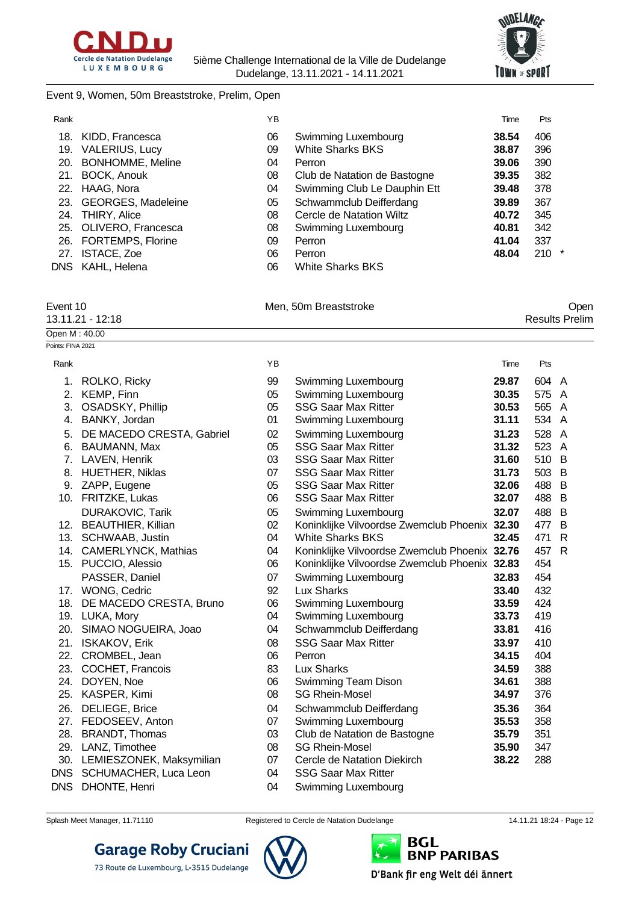Event 9, Women, 50m Breaststroke, Prelim, Open

| Rank | | YB | | Time | Pts | |
|---|---|---|---|---|---|---|
| 18. | KIDD, Francesca | 06 | Swimming Luxembourg | **38.54** | 406 | |
| 19. | VALERIUS, Lucy | 09 | White Sharks BKS | **38.87** | 396 | |
| 20. | BONHOMME, Meline | 04 | Perron | **39.06** | 390 | |
| 21. | BOCK, Anouk | 08 | Club de Natation de Bastogne | **39.35** | 382 | |
| 22. | HAAG, Nora | 04 | Swimming Club Le Dauphin Ett | **39.48** | 378 | |
| 23. | GEORGES, Madeleine | 05 | Schwammclub Deifferdang | **39.89** | 367 | |
| 24. | THIRY, Alice | 08 | Cercle de Natation Wiltz | **40.72** | 345 | |
| 25. | OLIVERO, Francesca | 08 | Swimming Luxembourg | **40.81** | 342 | |
| 26. | FORTEMPS, Florine | 09 | Perron | **41.04** | 337 | |
| 27. | ISTACE, Zoe | 06 | Perron | **48.04** | 210 | * |
| DNS | KAHL, Helena | 06 | White Sharks BKS | | | |

Event 10 — Men, 50m Breaststroke — Open

13.11.21 - 12:18 — Results Prelim

Open M : 40.00

Points: FINA 2021

| Rank | | YB | | Time | Pts | |
|---|---|---|---|---|---|---|
| 1. | ROLKO, Ricky | 99 | Swimming Luxembourg | **29.87** | 604 | A |
| 2. | KEMP, Finn | 05 | Swimming Luxembourg | **30.35** | 575 | A |
| 3. | OSADSKY, Phillip | 05 | SSG Saar Max Ritter | **30.53** | 565 | A |
| 4. | BANKY, Jordan | 01 | Swimming Luxembourg | **31.11** | 534 | A |
| 5. | DE MACEDO CRESTA, Gabriel | 02 | Swimming Luxembourg | **31.23** | 528 | A |
| 6. | BAUMANN, Max | 05 | SSG Saar Max Ritter | **31.32** | 523 | A |
| 7. | LAVEN, Henrik | 03 | SSG Saar Max Ritter | **31.60** | 510 | B |
| 8. | HUETHER, Niklas | 07 | SSG Saar Max Ritter | **31.73** | 503 | B |
| 9. | ZAPP, Eugene | 05 | SSG Saar Max Ritter | **32.06** | 488 | B |
| 10. | FRITZKE, Lukas | 06 | SSG Saar Max Ritter | **32.07** | 488 | B |
| | DURAKOVIC, Tarik | 05 | Swimming Luxembourg | **32.07** | 488 | B |
| 12. | BEAUTHIER, Killian | 02 | Koninklijke Vilvoordse Zwemclub Phoenix | **32.30** | 477 | B |
| 13. | SCHWAAB, Justin | 04 | White Sharks BKS | **32.45** | 471 | R |
| 14. | CAMERLYNCK, Mathias | 04 | Koninklijke Vilvoordse Zwemclub Phoenix | **32.76** | 457 | R |
| 15. | PUCCIO, Alessio | 06 | Koninklijke Vilvoordse Zwemclub Phoenix | **32.83** | 454 | |
| | PASSER, Daniel | 07 | Swimming Luxembourg | **32.83** | 454 | |
| 17. | WONG, Cedric | 92 | Lux Sharks | **33.40** | 432 | |
| 18. | DE MACEDO CRESTA, Bruno | 06 | Swimming Luxembourg | **33.59** | 424 | |
| 19. | LUKA, Mory | 04 | Swimming Luxembourg | **33.73** | 419 | |
| 20. | SIMAO NOGUEIRA, Joao | 04 | Schwammclub Deifferdang | **33.81** | 416 | |
| 21. | ISKAKOV, Erik | 08 | SSG Saar Max Ritter | **33.97** | 410 | |
| 22. | CROMBEL, Jean | 06 | Perron | **34.15** | 404 | |
| 23. | COCHET, Francois | 83 | Lux Sharks | **34.59** | 388 | |
| 24. | DOYEN, Noe | 06 | Swimming Team Dison | **34.61** | 388 | |
| 25. | KASPER, Kimi | 08 | SG Rhein-Mosel | **34.97** | 376 | |
| 26. | DELIEGE, Brice | 04 | Schwammclub Deifferdang | **35.36** | 364 | |
| 27. | FEDOSEEV, Anton | 07 | Swimming Luxembourg | **35.53** | 358 | |
| 28. | BRANDT, Thomas | 03 | Club de Natation de Bastogne | **35.79** | 351 | |
| 29. | LANZ, Timothee | 08 | SG Rhein-Mosel | **35.90** | 347 | |
| 30. | LEMIESZONEK, Maksymilian | 07 | Cercle de Natation Diekirch | **38.22** | 288 | |
| DNS | SCHUMACHER, Luca Leon | 04 | SSG Saar Max Ritter | | | |
| DNS | DHONTE, Henri | 04 | Swimming Luxembourg | | | |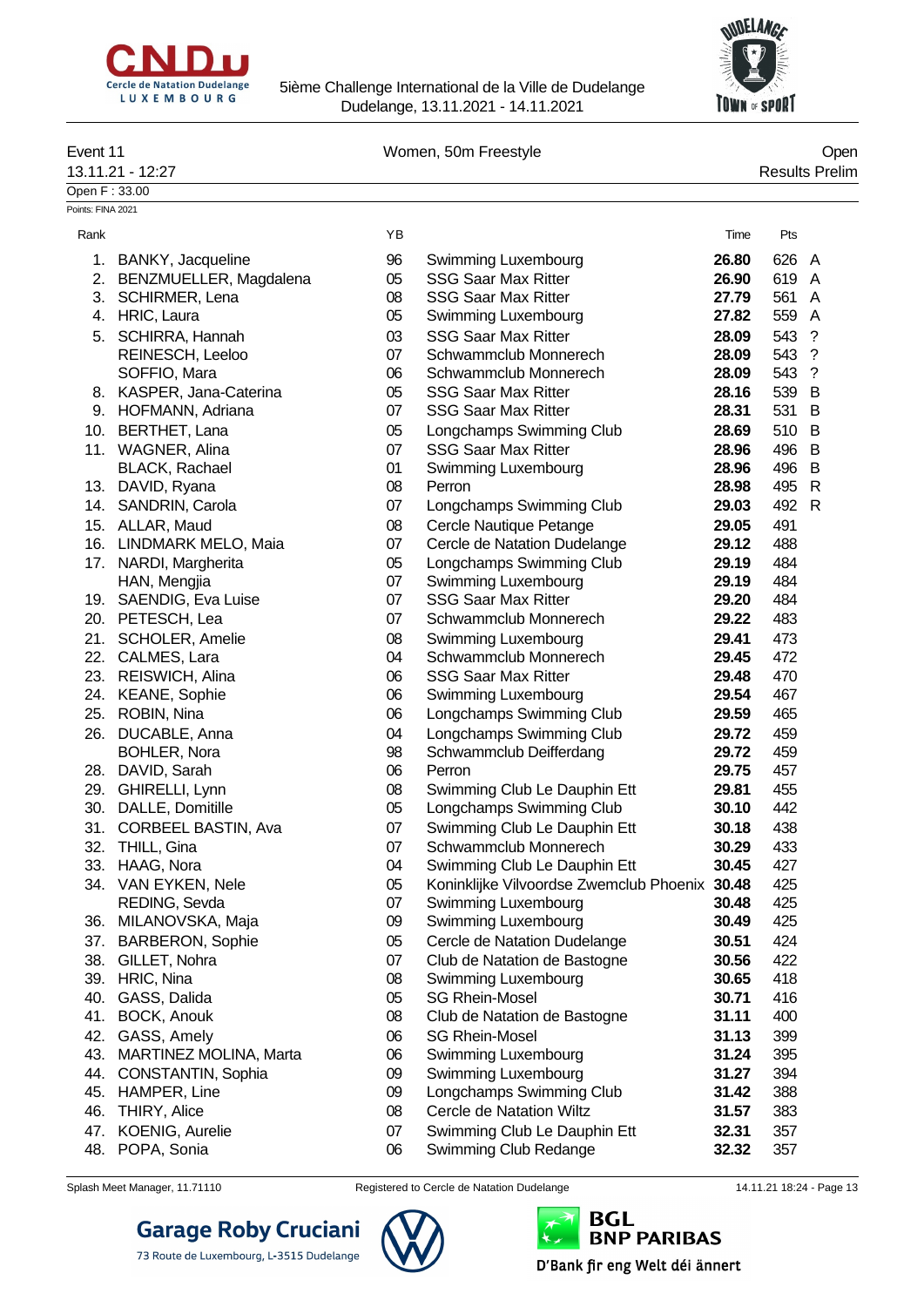5ième Challenge International de la Ville de Dudelange
Dudelange, 13.11.2021 - 14.11.2021

Event 11 — Women, 50m Freestyle — Open

13.11.21 - 12:27 — Results Prelim

Open F : 33.00

Points: FINA 2021

| Rank | Name | YB | Club | Time | Pts | |
|---|---|---|---|---|---|---|
| 1. | BANKY, Jacqueline | 96 | Swimming Luxembourg | **26.80** | 626 | A |
| 2. | BENZMUELLER, Magdalena | 05 | SSG Saar Max Ritter | **26.90** | 619 | A |
| 3. | SCHIRMER, Lena | 08 | SSG Saar Max Ritter | **27.79** | 561 | A |
| 4. | HRIC, Laura | 05 | Swimming Luxembourg | **27.82** | 559 | A |
| 5. | SCHIRRA, Hannah | 03 | SSG Saar Max Ritter | **28.09** | 543 | ? |
| | REINESCH, Leeloo | 07 | Schwammclub Monnerech | **28.09** | 543 | ? |
| | SOFFIO, Mara | 06 | Schwammclub Monnerech | **28.09** | 543 | ? |
| 8. | KASPER, Jana-Caterina | 05 | SSG Saar Max Ritter | **28.16** | 539 | B |
| 9. | HOFMANN, Adriana | 07 | SSG Saar Max Ritter | **28.31** | 531 | B |
| 10. | BERTHET, Lana | 05 | Longchamps Swimming Club | **28.69** | 510 | B |
| 11. | WAGNER, Alina | 07 | SSG Saar Max Ritter | **28.96** | 496 | B |
| | BLACK, Rachael | 01 | Swimming Luxembourg | **28.96** | 496 | B |
| 13. | DAVID, Ryana | 08 | Perron | **28.98** | 495 | R |
| 14. | SANDRIN, Carola | 07 | Longchamps Swimming Club | **29.03** | 492 | R |
| 15. | ALLAR, Maud | 08 | Cercle Nautique Petange | **29.05** | 491 | |
| 16. | LINDMARK MELO, Maia | 07 | Cercle de Natation Dudelange | **29.12** | 488 | |
| 17. | NARDI, Margherita | 05 | Longchamps Swimming Club | **29.19** | 484 | |
| | HAN, Mengjia | 07 | Swimming Luxembourg | **29.19** | 484 | |
| 19. | SAENDIG, Eva Luise | 07 | SSG Saar Max Ritter | **29.20** | 484 | |
| 20. | PETESCH, Lea | 07 | Schwammclub Monnerech | **29.22** | 483 | |
| 21. | SCHOLER, Amelie | 08 | Swimming Luxembourg | **29.41** | 473 | |
| 22. | CALMES, Lara | 04 | Schwammclub Monnerech | **29.45** | 472 | |
| 23. | REISWICH, Alina | 06 | SSG Saar Max Ritter | **29.48** | 470 | |
| 24. | KEANE, Sophie | 06 | Swimming Luxembourg | **29.54** | 467 | |
| 25. | ROBIN, Nina | 06 | Longchamps Swimming Club | **29.59** | 465 | |
| 26. | DUCABLE, Anna | 04 | Longchamps Swimming Club | **29.72** | 459 | |
| | BOHLER, Nora | 98 | Schwammclub Deifferdang | **29.72** | 459 | |
| 28. | DAVID, Sarah | 06 | Perron | **29.75** | 457 | |
| 29. | GHIRELLI, Lynn | 08 | Swimming Club Le Dauphin Ett | **29.81** | 455 | |
| 30. | DALLE, Domitille | 05 | Longchamps Swimming Club | **30.10** | 442 | |
| 31. | CORBEEL BASTIN, Ava | 07 | Swimming Club Le Dauphin Ett | **30.18** | 438 | |
| 32. | THILL, Gina | 07 | Schwammclub Monnerech | **30.29** | 433 | |
| 33. | HAAG, Nora | 04 | Swimming Club Le Dauphin Ett | **30.45** | 427 | |
| 34. | VAN EYKEN, Nele | 05 | Koninklijke Vilvoordse Zwemclub Phoenix | **30.48** | 425 | |
| | REDING, Sevda | 07 | Swimming Luxembourg | **30.48** | 425 | |
| 36. | MILANOVSKA, Maja | 09 | Swimming Luxembourg | **30.49** | 425 | |
| 37. | BARBERON, Sophie | 05 | Cercle de Natation Dudelange | **30.51** | 424 | |
| 38. | GILLET, Nohra | 07 | Club de Natation de Bastogne | **30.56** | 422 | |
| 39. | HRIC, Nina | 08 | Swimming Luxembourg | **30.65** | 418 | |
| 40. | GASS, Dalida | 05 | SG Rhein-Mosel | **30.71** | 416 | |
| 41. | BOCK, Anouk | 08 | Club de Natation de Bastogne | **31.11** | 400 | |
| 42. | GASS, Amely | 06 | SG Rhein-Mosel | **31.13** | 399 | |
| 43. | MARTINEZ MOLINA, Marta | 06 | Swimming Luxembourg | **31.24** | 395 | |
| 44. | CONSTANTIN, Sophia | 09 | Swimming Luxembourg | **31.27** | 394 | |
| 45. | HAMPER, Line | 09 | Longchamps Swimming Club | **31.42** | 388 | |
| 46. | THIRY, Alice | 08 | Cercle de Natation Wiltz | **31.57** | 383 | |
| 47. | KOENIG, Aurelie | 07 | Swimming Club Le Dauphin Ett | **32.31** | 357 | |
| 48. | POPA, Sonia | 06 | Swimming Club Redange | **32.32** | 357 | |

Splash Meet Manager, 11.71110 — Registered to Cercle de Natation Dudelange — 14.11.21 18:24

Garage Roby Cruciani
73 Route de Luxembourg, L-3515 Dudelange

BGL BNP PARIBAS
D'Bank fir eng Welt déi ännert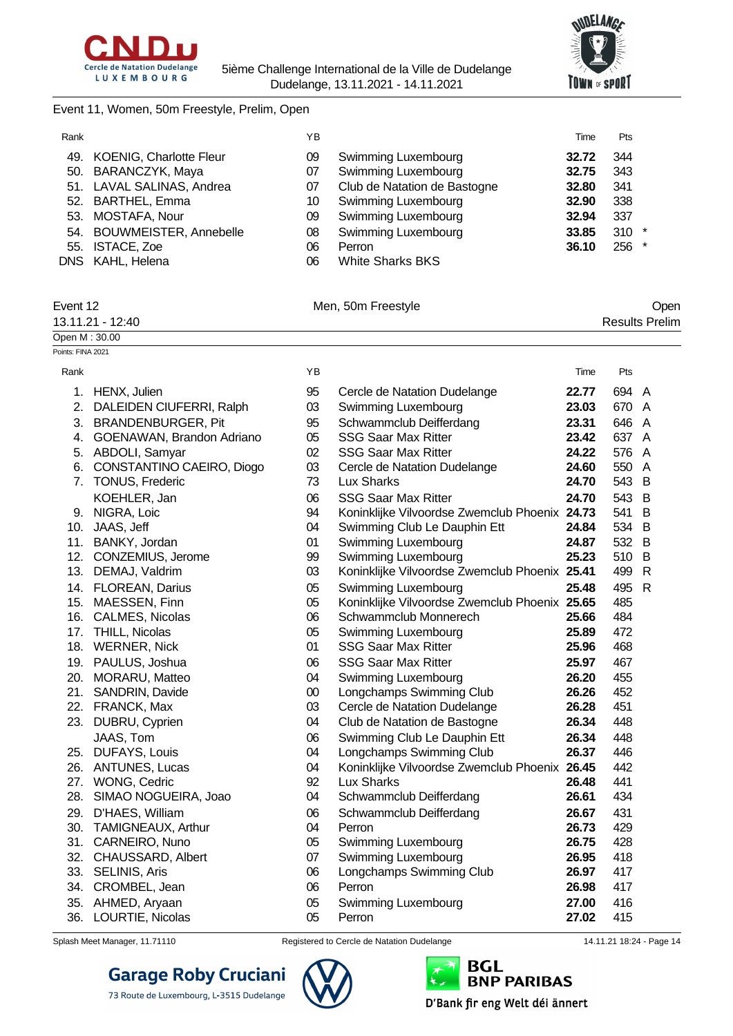Event 11, Women, 50m Freestyle, Prelim, Open

| Rank | | YB | | Time | Pts | |
|---|---|---|---|---|---|---|
| 49. | KOENIG, Charlotte Fleur | 09 | Swimming Luxembourg | **32.72** | 344 | |
| 50. | BARANCZYK, Maya | 07 | Swimming Luxembourg | **32.75** | 343 | |
| 51. | LAVAL SALINAS, Andrea | 07 | Club de Natation de Bastogne | **32.80** | 341 | |
| 52. | BARTHEL, Emma | 10 | Swimming Luxembourg | **32.90** | 338 | |
| 53. | MOSTAFA, Nour | 09 | Swimming Luxembourg | **32.94** | 337 | |
| 54. | BOUWMEISTER, Annebelle | 08 | Swimming Luxembourg | **33.85** | 310 | * |
| 55. | ISTACE, Zoe | 06 | Perron | **36.10** | 256 | * |
| DNS | KAHL, Helena | 06 | White Sharks BKS | | | |

Event 12 — Men, 50m Freestyle — Open

13.11.21 - 12:40 — Results Prelim

Open M : 30.00

Points: FINA 2021

| Rank | | YB | | Time | Pts | |
|---|---|---|---|---|---|---|
| 1. | HENX, Julien | 95 | Cercle de Natation Dudelange | **22.77** | 694 | A |
| 2. | DALEIDEN CIUFERRI, Ralph | 03 | Swimming Luxembourg | **23.03** | 670 | A |
| 3. | BRANDENBURGER, Pit | 95 | Schwammclub Deifferdang | **23.31** | 646 | A |
| 4. | GOENAWAN, Brandon Adriano | 05 | SSG Saar Max Ritter | **23.42** | 637 | A |
| 5. | ABDOLI, Samyar | 02 | SSG Saar Max Ritter | **24.22** | 576 | A |
| 6. | CONSTANTINO CAEIRO, Diogo | 03 | Cercle de Natation Dudelange | **24.60** | 550 | A |
| 7. | TONUS, Frederic | 73 | Lux Sharks | **24.70** | 543 | B |
| | KOEHLER, Jan | 06 | SSG Saar Max Ritter | **24.70** | 543 | B |
| 9. | NIGRA, Loic | 94 | Koninklijke Vilvoordse Zwemclub Phoenix | **24.73** | 541 | B |
| 10. | JAAS, Jeff | 04 | Swimming Club Le Dauphin Ett | **24.84** | 534 | B |
| 11. | BANKY, Jordan | 01 | Swimming Luxembourg | **24.87** | 532 | B |
| 12. | CONZEMIUS, Jerome | 99 | Swimming Luxembourg | **25.23** | 510 | B |
| 13. | DEMAJ, Valdrim | 03 | Koninklijke Vilvoordse Zwemclub Phoenix | **25.41** | 499 | R |
| 14. | FLOREAN, Darius | 05 | Swimming Luxembourg | **25.48** | 495 | R |
| 15. | MAESSEN, Finn | 05 | Koninklijke Vilvoordse Zwemclub Phoenix | **25.65** | 485 | |
| 16. | CALMES, Nicolas | 06 | Schwammclub Monnerech | **25.66** | 484 | |
| 17. | THILL, Nicolas | 05 | Swimming Luxembourg | **25.89** | 472 | |
| 18. | WERNER, Nick | 01 | SSG Saar Max Ritter | **25.96** | 468 | |
| 19. | PAULUS, Joshua | 06 | SSG Saar Max Ritter | **25.97** | 467 | |
| 20. | MORARU, Matteo | 04 | Swimming Luxembourg | **26.20** | 455 | |
| 21. | SANDRIN, Davide | 00 | Longchamps Swimming Club | **26.26** | 452 | |
| 22. | FRANCK, Max | 03 | Cercle de Natation Dudelange | **26.28** | 451 | |
| 23. | DUBRU, Cyprien | 04 | Club de Natation de Bastogne | **26.34** | 448 | |
| | JAAS, Tom | 06 | Swimming Club Le Dauphin Ett | **26.34** | 448 | |
| 25. | DUFAYS, Louis | 04 | Longchamps Swimming Club | **26.37** | 446 | |
| 26. | ANTUNES, Lucas | 04 | Koninklijke Vilvoordse Zwemclub Phoenix | **26.45** | 442 | |
| 27. | WONG, Cedric | 92 | Lux Sharks | **26.48** | 441 | |
| 28. | SIMAO NOGUEIRA, Joao | 04 | Schwammclub Deifferdang | **26.61** | 434 | |
| 29. | D'HAES, William | 06 | Schwammclub Deifferdang | **26.67** | 431 | |
| 30. | TAMIGNEAUX, Arthur | 04 | Perron | **26.73** | 429 | |
| 31. | CARNEIRO, Nuno | 05 | Swimming Luxembourg | **26.75** | 428 | |
| 32. | CHAUSSARD, Albert | 07 | Swimming Luxembourg | **26.95** | 418 | |
| 33. | SELINIS, Aris | 06 | Longchamps Swimming Club | **26.97** | 417 | |
| 34. | CROMBEL, Jean | 06 | Perron | **26.98** | 417 | |
| 35. | AHMED, Aryaan | 05 | Swimming Luxembourg | **27.00** | 416 | |
| 36. | LOURTIE, Nicolas | 05 | Perron | **27.02** | 415 | |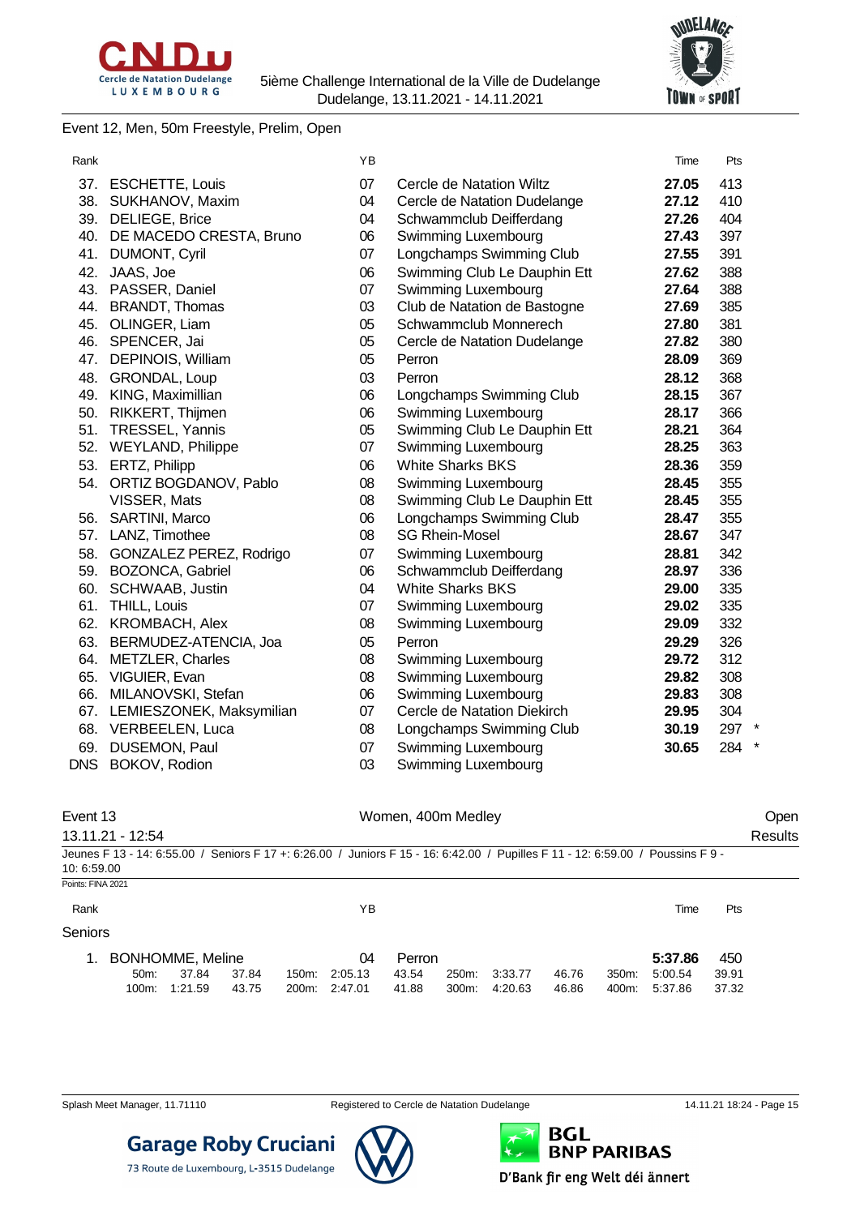Event 12, Men, 50m Freestyle, Prelim, Open

| Rank | Name | YB | Club | Time | Pts |
|---|---|---|---|---|---|
| 37. | ESCHETTE, Louis | 07 | Cercle de Natation Wiltz | **27.05** | 413 |
| 38. | SUKHANOV, Maxim | 04 | Cercle de Natation Dudelange | **27.12** | 410 |
| 39. | DELIEGE, Brice | 04 | Schwammclub Deifferdang | **27.26** | 404 |
| 40. | DE MACEDO CRESTA, Bruno | 06 | Swimming Luxembourg | **27.43** | 397 |
| 41. | DUMONT, Cyril | 07 | Longchamps Swimming Club | **27.55** | 391 |
| 42. | JAAS, Joe | 06 | Swimming Club Le Dauphin Ett | **27.62** | 388 |
| 43. | PASSER, Daniel | 07 | Swimming Luxembourg | **27.64** | 388 |
| 44. | BRANDT, Thomas | 03 | Club de Natation de Bastogne | **27.69** | 385 |
| 45. | OLINGER, Liam | 05 | Schwammclub Monnerech | **27.80** | 381 |
| 46. | SPENCER, Jai | 05 | Cercle de Natation Dudelange | **27.82** | 380 |
| 47. | DEPINOIS, William | 05 | Perron | **28.09** | 369 |
| 48. | GRONDAL, Loup | 03 | Perron | **28.12** | 368 |
| 49. | KING, Maximillian | 06 | Longchamps Swimming Club | **28.15** | 367 |
| 50. | RIKKERT, Thijmen | 06 | Swimming Luxembourg | **28.17** | 366 |
| 51. | TRESSEL, Yannis | 05 | Swimming Club Le Dauphin Ett | **28.21** | 364 |
| 52. | WEYLAND, Philippe | 07 | Swimming Luxembourg | **28.25** | 363 |
| 53. | ERTZ, Philipp | 06 | White Sharks BKS | **28.36** | 359 |
| 54. | ORTIZ BOGDANOV, Pablo | 08 | Swimming Luxembourg | **28.45** | 355 |
| | VISSER, Mats | 08 | Swimming Club Le Dauphin Ett | **28.45** | 355 |
| 56. | SARTINI, Marco | 06 | Longchamps Swimming Club | **28.47** | 355 |
| 57. | LANZ, Timothee | 08 | SG Rhein-Mosel | **28.67** | 347 |
| 58. | GONZALEZ PEREZ, Rodrigo | 07 | Swimming Luxembourg | **28.81** | 342 |
| 59. | BOZONCA, Gabriel | 06 | Schwammclub Deifferdang | **28.97** | 336 |
| 60. | SCHWAAB, Justin | 04 | White Sharks BKS | **29.00** | 335 |
| 61. | THILL, Louis | 07 | Swimming Luxembourg | **29.02** | 335 |
| 62. | KROMBACH, Alex | 08 | Swimming Luxembourg | **29.09** | 332 |
| 63. | BERMUDEZ-ATENCIA, Joa | 05 | Perron | **29.29** | 326 |
| 64. | METZLER, Charles | 08 | Swimming Luxembourg | **29.72** | 312 |
| 65. | VIGUIER, Evan | 08 | Swimming Luxembourg | **29.82** | 308 |
| 66. | MILANOVSKI, Stefan | 06 | Swimming Luxembourg | **29.83** | 308 |
| 67. | LEMIESZONEK, Maksymilian | 07 | Cercle de Natation Diekirch | **29.95** | 304 |
| 68. | VERBEELEN, Luca | 08 | Longchamps Swimming Club | **30.19** | 297 * |
| 69. | DUSEMON, Paul | 07 | Swimming Luxembourg | **30.65** | 284 * |
| DNS | BOKOV, Rodion | 03 | Swimming Luxembourg | | |

## Event 13 — Women, 400m Medley — Open

13.11.21 - 12:54 — Results

Jeunes F 13 - 14: 6:55.00 / Seniors F 17 +: 6:26.00 / Juniors F 15 - 16: 6:42.00 / Pupilles F 11 - 12: 6:59.00 / Poussins F 9 - 10: 6:59.00

Points: FINA 2021

| Rank | Name | YB | Club | Time | Pts |
|---|---|---|---|---|---|
| **Seniors** | | | | | |
| 1. | BONHOMME, Meline | 04 | Perron | **5:37.86** | 450 |

| Split | Time | Lap | Split | Time | Lap | Split | Time | Lap | Split | Time | Lap |
|---|---|---|---|---|---|---|---|---|---|---|---|
| 50m: | 37.84 | 37.84 | 150m: | 2:05.13 | 43.54 | 250m: | 3:33.77 | 46.76 | 350m: | 5:00.54 | 39.91 |
| 100m: | 1:21.59 | 43.75 | 200m: | 2:47.01 | 41.88 | 300m: | 4:20.63 | 46.86 | 400m: | 5:37.86 | 37.32 |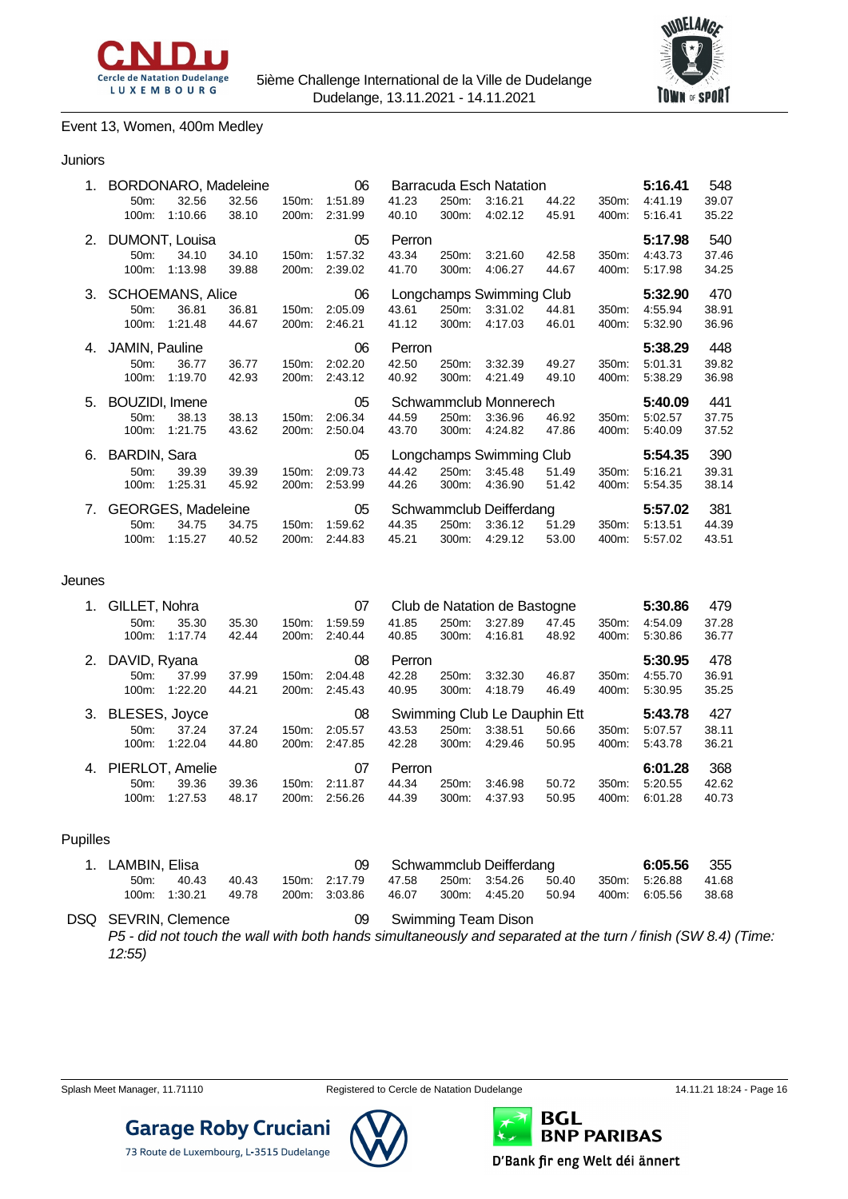5ième Challenge International de la Ville de Dudelange
Dudelange, 13.11.2021 - 14.11.2021

## Event 13, Women, 400m Medley

### Juniors

| Place | Name | | | YoB | Club | | | | | Time | Points |
|---|---|---|---|---|---|---|---|---|---|---|---|
| 1. | BORDONARO, Madeleine | | | 06 | Barracuda Esch Natation | | | | | **5:16.41** | 548 |
| | 50m: 32.56 | 32.56 | 150m: 1:51.89 | | 41.23 | 250m: 3:16.21 | 44.22 | 350m: 4:41.19 | | 39.07 | |
| | 100m: 1:10.66 | 38.10 | 200m: 2:31.99 | | 40.10 | 300m: 4:02.12 | 45.91 | 400m: 5:16.41 | | 35.22 | |
| 2. | DUMONT, Louisa | | | 05 | Perron | | | | | **5:17.98** | 540 |
| | 50m: 34.10 | 34.10 | 150m: 1:57.32 | | 43.34 | 250m: 3:21.60 | 42.58 | 350m: 4:43.73 | | 37.46 | |
| | 100m: 1:13.98 | 39.88 | 200m: 2:39.02 | | 41.70 | 300m: 4:06.27 | 44.67 | 400m: 5:17.98 | | 34.25 | |
| 3. | SCHOEMANS, Alice | | | 06 | Longchamps Swimming Club | | | | | **5:32.90** | 470 |
| | 50m: 36.81 | 36.81 | 150m: 2:05.09 | | 43.61 | 250m: 3:31.02 | 44.81 | 350m: 4:55.94 | | 38.91 | |
| | 100m: 1:21.48 | 44.67 | 200m: 2:46.21 | | 41.12 | 300m: 4:17.03 | 46.01 | 400m: 5:32.90 | | 36.96 | |
| 4. | JAMIN, Pauline | | | 06 | Perron | | | | | **5:38.29** | 448 |
| | 50m: 36.77 | 36.77 | 150m: 2:02.20 | | 42.50 | 250m: 3:32.39 | 49.27 | 350m: 5:01.31 | | 39.82 | |
| | 100m: 1:19.70 | 42.93 | 200m: 2:43.12 | | 40.92 | 300m: 4:21.49 | 49.10 | 400m: 5:38.29 | | 36.98 | |
| 5. | BOUZIDI, Imene | | | 05 | Schwammclub Monnerech | | | | | **5:40.09** | 441 |
| | 50m: 38.13 | 38.13 | 150m: 2:06.34 | | 44.59 | 250m: 3:36.96 | 46.92 | 350m: 5:02.57 | | 37.75 | |
| | 100m: 1:21.75 | 43.62 | 200m: 2:50.04 | | 43.70 | 300m: 4:24.82 | 47.86 | 400m: 5:40.09 | | 37.52 | |
| 6. | BARDIN, Sara | | | 05 | Longchamps Swimming Club | | | | | **5:54.35** | 390 |
| | 50m: 39.39 | 39.39 | 150m: 2:09.73 | | 44.42 | 250m: 3:45.48 | 51.49 | 350m: 5:16.21 | | 39.31 | |
| | 100m: 1:25.31 | 45.92 | 200m: 2:53.99 | | 44.26 | 300m: 4:36.90 | 51.42 | 400m: 5:54.35 | | 38.14 | |
| 7. | GEORGES, Madeleine | | | 05 | Schwammclub Deifferdang | | | | | **5:57.02** | 381 |
| | 50m: 34.75 | 34.75 | 150m: 1:59.62 | | 44.35 | 250m: 3:36.12 | 51.29 | 350m: 5:13.51 | | 44.39 | |
| | 100m: 1:15.27 | 40.52 | 200m: 2:44.83 | | 45.21 | 300m: 4:29.12 | 53.00 | 400m: 5:57.02 | | 43.51 | |

### Jeunes

| Place | Name | | | YoB | Club | | | | | Time | Points |
|---|---|---|---|---|---|---|---|---|---|---|---|
| 1. | GILLET, Nohra | | | 07 | Club de Natation de Bastogne | | | | | **5:30.86** | 479 |
| | 50m: 35.30 | 35.30 | 150m: 1:59.59 | | 41.85 | 250m: 3:27.89 | 47.45 | 350m: 4:54.09 | | 37.28 | |
| | 100m: 1:17.74 | 42.44 | 200m: 2:40.44 | | 40.85 | 300m: 4:16.81 | 48.92 | 400m: 5:30.86 | | 36.77 | |
| 2. | DAVID, Ryana | | | 08 | Perron | | | | | **5:30.95** | 478 |
| | 50m: 37.99 | 37.99 | 150m: 2:04.48 | | 42.28 | 250m: 3:32.30 | 46.87 | 350m: 4:55.70 | | 36.91 | |
| | 100m: 1:22.20 | 44.21 | 200m: 2:45.43 | | 40.95 | 300m: 4:18.79 | 46.49 | 400m: 5:30.95 | | 35.25 | |
| 3. | BLESES, Joyce | | | 08 | Swimming Club Le Dauphin Ett | | | | | **5:43.78** | 427 |
| | 50m: 37.24 | 37.24 | 150m: 2:05.57 | | 43.53 | 250m: 3:38.51 | 50.66 | 350m: 5:07.57 | | 38.11 | |
| | 100m: 1:22.04 | 44.80 | 200m: 2:47.85 | | 42.28 | 300m: 4:29.46 | 50.95 | 400m: 5:43.78 | | 36.21 | |
| 4. | PIERLOT, Amelie | | | 07 | Perron | | | | | **6:01.28** | 368 |
| | 50m: 39.36 | 39.36 | 150m: 2:11.87 | | 44.34 | 250m: 3:46.98 | 50.72 | 350m: 5:20.55 | | 42.62 | |
| | 100m: 1:27.53 | 48.17 | 200m: 2:56.26 | | 44.39 | 300m: 4:37.93 | 50.95 | 400m: 6:01.28 | | 40.73 | |

### Pupilles

| Place | Name | | | YoB | Club | | | | | Time | Points |
|---|---|---|---|---|---|---|---|---|---|---|---|
| 1. | LAMBIN, Elisa | | | 09 | Schwammclub Deifferdang | | | | | **6:05.56** | 355 |
| | 50m: 40.43 | 40.43 | 150m: 2:17.79 | | 47.58 | 250m: 3:54.26 | 50.40 | 350m: 5:26.88 | | 41.68 | |
| | 100m: 1:30.21 | 49.78 | 200m: 3:03.86 | | 46.07 | 300m: 4:45.20 | 50.94 | 400m: 6:05.56 | | 38.68 | |
| DSQ | SEVRIN, Clemence | | | 09 | Swimming Team Dison | | | | | | |

*P5 - did not touch the wall with both hands simultaneously and separated at the turn / finish (SW 8.4) (Time: 12:55)*

Garage Roby Cruciani
73 Route de Luxembourg, L-3515 Dudelange

BGL BNP PARIBAS
D'Bank fir eng Welt déi ännert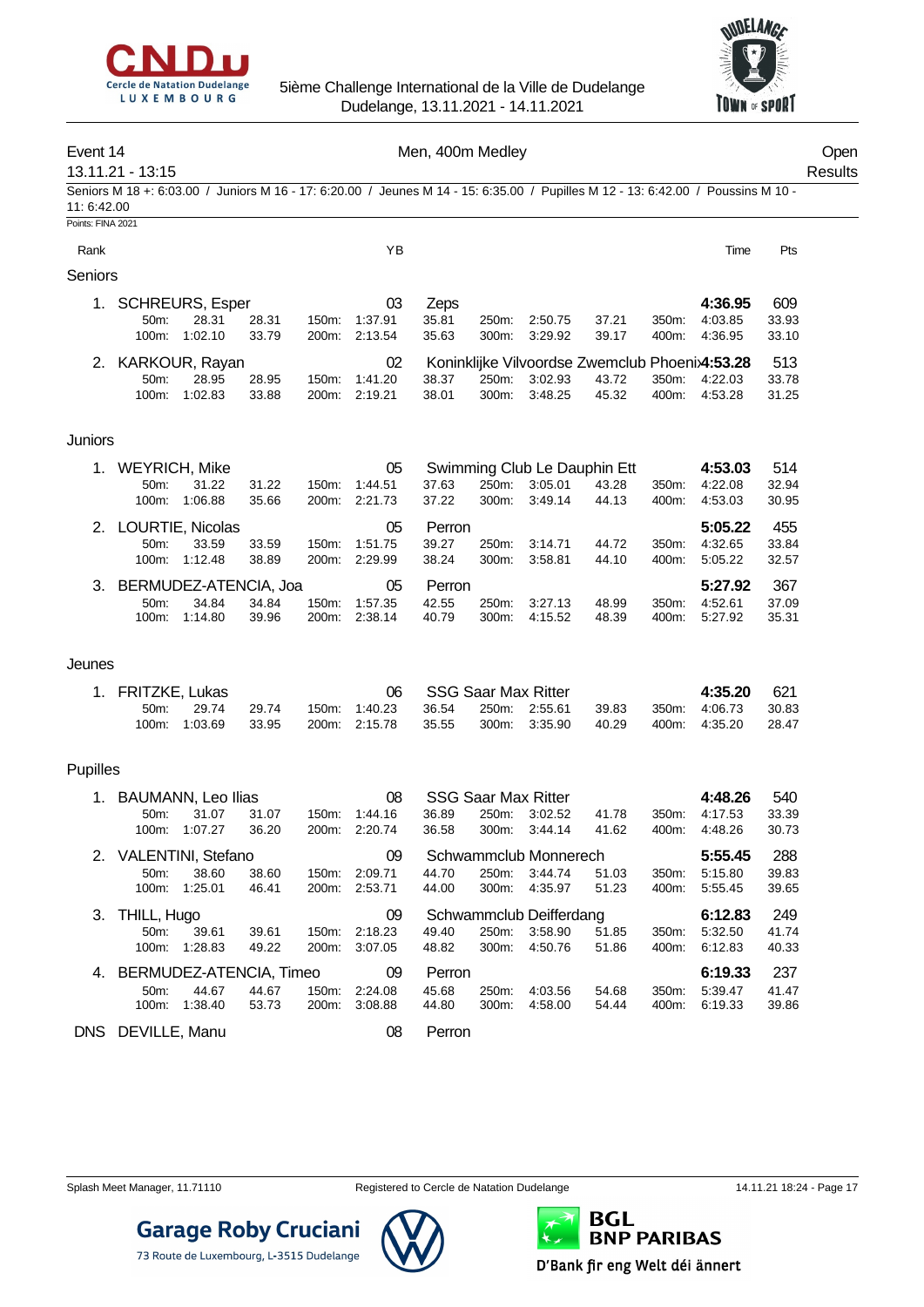# 5ième Challenge International de la Ville de Dudelange
Dudelange, 13.11.2021 - 14.11.2021

## Event 14 — Men, 400m Medley — Open Results

13.11.21 - 13:15

Seniors M 18 +: 6:03.00 / Juniors M 16 - 17: 6:20.00 / Jeunes M 14 - 15: 6:35.00 / Pupilles M 12 - 13: 6:42.00 / Poussins M 10 - 11: 6:42.00

Points: FINA 2021

| Rank | Name | YB | Club | Time | Pts |
|---|---|---|---|---|---|
| **Seniors** | | | | | |
| 1. | SCHREURS, Esper | 03 | Zeps | 4:36.95 | 609 |
| | 50m: 28.31 (28.31) / 100m: 1:02.10 (33.79) / 150m: 1:37.91 (35.81) / 200m: 2:13.54 (35.63) / 250m: 2:50.75 (37.21) / 300m: 3:29.92 (39.17) / 350m: 4:03.85 (33.93) / 400m: 4:36.95 (33.10) | | | | |
| 2. | KARKOUR, Rayan | 02 | Koninklijke Vilvoordse Zwemclub Phoenix | 4:53.28 | 513 |
| | 50m: 28.95 (28.95) / 100m: 1:02.83 (33.88) / 150m: 1:41.20 (38.37) / 200m: 2:19.21 (38.01) / 250m: 3:02.93 (43.72) / 300m: 3:48.25 (45.32) / 350m: 4:22.03 (33.78) / 400m: 4:53.28 (31.25) | | | | |
| **Juniors** | | | | | |
| 1. | WEYRICH, Mike | 05 | Swimming Club Le Dauphin Ett | 4:53.03 | 514 |
| | 50m: 31.22 (31.22) / 100m: 1:06.88 (35.66) / 150m: 1:44.51 (37.63) / 200m: 2:21.73 (37.22) / 250m: 3:05.01 (43.28) / 300m: 3:49.14 (44.13) / 350m: 4:22.08 (32.94) / 400m: 4:53.03 (30.95) | | | | |
| 2. | LOURTIE, Nicolas | 05 | Perron | 5:05.22 | 455 |
| | 50m: 33.59 (33.59) / 100m: 1:12.48 (38.89) / 150m: 1:51.75 (39.27) / 200m: 2:29.99 (38.24) / 250m: 3:14.71 (44.72) / 300m: 3:58.81 (44.10) / 350m: 4:32.65 (33.84) / 400m: 5:05.22 (32.57) | | | | |
| 3. | BERMUDEZ-ATENCIA, Joa | 05 | Perron | 5:27.92 | 367 |
| | 50m: 34.84 (34.84) / 100m: 1:14.80 (39.96) / 150m: 1:57.35 (42.55) / 200m: 2:38.14 (40.79) / 250m: 3:27.13 (48.99) / 300m: 4:15.52 (48.39) / 350m: 4:52.61 (37.09) / 400m: 5:27.92 (35.31) | | | | |
| **Jeunes** | | | | | |
| 1. | FRITZKE, Lukas | 06 | SSG Saar Max Ritter | 4:35.20 | 621 |
| | 50m: 29.74 (29.74) / 100m: 1:03.69 (33.95) / 150m: 1:40.23 (36.54) / 200m: 2:15.78 (35.55) / 250m: 2:55.61 (39.83) / 300m: 3:35.90 (40.29) / 350m: 4:06.73 (30.83) / 400m: 4:35.20 (28.47) | | | | |
| **Pupilles** | | | | | |
| 1. | BAUMANN, Leo Ilias | 08 | SSG Saar Max Ritter | 4:48.26 | 540 |
| | 50m: 31.07 (31.07) / 100m: 1:07.27 (36.20) / 150m: 1:44.16 (36.89) / 200m: 2:20.74 (36.58) / 250m: 3:02.52 (41.78) / 300m: 3:44.14 (41.62) / 350m: 4:17.53 (33.39) / 400m: 4:48.26 (30.73) | | | | |
| 2. | VALENTINI, Stefano | 09 | Schwammclub Monnerech | 5:55.45 | 288 |
| | 50m: 38.60 (38.60) / 100m: 1:25.01 (46.41) / 150m: 2:09.71 (44.70) / 200m: 2:53.71 (44.00) / 250m: 3:44.74 (51.03) / 300m: 4:35.97 (51.23) / 350m: 5:15.80 (39.83) / 400m: 5:55.45 (39.65) | | | | |
| 3. | THILL, Hugo | 09 | Schwammclub Deifferdang | 6:12.83 | 249 |
| | 50m: 39.61 (39.61) / 100m: 1:28.83 (49.22) / 150m: 2:18.23 (49.40) / 200m: 3:07.05 (48.82) / 250m: 3:58.90 (51.85) / 300m: 4:50.76 (51.86) / 350m: 5:32.50 (41.74) / 400m: 6:12.83 (40.33) | | | | |
| 4. | BERMUDEZ-ATENCIA, Timeo | 09 | Perron | 6:19.33 | 237 |
| | 50m: 44.67 (44.67) / 100m: 1:38.40 (53.73) / 150m: 2:24.08 (45.68) / 200m: 3:08.88 (44.80) / 250m: 4:03.56 (54.68) / 300m: 4:58.00 (54.44) / 350m: 5:39.47 (41.47) / 400m: 6:19.33 (39.86) | | | | |
| DNS | DEVILLE, Manu | 08 | Perron | | |

Garage Roby Cruciani — 73 Route de Luxembourg, L-3515 Dudelange

BGL BNP PARIBAS — D'Bank fir eng Welt déi ännert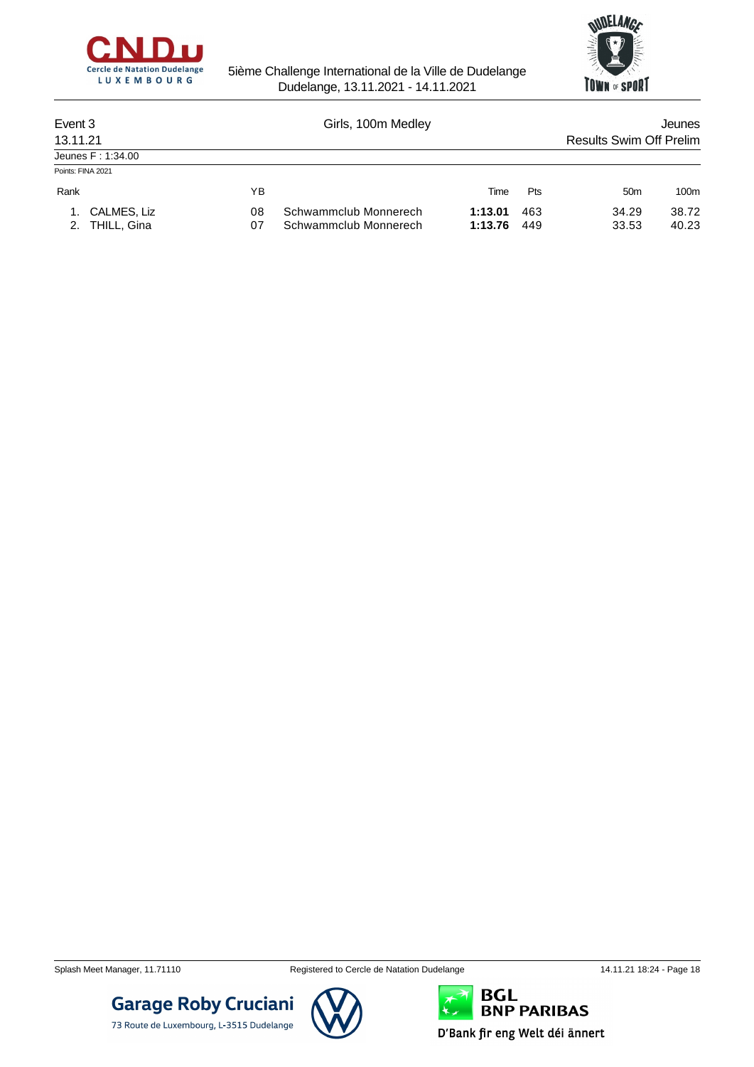5ième Challenge International de la Ville de Dudelange
Dudelange, 13.11.2021 - 14.11.2021

Event 3 | Girls, 100m Medley | Jeunes
13.11.21 | | Results Swim Off Prelim

Jeunes F : 1:34.00

Points: FINA 2021

| Rank | | YB | | Time | Pts | 50m | 100m |
|---|---|---|---|---|---|---|---|
| 1. | CALMES, Liz | 08 | Schwammclub Monnerech | **1:13.01** | 463 | 34.29 | 38.72 |
| 2. | THILL, Gina | 07 | Schwammclub Monnerech | **1:13.76** | 449 | 33.53 | 40.23 |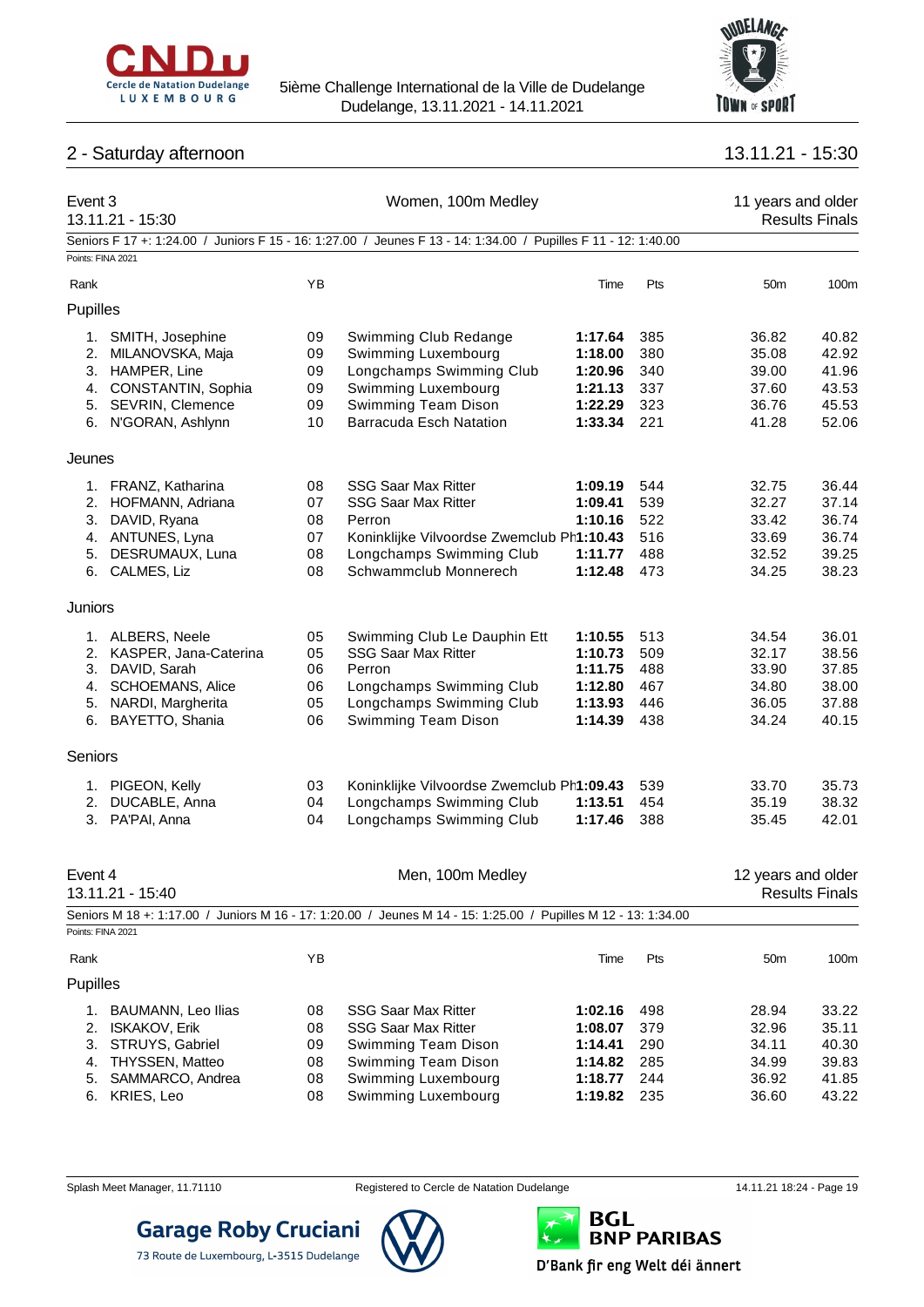## 2 - Saturday afternoon

13.11.21 - 15:30

### Event 3 — Women, 100m Medley

13.11.21 - 15:30 — 11 years and older — Results Finals

Seniors F 17 +: 1:24.00 / Juniors F 15 - 16: 1:27.00 / Jeunes F 13 - 14: 1:34.00 / Pupilles F 11 - 12: 1:40.00

Points: FINA 2021

| Rank | | YB | | Time | Pts | 50m | 100m |
|---|---|---|---|---|---|---|---|
| **Pupilles** | | | | | | | |
| 1. | SMITH, Josephine | 09 | Swimming Club Redange | **1:17.64** | 385 | 36.82 | 40.82 |
| 2. | MILANOVSKA, Maja | 09 | Swimming Luxembourg | **1:18.00** | 380 | 35.08 | 42.92 |
| 3. | HAMPER, Line | 09 | Longchamps Swimming Club | **1:20.96** | 340 | 39.00 | 41.96 |
| 4. | CONSTANTIN, Sophia | 09 | Swimming Luxembourg | **1:21.13** | 337 | 37.60 | 43.53 |
| 5. | SEVRIN, Clemence | 09 | Swimming Team Dison | **1:22.29** | 323 | 36.76 | 45.53 |
| 6. | N'GORAN, Ashlynn | 10 | Barracuda Esch Natation | **1:33.34** | 221 | 41.28 | 52.06 |
| **Jeunes** | | | | | | | |
| 1. | FRANZ, Katharina | 08 | SSG Saar Max Ritter | **1:09.19** | 544 | 32.75 | 36.44 |
| 2. | HOFMANN, Adriana | 07 | SSG Saar Max Ritter | **1:09.41** | 539 | 32.27 | 37.14 |
| 3. | DAVID, Ryana | 08 | Perron | **1:10.16** | 522 | 33.42 | 36.74 |
| 4. | ANTUNES, Lyna | 07 | Koninklijke Vilvoordse Zwemclub Ph | **1:10.43** | 516 | 33.69 | 36.74 |
| 5. | DESRUMAUX, Luna | 08 | Longchamps Swimming Club | **1:11.77** | 488 | 32.52 | 39.25 |
| 6. | CALMES, Liz | 08 | Schwammclub Monnerech | **1:12.48** | 473 | 34.25 | 38.23 |
| **Juniors** | | | | | | | |
| 1. | ALBERS, Neele | 05 | Swimming Club Le Dauphin Ett | **1:10.55** | 513 | 34.54 | 36.01 |
| 2. | KASPER, Jana-Caterina | 05 | SSG Saar Max Ritter | **1:10.73** | 509 | 32.17 | 38.56 |
| 3. | DAVID, Sarah | 06 | Perron | **1:11.75** | 488 | 33.90 | 37.85 |
| 4. | SCHOEMANS, Alice | 06 | Longchamps Swimming Club | **1:12.80** | 467 | 34.80 | 38.00 |
| 5. | NARDI, Margherita | 05 | Longchamps Swimming Club | **1:13.93** | 446 | 36.05 | 37.88 |
| 6. | BAYETTO, Shania | 06 | Swimming Team Dison | **1:14.39** | 438 | 34.24 | 40.15 |
| **Seniors** | | | | | | | |
| 1. | PIGEON, Kelly | 03 | Koninklijke Vilvoordse Zwemclub Ph | **1:09.43** | 539 | 33.70 | 35.73 |
| 2. | DUCABLE, Anna | 04 | Longchamps Swimming Club | **1:13.51** | 454 | 35.19 | 38.32 |
| 3. | PA'PAI, Anna | 04 | Longchamps Swimming Club | **1:17.46** | 388 | 35.45 | 42.01 |

### Event 4 — Men, 100m Medley

13.11.21 - 15:40 — 12 years and older — Results Finals

Seniors M 18 +: 1:17.00 / Juniors M 16 - 17: 1:20.00 / Jeunes M 14 - 15: 1:25.00 / Pupilles M 12 - 13: 1:34.00

Points: FINA 2021

| Rank | | YB | | Time | Pts | 50m | 100m |
|---|---|---|---|---|---|---|---|
| **Pupilles** | | | | | | | |
| 1. | BAUMANN, Leo Ilias | 08 | SSG Saar Max Ritter | **1:02.16** | 498 | 28.94 | 33.22 |
| 2. | ISKAKOV, Erik | 08 | SSG Saar Max Ritter | **1:08.07** | 379 | 32.96 | 35.11 |
| 3. | STRUYS, Gabriel | 09 | Swimming Team Dison | **1:14.41** | 290 | 34.11 | 40.30 |
| 4. | THYSSEN, Matteo | 08 | Swimming Team Dison | **1:14.82** | 285 | 34.99 | 39.83 |
| 5. | SAMMARCO, Andrea | 08 | Swimming Luxembourg | **1:18.77** | 244 | 36.92 | 41.85 |
| 6. | KRIES, Leo | 08 | Swimming Luxembourg | **1:19.82** | 235 | 36.60 | 43.22 |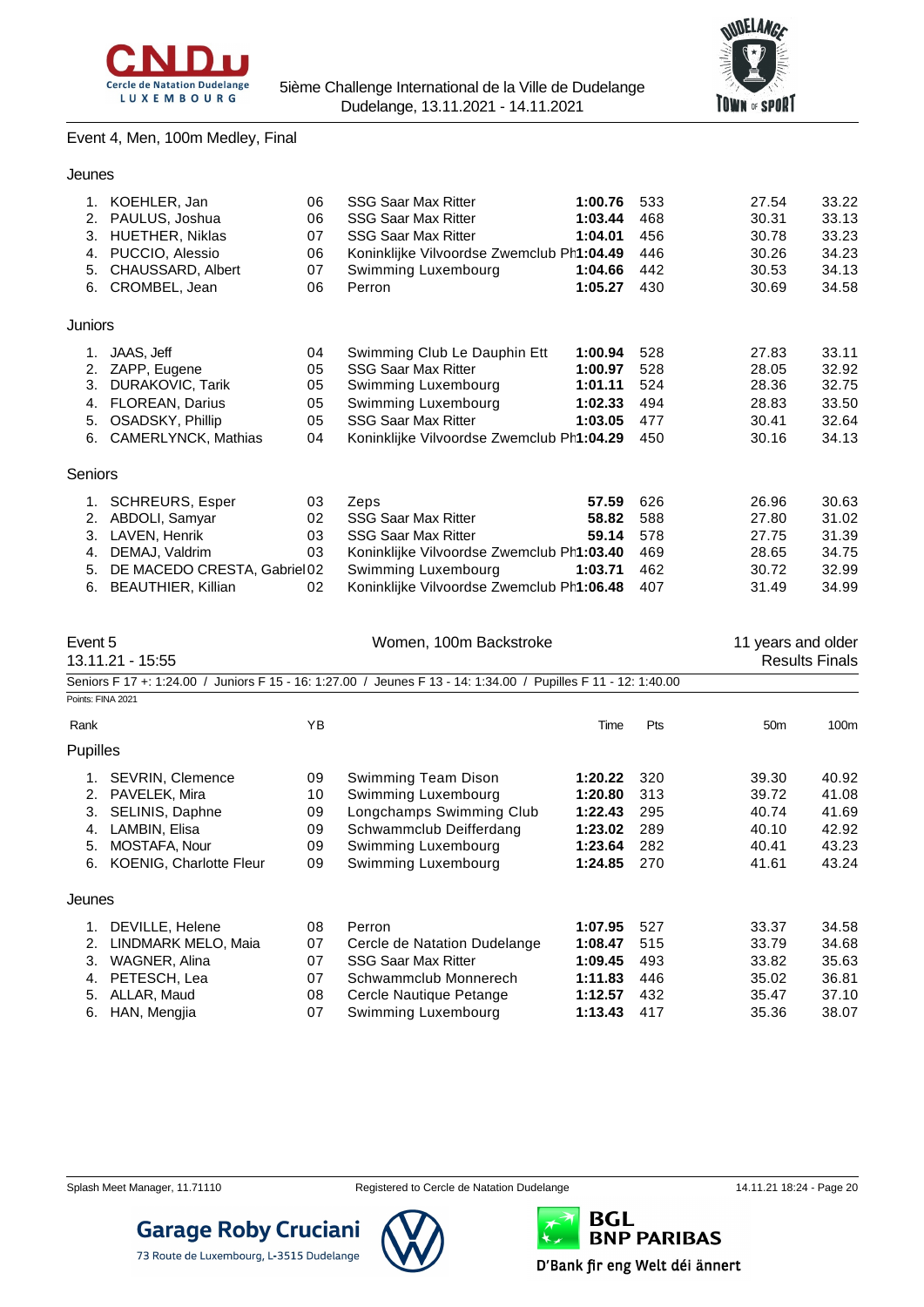### Event 4, Men, 100m Medley, Final

**Jeunes**

| Rank | Name | YB | Club | Time | Pts | 50m | 100m |
|---|---|---|---|---|---|---|---|
| 1. | KOEHLER, Jan | 06 | SSG Saar Max Ritter | **1:00.76** | 533 | 27.54 | 33.22 |
| 2. | PAULUS, Joshua | 06 | SSG Saar Max Ritter | **1:03.44** | 468 | 30.31 | 33.13 |
| 3. | HUETHER, Niklas | 07 | SSG Saar Max Ritter | **1:04.01** | 456 | 30.78 | 33.23 |
| 4. | PUCCIO, Alessio | 06 | Koninklijke Vilvoordse Zwemclub Ph | **1:04.49** | 446 | 30.26 | 34.23 |
| 5. | CHAUSSARD, Albert | 07 | Swimming Luxembourg | **1:04.66** | 442 | 30.53 | 34.13 |
| 6. | CROMBEL, Jean | 06 | Perron | **1:05.27** | 430 | 30.69 | 34.58 |

**Juniors**

| Rank | Name | YB | Club | Time | Pts | 50m | 100m |
|---|---|---|---|---|---|---|---|
| 1. | JAAS, Jeff | 04 | Swimming Club Le Dauphin Ett | **1:00.94** | 528 | 27.83 | 33.11 |
| 2. | ZAPP, Eugene | 05 | SSG Saar Max Ritter | **1:00.97** | 528 | 28.05 | 32.92 |
| 3. | DURAKOVIC, Tarik | 05 | Swimming Luxembourg | **1:01.11** | 524 | 28.36 | 32.75 |
| 4. | FLOREAN, Darius | 05 | Swimming Luxembourg | **1:02.33** | 494 | 28.83 | 33.50 |
| 5. | OSADSKY, Phillip | 05 | SSG Saar Max Ritter | **1:03.05** | 477 | 30.41 | 32.64 |
| 6. | CAMERLYNCK, Mathias | 04 | Koninklijke Vilvoordse Zwemclub Ph | **1:04.29** | 450 | 30.16 | 34.13 |

**Seniors**

| Rank | Name | YB | Club | Time | Pts | 50m | 100m |
|---|---|---|---|---|---|---|---|
| 1. | SCHREURS, Esper | 03 | Zeps | **57.59** | 626 | 26.96 | 30.63 |
| 2. | ABDOLI, Samyar | 02 | SSG Saar Max Ritter | **58.82** | 588 | 27.80 | 31.02 |
| 3. | LAVEN, Henrik | 03 | SSG Saar Max Ritter | **59.14** | 578 | 27.75 | 31.39 |
| 4. | DEMAJ, Valdrim | 03 | Koninklijke Vilvoordse Zwemclub Ph | **1:03.40** | 469 | 28.65 | 34.75 |
| 5. | DE MACEDO CRESTA, Gabriel | 02 | Swimming Luxembourg | **1:03.71** | 462 | 30.72 | 32.99 |
| 6. | BEAUTHIER, Killian | 02 | Koninklijke Vilvoordse Zwemclub Ph | **1:06.48** | 407 | 31.49 | 34.99 |

### Event 5 — Women, 100m Backstroke — 11 years and older

13.11.21 - 15:55 — Results Finals

Seniors F 17 +: 1:24.00 / Juniors F 15 - 16: 1:27.00 / Jeunes F 13 - 14: 1:34.00 / Pupilles F 11 - 12: 1:40.00

Points: FINA 2021

**Pupilles**

| Rank | Name | YB | Club | Time | Pts | 50m | 100m |
|---|---|---|---|---|---|---|---|
| 1. | SEVRIN, Clemence | 09 | Swimming Team Dison | **1:20.22** | 320 | 39.30 | 40.92 |
| 2. | PAVELEK, Mira | 10 | Swimming Luxembourg | **1:20.80** | 313 | 39.72 | 41.08 |
| 3. | SELINIS, Daphne | 09 | Longchamps Swimming Club | **1:22.43** | 295 | 40.74 | 41.69 |
| 4. | LAMBIN, Elisa | 09 | Schwammclub Deifferdang | **1:23.02** | 289 | 40.10 | 42.92 |
| 5. | MOSTAFA, Nour | 09 | Swimming Luxembourg | **1:23.64** | 282 | 40.41 | 43.23 |
| 6. | KOENIG, Charlotte Fleur | 09 | Swimming Luxembourg | **1:24.85** | 270 | 41.61 | 43.24 |

**Jeunes**

| Rank | Name | YB | Club | Time | Pts | 50m | 100m |
|---|---|---|---|---|---|---|---|
| 1. | DEVILLE, Helene | 08 | Perron | **1:07.95** | 527 | 33.37 | 34.58 |
| 2. | LINDMARK MELO, Maia | 07 | Cercle de Natation Dudelange | **1:08.47** | 515 | 33.79 | 34.68 |
| 3. | WAGNER, Alina | 07 | SSG Saar Max Ritter | **1:09.45** | 493 | 33.82 | 35.63 |
| 4. | PETESCH, Lea | 07 | Schwammclub Monnerech | **1:11.83** | 446 | 35.02 | 36.81 |
| 5. | ALLAR, Maud | 08 | Cercle Nautique Petange | **1:12.57** | 432 | 35.47 | 37.10 |
| 6. | HAN, Mengjia | 07 | Swimming Luxembourg | **1:13.43** | 417 | 35.36 | 38.07 |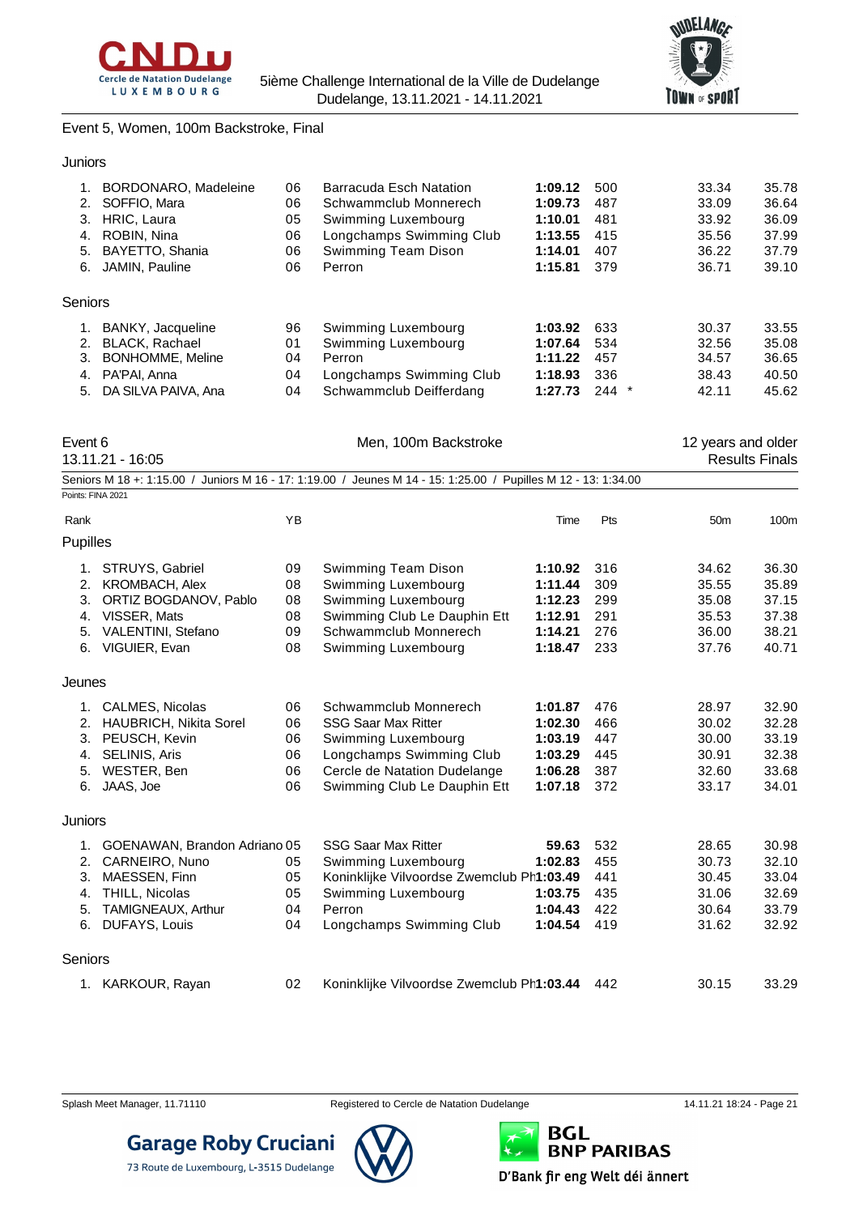## Event 5, Women, 100m Backstroke, Final

### Juniors

| Rank | Name | YB | Club | Time | Pts | 50m | 100m |
|---|---|---|---|---|---|---|---|
| 1. | BORDONARO, Madeleine | 06 | Barracuda Esch Natation | **1:09.12** | 500 | 33.34 | 35.78 |
| 2. | SOFFIO, Mara | 06 | Schwammclub Monnerech | **1:09.73** | 487 | 33.09 | 36.64 |
| 3. | HRIC, Laura | 05 | Swimming Luxembourg | **1:10.01** | 481 | 33.92 | 36.09 |
| 4. | ROBIN, Nina | 06 | Longchamps Swimming Club | **1:13.55** | 415 | 35.56 | 37.99 |
| 5. | BAYETTO, Shania | 06 | Swimming Team Dison | **1:14.01** | 407 | 36.22 | 37.79 |
| 6. | JAMIN, Pauline | 06 | Perron | **1:15.81** | 379 | 36.71 | 39.10 |

### Seniors

| Rank | Name | YB | Club | Time | Pts | 50m | 100m |
|---|---|---|---|---|---|---|---|
| 1. | BANKY, Jacqueline | 96 | Swimming Luxembourg | **1:03.92** | 633 | 30.37 | 33.55 |
| 2. | BLACK, Rachael | 01 | Swimming Luxembourg | **1:07.64** | 534 | 32.56 | 35.08 |
| 3. | BONHOMME, Meline | 04 | Perron | **1:11.22** | 457 | 34.57 | 36.65 |
| 4. | PA'PAI, Anna | 04 | Longchamps Swimming Club | **1:18.93** | 336 | 38.43 | 40.50 |
| 5. | DA SILVA PAIVA, Ana | 04 | Schwammclub Deifferdang | **1:27.73** | 244 * | 42.11 | 45.62 |

## Event 6 — Men, 100m Backstroke — 12 years and older

13.11.21 - 16:05 — Results Finals

Seniors M 18 +: 1:15.00 / Juniors M 16 - 17: 1:19.00 / Jeunes M 14 - 15: 1:25.00 / Pupilles M 12 - 13: 1:34.00

Points: FINA 2021

### Pupilles

| Rank | Name | YB | Club | Time | Pts | 50m | 100m |
|---|---|---|---|---|---|---|---|
| 1. | STRUYS, Gabriel | 09 | Swimming Team Dison | **1:10.92** | 316 | 34.62 | 36.30 |
| 2. | KROMBACH, Alex | 08 | Swimming Luxembourg | **1:11.44** | 309 | 35.55 | 35.89 |
| 3. | ORTIZ BOGDANOV, Pablo | 08 | Swimming Luxembourg | **1:12.23** | 299 | 35.08 | 37.15 |
| 4. | VISSER, Mats | 08 | Swimming Club Le Dauphin Ett | **1:12.91** | 291 | 35.53 | 37.38 |
| 5. | VALENTINI, Stefano | 09 | Schwammclub Monnerech | **1:14.21** | 276 | 36.00 | 38.21 |
| 6. | VIGUIER, Evan | 08 | Swimming Luxembourg | **1:18.47** | 233 | 37.76 | 40.71 |

### Jeunes

| Rank | Name | YB | Club | Time | Pts | 50m | 100m |
|---|---|---|---|---|---|---|---|
| 1. | CALMES, Nicolas | 06 | Schwammclub Monnerech | **1:01.87** | 476 | 28.97 | 32.90 |
| 2. | HAUBRICH, Nikita Sorel | 06 | SSG Saar Max Ritter | **1:02.30** | 466 | 30.02 | 32.28 |
| 3. | PEUSCH, Kevin | 06 | Swimming Luxembourg | **1:03.19** | 447 | 30.00 | 33.19 |
| 4. | SELINIS, Aris | 06 | Longchamps Swimming Club | **1:03.29** | 445 | 30.91 | 32.38 |
| 5. | WESTER, Ben | 06 | Cercle de Natation Dudelange | **1:06.28** | 387 | 32.60 | 33.68 |
| 6. | JAAS, Joe | 06 | Swimming Club Le Dauphin Ett | **1:07.18** | 372 | 33.17 | 34.01 |

### Juniors

| Rank | Name | YB | Club | Time | Pts | 50m | 100m |
|---|---|---|---|---|---|---|---|
| 1. | GOENAWAN, Brandon Adriano | 05 | SSG Saar Max Ritter | **59.63** | 532 | 28.65 | 30.98 |
| 2. | CARNEIRO, Nuno | 05 | Swimming Luxembourg | **1:02.83** | 455 | 30.73 | 32.10 |
| 3. | MAESSEN, Finn | 05 | Koninklijke Vilvoordse Zwemclub Ph | **1:03.49** | 441 | 30.45 | 33.04 |
| 4. | THILL, Nicolas | 05 | Swimming Luxembourg | **1:03.75** | 435 | 31.06 | 32.69 |
| 5. | TAMIGNEAUX, Arthur | 04 | Perron | **1:04.43** | 422 | 30.64 | 33.79 |
| 6. | DUFAYS, Louis | 04 | Longchamps Swimming Club | **1:04.54** | 419 | 31.62 | 32.92 |

### Seniors

| Rank | Name | YB | Club | Time | Pts | 50m | 100m |
|---|---|---|---|---|---|---|---|
| 1. | KARKOUR, Rayan | 02 | Koninklijke Vilvoordse Zwemclub Ph | **1:03.44** | 442 | 30.15 | 33.29 |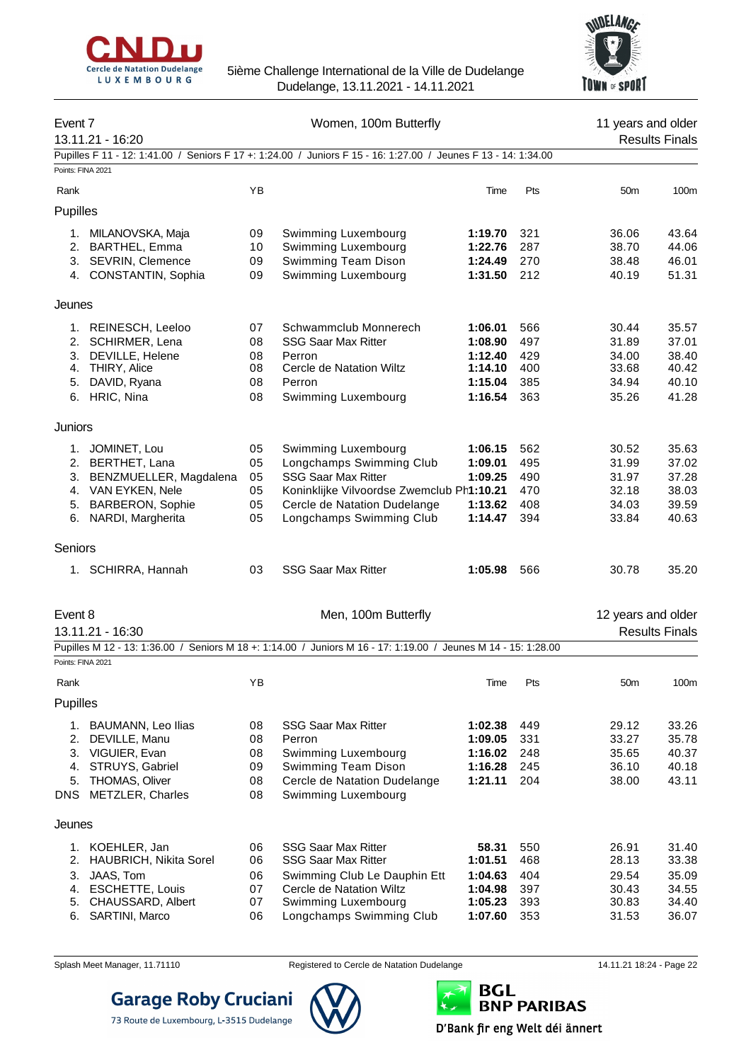## Event 7 — Women, 100m Butterfly — 11 years and older

13.11.21 - 16:20 — Results Finals

Pupilles F 11 - 12: 1:41.00 / Seniors F 17 +: 1:24.00 / Juniors F 15 - 16: 1:27.00 / Jeunes F 13 - 14: 1:34.00

Points: FINA 2021

| Rank | | YB | | Time | Pts | 50m | 100m |
|---|---|---|---|---|---|---|---|
| **Pupilles** | | | | | | | |
| 1. | MILANOVSKA, Maja | 09 | Swimming Luxembourg | **1:19.70** | 321 | 36.06 | 43.64 |
| 2. | BARTHEL, Emma | 10 | Swimming Luxembourg | **1:22.76** | 287 | 38.70 | 44.06 |
| 3. | SEVRIN, Clemence | 09 | Swimming Team Dison | **1:24.49** | 270 | 38.48 | 46.01 |
| 4. | CONSTANTIN, Sophia | 09 | Swimming Luxembourg | **1:31.50** | 212 | 40.19 | 51.31 |
| **Jeunes** | | | | | | | |
| 1. | REINESCH, Leeloo | 07 | Schwammclub Monnerech | **1:06.01** | 566 | 30.44 | 35.57 |
| 2. | SCHIRMER, Lena | 08 | SSG Saar Max Ritter | **1:08.90** | 497 | 31.89 | 37.01 |
| 3. | DEVILLE, Helene | 08 | Perron | **1:12.40** | 429 | 34.00 | 38.40 |
| 4. | THIRY, Alice | 08 | Cercle de Natation Wiltz | **1:14.10** | 400 | 33.68 | 40.42 |
| 5. | DAVID, Ryana | 08 | Perron | **1:15.04** | 385 | 34.94 | 40.10 |
| 6. | HRIC, Nina | 08 | Swimming Luxembourg | **1:16.54** | 363 | 35.26 | 41.28 |
| **Juniors** | | | | | | | |
| 1. | JOMINET, Lou | 05 | Swimming Luxembourg | **1:06.15** | 562 | 30.52 | 35.63 |
| 2. | BERTHET, Lana | 05 | Longchamps Swimming Club | **1:09.01** | 495 | 31.99 | 37.02 |
| 3. | BENZMUELLER, Magdalena | 05 | SSG Saar Max Ritter | **1:09.25** | 490 | 31.97 | 37.28 |
| 4. | VAN EYKEN, Nele | 05 | Koninklijke Vilvoordse Zwemclub Ph | **1:10.21** | 470 | 32.18 | 38.03 |
| 5. | BARBERON, Sophie | 05 | Cercle de Natation Dudelange | **1:13.62** | 408 | 34.03 | 39.59 |
| 6. | NARDI, Margherita | 05 | Longchamps Swimming Club | **1:14.47** | 394 | 33.84 | 40.63 |
| **Seniors** | | | | | | | |
| 1. | SCHIRRA, Hannah | 03 | SSG Saar Max Ritter | **1:05.98** | 566 | 30.78 | 35.20 |

## Event 8 — Men, 100m Butterfly — 12 years and older

13.11.21 - 16:30 — Results Finals

Pupilles M 12 - 13: 1:36.00 / Seniors M 18 +: 1:14.00 / Juniors M 16 - 17: 1:19.00 / Jeunes M 14 - 15: 1:28.00

Points: FINA 2021

| Rank | | YB | | Time | Pts | 50m | 100m |
|---|---|---|---|---|---|---|---|
| **Pupilles** | | | | | | | |
| 1. | BAUMANN, Leo Ilias | 08 | SSG Saar Max Ritter | **1:02.38** | 449 | 29.12 | 33.26 |
| 2. | DEVILLE, Manu | 08 | Perron | **1:09.05** | 331 | 33.27 | 35.78 |
| 3. | VIGUIER, Evan | 08 | Swimming Luxembourg | **1:16.02** | 248 | 35.65 | 40.37 |
| 4. | STRUYS, Gabriel | 09 | Swimming Team Dison | **1:16.28** | 245 | 36.10 | 40.18 |
| 5. | THOMAS, Oliver | 08 | Cercle de Natation Dudelange | **1:21.11** | 204 | 38.00 | 43.11 |
| DNS | METZLER, Charles | 08 | Swimming Luxembourg | | | | |
| **Jeunes** | | | | | | | |
| 1. | KOEHLER, Jan | 06 | SSG Saar Max Ritter | **58.31** | 550 | 26.91 | 31.40 |
| 2. | HAUBRICH, Nikita Sorel | 06 | SSG Saar Max Ritter | **1:01.51** | 468 | 28.13 | 33.38 |
| 3. | JAAS, Tom | 06 | Swimming Club Le Dauphin Ett | **1:04.63** | 404 | 29.54 | 35.09 |
| 4. | ESCHETTE, Louis | 07 | Cercle de Natation Wiltz | **1:04.98** | 397 | 30.43 | 34.55 |
| 5. | CHAUSSARD, Albert | 07 | Swimming Luxembourg | **1:05.23** | 393 | 30.83 | 34.40 |
| 6. | SARTINI, Marco | 06 | Longchamps Swimming Club | **1:07.60** | 353 | 31.53 | 36.07 |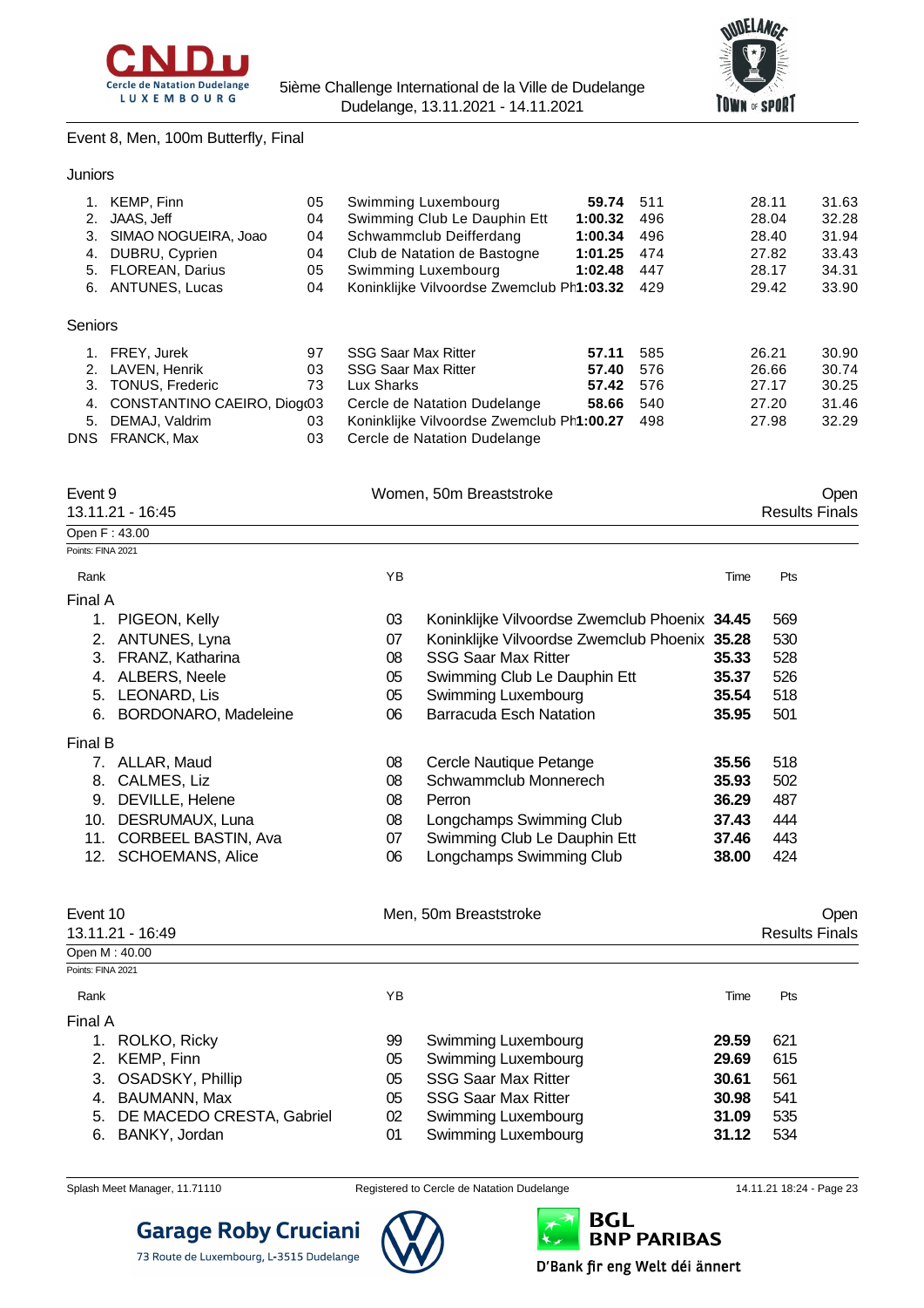Event 8, Men, 100m Butterfly, Final

Juniors

| Rank | Name | YB | Club | Time | Pts | 50m | 100m |
|---|---|---|---|---|---|---|---|
| 1. | KEMP, Finn | 05 | Swimming Luxembourg | **59.74** | 511 | 28.11 | 31.63 |
| 2. | JAAS, Jeff | 04 | Swimming Club Le Dauphin Ett | **1:00.32** | 496 | 28.04 | 32.28 |
| 3. | SIMAO NOGUEIRA, Joao | 04 | Schwammclub Deifferdang | **1:00.34** | 496 | 28.40 | 31.94 |
| 4. | DUBRU, Cyprien | 04 | Club de Natation de Bastogne | **1:01.25** | 474 | 27.82 | 33.43 |
| 5. | FLOREAN, Darius | 05 | Swimming Luxembourg | **1:02.48** | 447 | 28.17 | 34.31 |
| 6. | ANTUNES, Lucas | 04 | Koninklijke Vilvoordse Zwemclub Ph | **1:03.32** | 429 | 29.42 | 33.90 |

Seniors

| Rank | Name | YB | Club | Time | Pts | 50m | 100m |
|---|---|---|---|---|---|---|---|
| 1. | FREY, Jurek | 97 | SSG Saar Max Ritter | **57.11** | 585 | 26.21 | 30.90 |
| 2. | LAVEN, Henrik | 03 | SSG Saar Max Ritter | **57.40** | 576 | 26.66 | 30.74 |
| 3. | TONUS, Frederic | 73 | Lux Sharks | **57.42** | 576 | 27.17 | 30.25 |
| 4. | CONSTANTINO CAEIRO, Diog | 03 | Cercle de Natation Dudelange | **58.66** | 540 | 27.20 | 31.46 |
| 5. | DEMAJ, Valdrim | 03 | Koninklijke Vilvoordse Zwemclub Ph | **1:00.27** | 498 | 27.98 | 32.29 |
| DNS | FRANCK, Max | 03 | Cercle de Natation Dudelange | | | | |

## Event 9 — Women, 50m Breaststroke — Open

13.11.21 - 16:45 — Results Finals

Open F : 43.00

Points: FINA 2021

| Rank | Name | YB | Club | Time | Pts |
|---|---|---|---|---|---|
| **Final A** | | | | | |
| 1. | PIGEON, Kelly | 03 | Koninklijke Vilvoordse Zwemclub Phoenix | **34.45** | 569 |
| 2. | ANTUNES, Lyna | 07 | Koninklijke Vilvoordse Zwemclub Phoenix | **35.28** | 530 |
| 3. | FRANZ, Katharina | 08 | SSG Saar Max Ritter | **35.33** | 528 |
| 4. | ALBERS, Neele | 05 | Swimming Club Le Dauphin Ett | **35.37** | 526 |
| 5. | LEONARD, Lis | 05 | Swimming Luxembourg | **35.54** | 518 |
| 6. | BORDONARO, Madeleine | 06 | Barracuda Esch Natation | **35.95** | 501 |
| **Final B** | | | | | |
| 7. | ALLAR, Maud | 08 | Cercle Nautique Petange | **35.56** | 518 |
| 8. | CALMES, Liz | 08 | Schwammclub Monnerech | **35.93** | 502 |
| 9. | DEVILLE, Helene | 08 | Perron | **36.29** | 487 |
| 10. | DESRUMAUX, Luna | 08 | Longchamps Swimming Club | **37.43** | 444 |
| 11. | CORBEEL BASTIN, Ava | 07 | Swimming Club Le Dauphin Ett | **37.46** | 443 |
| 12. | SCHOEMANS, Alice | 06 | Longchamps Swimming Club | **38.00** | 424 |

## Event 10 — Men, 50m Breaststroke — Open

13.11.21 - 16:49 — Results Finals

Open M : 40.00

Points: FINA 2021

| Rank | Name | YB | Club | Time | Pts |
|---|---|---|---|---|---|
| **Final A** | | | | | |
| 1. | ROLKO, Ricky | 99 | Swimming Luxembourg | **29.59** | 621 |
| 2. | KEMP, Finn | 05 | Swimming Luxembourg | **29.69** | 615 |
| 3. | OSADSKY, Phillip | 05 | SSG Saar Max Ritter | **30.61** | 561 |
| 4. | BAUMANN, Max | 05 | SSG Saar Max Ritter | **30.98** | 541 |
| 5. | DE MACEDO CRESTA, Gabriel | 02 | Swimming Luxembourg | **31.09** | 535 |
| 6. | BANKY, Jordan | 01 | Swimming Luxembourg | **31.12** | 534 |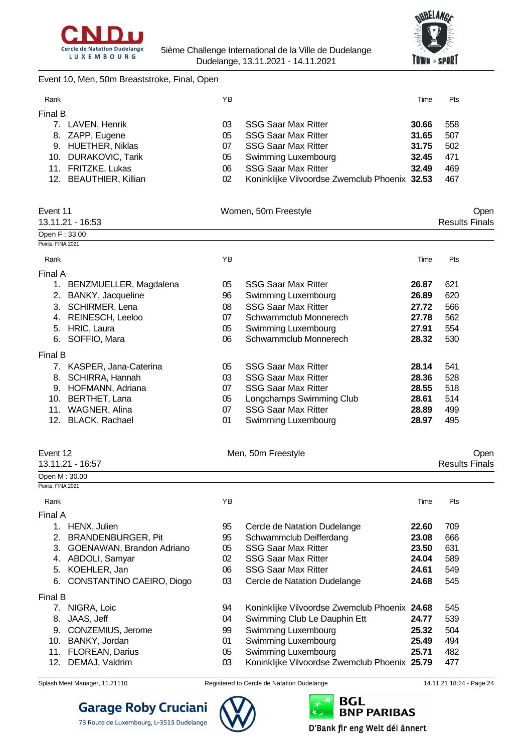Event 10, Men, 50m Breaststroke, Final, Open

| Rank | | YB | | Time | Pts |
|---|---|---|---|---|---|
| **Final B** | | | | | |
| 7. | LAVEN, Henrik | 03 | SSG Saar Max Ritter | **30.66** | 558 |
| 8. | ZAPP, Eugene | 05 | SSG Saar Max Ritter | **31.65** | 507 |
| 9. | HUETHER, Niklas | 07 | SSG Saar Max Ritter | **31.75** | 502 |
| 10. | DURAKOVIC, Tarik | 05 | Swimming Luxembourg | **32.45** | 471 |
| 11. | FRITZKE, Lukas | 06 | SSG Saar Max Ritter | **32.49** | 469 |
| 12. | BEAUTHIER, Killian | 02 | Koninklijke Vilvoordse Zwemclub Phoenix | **32.53** | 467 |

Event 11 — Women, 50m Freestyle — Open

13.11.21 - 16:53 — Results Finals

Open F : 33.00

Points: FINA 2021

| Rank | | YB | | Time | Pts |
|---|---|---|---|---|---|
| **Final A** | | | | | |
| 1. | BENZMUELLER, Magdalena | 05 | SSG Saar Max Ritter | **26.87** | 621 |
| 2. | BANKY, Jacqueline | 96 | Swimming Luxembourg | **26.89** | 620 |
| 3. | SCHIRMER, Lena | 08 | SSG Saar Max Ritter | **27.72** | 566 |
| 4. | REINESCH, Leeloo | 07 | Schwammclub Monnerech | **27.78** | 562 |
| 5. | HRIC, Laura | 05 | Swimming Luxembourg | **27.91** | 554 |
| 6. | SOFFIO, Mara | 06 | Schwammclub Monnerech | **28.32** | 530 |
| **Final B** | | | | | |
| 7. | KASPER, Jana-Caterina | 05 | SSG Saar Max Ritter | **28.14** | 541 |
| 8. | SCHIRRA, Hannah | 03 | SSG Saar Max Ritter | **28.36** | 528 |
| 9. | HOFMANN, Adriana | 07 | SSG Saar Max Ritter | **28.55** | 518 |
| 10. | BERTHET, Lana | 05 | Longchamps Swimming Club | **28.61** | 514 |
| 11. | WAGNER, Alina | 07 | SSG Saar Max Ritter | **28.89** | 499 |
| 12. | BLACK, Rachael | 01 | Swimming Luxembourg | **28.97** | 495 |

Event 12 — Men, 50m Freestyle — Open

13.11.21 - 16:57 — Results Finals

Open M : 30.00

Points: FINA 2021

| Rank | | YB | | Time | Pts |
|---|---|---|---|---|---|
| **Final A** | | | | | |
| 1. | HENX, Julien | 95 | Cercle de Natation Dudelange | **22.60** | 709 |
| 2. | BRANDENBURGER, Pit | 95 | Schwammclub Deifferdang | **23.08** | 666 |
| 3. | GOENAWAN, Brandon Adriano | 05 | SSG Saar Max Ritter | **23.50** | 631 |
| 4. | ABDOLI, Samyar | 02 | SSG Saar Max Ritter | **24.04** | 589 |
| 5. | KOEHLER, Jan | 06 | SSG Saar Max Ritter | **24.61** | 549 |
| 6. | CONSTANTINO CAEIRO, Diogo | 03 | Cercle de Natation Dudelange | **24.68** | 545 |
| **Final B** | | | | | |
| 7. | NIGRA, Loic | 94 | Koninklijke Vilvoordse Zwemclub Phoenix | **24.68** | 545 |
| 8. | JAAS, Jeff | 04 | Swimming Club Le Dauphin Ett | **24.77** | 539 |
| 9. | CONZEMIUS, Jerome | 99 | Swimming Luxembourg | **25.32** | 504 |
| 10. | BANKY, Jordan | 01 | Swimming Luxembourg | **25.49** | 494 |
| 11. | FLOREAN, Darius | 05 | Swimming Luxembourg | **25.71** | 482 |
| 12. | DEMAJ, Valdrim | 03 | Koninklijke Vilvoordse Zwemclub Phoenix | **25.79** | 477 |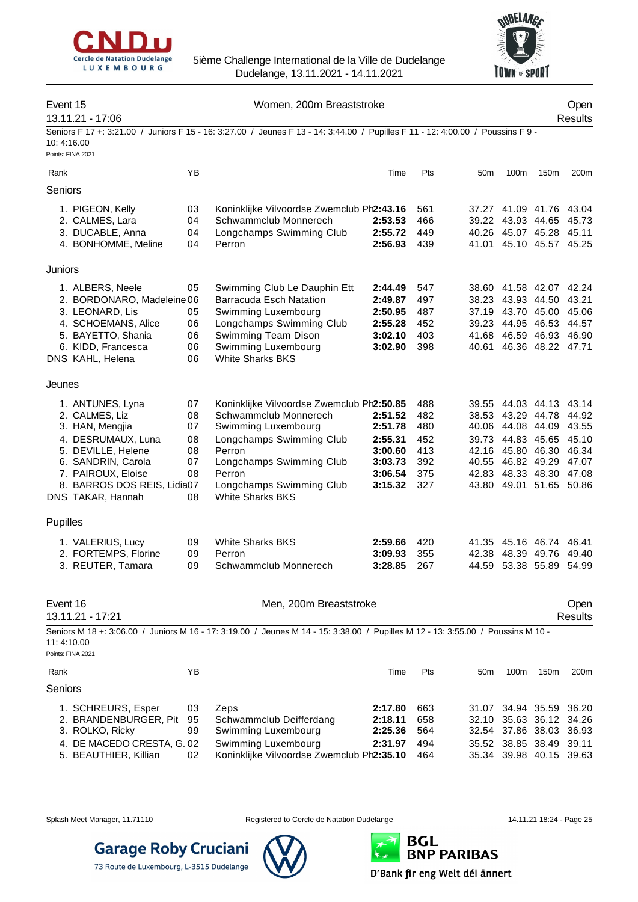5ième Challenge International de la Ville de Dudelange
Dudelange, 13.11.2021 - 14.11.2021

## Event 15 — Women, 200m Breaststroke — Open

13.11.21 - 17:06 — Results

Seniors F 17 +: 3:21.00 / Juniors F 15 - 16: 3:27.00 / Jeunes F 13 - 14: 3:44.00 / Pupilles F 11 - 12: 4:00.00 / Poussins F 9 - 10: 4:16.00

Points: FINA 2021

| Rank | | YB | | Time | Pts | 50m | 100m | 150m | 200m |
|---|---|---|---|---|---|---|---|---|---|
| **Seniors** | | | | | | | | | |
| 1. | PIGEON, Kelly | 03 | Koninklijke Vilvoordse Zwemclub Ph | **2:43.16** | 561 | 37.27 | 41.09 | 41.76 | 43.04 |
| 2. | CALMES, Lara | 04 | Schwammclub Monnerech | **2:53.53** | 466 | 39.22 | 43.93 | 44.65 | 45.73 |
| 3. | DUCABLE, Anna | 04 | Longchamps Swimming Club | **2:55.72** | 449 | 40.26 | 45.07 | 45.28 | 45.11 |
| 4. | BONHOMME, Meline | 04 | Perron | **2:56.93** | 439 | 41.01 | 45.10 | 45.57 | 45.25 |
| **Juniors** | | | | | | | | | |
| 1. | ALBERS, Neele | 05 | Swimming Club Le Dauphin Ett | **2:44.49** | 547 | 38.60 | 41.58 | 42.07 | 42.24 |
| 2. | BORDONARO, Madeleine | 06 | Barracuda Esch Natation | **2:49.87** | 497 | 38.23 | 43.93 | 44.50 | 43.21 |
| 3. | LEONARD, Lis | 05 | Swimming Luxembourg | **2:50.95** | 487 | 37.19 | 43.70 | 45.00 | 45.06 |
| 4. | SCHOEMANS, Alice | 06 | Longchamps Swimming Club | **2:55.28** | 452 | 39.23 | 44.95 | 46.53 | 44.57 |
| 5. | BAYETTO, Shania | 06 | Swimming Team Dison | **3:02.10** | 403 | 41.68 | 46.59 | 46.93 | 46.90 |
| 6. | KIDD, Francesca | 06 | Swimming Luxembourg | **3:02.90** | 398 | 40.61 | 46.36 | 48.22 | 47.71 |
| DNS | KAHL, Helena | 06 | White Sharks BKS | | | | | | |
| **Jeunes** | | | | | | | | | |
| 1. | ANTUNES, Lyna | 07 | Koninklijke Vilvoordse Zwemclub Ph | **2:50.85** | 488 | 39.55 | 44.03 | 44.13 | 43.14 |
| 2. | CALMES, Liz | 08 | Schwammclub Monnerech | **2:51.52** | 482 | 38.53 | 43.29 | 44.78 | 44.92 |
| 3. | HAN, Mengjia | 07 | Swimming Luxembourg | **2:51.78** | 480 | 40.06 | 44.08 | 44.09 | 43.55 |
| 4. | DESRUMAUX, Luna | 08 | Longchamps Swimming Club | **2:55.31** | 452 | 39.73 | 44.83 | 45.65 | 45.10 |
| 5. | DEVILLE, Helene | 08 | Perron | **3:00.60** | 413 | 42.16 | 45.80 | 46.30 | 46.34 |
| 6. | SANDRIN, Carola | 07 | Longchamps Swimming Club | **3:03.73** | 392 | 40.55 | 46.82 | 49.29 | 47.07 |
| 7. | PAIROUX, Eloise | 08 | Perron | **3:06.54** | 375 | 42.83 | 48.33 | 48.30 | 47.08 |
| 8. | BARROS DOS REIS, Lidia | 07 | Longchamps Swimming Club | **3:15.32** | 327 | 43.80 | 49.01 | 51.65 | 50.86 |
| DNS | TAKAR, Hannah | 08 | White Sharks BKS | | | | | | |
| **Pupilles** | | | | | | | | | |
| 1. | VALERIUS, Lucy | 09 | White Sharks BKS | **2:59.66** | 420 | 41.35 | 45.16 | 46.74 | 46.41 |
| 2. | FORTEMPS, Florine | 09 | Perron | **3:09.93** | 355 | 42.38 | 48.39 | 49.76 | 49.40 |
| 3. | REUTER, Tamara | 09 | Schwammclub Monnerech | **3:28.85** | 267 | 44.59 | 53.38 | 55.89 | 54.99 |

## Event 16 — Men, 200m Breaststroke — Open

13.11.21 - 17:21 — Results

Seniors M 18 +: 3:06.00 / Juniors M 16 - 17: 3:19.00 / Jeunes M 14 - 15: 3:38.00 / Pupilles M 12 - 13: 3:55.00 / Poussins M 10 - 11: 4:10.00

Points: FINA 2021

| Rank | | YB | | Time | Pts | 50m | 100m | 150m | 200m |
|---|---|---|---|---|---|---|---|---|---|
| **Seniors** | | | | | | | | | |
| 1. | SCHREURS, Esper | 03 | Zeps | **2:17.80** | 663 | 31.07 | 34.94 | 35.59 | 36.20 |
| 2. | BRANDENBURGER, Pit | 95 | Schwammclub Deifferdang | **2:18.11** | 658 | 32.10 | 35.63 | 36.12 | 34.26 |
| 3. | ROLKO, Ricky | 99 | Swimming Luxembourg | **2:25.36** | 564 | 32.54 | 37.86 | 38.03 | 36.93 |
| 4. | DE MACEDO CRESTA, G. | 02 | Swimming Luxembourg | **2:31.97** | 494 | 35.52 | 38.85 | 38.49 | 39.11 |
| 5. | BEAUTHIER, Killian | 02 | Koninklijke Vilvoordse Zwemclub Ph | **2:35.10** | 464 | 35.34 | 39.98 | 40.15 | 39.63 |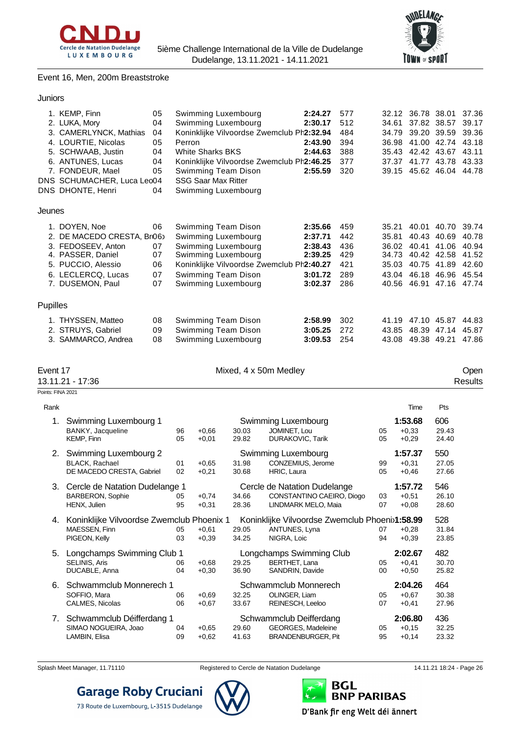Event 16, Men, 200m Breaststroke

### Juniors

| Rank | Name | YoB | Club | Time | Pts | 50m | 100m | 150m | 200m |
|---|---|---|---|---|---|---|---|---|---|
| 1. | KEMP, Finn | 05 | Swimming Luxembourg | **2:24.27** | 577 | 32.12 | 36.78 | 38.01 | 37.36 |
| 2. | LUKA, Mory | 04 | Swimming Luxembourg | **2:30.17** | 512 | 34.61 | 37.82 | 38.57 | 39.17 |
| 3. | CAMERLYNCK, Mathias | 04 | Koninklijke Vilvoordse Zwemclub Ph | **2:32.94** | 484 | 34.79 | 39.20 | 39.59 | 39.36 |
| 4. | LOURTIE, Nicolas | 05 | Perron | **2:43.90** | 394 | 36.98 | 41.00 | 42.74 | 43.18 |
| 5. | SCHWAAB, Justin | 04 | White Sharks BKS | **2:44.63** | 388 | 35.43 | 42.42 | 43.67 | 43.11 |
| 6. | ANTUNES, Lucas | 04 | Koninklijke Vilvoordse Zwemclub Ph | **2:46.25** | 377 | 37.37 | 41.77 | 43.78 | 43.33 |
| 7. | FONDEUR, Mael | 05 | Swimming Team Dison | **2:55.59** | 320 | 39.15 | 45.62 | 46.04 | 44.78 |
| DNS | SCHUMACHER, Luca Leo | 04 | SSG Saar Max Ritter | | | | | | |
| DNS | DHONTE, Henri | 04 | Swimming Luxembourg | | | | | | |

### Jeunes

| Rank | Name | YoB | Club | Time | Pts | 50m | 100m | 150m | 200m |
|---|---|---|---|---|---|---|---|---|---|
| 1. | DOYEN, Noe | 06 | Swimming Team Dison | **2:35.66** | 459 | 35.21 | 40.01 | 40.70 | 39.74 |
| 2. | DE MACEDO CRESTA, Br | 06 | Swimming Luxembourg | **2:37.71** | 442 | 35.81 | 40.43 | 40.69 | 40.78 |
| 3. | FEDOSEEV, Anton | 07 | Swimming Luxembourg | **2:38.43** | 436 | 36.02 | 40.41 | 41.06 | 40.94 |
| 4. | PASSER, Daniel | 07 | Swimming Luxembourg | **2:39.25** | 429 | 34.73 | 40.42 | 42.58 | 41.52 |
| 5. | PUCCIO, Alessio | 06 | Koninklijke Vilvoordse Zwemclub Ph | **2:40.27** | 421 | 35.03 | 40.75 | 41.89 | 42.60 |
| 6. | LECLERCQ, Lucas | 07 | Swimming Team Dison | **3:01.72** | 289 | 43.04 | 46.18 | 46.96 | 45.54 |
| 7. | DUSEMON, Paul | 07 | Swimming Luxembourg | **3:02.37** | 286 | 40.56 | 46.91 | 47.16 | 47.74 |

### Pupilles

| Rank | Name | YoB | Club | Time | Pts | 50m | 100m | 150m | 200m |
|---|---|---|---|---|---|---|---|---|---|
| 1. | THYSSEN, Matteo | 08 | Swimming Team Dison | **2:58.99** | 302 | 41.19 | 47.10 | 45.87 | 44.83 |
| 2. | STRUYS, Gabriel | 09 | Swimming Team Dison | **3:05.25** | 272 | 43.85 | 48.39 | 47.14 | 45.87 |
| 3. | SAMMARCO, Andrea | 08 | Swimming Luxembourg | **3:09.53** | 254 | 43.08 | 49.38 | 49.21 | 47.86 |

## Event 17 — Mixed, 4 x 50m Medley — Open

13.11.21 - 17:36 — Results

Points: FINA 2021

| Rank | Team / Swimmer | YoB | RT | Split | Club / Swimmer | YoB | Time / RT | Pts / Split |
|---|---|---|---|---|---|---|---|---|
| 1. | Swimming Luxembourg 1 | | | | Swimming Luxembourg | | **1:53.68** | 606 |
| | BANKY, Jacqueline | 96 | +0,66 | 30.03 | JOMINET, Lou | 05 | +0,33 | 29.43 |
| | KEMP, Finn | 05 | +0,01 | 29.82 | DURAKOVIC, Tarik | 05 | +0,29 | 24.40 |
| 2. | Swimming Luxembourg 2 | | | | Swimming Luxembourg | | **1:57.37** | 550 |
| | BLACK, Rachael | 01 | +0,65 | 31.98 | CONZEMIUS, Jerome | 99 | +0,31 | 27.05 |
| | DE MACEDO CRESTA, Gabriel | 02 | +0,21 | 30.68 | HRIC, Laura | 05 | +0,46 | 27.66 |
| 3. | Cercle de Natation Dudelange 1 | | | | Cercle de Natation Dudelange | | **1:57.72** | 546 |
| | BARBERON, Sophie | 05 | +0,74 | 34.66 | CONSTANTINO CAEIRO, Diogo | 03 | +0,51 | 26.10 |
| | HENX, Julien | 95 | +0,31 | 28.36 | LINDMARK MELO, Maia | 07 | +0,08 | 28.60 |
| 4. | Koninklijke Vilvoordse Zwemclub Phoenix 1 | | | | Koninklijke Vilvoordse Zwemclub Phoeni | | **1:58.99** | 528 |
| | MAESSEN, Finn | 05 | +0,61 | 29.05 | ANTUNES, Lyna | 07 | +0,28 | 31.84 |
| | PIGEON, Kelly | 03 | +0,39 | 34.25 | NIGRA, Loic | 94 | +0,39 | 23.85 |
| 5. | Longchamps Swimming Club 1 | | | | Longchamps Swimming Club | | **2:02.67** | 482 |
| | SELINIS, Aris | 06 | +0,68 | 29.25 | BERTHET, Lana | 05 | +0,41 | 30.70 |
| | DUCABLE, Anna | 04 | +0,30 | 36.90 | SANDRIN, Davide | 00 | +0,50 | 25.82 |
| 6. | Schwammclub Monnerech 1 | | | | Schwammclub Monnerech | | **2:04.26** | 464 |
| | SOFFIO, Mara | 06 | +0,69 | 32.25 | OLINGER, Liam | 05 | +0,67 | 30.38 |
| | CALMES, Nicolas | 06 | +0,67 | 33.67 | REINESCH, Leeloo | 07 | +0,41 | 27.96 |
| 7. | Schwammclub Déifferdang 1 | | | | Schwammclub Deifferdang | | **2:06.80** | 436 |
| | SIMAO NOGUEIRA, Joao | 04 | +0,65 | 29.60 | GEORGES, Madeleine | 05 | +0,15 | 32.25 |
| | LAMBIN, Elisa | 09 | +0,62 | 41.63 | BRANDENBURGER, Pit | 95 | +0,14 | 23.32 |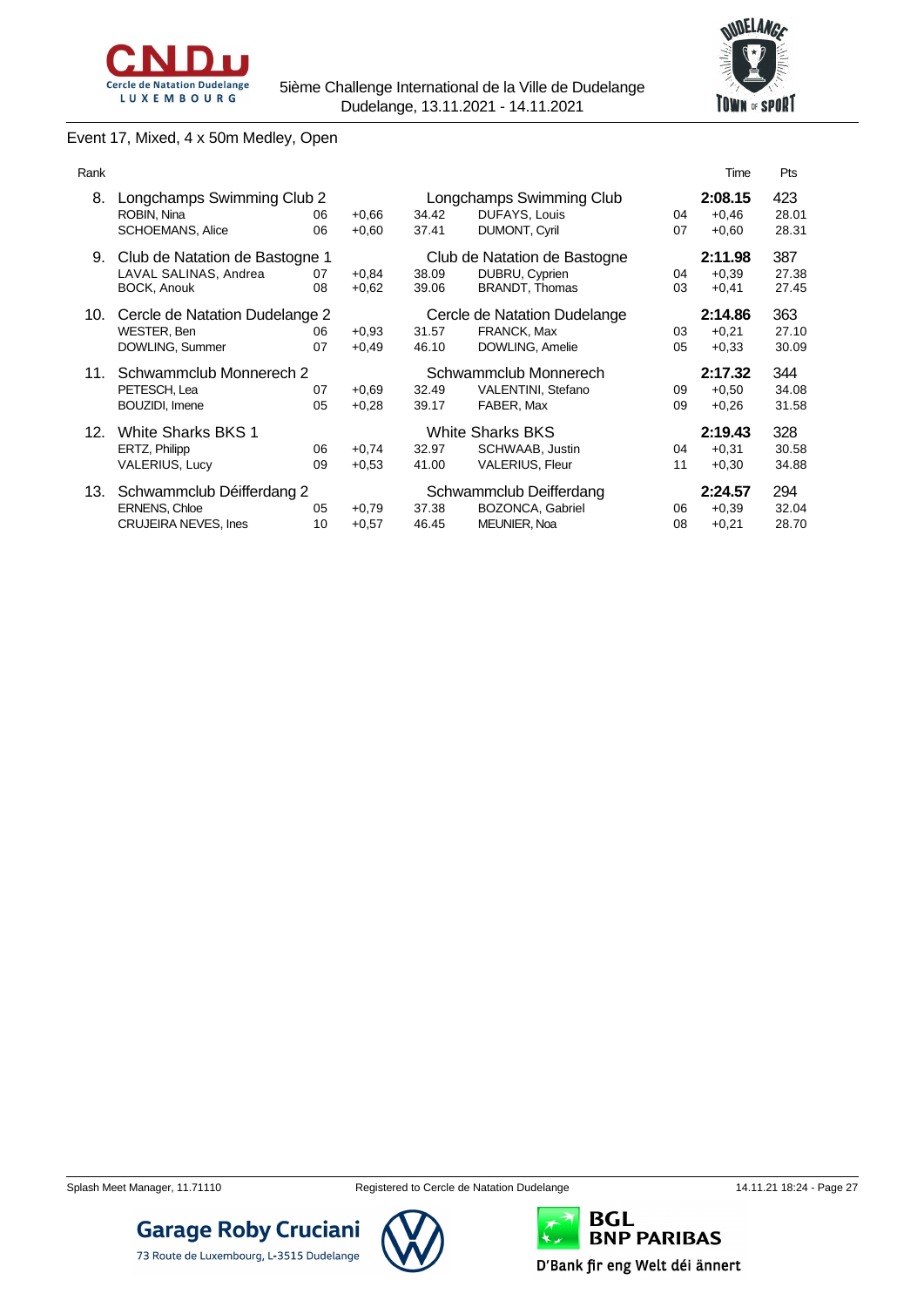Event 17, Mixed, 4 x 50m Medley, Open

| Rank | | | | | | | | Time | Pts |
|---|---|---|---|---|---|---|---|---|---|
| 8. | Longchamps Swimming Club 2 | | | | Longchamps Swimming Club | | | **2:08.15** | 423 |
| | ROBIN, Nina | 06 | +0,66 | 34.42 | DUFAYS, Louis | 04 | +0,46 | | 28.01 |
| | SCHOEMANS, Alice | 06 | +0,60 | 37.41 | DUMONT, Cyril | 07 | +0,60 | | 28.31 |
| 9. | Club de Natation de Bastogne 1 | | | | Club de Natation de Bastogne | | | **2:11.98** | 387 |
| | LAVAL SALINAS, Andrea | 07 | +0,84 | 38.09 | DUBRU, Cyprien | 04 | +0,39 | | 27.38 |
| | BOCK, Anouk | 08 | +0,62 | 39.06 | BRANDT, Thomas | 03 | +0,41 | | 27.45 |
| 10. | Cercle de Natation Dudelange 2 | | | | Cercle de Natation Dudelange | | | **2:14.86** | 363 |
| | WESTER, Ben | 06 | +0,93 | 31.57 | FRANCK, Max | 03 | +0,21 | | 27.10 |
| | DOWLING, Summer | 07 | +0,49 | 46.10 | DOWLING, Amelie | 05 | +0,33 | | 30.09 |
| 11. | Schwammclub Monnerech 2 | | | | Schwammclub Monnerech | | | **2:17.32** | 344 |
| | PETESCH, Lea | 07 | +0,69 | 32.49 | VALENTINI, Stefano | 09 | +0,50 | | 34.08 |
| | BOUZIDI, Imene | 05 | +0,28 | 39.17 | FABER, Max | 09 | +0,26 | | 31.58 |
| 12. | White Sharks BKS 1 | | | | White Sharks BKS | | | **2:19.43** | 328 |
| | ERTZ, Philipp | 06 | +0,74 | 32.97 | SCHWAAB, Justin | 04 | +0,31 | | 30.58 |
| | VALERIUS, Lucy | 09 | +0,53 | 41.00 | VALERIUS, Fleur | 11 | +0,30 | | 34.88 |
| 13. | Schwammclub Déifferdang 2 | | | | Schwammclub Deifferdang | | | **2:24.57** | 294 |
| | ERNENS, Chloe | 05 | +0,79 | 37.38 | BOZONCA, Gabriel | 06 | +0,39 | | 32.04 |
| | CRUJEIRA NEVES, Ines | 10 | +0,57 | 46.45 | MEUNIER, Noa | 08 | +0,21 | | 28.70 |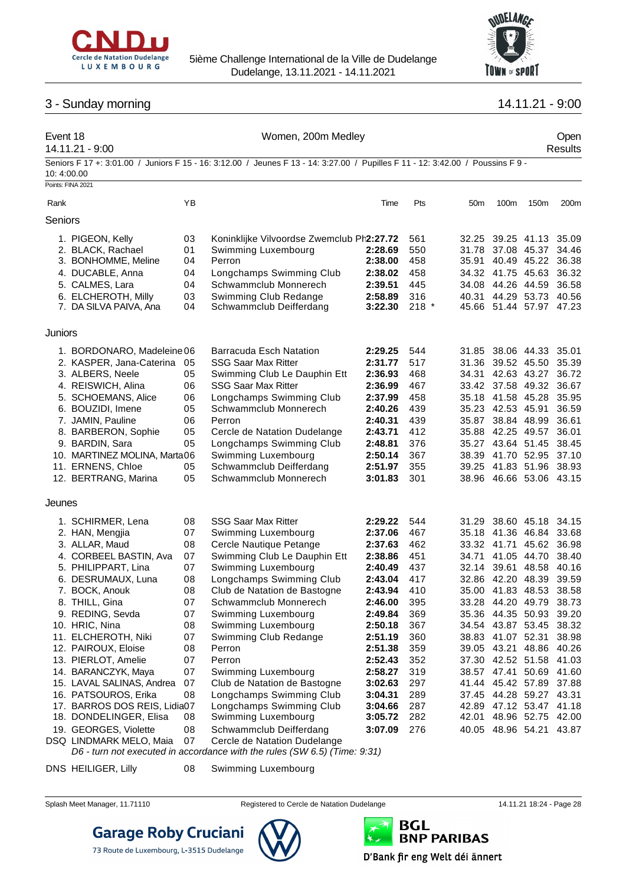5ième Challenge International de la Ville de Dudelange
Dudelange, 13.11.2021 - 14.11.2021

## 3 - Sunday morning

14.11.21 - 9:00

### Event 18 — Women, 200m Medley — Open

14.11.21 - 9:00 — Results

Seniors F 17 +: 3:01.00 / Juniors F 15 - 16: 3:12.00 / Jeunes F 13 - 14: 3:27.00 / Pupilles F 11 - 12: 3:42.00 / Poussins F 9 - 10: 4:00.00

Points: FINA 2021

| Rank | | YB | | Time | Pts | 50m | 100m | 150m | 200m |
|---|---|---|---|---|---|---|---|---|---|
| **Seniors** | | | | | | | | | |
| 1. | PIGEON, Kelly | 03 | Koninklijke Vilvoordse Zwemclub Ph | 2:27.72 | 561 | 32.25 | 39.25 | 41.13 | 35.09 |
| 2. | BLACK, Rachael | 01 | Swimming Luxembourg | 2:28.69 | 550 | 31.78 | 37.08 | 45.37 | 34.46 |
| 3. | BONHOMME, Meline | 04 | Perron | 2:38.00 | 458 | 35.91 | 40.49 | 45.22 | 36.38 |
| 4. | DUCABLE, Anna | 04 | Longchamps Swimming Club | 2:38.02 | 458 | 34.32 | 41.75 | 45.63 | 36.32 |
| 5. | CALMES, Lara | 04 | Schwammclub Monnerech | 2:39.51 | 445 | 34.08 | 44.26 | 44.59 | 36.58 |
| 6. | ELCHEROTH, Milly | 03 | Swimming Club Redange | 2:58.89 | 316 | 40.31 | 44.29 | 53.73 | 40.56 |
| 7. | DA SILVA PAIVA, Ana | 04 | Schwammclub Deifferdang | 3:22.30 | 218 * | 45.66 | 51.44 | 57.97 | 47.23 |
| **Juniors** | | | | | | | | | |
| 1. | BORDONARO, Madeleine | 06 | Barracuda Esch Natation | 2:29.25 | 544 | 31.85 | 38.06 | 44.33 | 35.01 |
| 2. | KASPER, Jana-Caterina | 05 | SSG Saar Max Ritter | 2:31.77 | 517 | 31.36 | 39.52 | 45.50 | 35.39 |
| 3. | ALBERS, Neele | 05 | Swimming Club Le Dauphin Ett | 2:36.93 | 468 | 34.31 | 42.63 | 43.27 | 36.72 |
| 4. | REISWICH, Alina | 06 | SSG Saar Max Ritter | 2:36.99 | 467 | 33.42 | 37.58 | 49.32 | 36.67 |
| 5. | SCHOEMANS, Alice | 06 | Longchamps Swimming Club | 2:37.99 | 458 | 35.18 | 41.58 | 45.28 | 35.95 |
| 6. | BOUZIDI, Imene | 05 | Schwammclub Monnerech | 2:40.26 | 439 | 35.23 | 42.53 | 45.91 | 36.59 |
| 7. | JAMIN, Pauline | 06 | Perron | 2:40.31 | 439 | 35.87 | 38.84 | 48.99 | 36.61 |
| 8. | BARBERON, Sophie | 05 | Cercle de Natation Dudelange | 2:43.71 | 412 | 35.88 | 42.25 | 49.57 | 36.01 |
| 9. | BARDIN, Sara | 05 | Longchamps Swimming Club | 2:48.81 | 376 | 35.27 | 43.64 | 51.45 | 38.45 |
| 10. | MARTINEZ MOLINA, Marta | 06 | Swimming Luxembourg | 2:50.14 | 367 | 38.39 | 41.70 | 52.95 | 37.10 |
| 11. | ERNENS, Chloe | 05 | Schwammclub Deifferdang | 2:51.97 | 355 | 39.25 | 41.83 | 51.96 | 38.93 |
| 12. | BERTRANG, Marina | 05 | Schwammclub Monnerech | 3:01.83 | 301 | 38.96 | 46.66 | 53.06 | 43.15 |
| **Jeunes** | | | | | | | | | |
| 1. | SCHIRMER, Lena | 08 | SSG Saar Max Ritter | 2:29.22 | 544 | 31.29 | 38.60 | 45.18 | 34.15 |
| 2. | HAN, Mengjia | 07 | Swimming Luxembourg | 2:37.06 | 467 | 35.18 | 41.36 | 46.84 | 33.68 |
| 3. | ALLAR, Maud | 08 | Cercle Nautique Petange | 2:37.63 | 462 | 33.32 | 41.71 | 45.62 | 36.98 |
| 4. | CORBEEL BASTIN, Ava | 07 | Swimming Club Le Dauphin Ett | 2:38.86 | 451 | 34.71 | 41.05 | 44.70 | 38.40 |
| 5. | PHILIPPART, Lina | 07 | Swimming Luxembourg | 2:40.49 | 437 | 32.14 | 39.61 | 48.58 | 40.16 |
| 6. | DESRUMAUX, Luna | 08 | Longchamps Swimming Club | 2:43.04 | 417 | 32.86 | 42.20 | 48.39 | 39.59 |
| 7. | BOCK, Anouk | 08 | Club de Natation de Bastogne | 2:43.94 | 410 | 35.00 | 41.83 | 48.53 | 38.58 |
| 8. | THILL, Gina | 07 | Schwammclub Monnerech | 2:46.00 | 395 | 33.28 | 44.20 | 49.79 | 38.73 |
| 9. | REDING, Sevda | 07 | Swimming Luxembourg | 2:49.84 | 369 | 35.36 | 44.35 | 50.93 | 39.20 |
| 10. | HRIC, Nina | 08 | Swimming Luxembourg | 2:50.18 | 367 | 34.54 | 43.87 | 53.45 | 38.32 |
| 11. | ELCHEROTH, Niki | 07 | Swimming Club Redange | 2:51.19 | 360 | 38.83 | 41.07 | 52.31 | 38.98 |
| 12. | PAIROUX, Eloise | 08 | Perron | 2:51.38 | 359 | 39.05 | 43.21 | 48.86 | 40.26 |
| 13. | PIERLOT, Amelie | 07 | Perron | 2:52.43 | 352 | 37.30 | 42.52 | 51.58 | 41.03 |
| 14. | BARANCZYK, Maya | 07 | Swimming Luxembourg | 2:58.27 | 319 | 38.57 | 47.41 | 50.69 | 41.60 |
| 15. | LAVAL SALINAS, Andrea | 07 | Club de Natation de Bastogne | 3:02.63 | 297 | 41.44 | 45.42 | 57.89 | 37.88 |
| 16. | PATSOUROS, Erika | 08 | Longchamps Swimming Club | 3:04.31 | 289 | 37.45 | 44.28 | 59.27 | 43.31 |
| 17. | BARROS DOS REIS, Lidia | 07 | Longchamps Swimming Club | 3:04.66 | 287 | 42.89 | 47.12 | 53.47 | 41.18 |
| 18. | DONDELINGER, Elisa | 08 | Swimming Luxembourg | 3:05.72 | 282 | 42.01 | 48.96 | 52.75 | 42.00 |
| 19. | GEORGES, Violette | 08 | Schwammclub Deifferdang | 3:07.09 | 276 | 40.05 | 48.96 | 54.21 | 43.87 |
| DSQ | LINDMARK MELO, Maia | 07 | Cercle de Natation Dudelange | | | | | | |
| | *D6 - turn not executed in accordance with the rules (SW 6.5) (Time: 9:31)* | | | | | | | | |
| DNS | HEILIGER, Lilly | 08 | Swimming Luxembourg | | | | | | |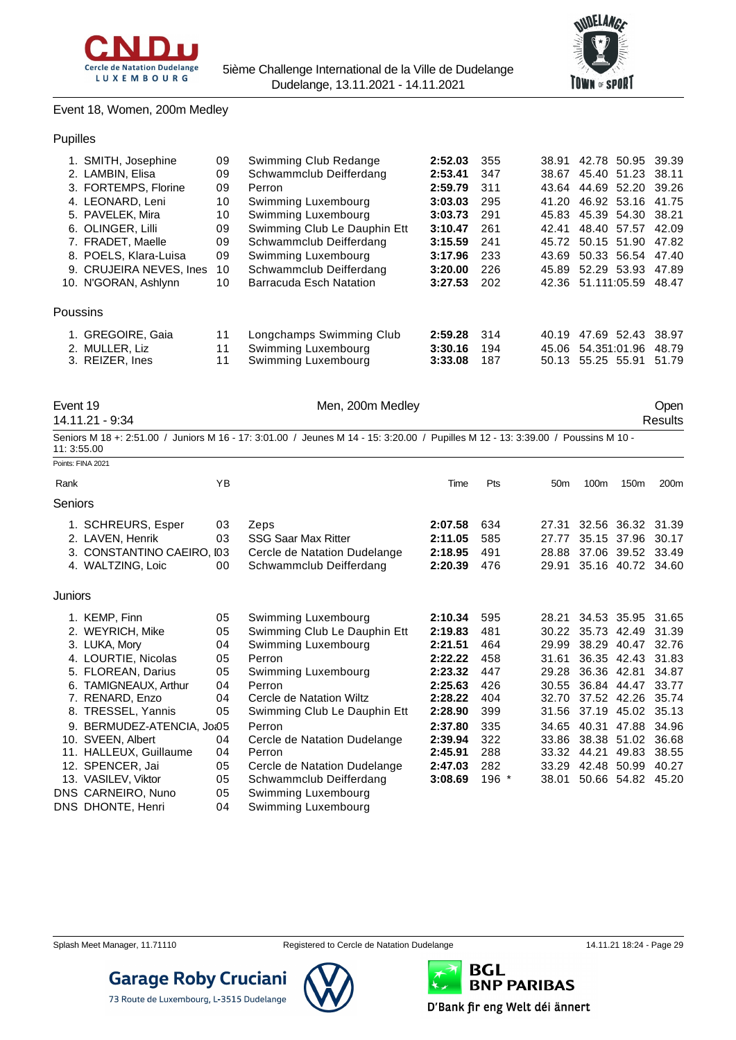Event 18, Women, 200m Medley

### Pupilles

| Rank | Name | YB | Club | Time | Pts | 50m | 100m | 150m | 200m |
|---|---|---|---|---|---|---|---|---|---|
| 1. | SMITH, Josephine | 09 | Swimming Club Redange | **2:52.03** | 355 | 38.91 | 42.78 | 50.95 | 39.39 |
| 2. | LAMBIN, Elisa | 09 | Schwammclub Deifferdang | **2:53.41** | 347 | 38.67 | 45.40 | 51.23 | 38.11 |
| 3. | FORTEMPS, Florine | 09 | Perron | **2:59.79** | 311 | 43.64 | 44.69 | 52.20 | 39.26 |
| 4. | LEONARD, Leni | 10 | Swimming Luxembourg | **3:03.03** | 295 | 41.20 | 46.92 | 53.16 | 41.75 |
| 5. | PAVELEK, Mira | 10 | Swimming Luxembourg | **3:03.73** | 291 | 45.83 | 45.39 | 54.30 | 38.21 |
| 6. | OLINGER, Lilli | 09 | Swimming Club Le Dauphin Ett | **3:10.47** | 261 | 42.41 | 48.40 | 57.57 | 42.09 |
| 7. | FRADET, Maelle | 09 | Schwammclub Deifferdang | **3:15.59** | 241 | 45.72 | 50.15 | 51.90 | 47.82 |
| 8. | POELS, Klara-Luisa | 09 | Swimming Luxembourg | **3:17.96** | 233 | 43.69 | 50.33 | 56.54 | 47.40 |
| 9. | CRUJEIRA NEVES, Ines | 10 | Schwammclub Deifferdang | **3:20.00** | 226 | 45.89 | 52.29 | 53.93 | 47.89 |
| 10. | N'GORAN, Ashlynn | 10 | Barracuda Esch Natation | **3:27.53** | 202 | 42.36 | 51.11 | 1:05.59 | 48.47 |

### Poussins

| Rank | Name | YB | Club | Time | Pts | 50m | 100m | 150m | 200m |
|---|---|---|---|---|---|---|---|---|---|
| 1. | GREGOIRE, Gaia | 11 | Longchamps Swimming Club | **2:59.28** | 314 | 40.19 | 47.69 | 52.43 | 38.97 |
| 2. | MULLER, Liz | 11 | Swimming Luxembourg | **3:30.16** | 194 | 45.06 | 54.35 | 1:01.96 | 48.79 |
| 3. | REIZER, Ines | 11 | Swimming Luxembourg | **3:33.08** | 187 | 50.13 | 55.25 | 55.91 | 51.79 |

## Event 19 — Men, 200m Medley — Open

14.11.21 - 9:34 — Results

Seniors M 18 +: 2:51.00 / Juniors M 16 - 17: 3:01.00 / Jeunes M 14 - 15: 3:20.00 / Pupilles M 12 - 13: 3:39.00 / Poussins M 10 - 11: 3:55.00

Points: FINA 2021

### Seniors

| Rank | Name | YB | Club | Time | Pts | 50m | 100m | 150m | 200m |
|---|---|---|---|---|---|---|---|---|---|
| 1. | SCHREURS, Esper | 03 | Zeps | **2:07.58** | 634 | 27.31 | 32.56 | 36.32 | 31.39 |
| 2. | LAVEN, Henrik | 03 | SSG Saar Max Ritter | **2:11.05** | 585 | 27.77 | 35.15 | 37.96 | 30.17 |
| 3. | CONSTANTINO CAEIRO, I | 03 | Cercle de Natation Dudelange | **2:18.95** | 491 | 28.88 | 37.06 | 39.52 | 33.49 |
| 4. | WALTZING, Loic | 00 | Schwammclub Deifferdang | **2:20.39** | 476 | 29.91 | 35.16 | 40.72 | 34.60 |

### Juniors

| Rank | Name | YB | Club | Time | Pts | 50m | 100m | 150m | 200m |
|---|---|---|---|---|---|---|---|---|---|
| 1. | KEMP, Finn | 05 | Swimming Luxembourg | **2:10.34** | 595 | 28.21 | 34.53 | 35.95 | 31.65 |
| 2. | WEYRICH, Mike | 05 | Swimming Club Le Dauphin Ett | **2:19.83** | 481 | 30.22 | 35.73 | 42.49 | 31.39 |
| 3. | LUKA, Mory | 04 | Swimming Luxembourg | **2:21.51** | 464 | 29.99 | 38.29 | 40.47 | 32.76 |
| 4. | LOURTIE, Nicolas | 05 | Perron | **2:22.22** | 458 | 31.61 | 36.35 | 42.43 | 31.83 |
| 5. | FLOREAN, Darius | 05 | Swimming Luxembourg | **2:23.32** | 447 | 29.28 | 36.36 | 42.81 | 34.87 |
| 6. | TAMIGNEAUX, Arthur | 04 | Perron | **2:25.63** | 426 | 30.55 | 36.84 | 44.47 | 33.77 |
| 7. | RENARD, Enzo | 04 | Cercle de Natation Wiltz | **2:28.22** | 404 | 32.70 | 37.52 | 42.26 | 35.74 |
| 8. | TRESSEL, Yannis | 05 | Swimming Club Le Dauphin Ett | **2:28.90** | 399 | 31.56 | 37.19 | 45.02 | 35.13 |
| 9. | BERMUDEZ-ATENCIA, Jo | 05 | Perron | **2:37.80** | 335 | 34.65 | 40.31 | 47.88 | 34.96 |
| 10. | SVEEN, Albert | 04 | Cercle de Natation Dudelange | **2:39.94** | 322 | 33.86 | 38.38 | 51.02 | 36.68 |
| 11. | HALLEUX, Guillaume | 04 | Perron | **2:45.91** | 288 | 33.32 | 44.21 | 49.83 | 38.55 |
| 12. | SPENCER, Jai | 05 | Cercle de Natation Dudelange | **2:47.03** | 282 | 33.29 | 42.48 | 50.99 | 40.27 |
| 13. | VASILEV, Viktor | 05 | Schwammclub Deifferdang | **3:08.69** | 196 * | 38.01 | 50.66 | 54.82 | 45.20 |
| DNS | CARNEIRO, Nuno | 05 | Swimming Luxembourg | | | | | | |
| DNS | DHONTE, Henri | 04 | Swimming Luxembourg | | | | | | |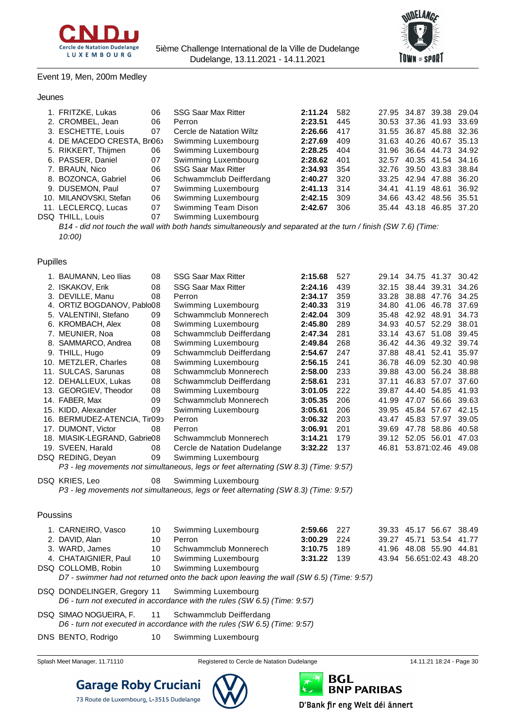Event 19, Men, 200m Medley

### Jeunes

| Rank | Name | YoB | Club | Time | Points | 50m | 100m | 150m | 200m |
|---|---|---|---|---|---|---|---|---|---|
| 1. | FRITZKE, Lukas | 06 | SSG Saar Max Ritter | **2:11.24** | 582 | 27.95 | 34.87 | 39.38 | 29.04 |
| 2. | CROMBEL, Jean | 06 | Perron | **2:23.51** | 445 | 30.53 | 37.36 | 41.93 | 33.69 |
| 3. | ESCHETTE, Louis | 07 | Cercle de Natation Wiltz | **2:26.66** | 417 | 31.55 | 36.87 | 45.88 | 32.36 |
| 4. | DE MACEDO CRESTA, Br | 06 | Swimming Luxembourg | **2:27.69** | 409 | 31.63 | 40.26 | 40.67 | 35.13 |
| 5. | RIKKERT, Thijmen | 06 | Swimming Luxembourg | **2:28.25** | 404 | 31.96 | 36.64 | 44.73 | 34.92 |
| 6. | PASSER, Daniel | 07 | Swimming Luxembourg | **2:28.62** | 401 | 32.57 | 40.35 | 41.54 | 34.16 |
| 7. | BRAUN, Nico | 06 | SSG Saar Max Ritter | **2:34.93** | 354 | 32.76 | 39.50 | 43.83 | 38.84 |
| 8. | BOZONCA, Gabriel | 06 | Schwammclub Deifferdang | **2:40.27** | 320 | 33.25 | 42.94 | 47.88 | 36.20 |
| 9. | DUSEMON, Paul | 07 | Swimming Luxembourg | **2:41.13** | 314 | 34.41 | 41.19 | 48.61 | 36.92 |
| 10. | MILANOVSKI, Stefan | 06 | Swimming Luxembourg | **2:42.15** | 309 | 34.66 | 43.42 | 48.56 | 35.51 |
| 11. | LECLERCQ, Lucas | 07 | Swimming Team Dison | **2:42.67** | 306 | 35.44 | 43.18 | 46.85 | 37.20 |
| DSQ | THILL, Louis | 07 | Swimming Luxembourg | | | | | | |

*B14 - did not touch the wall with both hands simultaneously and separated at the turn / finish (SW 7.6) (Time: 10:00)*

### Pupilles

| Rank | Name | YoB | Club | Time | Points | 50m | 100m | 150m | 200m |
|---|---|---|---|---|---|---|---|---|---|
| 1. | BAUMANN, Leo Ilias | 08 | SSG Saar Max Ritter | **2:15.68** | 527 | 29.14 | 34.75 | 41.37 | 30.42 |
| 2. | ISKAKOV, Erik | 08 | SSG Saar Max Ritter | **2:24.16** | 439 | 32.15 | 38.44 | 39.31 | 34.26 |
| 3. | DEVILLE, Manu | 08 | Perron | **2:34.17** | 359 | 33.28 | 38.88 | 47.76 | 34.25 |
| 4. | ORTIZ BOGDANOV, Pablo | 08 | Swimming Luxembourg | **2:40.33** | 319 | 34.80 | 41.06 | 46.78 | 37.69 |
| 5. | VALENTINI, Stefano | 09 | Schwammclub Monnerech | **2:42.04** | 309 | 35.48 | 42.92 | 48.91 | 34.73 |
| 6. | KROMBACH, Alex | 08 | Swimming Luxembourg | **2:45.80** | 289 | 34.93 | 40.57 | 52.29 | 38.01 |
| 7. | MEUNIER, Noa | 08 | Schwammclub Deifferdang | **2:47.34** | 281 | 33.14 | 43.67 | 51.08 | 39.45 |
| 8. | SAMMARCO, Andrea | 08 | Swimming Luxembourg | **2:49.84** | 268 | 36.42 | 44.36 | 49.32 | 39.74 |
| 9. | THILL, Hugo | 09 | Schwammclub Deifferdang | **2:54.67** | 247 | 37.88 | 48.41 | 52.41 | 35.97 |
| 10. | METZLER, Charles | 08 | Swimming Luxembourg | **2:56.15** | 241 | 36.78 | 46.09 | 52.30 | 40.98 |
| 11. | SULCAS, Sarunas | 08 | Schwammclub Monnerech | **2:58.00** | 233 | 39.88 | 43.00 | 56.24 | 38.88 |
| 12. | DEHALLEUX, Lukas | 08 | Schwammclub Deifferdang | **2:58.61** | 231 | 37.11 | 46.83 | 57.07 | 37.60 |
| 13. | GEORGIEV, Theodor | 08 | Swimming Luxembourg | **3:01.05** | 222 | 39.87 | 44.40 | 54.85 | 41.93 |
| 14. | FABER, Max | 09 | Schwammclub Monnerech | **3:05.35** | 206 | 41.99 | 47.07 | 56.66 | 39.63 |
| 15. | KIDD, Alexander | 09 | Swimming Luxembourg | **3:05.61** | 206 | 39.95 | 45.84 | 57.67 | 42.15 |
| 16. | BERMUDEZ-ATENCIA, Tir | 09 | Perron | **3:06.32** | 203 | 43.47 | 45.83 | 57.97 | 39.05 |
| 17. | DUMONT, Victor | 08 | Perron | **3:06.91** | 201 | 39.69 | 47.78 | 58.86 | 40.58 |
| 18. | MIASIK-LEGRAND, Gabrie | 08 | Schwammclub Monnerech | **3:14.21** | 179 | 39.12 | 52.05 | 56.01 | 47.03 |
| 19. | SVEEN, Harald | 08 | Cercle de Natation Dudelange | **3:32.22** | 137 | 46.81 | 53.87 | 1:02.46 | 49.08 |
| DSQ | REDING, Deyan | 09 | Swimming Luxembourg | | | | | | |
| DSQ | KRIES, Leo | 08 | Swimming Luxembourg | | | | | | |

REDING, Deyan: *P3 - leg movements not simultaneous, legs or feet alternating (SW 8.3) (Time: 9:57)*

KRIES, Leo: *P3 - leg movements not simultaneous, legs or feet alternating (SW 8.3) (Time: 9:57)*

### Poussins

| Rank | Name | YoB | Club | Time | Points | 50m | 100m | 150m | 200m |
|---|---|---|---|---|---|---|---|---|---|
| 1. | CARNEIRO, Vasco | 10 | Swimming Luxembourg | **2:59.66** | 227 | 39.33 | 45.17 | 56.67 | 38.49 |
| 2. | DAVID, Alan | 10 | Perron | **3:00.29** | 224 | 39.27 | 45.71 | 53.54 | 41.77 |
| 3. | WARD, James | 10 | Schwammclub Monnerech | **3:10.75** | 189 | 41.96 | 48.08 | 55.90 | 44.81 |
| 4. | CHATAIGNIER, Paul | 10 | Swimming Luxembourg | **3:31.22** | 139 | 43.94 | 56.65 | 1:02.43 | 48.20 |
| DSQ | COLLOMB, Robin | 10 | Swimming Luxembourg | | | | | | |
| DSQ | DONDELINGER, Gregory | 11 | Swimming Luxembourg | | | | | | |
| DSQ | SIMAO NOGUEIRA, F. | 11 | Schwammclub Deifferdang | | | | | | |
| DNS | BENTO, Rodrigo | 10 | Swimming Luxembourg | | | | | | |

COLLOMB, Robin: *D7 - swimmer had not returned onto the back upon leaving the wall (SW 6.5) (Time: 9:57)*

DONDELINGER, Gregory: *D6 - turn not executed in accordance with the rules (SW 6.5) (Time: 9:57)*

SIMAO NOGUEIRA, F.: *D6 - turn not executed in accordance with the rules (SW 6.5) (Time: 9:57)*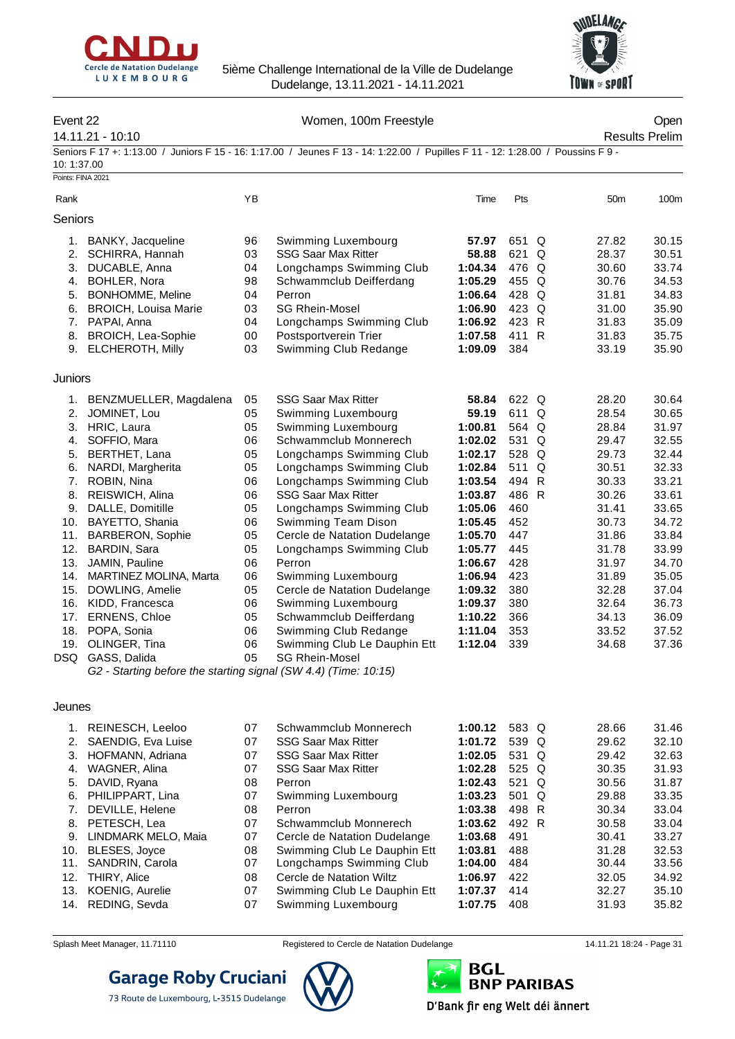5ième Challenge International de la Ville de Dudelange
Dudelange, 13.11.2021 - 14.11.2021

**Event 22** — Women, 100m Freestyle — Open

14.11.21 - 10:10 — Results Prelim

Seniors F 17 +: 1:13.00 / Juniors F 15 - 16: 1:17.00 / Jeunes F 13 - 14: 1:22.00 / Pupilles F 11 - 12: 1:28.00 / Poussins F 9 - 10: 1:37.00

Points: FINA 2021

## Seniors

| Rank | Name | YB | Club | Time | Pts | | 50m | 100m |
|---|---|---|---|---|---|---|---|---|
| 1. | BANKY, Jacqueline | 96 | Swimming Luxembourg | **57.97** | 651 | Q | 27.82 | 30.15 |
| 2. | SCHIRRA, Hannah | 03 | SSG Saar Max Ritter | **58.88** | 621 | Q | 28.37 | 30.51 |
| 3. | DUCABLE, Anna | 04 | Longchamps Swimming Club | **1:04.34** | 476 | Q | 30.60 | 33.74 |
| 4. | BOHLER, Nora | 98 | Schwammclub Deifferdang | **1:05.29** | 455 | Q | 30.76 | 34.53 |
| 5. | BONHOMME, Meline | 04 | Perron | **1:06.64** | 428 | Q | 31.81 | 34.83 |
| 6. | BROICH, Louisa Marie | 03 | SG Rhein-Mosel | **1:06.90** | 423 | Q | 31.00 | 35.90 |
| 7. | PA'PAI, Anna | 04 | Longchamps Swimming Club | **1:06.92** | 423 | R | 31.83 | 35.09 |
| 8. | BROICH, Lea-Sophie | 00 | Postsportverein Trier | **1:07.58** | 411 | R | 31.83 | 35.75 |
| 9. | ELCHEROTH, Milly | 03 | Swimming Club Redange | **1:09.09** | 384 | | 33.19 | 35.90 |

## Juniors

| Rank | Name | YB | Club | Time | Pts | | 50m | 100m |
|---|---|---|---|---|---|---|---|---|
| 1. | BENZMUELLER, Magdalena | 05 | SSG Saar Max Ritter | **58.84** | 622 | Q | 28.20 | 30.64 |
| 2. | JOMINET, Lou | 05 | Swimming Luxembourg | **59.19** | 611 | Q | 28.54 | 30.65 |
| 3. | HRIC, Laura | 05 | Swimming Luxembourg | **1:00.81** | 564 | Q | 28.84 | 31.97 |
| 4. | SOFFIO, Mara | 06 | Schwammclub Monnerech | **1:02.02** | 531 | Q | 29.47 | 32.55 |
| 5. | BERTHET, Lana | 05 | Longchamps Swimming Club | **1:02.17** | 528 | Q | 29.73 | 32.44 |
| 6. | NARDI, Margherita | 05 | Longchamps Swimming Club | **1:02.84** | 511 | Q | 30.51 | 32.33 |
| 7. | ROBIN, Nina | 06 | Longchamps Swimming Club | **1:03.54** | 494 | R | 30.33 | 33.21 |
| 8. | REISWICH, Alina | 06 | SSG Saar Max Ritter | **1:03.87** | 486 | R | 30.26 | 33.61 |
| 9. | DALLE, Domitille | 05 | Longchamps Swimming Club | **1:05.06** | 460 | | 31.41 | 33.65 |
| 10. | BAYETTO, Shania | 06 | Swimming Team Dison | **1:05.45** | 452 | | 30.73 | 34.72 |
| 11. | BARBERON, Sophie | 05 | Cercle de Natation Dudelange | **1:05.70** | 447 | | 31.86 | 33.84 |
| 12. | BARDIN, Sara | 05 | Longchamps Swimming Club | **1:05.77** | 445 | | 31.78 | 33.99 |
| 13. | JAMIN, Pauline | 06 | Perron | **1:06.67** | 428 | | 31.97 | 34.70 |
| 14. | MARTINEZ MOLINA, Marta | 06 | Swimming Luxembourg | **1:06.94** | 423 | | 31.89 | 35.05 |
| 15. | DOWLING, Amelie | 05 | Cercle de Natation Dudelange | **1:09.32** | 380 | | 32.28 | 37.04 |
| 16. | KIDD, Francesca | 06 | Swimming Luxembourg | **1:09.37** | 380 | | 32.64 | 36.73 |
| 17. | ERNENS, Chloe | 05 | Schwammclub Deifferdang | **1:10.22** | 366 | | 34.13 | 36.09 |
| 18. | POPA, Sonia | 06 | Swimming Club Redange | **1:11.04** | 353 | | 33.52 | 37.52 |
| 19. | OLINGER, Tina | 06 | Swimming Club Le Dauphin Ett | **1:12.04** | 339 | | 34.68 | 37.36 |
| DSQ | GASS, Dalida | 05 | SG Rhein-Mosel | | | | | |

*G2 - Starting before the starting signal (SW 4.4) (Time: 10:15)*

## Jeunes

| Rank | Name | YB | Club | Time | Pts | | 50m | 100m |
|---|---|---|---|---|---|---|---|---|
| 1. | REINESCH, Leeloo | 07 | Schwammclub Monnerech | **1:00.12** | 583 | Q | 28.66 | 31.46 |
| 2. | SAENDIG, Eva Luise | 07 | SSG Saar Max Ritter | **1:01.72** | 539 | Q | 29.62 | 32.10 |
| 3. | HOFMANN, Adriana | 07 | SSG Saar Max Ritter | **1:02.05** | 531 | Q | 29.42 | 32.63 |
| 4. | WAGNER, Alina | 07 | SSG Saar Max Ritter | **1:02.28** | 525 | Q | 30.35 | 31.93 |
| 5. | DAVID, Ryana | 08 | Perron | **1:02.43** | 521 | Q | 30.56 | 31.87 |
| 6. | PHILIPPART, Lina | 07 | Swimming Luxembourg | **1:03.23** | 501 | Q | 29.88 | 33.35 |
| 7. | DEVILLE, Helene | 08 | Perron | **1:03.38** | 498 | R | 30.34 | 33.04 |
| 8. | PETESCH, Lea | 07 | Schwammclub Monnerech | **1:03.62** | 492 | R | 30.58 | 33.04 |
| 9. | LINDMARK MELO, Maia | 07 | Cercle de Natation Dudelange | **1:03.68** | 491 | | 30.41 | 33.27 |
| 10. | BLESES, Joyce | 08 | Swimming Club Le Dauphin Ett | **1:03.81** | 488 | | 31.28 | 32.53 |
| 11. | SANDRIN, Carola | 07 | Longchamps Swimming Club | **1:04.00** | 484 | | 30.44 | 33.56 |
| 12. | THIRY, Alice | 08 | Cercle de Natation Wiltz | **1:06.97** | 422 | | 32.05 | 34.92 |
| 13. | KOENIG, Aurelie | 07 | Swimming Club Le Dauphin Ett | **1:07.37** | 414 | | 32.27 | 35.10 |
| 14. | REDING, Sevda | 07 | Swimming Luxembourg | **1:07.75** | 408 | | 31.93 | 35.82 |

Splash Meet Manager, 11.71110 — Registered to Cercle de Natation Dudelange — 14.11.21 18:24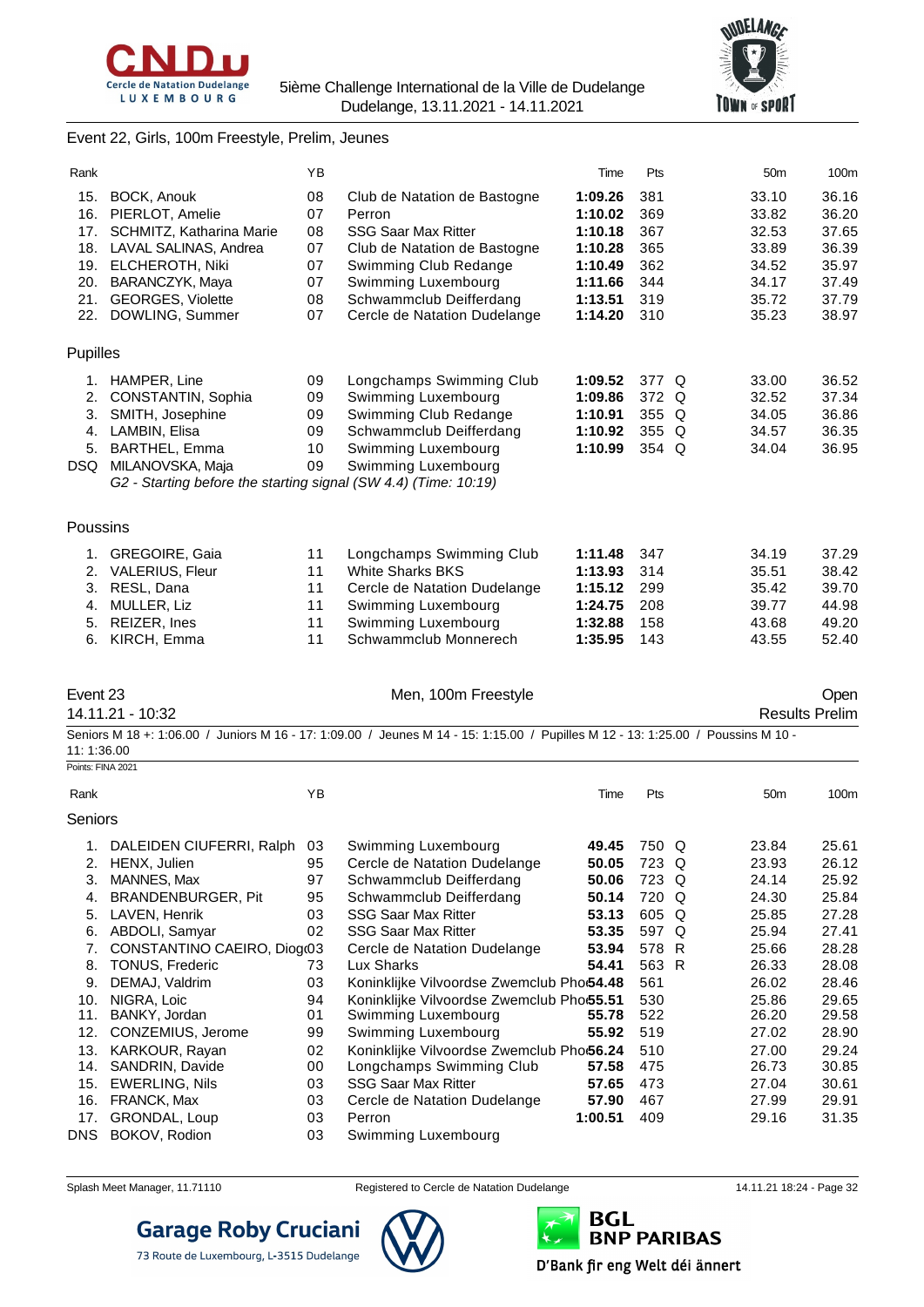Event 22, Girls, 100m Freestyle, Prelim, Jeunes

| Rank | | YB | | Time | Pts | 50m | 100m |
|---|---|---|---|---|---|---|---|
| 15. | BOCK, Anouk | 08 | Club de Natation de Bastogne | **1:09.26** | 381 | 33.10 | 36.16 |
| 16. | PIERLOT, Amelie | 07 | Perron | **1:10.02** | 369 | 33.82 | 36.20 |
| 17. | SCHMITZ, Katharina Marie | 08 | SSG Saar Max Ritter | **1:10.18** | 367 | 32.53 | 37.65 |
| 18. | LAVAL SALINAS, Andrea | 07 | Club de Natation de Bastogne | **1:10.28** | 365 | 33.89 | 36.39 |
| 19. | ELCHEROTH, Niki | 07 | Swimming Club Redange | **1:10.49** | 362 | 34.52 | 35.97 |
| 20. | BARANCZYK, Maya | 07 | Swimming Luxembourg | **1:11.66** | 344 | 34.17 | 37.49 |
| 21. | GEORGES, Violette | 08 | Schwammclub Deifferdang | **1:13.51** | 319 | 35.72 | 37.79 |
| 22. | DOWLING, Summer | 07 | Cercle de Natation Dudelange | **1:14.20** | 310 | 35.23 | 38.97 |

Pupilles

| Rank | | YB | | Time | Pts | 50m | 100m |
|---|---|---|---|---|---|---|---|
| 1. | HAMPER, Line | 09 | Longchamps Swimming Club | **1:09.52** | 377 Q | 33.00 | 36.52 |
| 2. | CONSTANTIN, Sophia | 09 | Swimming Luxembourg | **1:09.86** | 372 Q | 32.52 | 37.34 |
| 3. | SMITH, Josephine | 09 | Swimming Club Redange | **1:10.91** | 355 Q | 34.05 | 36.86 |
| 4. | LAMBIN, Elisa | 09 | Schwammclub Deifferdang | **1:10.92** | 355 Q | 34.57 | 36.35 |
| 5. | BARTHEL, Emma | 10 | Swimming Luxembourg | **1:10.99** | 354 Q | 34.04 | 36.95 |
| DSQ | MILANOVSKA, Maja | 09 | Swimming Luxembourg | | | | |

*G2 - Starting before the starting signal (SW 4.4) (Time: 10:19)*

Poussins

| Rank | | YB | | Time | Pts | 50m | 100m |
|---|---|---|---|---|---|---|---|
| 1. | GREGOIRE, Gaia | 11 | Longchamps Swimming Club | **1:11.48** | 347 | 34.19 | 37.29 |
| 2. | VALERIUS, Fleur | 11 | White Sharks BKS | **1:13.93** | 314 | 35.51 | 38.42 |
| 3. | RESL, Dana | 11 | Cercle de Natation Dudelange | **1:15.12** | 299 | 35.42 | 39.70 |
| 4. | MULLER, Liz | 11 | Swimming Luxembourg | **1:24.75** | 208 | 39.77 | 44.98 |
| 5. | REIZER, Ines | 11 | Swimming Luxembourg | **1:32.88** | 158 | 43.68 | 49.20 |
| 6. | KIRCH, Emma | 11 | Schwammclub Monnerech | **1:35.95** | 143 | 43.55 | 52.40 |

Event 23 — Men, 100m Freestyle — Open

14.11.21 - 10:32 — Results Prelim

Seniors M 18 +: 1:06.00 / Juniors M 16 - 17: 1:09.00 / Jeunes M 14 - 15: 1:15.00 / Pupilles M 12 - 13: 1:25.00 / Poussins M 10 - 11: 1:36.00

Points: FINA 2021

Seniors

| Rank | | YB | | Time | Pts | 50m | 100m |
|---|---|---|---|---|---|---|---|
| 1. | DALEIDEN CIUFERRI, Ralph | 03 | Swimming Luxembourg | **49.45** | 750 Q | 23.84 | 25.61 |
| 2. | HENX, Julien | 95 | Cercle de Natation Dudelange | **50.05** | 723 Q | 23.93 | 26.12 |
| 3. | MANNES, Max | 97 | Schwammclub Deifferdang | **50.06** | 723 Q | 24.14 | 25.92 |
| 4. | BRANDENBURGER, Pit | 95 | Schwammclub Deifferdang | **50.14** | 720 Q | 24.30 | 25.84 |
| 5. | LAVEN, Henrik | 03 | SSG Saar Max Ritter | **53.13** | 605 Q | 25.85 | 27.28 |
| 6. | ABDOLI, Samyar | 02 | SSG Saar Max Ritter | **53.35** | 597 Q | 25.94 | 27.41 |
| 7. | CONSTANTINO CAEIRO, Diogo | 03 | Cercle de Natation Dudelange | **53.94** | 578 R | 25.66 | 28.28 |
| 8. | TONUS, Frederic | 73 | Lux Sharks | **54.41** | 563 R | 26.33 | 28.08 |
| 9. | DEMAJ, Valdrim | 03 | Koninklijke Vilvoordse Zwemclub Pho | **54.48** | 561 | 26.02 | 28.46 |
| 10. | NIGRA, Loic | 94 | Koninklijke Vilvoordse Zwemclub Pho | **55.51** | 530 | 25.86 | 29.65 |
| 11. | BANKY, Jordan | 01 | Swimming Luxembourg | **55.78** | 522 | 26.20 | 29.58 |
| 12. | CONZEMIUS, Jerome | 99 | Swimming Luxembourg | **55.92** | 519 | 27.02 | 28.90 |
| 13. | KARKOUR, Rayan | 02 | Koninklijke Vilvoordse Zwemclub Pho | **56.24** | 510 | 27.00 | 29.24 |
| 14. | SANDRIN, Davide | 00 | Longchamps Swimming Club | **57.58** | 475 | 26.73 | 30.85 |
| 15. | EWERLING, Nils | 03 | SSG Saar Max Ritter | **57.65** | 473 | 27.04 | 30.61 |
| 16. | FRANCK, Max | 03 | Cercle de Natation Dudelange | **57.90** | 467 | 27.99 | 29.91 |
| 17. | GRONDAL, Loup | 03 | Perron | **1:00.51** | 409 | 29.16 | 31.35 |
| DNS | BOKOV, Rodion | 03 | Swimming Luxembourg | | | | |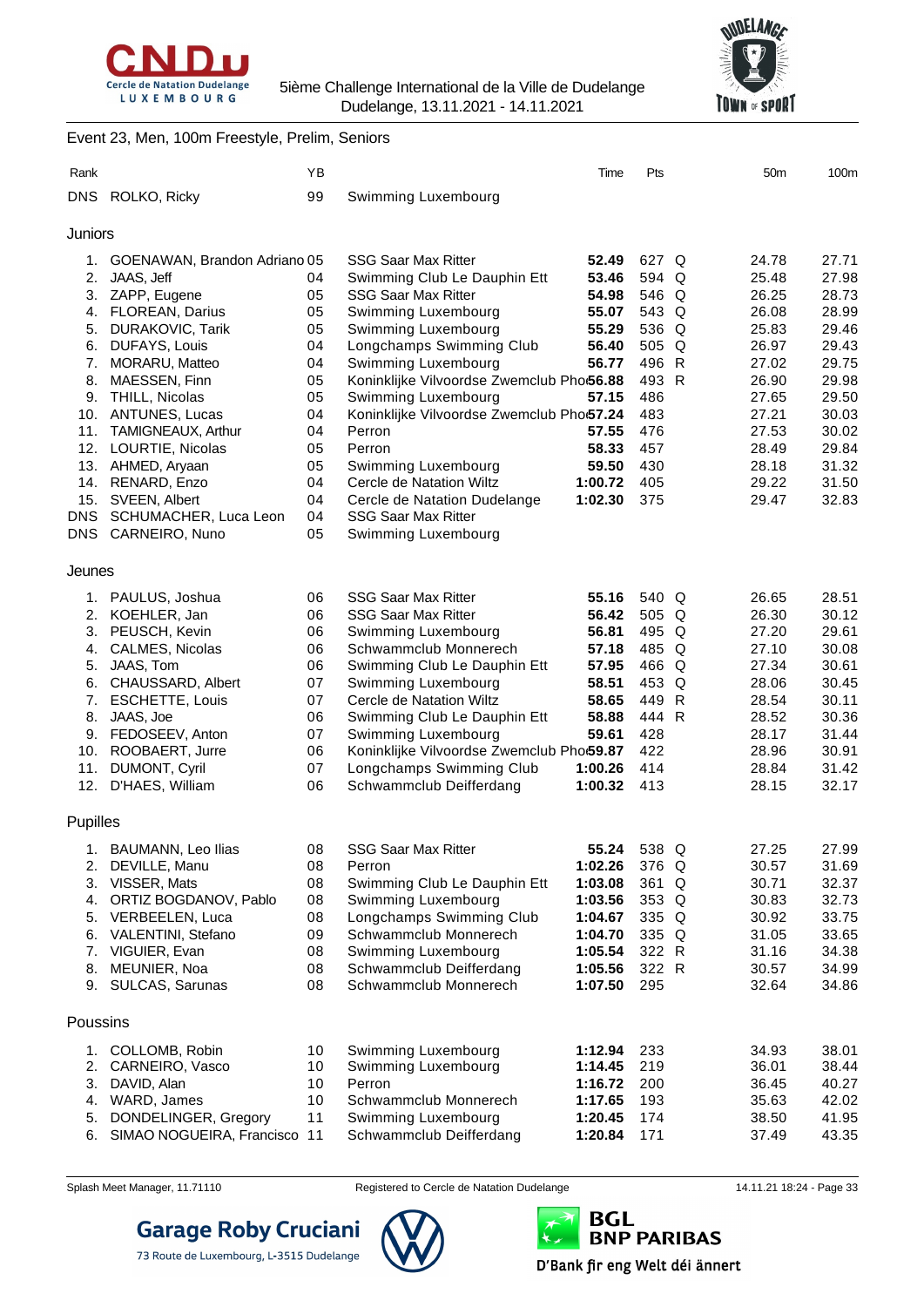Event 23, Men, 100m Freestyle, Prelim, Seniors

| Rank | | YB | | Time | Pts | | 50m | 100m |
|---|---|---|---|---|---|---|---|---|
| DNS | ROLKO, Ricky | 99 | Swimming Luxembourg | | | | | |

## Juniors

| Rank | | YB | | Time | Pts | | 50m | 100m |
|---|---|---|---|---|---|---|---|---|
| 1. | GOENAWAN, Brandon Adriano | 05 | SSG Saar Max Ritter | **52.49** | 627 | Q | 24.78 | 27.71 |
| 2. | JAAS, Jeff | 04 | Swimming Club Le Dauphin Ett | **53.46** | 594 | Q | 25.48 | 27.98 |
| 3. | ZAPP, Eugene | 05 | SSG Saar Max Ritter | **54.98** | 546 | Q | 26.25 | 28.73 |
| 4. | FLOREAN, Darius | 05 | Swimming Luxembourg | **55.07** | 543 | Q | 26.08 | 28.99 |
| 5. | DURAKOVIC, Tarik | 05 | Swimming Luxembourg | **55.29** | 536 | Q | 25.83 | 29.46 |
| 6. | DUFAYS, Louis | 04 | Longchamps Swimming Club | **56.40** | 505 | Q | 26.97 | 29.43 |
| 7. | MORARU, Matteo | 04 | Swimming Luxembourg | **56.77** | 496 | R | 27.02 | 29.75 |
| 8. | MAESSEN, Finn | 05 | Koninklijke Vilvoordse Zwemclub Pho | **56.88** | 493 | R | 26.90 | 29.98 |
| 9. | THILL, Nicolas | 05 | Swimming Luxembourg | **57.15** | 486 | | 27.65 | 29.50 |
| 10. | ANTUNES, Lucas | 04 | Koninklijke Vilvoordse Zwemclub Pho | **57.24** | 483 | | 27.21 | 30.03 |
| 11. | TAMIGNEAUX, Arthur | 04 | Perron | **57.55** | 476 | | 27.53 | 30.02 |
| 12. | LOURTIE, Nicolas | 05 | Perron | **58.33** | 457 | | 28.49 | 29.84 |
| 13. | AHMED, Aryaan | 05 | Swimming Luxembourg | **59.50** | 430 | | 28.18 | 31.32 |
| 14. | RENARD, Enzo | 04 | Cercle de Natation Wiltz | **1:00.72** | 405 | | 29.22 | 31.50 |
| 15. | SVEEN, Albert | 04 | Cercle de Natation Dudelange | **1:02.30** | 375 | | 29.47 | 32.83 |
| DNS | SCHUMACHER, Luca Leon | 04 | SSG Saar Max Ritter | | | | | |
| DNS | CARNEIRO, Nuno | 05 | Swimming Luxembourg | | | | | |

## Jeunes

| Rank | | YB | | Time | Pts | | 50m | 100m |
|---|---|---|---|---|---|---|---|---|
| 1. | PAULUS, Joshua | 06 | SSG Saar Max Ritter | **55.16** | 540 | Q | 26.65 | 28.51 |
| 2. | KOEHLER, Jan | 06 | SSG Saar Max Ritter | **56.42** | 505 | Q | 26.30 | 30.12 |
| 3. | PEUSCH, Kevin | 06 | Swimming Luxembourg | **56.81** | 495 | Q | 27.20 | 29.61 |
| 4. | CALMES, Nicolas | 06 | Schwammclub Monnerech | **57.18** | 485 | Q | 27.10 | 30.08 |
| 5. | JAAS, Tom | 06 | Swimming Club Le Dauphin Ett | **57.95** | 466 | Q | 27.34 | 30.61 |
| 6. | CHAUSSARD, Albert | 07 | Swimming Luxembourg | **58.51** | 453 | Q | 28.06 | 30.45 |
| 7. | ESCHETTE, Louis | 07 | Cercle de Natation Wiltz | **58.65** | 449 | R | 28.54 | 30.11 |
| 8. | JAAS, Joe | 06 | Swimming Club Le Dauphin Ett | **58.88** | 444 | R | 28.52 | 30.36 |
| 9. | FEDOSEEV, Anton | 07 | Swimming Luxembourg | **59.61** | 428 | | 28.17 | 31.44 |
| 10. | ROOBAERT, Jurre | 06 | Koninklijke Vilvoordse Zwemclub Pho | **59.87** | 422 | | 28.96 | 30.91 |
| 11. | DUMONT, Cyril | 07 | Longchamps Swimming Club | **1:00.26** | 414 | | 28.84 | 31.42 |
| 12. | D'HAES, William | 06 | Schwammclub Deifferdang | **1:00.32** | 413 | | 28.15 | 32.17 |

## Pupilles

| Rank | | YB | | Time | Pts | | 50m | 100m |
|---|---|---|---|---|---|---|---|---|
| 1. | BAUMANN, Leo Ilias | 08 | SSG Saar Max Ritter | **55.24** | 538 | Q | 27.25 | 27.99 |
| 2. | DEVILLE, Manu | 08 | Perron | **1:02.26** | 376 | Q | 30.57 | 31.69 |
| 3. | VISSER, Mats | 08 | Swimming Club Le Dauphin Ett | **1:03.08** | 361 | Q | 30.71 | 32.37 |
| 4. | ORTIZ BOGDANOV, Pablo | 08 | Swimming Luxembourg | **1:03.56** | 353 | Q | 30.83 | 32.73 |
| 5. | VERBEELEN, Luca | 08 | Longchamps Swimming Club | **1:04.67** | 335 | Q | 30.92 | 33.75 |
| 6. | VALENTINI, Stefano | 09 | Schwammclub Monnerech | **1:04.70** | 335 | Q | 31.05 | 33.65 |
| 7. | VIGUIER, Evan | 08 | Swimming Luxembourg | **1:05.54** | 322 | R | 31.16 | 34.38 |
| 8. | MEUNIER, Noa | 08 | Schwammclub Deifferdang | **1:05.56** | 322 | R | 30.57 | 34.99 |
| 9. | SULCAS, Sarunas | 08 | Schwammclub Monnerech | **1:07.50** | 295 | | 32.64 | 34.86 |

## Poussins

| Rank | | YB | | Time | Pts | | 50m | 100m |
|---|---|---|---|---|---|---|---|---|
| 1. | COLLOMB, Robin | 10 | Swimming Luxembourg | **1:12.94** | 233 | | 34.93 | 38.01 |
| 2. | CARNEIRO, Vasco | 10 | Swimming Luxembourg | **1:14.45** | 219 | | 36.01 | 38.44 |
| 3. | DAVID, Alan | 10 | Perron | **1:16.72** | 200 | | 36.45 | 40.27 |
| 4. | WARD, James | 10 | Schwammclub Monnerech | **1:17.65** | 193 | | 35.63 | 42.02 |
| 5. | DONDELINGER, Gregory | 11 | Swimming Luxembourg | **1:20.45** | 174 | | 38.50 | 41.95 |
| 6. | SIMAO NOGUEIRA, Francisco | 11 | Schwammclub Deifferdang | **1:20.84** | 171 | | 37.49 | 43.35 |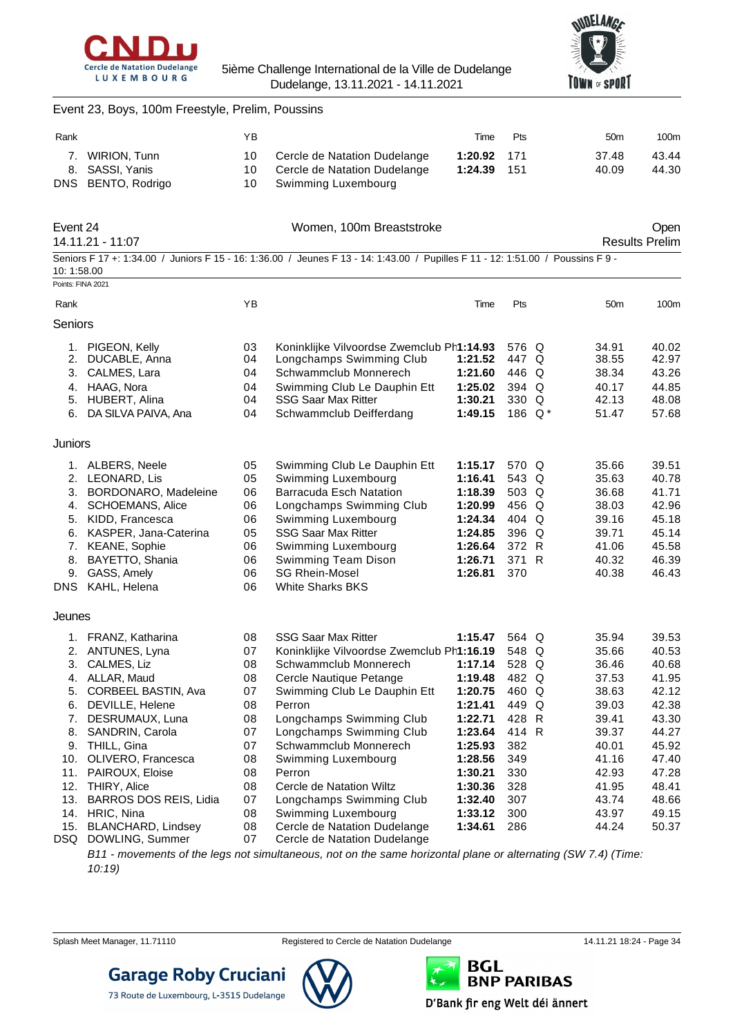## Event 23, Boys, 100m Freestyle, Prelim, Poussins

| Rank | | YB | | Time | Pts | | 50m | 100m |
|---|---|---|---|---|---|---|---|---|
| 7. | WIRION, Tunn | 10 | Cercle de Natation Dudelange | **1:20.92** | 171 | | 37.48 | 43.44 |
| 8. | SASSI, Yanis | 10 | Cercle de Natation Dudelange | **1:24.39** | 151 | | 40.09 | 44.30 |
| DNS | BENTO, Rodrigo | 10 | Swimming Luxembourg | | | | | |

## Event 24 — Women, 100m Breaststroke — Open

14.11.21 - 11:07 — Results Prelim

Seniors F 17 +: 1:34.00 / Juniors F 15 - 16: 1:36.00 / Jeunes F 13 - 14: 1:43.00 / Pupilles F 11 - 12: 1:51.00 / Poussins F 9 - 10: 1:58.00

Points: FINA 2021

| Rank | | YB | | Time | Pts | | 50m | 100m |
|---|---|---|---|---|---|---|---|---|
| **Seniors** | | | | | | | | |
| 1. | PIGEON, Kelly | 03 | Koninklijke Vilvoordse Zwemclub Ph | **1:14.93** | 576 | Q | 34.91 | 40.02 |
| 2. | DUCABLE, Anna | 04 | Longchamps Swimming Club | **1:21.52** | 447 | Q | 38.55 | 42.97 |
| 3. | CALMES, Lara | 04 | Schwammclub Monnerech | **1:21.60** | 446 | Q | 38.34 | 43.26 |
| 4. | HAAG, Nora | 04 | Swimming Club Le Dauphin Ett | **1:25.02** | 394 | Q | 40.17 | 44.85 |
| 5. | HUBERT, Alina | 04 | SSG Saar Max Ritter | **1:30.21** | 330 | Q | 42.13 | 48.08 |
| 6. | DA SILVA PAIVA, Ana | 04 | Schwammclub Deifferdang | **1:49.15** | 186 | Q * | 51.47 | 57.68 |
| **Juniors** | | | | | | | | |
| 1. | ALBERS, Neele | 05 | Swimming Club Le Dauphin Ett | **1:15.17** | 570 | Q | 35.66 | 39.51 |
| 2. | LEONARD, Lis | 05 | Swimming Luxembourg | **1:16.41** | 543 | Q | 35.63 | 40.78 |
| 3. | BORDONARO, Madeleine | 06 | Barracuda Esch Natation | **1:18.39** | 503 | Q | 36.68 | 41.71 |
| 4. | SCHOEMANS, Alice | 06 | Longchamps Swimming Club | **1:20.99** | 456 | Q | 38.03 | 42.96 |
| 5. | KIDD, Francesca | 06 | Swimming Luxembourg | **1:24.34** | 404 | Q | 39.16 | 45.18 |
| 6. | KASPER, Jana-Caterina | 05 | SSG Saar Max Ritter | **1:24.85** | 396 | Q | 39.71 | 45.14 |
| 7. | KEANE, Sophie | 06 | Swimming Luxembourg | **1:26.64** | 372 | R | 41.06 | 45.58 |
| 8. | BAYETTO, Shania | 06 | Swimming Team Dison | **1:26.71** | 371 | R | 40.32 | 46.39 |
| 9. | GASS, Amely | 06 | SG Rhein-Mosel | **1:26.81** | 370 | | 40.38 | 46.43 |
| DNS | KAHL, Helena | 06 | White Sharks BKS | | | | | |
| **Jeunes** | | | | | | | | |
| 1. | FRANZ, Katharina | 08 | SSG Saar Max Ritter | **1:15.47** | 564 | Q | 35.94 | 39.53 |
| 2. | ANTUNES, Lyna | 07 | Koninklijke Vilvoordse Zwemclub Ph | **1:16.19** | 548 | Q | 35.66 | 40.53 |
| 3. | CALMES, Liz | 08 | Schwammclub Monnerech | **1:17.14** | 528 | Q | 36.46 | 40.68 |
| 4. | ALLAR, Maud | 08 | Cercle Nautique Petange | **1:19.48** | 482 | Q | 37.53 | 41.95 |
| 5. | CORBEEL BASTIN, Ava | 07 | Swimming Club Le Dauphin Ett | **1:20.75** | 460 | Q | 38.63 | 42.12 |
| 6. | DEVILLE, Helene | 08 | Perron | **1:21.41** | 449 | Q | 39.03 | 42.38 |
| 7. | DESRUMAUX, Luna | 08 | Longchamps Swimming Club | **1:22.71** | 428 | R | 39.41 | 43.30 |
| 8. | SANDRIN, Carola | 07 | Longchamps Swimming Club | **1:23.64** | 414 | R | 39.37 | 44.27 |
| 9. | THILL, Gina | 07 | Schwammclub Monnerech | **1:25.93** | 382 | | 40.01 | 45.92 |
| 10. | OLIVERO, Francesca | 08 | Swimming Luxembourg | **1:28.56** | 349 | | 41.16 | 47.40 |
| 11. | PAIROUX, Eloise | 08 | Perron | **1:30.21** | 330 | | 42.93 | 47.28 |
| 12. | THIRY, Alice | 08 | Cercle de Natation Wiltz | **1:30.36** | 328 | | 41.95 | 48.41 |
| 13. | BARROS DOS REIS, Lidia | 07 | Longchamps Swimming Club | **1:32.40** | 307 | | 43.74 | 48.66 |
| 14. | HRIC, Nina | 08 | Swimming Luxembourg | **1:33.12** | 300 | | 43.97 | 49.15 |
| 15. | BLANCHARD, Lindsey | 08 | Cercle de Natation Dudelange | **1:34.61** | 286 | | 44.24 | 50.37 |
| DSQ | DOWLING, Summer | 07 | Cercle de Natation Dudelange | | | | | |

*B11 - movements of the legs not simultaneous, not on the same horizontal plane or alternating (SW 7.4) (Time: 10:19)*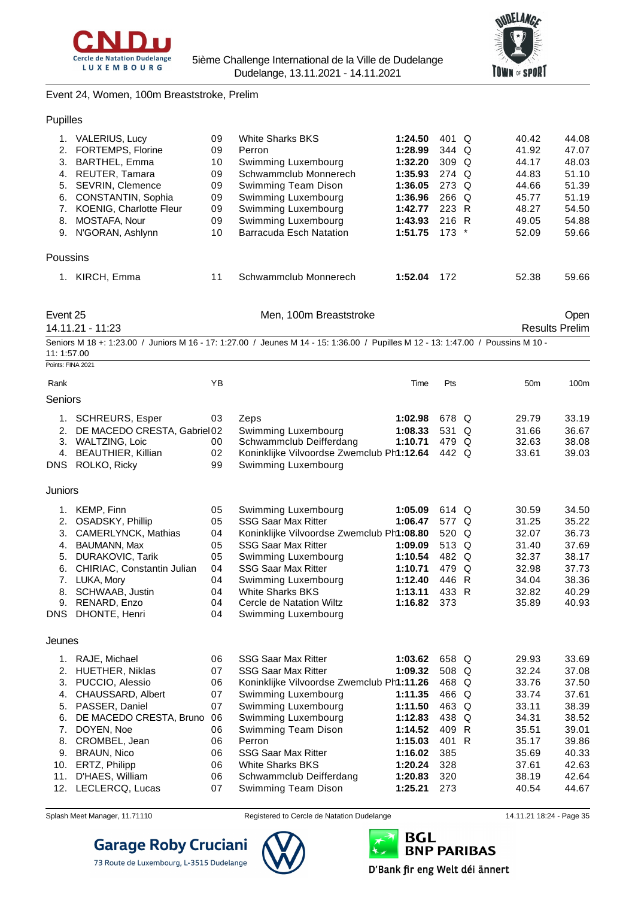## Event 24, Women, 100m Breaststroke, Prelim

### Pupilles

| Rank | Name | YB | Club | Time | Pts | | 50m | 100m |
|---|---|---|---|---|---|---|---|---|
| 1. | VALERIUS, Lucy | 09 | White Sharks BKS | **1:24.50** | 401 | Q | 40.42 | 44.08 |
| 2. | FORTEMPS, Florine | 09 | Perron | **1:28.99** | 344 | Q | 41.92 | 47.07 |
| 3. | BARTHEL, Emma | 10 | Swimming Luxembourg | **1:32.20** | 309 | Q | 44.17 | 48.03 |
| 4. | REUTER, Tamara | 09 | Schwammclub Monnerech | **1:35.93** | 274 | Q | 44.83 | 51.10 |
| 5. | SEVRIN, Clemence | 09 | Swimming Team Dison | **1:36.05** | 273 | Q | 44.66 | 51.39 |
| 6. | CONSTANTIN, Sophia | 09 | Swimming Luxembourg | **1:36.96** | 266 | Q | 45.77 | 51.19 |
| 7. | KOENIG, Charlotte Fleur | 09 | Swimming Luxembourg | **1:42.77** | 223 | R | 48.27 | 54.50 |
| 8. | MOSTAFA, Nour | 09 | Swimming Luxembourg | **1:43.93** | 216 | R | 49.05 | 54.88 |
| 9. | N'GORAN, Ashlynn | 10 | Barracuda Esch Natation | **1:51.75** | 173 | * | 52.09 | 59.66 |

### Poussins

| Rank | Name | YB | Club | Time | Pts | | 50m | 100m |
|---|---|---|---|---|---|---|---|---|
| 1. | KIRCH, Emma | 11 | Schwammclub Monnerech | **1:52.04** | 172 | | 52.38 | 59.66 |

## Event 25 — Men, 100m Breaststroke — Open

14.11.21 - 11:23 — Results Prelim

Seniors M 18 +: 1:23.00 / Juniors M 16 - 17: 1:27.00 / Jeunes M 14 - 15: 1:36.00 / Pupilles M 12 - 13: 1:47.00 / Poussins M 10 - 11: 1:57.00

Points: FINA 2021

### Seniors

| Rank | Name | YB | Club | Time | Pts | | 50m | 100m |
|---|---|---|---|---|---|---|---|---|
| 1. | SCHREURS, Esper | 03 | Zeps | **1:02.98** | 678 | Q | 29.79 | 33.19 |
| 2. | DE MACEDO CRESTA, Gabriel | 02 | Swimming Luxembourg | **1:08.33** | 531 | Q | 31.66 | 36.67 |
| 3. | WALTZING, Loic | 00 | Schwammclub Deifferdang | **1:10.71** | 479 | Q | 32.63 | 38.08 |
| 4. | BEAUTHIER, Killian | 02 | Koninklijke Vilvoordse Zwemclub Ph | **1:12.64** | 442 | Q | 33.61 | 39.03 |
| DNS | ROLKO, Ricky | 99 | Swimming Luxembourg | | | | | |

### Juniors

| Rank | Name | YB | Club | Time | Pts | | 50m | 100m |
|---|---|---|---|---|---|---|---|---|
| 1. | KEMP, Finn | 05 | Swimming Luxembourg | **1:05.09** | 614 | Q | 30.59 | 34.50 |
| 2. | OSADSKY, Phillip | 05 | SSG Saar Max Ritter | **1:06.47** | 577 | Q | 31.25 | 35.22 |
| 3. | CAMERLYNCK, Mathias | 04 | Koninklijke Vilvoordse Zwemclub Ph | **1:08.80** | 520 | Q | 32.07 | 36.73 |
| 4. | BAUMANN, Max | 05 | SSG Saar Max Ritter | **1:09.09** | 513 | Q | 31.40 | 37.69 |
| 5. | DURAKOVIC, Tarik | 05 | Swimming Luxembourg | **1:10.54** | 482 | Q | 32.37 | 38.17 |
| 6. | CHIRIAC, Constantin Julian | 04 | SSG Saar Max Ritter | **1:10.71** | 479 | Q | 32.98 | 37.73 |
| 7. | LUKA, Mory | 04 | Swimming Luxembourg | **1:12.40** | 446 | R | 34.04 | 38.36 |
| 8. | SCHWAAB, Justin | 04 | White Sharks BKS | **1:13.11** | 433 | R | 32.82 | 40.29 |
| 9. | RENARD, Enzo | 04 | Cercle de Natation Wiltz | **1:16.82** | 373 | | 35.89 | 40.93 |
| DNS | DHONTE, Henri | 04 | Swimming Luxembourg | | | | | |

### Jeunes

| Rank | Name | YB | Club | Time | Pts | | 50m | 100m |
|---|---|---|---|---|---|---|---|---|
| 1. | RAJE, Michael | 06 | SSG Saar Max Ritter | **1:03.62** | 658 | Q | 29.93 | 33.69 |
| 2. | HUETHER, Niklas | 07 | SSG Saar Max Ritter | **1:09.32** | 508 | Q | 32.24 | 37.08 |
| 3. | PUCCIO, Alessio | 06 | Koninklijke Vilvoordse Zwemclub Ph | **1:11.26** | 468 | Q | 33.76 | 37.50 |
| 4. | CHAUSSARD, Albert | 07 | Swimming Luxembourg | **1:11.35** | 466 | Q | 33.74 | 37.61 |
| 5. | PASSER, Daniel | 07 | Swimming Luxembourg | **1:11.50** | 463 | Q | 33.11 | 38.39 |
| 6. | DE MACEDO CRESTA, Bruno | 06 | Swimming Luxembourg | **1:12.83** | 438 | Q | 34.31 | 38.52 |
| 7. | DOYEN, Noe | 06 | Swimming Team Dison | **1:14.52** | 409 | R | 35.51 | 39.01 |
| 8. | CROMBEL, Jean | 06 | Perron | **1:15.03** | 401 | R | 35.17 | 39.86 |
| 9. | BRAUN, Nico | 06 | SSG Saar Max Ritter | **1:16.02** | 385 | | 35.69 | 40.33 |
| 10. | ERTZ, Philipp | 06 | White Sharks BKS | **1:20.24** | 328 | | 37.61 | 42.63 |
| 11. | D'HAES, William | 06 | Schwammclub Deifferdang | **1:20.83** | 320 | | 38.19 | 42.64 |
| 12. | LECLERCQ, Lucas | 07 | Swimming Team Dison | **1:25.21** | 273 | | 40.54 | 44.67 |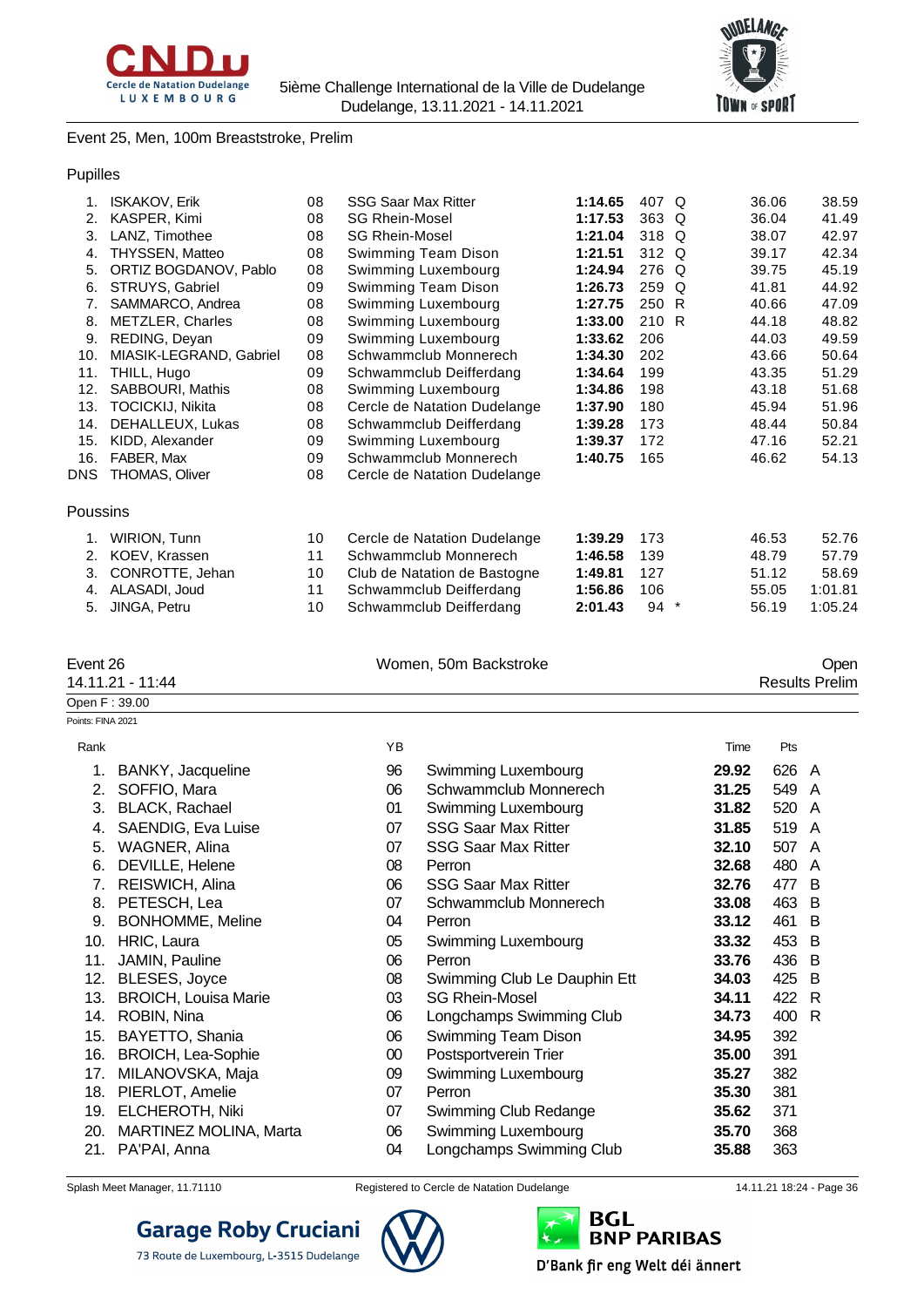## Event 25, Men, 100m Breaststroke, Prelim

### Pupilles

| Rank | Name | YB | Club | Time | Pts | | Split 1 | Split 2 |
|---|---|---|---|---|---|---|---|---|
| 1. | ISKAKOV, Erik | 08 | SSG Saar Max Ritter | **1:14.65** | 407 | Q | 36.06 | 38.59 |
| 2. | KASPER, Kimi | 08 | SG Rhein-Mosel | **1:17.53** | 363 | Q | 36.04 | 41.49 |
| 3. | LANZ, Timothee | 08 | SG Rhein-Mosel | **1:21.04** | 318 | Q | 38.07 | 42.97 |
| 4. | THYSSEN, Matteo | 08 | Swimming Team Dison | **1:21.51** | 312 | Q | 39.17 | 42.34 |
| 5. | ORTIZ BOGDANOV, Pablo | 08 | Swimming Luxembourg | **1:24.94** | 276 | Q | 39.75 | 45.19 |
| 6. | STRUYS, Gabriel | 09 | Swimming Team Dison | **1:26.73** | 259 | Q | 41.81 | 44.92 |
| 7. | SAMMARCO, Andrea | 08 | Swimming Luxembourg | **1:27.75** | 250 | R | 40.66 | 47.09 |
| 8. | METZLER, Charles | 08 | Swimming Luxembourg | **1:33.00** | 210 | R | 44.18 | 48.82 |
| 9. | REDING, Deyan | 09 | Swimming Luxembourg | **1:33.62** | 206 | | 44.03 | 49.59 |
| 10. | MIASIK-LEGRAND, Gabriel | 08 | Schwammclub Monnerech | **1:34.30** | 202 | | 43.66 | 50.64 |
| 11. | THILL, Hugo | 09 | Schwammclub Deifferdang | **1:34.64** | 199 | | 43.35 | 51.29 |
| 12. | SABBOURI, Mathis | 08 | Swimming Luxembourg | **1:34.86** | 198 | | 43.18 | 51.68 |
| 13. | TOCICKIJ, Nikita | 08 | Cercle de Natation Dudelange | **1:37.90** | 180 | | 45.94 | 51.96 |
| 14. | DEHALLEUX, Lukas | 08 | Schwammclub Deifferdang | **1:39.28** | 173 | | 48.44 | 50.84 |
| 15. | KIDD, Alexander | 09 | Swimming Luxembourg | **1:39.37** | 172 | | 47.16 | 52.21 |
| 16. | FABER, Max | 09 | Schwammclub Monnerech | **1:40.75** | 165 | | 46.62 | 54.13 |
| DNS | THOMAS, Oliver | 08 | Cercle de Natation Dudelange | | | | | |

### Poussins

| Rank | Name | YB | Club | Time | Pts | | Split 1 | Split 2 |
|---|---|---|---|---|---|---|---|---|
| 1. | WIRION, Tunn | 10 | Cercle de Natation Dudelange | **1:39.29** | 173 | | 46.53 | 52.76 |
| 2. | KOEV, Krassen | 11 | Schwammclub Monnerech | **1:46.58** | 139 | | 48.79 | 57.79 |
| 3. | CONROTTE, Jehan | 10 | Club de Natation de Bastogne | **1:49.81** | 127 | | 51.12 | 58.69 |
| 4. | ALASADI, Joud | 11 | Schwammclub Deifferdang | **1:56.86** | 106 | | 55.05 | 1:01.81 |
| 5. | JINGA, Petru | 10 | Schwammclub Deifferdang | **2:01.43** | 94 | * | 56.19 | 1:05.24 |

## Event 26 — Women, 50m Backstroke — Open

14.11.21 - 11:44 — Results Prelim

Open F : 39.00

Points: FINA 2021

| Rank | Name | YB | Club | Time | Pts | |
|---|---|---|---|---|---|---|
| 1. | BANKY, Jacqueline | 96 | Swimming Luxembourg | **29.92** | 626 | A |
| 2. | SOFFIO, Mara | 06 | Schwammclub Monnerech | **31.25** | 549 | A |
| 3. | BLACK, Rachael | 01 | Swimming Luxembourg | **31.82** | 520 | A |
| 4. | SAENDIG, Eva Luise | 07 | SSG Saar Max Ritter | **31.85** | 519 | A |
| 5. | WAGNER, Alina | 07 | SSG Saar Max Ritter | **32.10** | 507 | A |
| 6. | DEVILLE, Helene | 08 | Perron | **32.68** | 480 | A |
| 7. | REISWICH, Alina | 06 | SSG Saar Max Ritter | **32.76** | 477 | B |
| 8. | PETESCH, Lea | 07 | Schwammclub Monnerech | **33.08** | 463 | B |
| 9. | BONHOMME, Meline | 04 | Perron | **33.12** | 461 | B |
| 10. | HRIC, Laura | 05 | Swimming Luxembourg | **33.32** | 453 | B |
| 11. | JAMIN, Pauline | 06 | Perron | **33.76** | 436 | B |
| 12. | BLESES, Joyce | 08 | Swimming Club Le Dauphin Ett | **34.03** | 425 | B |
| 13. | BROICH, Louisa Marie | 03 | SG Rhein-Mosel | **34.11** | 422 | R |
| 14. | ROBIN, Nina | 06 | Longchamps Swimming Club | **34.73** | 400 | R |
| 15. | BAYETTO, Shania | 06 | Swimming Team Dison | **34.95** | 392 | |
| 16. | BROICH, Lea-Sophie | 00 | Postsportverein Trier | **35.00** | 391 | |
| 17. | MILANOVSKA, Maja | 09 | Swimming Luxembourg | **35.27** | 382 | |
| 18. | PIERLOT, Amelie | 07 | Perron | **35.30** | 381 | |
| 19. | ELCHEROTH, Niki | 07 | Swimming Club Redange | **35.62** | 371 | |
| 20. | MARTINEZ MOLINA, Marta | 06 | Swimming Luxembourg | **35.70** | 368 | |
| 21. | PA'PAI, Anna | 04 | Longchamps Swimming Club | **35.88** | 363 | |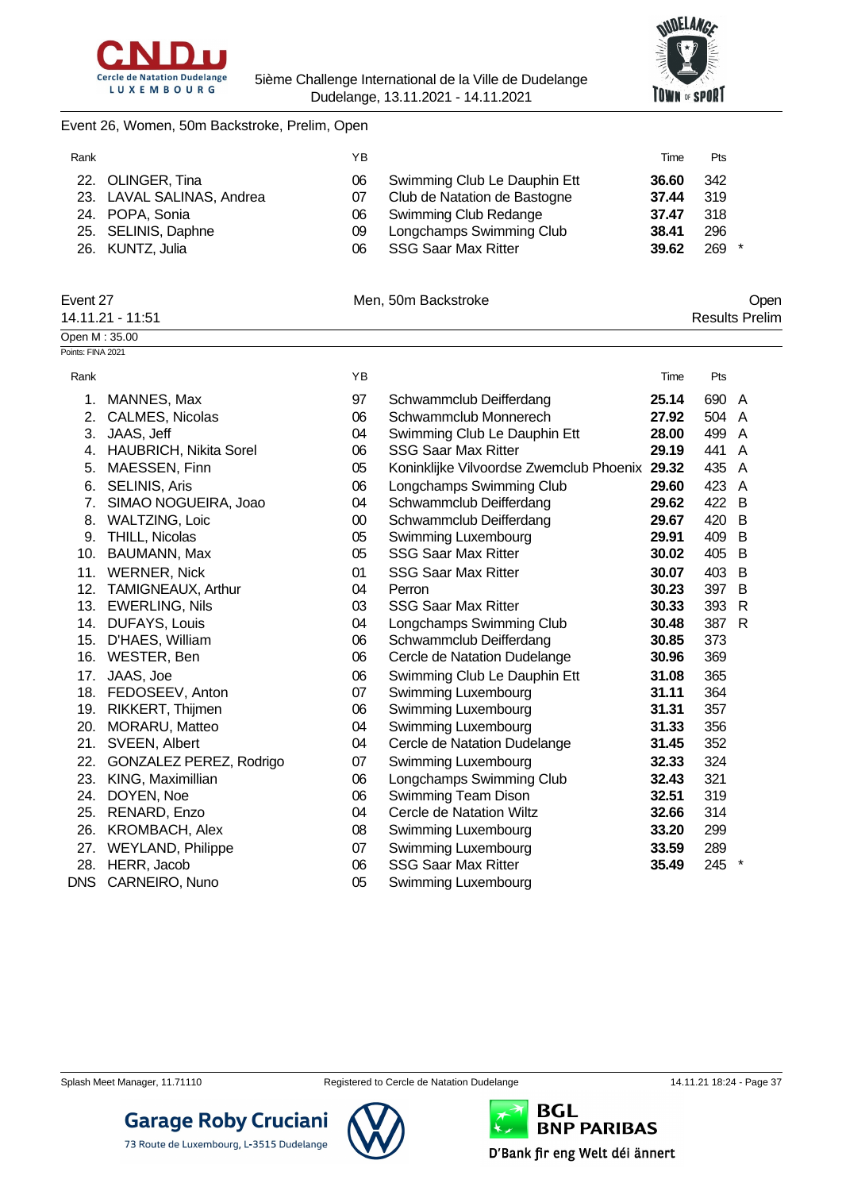Event 26, Women, 50m Backstroke, Prelim, Open

| Rank | | YB | | Time | Pts | |
|---|---|---|---|---|---|---|
| 22. | OLINGER, Tina | 06 | Swimming Club Le Dauphin Ett | **36.60** | 342 | |
| 23. | LAVAL SALINAS, Andrea | 07 | Club de Natation de Bastogne | **37.44** | 319 | |
| 24. | POPA, Sonia | 06 | Swimming Club Redange | **37.47** | 318 | |
| 25. | SELINIS, Daphne | 09 | Longchamps Swimming Club | **38.41** | 296 | |
| 26. | KUNTZ, Julia | 06 | SSG Saar Max Ritter | **39.62** | 269 | * |

Event 27 — Men, 50m Backstroke — Open

14.11.21 - 11:51 — Results Prelim

Open M : 35.00

Points: FINA 2021

| Rank | | YB | | Time | Pts | |
|---|---|---|---|---|---|---|
| 1. | MANNES, Max | 97 | Schwammclub Deifferdang | **25.14** | 690 | A |
| 2. | CALMES, Nicolas | 06 | Schwammclub Monnerech | **27.92** | 504 | A |
| 3. | JAAS, Jeff | 04 | Swimming Club Le Dauphin Ett | **28.00** | 499 | A |
| 4. | HAUBRICH, Nikita Sorel | 06 | SSG Saar Max Ritter | **29.19** | 441 | A |
| 5. | MAESSEN, Finn | 05 | Koninklijke Vilvoordse Zwemclub Phoenix | **29.32** | 435 | A |
| 6. | SELINIS, Aris | 06 | Longchamps Swimming Club | **29.60** | 423 | A |
| 7. | SIMAO NOGUEIRA, Joao | 04 | Schwammclub Deifferdang | **29.62** | 422 | B |
| 8. | WALTZING, Loic | 00 | Schwammclub Deifferdang | **29.67** | 420 | B |
| 9. | THILL, Nicolas | 05 | Swimming Luxembourg | **29.91** | 409 | B |
| 10. | BAUMANN, Max | 05 | SSG Saar Max Ritter | **30.02** | 405 | B |
| 11. | WERNER, Nick | 01 | SSG Saar Max Ritter | **30.07** | 403 | B |
| 12. | TAMIGNEAUX, Arthur | 04 | Perron | **30.23** | 397 | B |
| 13. | EWERLING, Nils | 03 | SSG Saar Max Ritter | **30.33** | 393 | R |
| 14. | DUFAYS, Louis | 04 | Longchamps Swimming Club | **30.48** | 387 | R |
| 15. | D'HAES, William | 06 | Schwammclub Deifferdang | **30.85** | 373 | |
| 16. | WESTER, Ben | 06 | Cercle de Natation Dudelange | **30.96** | 369 | |
| 17. | JAAS, Joe | 06 | Swimming Club Le Dauphin Ett | **31.08** | 365 | |
| 18. | FEDOSEEV, Anton | 07 | Swimming Luxembourg | **31.11** | 364 | |
| 19. | RIKKERT, Thijmen | 06 | Swimming Luxembourg | **31.31** | 357 | |
| 20. | MORARU, Matteo | 04 | Swimming Luxembourg | **31.33** | 356 | |
| 21. | SVEEN, Albert | 04 | Cercle de Natation Dudelange | **31.45** | 352 | |
| 22. | GONZALEZ PEREZ, Rodrigo | 07 | Swimming Luxembourg | **32.33** | 324 | |
| 23. | KING, Maximillian | 06 | Longchamps Swimming Club | **32.43** | 321 | |
| 24. | DOYEN, Noe | 06 | Swimming Team Dison | **32.51** | 319 | |
| 25. | RENARD, Enzo | 04 | Cercle de Natation Wiltz | **32.66** | 314 | |
| 26. | KROMBACH, Alex | 08 | Swimming Luxembourg | **33.20** | 299 | |
| 27. | WEYLAND, Philippe | 07 | Swimming Luxembourg | **33.59** | 289 | |
| 28. | HERR, Jacob | 06 | SSG Saar Max Ritter | **35.49** | 245 | * |
| DNS | CARNEIRO, Nuno | 05 | Swimming Luxembourg | | | |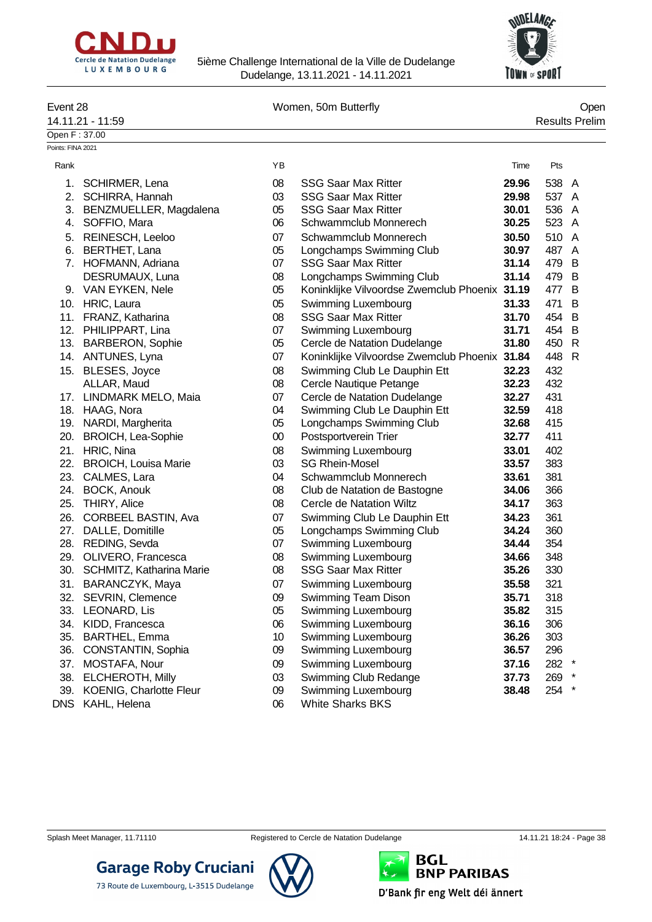5ième Challenge International de la Ville de Dudelange
Dudelange, 13.11.2021 - 14.11.2021

Event 28 — Women, 50m Butterfly — Open

14.11.21 - 11:59 — Results Prelim

Open F : 37.00

Points: FINA 2021

| Rank | Name | YB | Club | Time | Pts | |
|---|---|---|---|---|---|---|
| 1. | SCHIRMER, Lena | 08 | SSG Saar Max Ritter | **29.96** | 538 | A |
| 2. | SCHIRRA, Hannah | 03 | SSG Saar Max Ritter | **29.98** | 537 | A |
| 3. | BENZMUELLER, Magdalena | 05 | SSG Saar Max Ritter | **30.01** | 536 | A |
| 4. | SOFFIO, Mara | 06 | Schwammclub Monnerech | **30.25** | 523 | A |
| 5. | REINESCH, Leeloo | 07 | Schwammclub Monnerech | **30.50** | 510 | A |
| 6. | BERTHET, Lana | 05 | Longchamps Swimming Club | **30.97** | 487 | A |
| 7. | HOFMANN, Adriana | 07 | SSG Saar Max Ritter | **31.14** | 479 | B |
| | DESRUMAUX, Luna | 08 | Longchamps Swimming Club | **31.14** | 479 | B |
| 9. | VAN EYKEN, Nele | 05 | Koninklijke Vilvoordse Zwemclub Phoenix | **31.19** | 477 | B |
| 10. | HRIC, Laura | 05 | Swimming Luxembourg | **31.33** | 471 | B |
| 11. | FRANZ, Katharina | 08 | SSG Saar Max Ritter | **31.70** | 454 | B |
| 12. | PHILIPPART, Lina | 07 | Swimming Luxembourg | **31.71** | 454 | B |
| 13. | BARBERON, Sophie | 05 | Cercle de Natation Dudelange | **31.80** | 450 | R |
| 14. | ANTUNES, Lyna | 07 | Koninklijke Vilvoordse Zwemclub Phoenix | **31.84** | 448 | R |
| 15. | BLESES, Joyce | 08 | Swimming Club Le Dauphin Ett | **32.23** | 432 | |
| | ALLAR, Maud | 08 | Cercle Nautique Petange | **32.23** | 432 | |
| 17. | LINDMARK MELO, Maia | 07 | Cercle de Natation Dudelange | **32.27** | 431 | |
| 18. | HAAG, Nora | 04 | Swimming Club Le Dauphin Ett | **32.59** | 418 | |
| 19. | NARDI, Margherita | 05 | Longchamps Swimming Club | **32.68** | 415 | |
| 20. | BROICH, Lea-Sophie | 00 | Postsportverein Trier | **32.77** | 411 | |
| 21. | HRIC, Nina | 08 | Swimming Luxembourg | **33.01** | 402 | |
| 22. | BROICH, Louisa Marie | 03 | SG Rhein-Mosel | **33.57** | 383 | |
| 23. | CALMES, Lara | 04 | Schwammclub Monnerech | **33.61** | 381 | |
| 24. | BOCK, Anouk | 08 | Club de Natation de Bastogne | **34.06** | 366 | |
| 25. | THIRY, Alice | 08 | Cercle de Natation Wiltz | **34.17** | 363 | |
| 26. | CORBEEL BASTIN, Ava | 07 | Swimming Club Le Dauphin Ett | **34.23** | 361 | |
| 27. | DALLE, Domitille | 05 | Longchamps Swimming Club | **34.24** | 360 | |
| 28. | REDING, Sevda | 07 | Swimming Luxembourg | **34.44** | 354 | |
| 29. | OLIVERO, Francesca | 08 | Swimming Luxembourg | **34.66** | 348 | |
| 30. | SCHMITZ, Katharina Marie | 08 | SSG Saar Max Ritter | **35.26** | 330 | |
| 31. | BARANCZYK, Maya | 07 | Swimming Luxembourg | **35.58** | 321 | |
| 32. | SEVRIN, Clemence | 09 | Swimming Team Dison | **35.71** | 318 | |
| 33. | LEONARD, Lis | 05 | Swimming Luxembourg | **35.82** | 315 | |
| 34. | KIDD, Francesca | 06 | Swimming Luxembourg | **36.16** | 306 | |
| 35. | BARTHEL, Emma | 10 | Swimming Luxembourg | **36.26** | 303 | |
| 36. | CONSTANTIN, Sophia | 09 | Swimming Luxembourg | **36.57** | 296 | |
| 37. | MOSTAFA, Nour | 09 | Swimming Luxembourg | **37.16** | 282 | * |
| 38. | ELCHEROTH, Milly | 03 | Swimming Club Redange | **37.73** | 269 | * |
| 39. | KOENIG, Charlotte Fleur | 09 | Swimming Luxembourg | **38.48** | 254 | * |
| DNS | KAHL, Helena | 06 | White Sharks BKS | | | |

Splash Meet Manager, 11.71110 — Registered to Cercle de Natation Dudelange — 14.11.21 18:24

Garage Roby Cruciani
73 Route de Luxembourg, L-3515 Dudelange

BGL BNP PARIBAS
D'Bank fir eng Welt déi ännert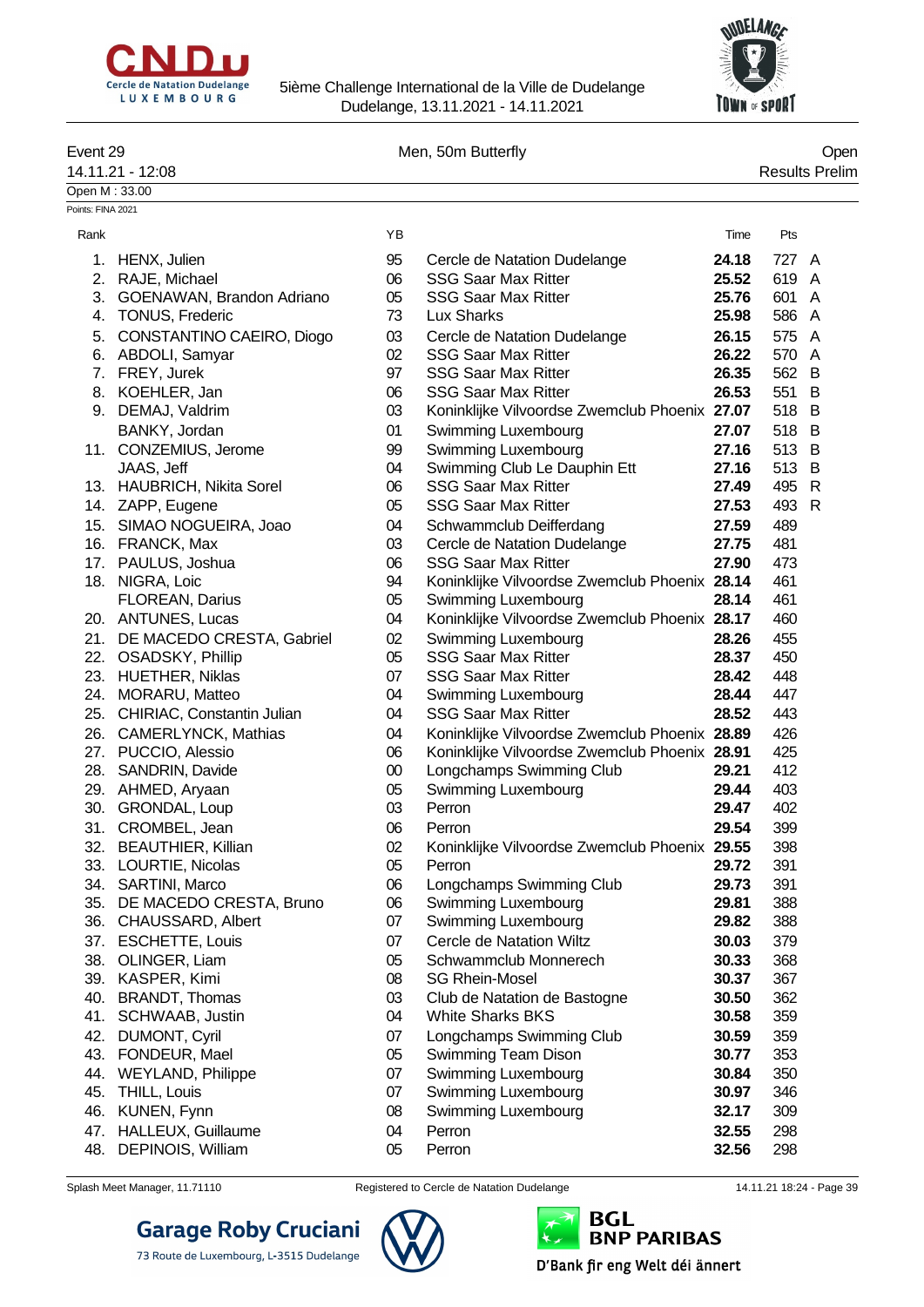5ième Challenge International de la Ville de Dudelange
Dudelange, 13.11.2021 - 14.11.2021

Event 29 — Men, 50m Butterfly — Open

14.11.21 - 12:08 — Results Prelim

Open M : 33.00

Points: FINA 2021

| Rank | | YB | | Time | Pts | |
|---|---|---|---|---|---|---|
| 1. | HENX, Julien | 95 | Cercle de Natation Dudelange | **24.18** | 727 | A |
| 2. | RAJE, Michael | 06 | SSG Saar Max Ritter | **25.52** | 619 | A |
| 3. | GOENAWAN, Brandon Adriano | 05 | SSG Saar Max Ritter | **25.76** | 601 | A |
| 4. | TONUS, Frederic | 73 | Lux Sharks | **25.98** | 586 | A |
| 5. | CONSTANTINO CAEIRO, Diogo | 03 | Cercle de Natation Dudelange | **26.15** | 575 | A |
| 6. | ABDOLI, Samyar | 02 | SSG Saar Max Ritter | **26.22** | 570 | A |
| 7. | FREY, Jurek | 97 | SSG Saar Max Ritter | **26.35** | 562 | B |
| 8. | KOEHLER, Jan | 06 | SSG Saar Max Ritter | **26.53** | 551 | B |
| 9. | DEMAJ, Valdrim | 03 | Koninklijke Vilvoordse Zwemclub Phoenix | **27.07** | 518 | B |
| | BANKY, Jordan | 01 | Swimming Luxembourg | **27.07** | 518 | B |
| 11. | CONZEMIUS, Jerome | 99 | Swimming Luxembourg | **27.16** | 513 | B |
| | JAAS, Jeff | 04 | Swimming Club Le Dauphin Ett | **27.16** | 513 | B |
| 13. | HAUBRICH, Nikita Sorel | 06 | SSG Saar Max Ritter | **27.49** | 495 | R |
| 14. | ZAPP, Eugene | 05 | SSG Saar Max Ritter | **27.53** | 493 | R |
| 15. | SIMAO NOGUEIRA, Joao | 04 | Schwammclub Deifferdang | **27.59** | 489 | |
| 16. | FRANCK, Max | 03 | Cercle de Natation Dudelange | **27.75** | 481 | |
| 17. | PAULUS, Joshua | 06 | SSG Saar Max Ritter | **27.90** | 473 | |
| 18. | NIGRA, Loic | 94 | Koninklijke Vilvoordse Zwemclub Phoenix | **28.14** | 461 | |
| | FLOREAN, Darius | 05 | Swimming Luxembourg | **28.14** | 461 | |
| 20. | ANTUNES, Lucas | 04 | Koninklijke Vilvoordse Zwemclub Phoenix | **28.17** | 460 | |
| 21. | DE MACEDO CRESTA, Gabriel | 02 | Swimming Luxembourg | **28.26** | 455 | |
| 22. | OSADSKY, Phillip | 05 | SSG Saar Max Ritter | **28.37** | 450 | |
| 23. | HUETHER, Niklas | 07 | SSG Saar Max Ritter | **28.42** | 448 | |
| 24. | MORARU, Matteo | 04 | Swimming Luxembourg | **28.44** | 447 | |
| 25. | CHIRIAC, Constantin Julian | 04 | SSG Saar Max Ritter | **28.52** | 443 | |
| 26. | CAMERLYNCK, Mathias | 04 | Koninklijke Vilvoordse Zwemclub Phoenix | **28.89** | 426 | |
| 27. | PUCCIO, Alessio | 06 | Koninklijke Vilvoordse Zwemclub Phoenix | **28.91** | 425 | |
| 28. | SANDRIN, Davide | 00 | Longchamps Swimming Club | **29.21** | 412 | |
| 29. | AHMED, Aryaan | 05 | Swimming Luxembourg | **29.44** | 403 | |
| 30. | GRONDAL, Loup | 03 | Perron | **29.47** | 402 | |
| 31. | CROMBEL, Jean | 06 | Perron | **29.54** | 399 | |
| 32. | BEAUTHIER, Killian | 02 | Koninklijke Vilvoordse Zwemclub Phoenix | **29.55** | 398 | |
| 33. | LOURTIE, Nicolas | 05 | Perron | **29.72** | 391 | |
| 34. | SARTINI, Marco | 06 | Longchamps Swimming Club | **29.73** | 391 | |
| 35. | DE MACEDO CRESTA, Bruno | 06 | Swimming Luxembourg | **29.81** | 388 | |
| 36. | CHAUSSARD, Albert | 07 | Swimming Luxembourg | **29.82** | 388 | |
| 37. | ESCHETTE, Louis | 07 | Cercle de Natation Wiltz | **30.03** | 379 | |
| 38. | OLINGER, Liam | 05 | Schwammclub Monnerech | **30.33** | 368 | |
| 39. | KASPER, Kimi | 08 | SG Rhein-Mosel | **30.37** | 367 | |
| 40. | BRANDT, Thomas | 03 | Club de Natation de Bastogne | **30.50** | 362 | |
| 41. | SCHWAAB, Justin | 04 | White Sharks BKS | **30.58** | 359 | |
| 42. | DUMONT, Cyril | 07 | Longchamps Swimming Club | **30.59** | 359 | |
| 43. | FONDEUR, Mael | 05 | Swimming Team Dison | **30.77** | 353 | |
| 44. | WEYLAND, Philippe | 07 | Swimming Luxembourg | **30.84** | 350 | |
| 45. | THILL, Louis | 07 | Swimming Luxembourg | **30.97** | 346 | |
| 46. | KUNEN, Fynn | 08 | Swimming Luxembourg | **32.17** | 309 | |
| 47. | HALLEUX, Guillaume | 04 | Perron | **32.55** | 298 | |
| 48. | DEPINOIS, William | 05 | Perron | **32.56** | 298 | |

Splash Meet Manager, 11.71110 — Registered to Cercle de Natation Dudelange — 14.11.21 18:24 - Page 39

Garage Roby Cruciani
73 Route de Luxembourg, L-3515 Dudelange

BGL BNP PARIBAS
D'Bank fir eng Welt déi ännert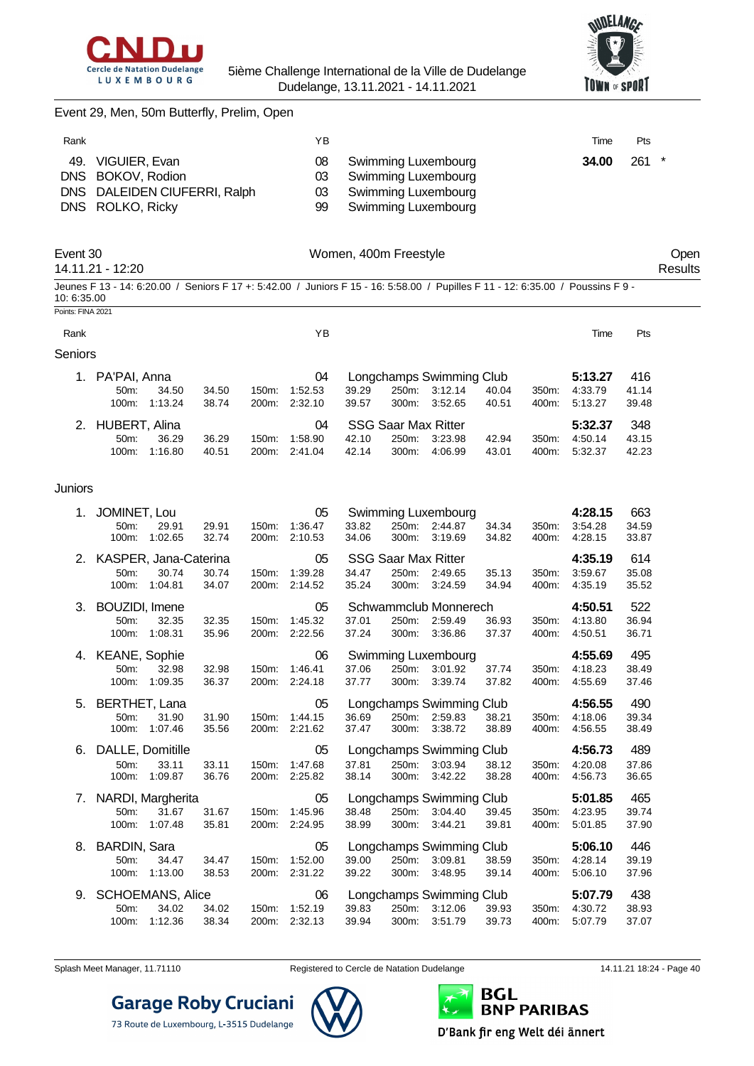## Event 29, Men, 50m Butterfly, Prelim, Open

| Rank | Name | YB | Club | Time | Pts | |
|---|---|---|---|---|---|---|
| 49. | VIGUIER, Evan | 08 | Swimming Luxembourg | **34.00** | 261 | * |
| DNS | BOKOV, Rodion | 03 | Swimming Luxembourg | | | |
| DNS | DALEIDEN CIUFERRI, Ralph | 03 | Swimming Luxembourg | | | |
| DNS | ROLKO, Ricky | 99 | Swimming Luxembourg | | | |

## Event 30 — Women, 400m Freestyle — Open Results

14.11.21 - 12:20

Jeunes F 13 - 14: 6:20.00 / Seniors F 17 +: 5:42.00 / Juniors F 15 - 16: 5:58.00 / Pupilles F 11 - 12: 6:35.00 / Poussins F 9 - 10: 6:35.00

Points: FINA 2021

### Seniors

| Rank | Name | YB | Club | Time | Pts |
|---|---|---|---|---|---|
| 1. | PA'PAI, Anna | 04 | Longchamps Swimming Club | **5:13.27** | 416 |
| | 50m: 34.50 (34.50) / 100m: 1:13.24 (38.74) / 150m: 1:52.53 (39.29) / 200m: 2:32.10 (39.57) / 250m: 3:12.14 (40.04) / 300m: 3:52.65 (40.51) / 350m: 4:33.79 (41.14) / 400m: 5:13.27 (39.48) | | | | |
| 2. | HUBERT, Alina | 04 | SSG Saar Max Ritter | **5:32.37** | 348 |
| | 50m: 36.29 (36.29) / 100m: 1:16.80 (40.51) / 150m: 1:58.90 (42.10) / 200m: 2:41.04 (42.14) / 250m: 3:23.98 (42.94) / 300m: 4:06.99 (43.01) / 350m: 4:50.14 (43.15) / 400m: 5:32.37 (42.23) | | | | |

### Juniors

| Rank | Name | YB | Club | Time | Pts |
|---|---|---|---|---|---|
| 1. | JOMINET, Lou | 05 | Swimming Luxembourg | **4:28.15** | 663 |
| | 50m: 29.91 (29.91) / 100m: 1:02.65 (32.74) / 150m: 1:36.47 (33.82) / 200m: 2:10.53 (34.06) / 250m: 2:44.87 (34.34) / 300m: 3:19.69 (34.82) / 350m: 3:54.28 (34.59) / 400m: 4:28.15 (33.87) | | | | |
| 2. | KASPER, Jana-Caterina | 05 | SSG Saar Max Ritter | **4:35.19** | 614 |
| | 50m: 30.74 (30.74) / 100m: 1:04.81 (34.07) / 150m: 1:39.28 (34.47) / 200m: 2:14.52 (35.24) / 250m: 2:49.65 (35.13) / 300m: 3:24.59 (34.94) / 350m: 3:59.67 (35.08) / 400m: 4:35.19 (35.52) | | | | |
| 3. | BOUZIDI, Imene | 05 | Schwammclub Monnerech | **4:50.51** | 522 |
| | 50m: 32.35 (32.35) / 100m: 1:08.31 (35.96) / 150m: 1:45.32 (37.01) / 200m: 2:22.56 (37.24) / 250m: 2:59.49 (36.93) / 300m: 3:36.86 (37.37) / 350m: 4:13.80 (36.94) / 400m: 4:50.51 (36.71) | | | | |
| 4. | KEANE, Sophie | 06 | Swimming Luxembourg | **4:55.69** | 495 |
| | 50m: 32.98 (32.98) / 100m: 1:09.35 (36.37) / 150m: 1:46.41 (37.06) / 200m: 2:24.18 (37.77) / 250m: 3:01.92 (37.74) / 300m: 3:39.74 (37.82) / 350m: 4:18.23 (38.49) / 400m: 4:55.69 (37.46) | | | | |
| 5. | BERTHET, Lana | 05 | Longchamps Swimming Club | **4:56.55** | 490 |
| | 50m: 31.90 (31.90) / 100m: 1:07.46 (35.56) / 150m: 1:44.15 (36.69) / 200m: 2:21.62 (37.47) / 250m: 2:59.83 (38.21) / 300m: 3:38.72 (38.89) / 350m: 4:18.06 (39.34) / 400m: 4:56.55 (38.49) | | | | |
| 6. | DALLE, Domitille | 05 | Longchamps Swimming Club | **4:56.73** | 489 |
| | 50m: 33.11 (33.11) / 100m: 1:09.87 (36.76) / 150m: 1:47.68 (37.81) / 200m: 2:25.82 (38.14) / 250m: 3:03.94 (38.12) / 300m: 3:42.22 (38.28) / 350m: 4:20.08 (37.86) / 400m: 4:56.73 (36.65) | | | | |
| 7. | NARDI, Margherita | 05 | Longchamps Swimming Club | **5:01.85** | 465 |
| | 50m: 31.67 (31.67) / 100m: 1:07.48 (35.81) / 150m: 1:45.96 (38.48) / 200m: 2:24.95 (38.99) / 250m: 3:04.40 (39.45) / 300m: 3:44.21 (39.81) / 350m: 4:23.95 (39.74) / 400m: 5:01.85 (37.90) | | | | |
| 8. | BARDIN, Sara | 05 | Longchamps Swimming Club | **5:06.10** | 446 |
| | 50m: 34.47 (34.47) / 100m: 1:13.00 (38.53) / 150m: 1:52.00 (39.00) / 200m: 2:31.22 (39.22) / 250m: 3:09.81 (38.59) / 300m: 3:48.95 (39.14) / 350m: 4:28.14 (39.19) / 400m: 5:06.10 (37.96) | | | | |
| 9. | SCHOEMANS, Alice | 06 | Longchamps Swimming Club | **5:07.79** | 438 |
| | 50m: 34.02 (34.02) / 100m: 1:12.36 (38.34) / 150m: 1:52.19 (39.83) / 200m: 2:32.13 (39.94) / 250m: 3:12.06 (39.93) / 300m: 3:51.79 (39.73) / 350m: 4:30.72 (38.93) / 400m: 5:07.79 (37.07) | | | | |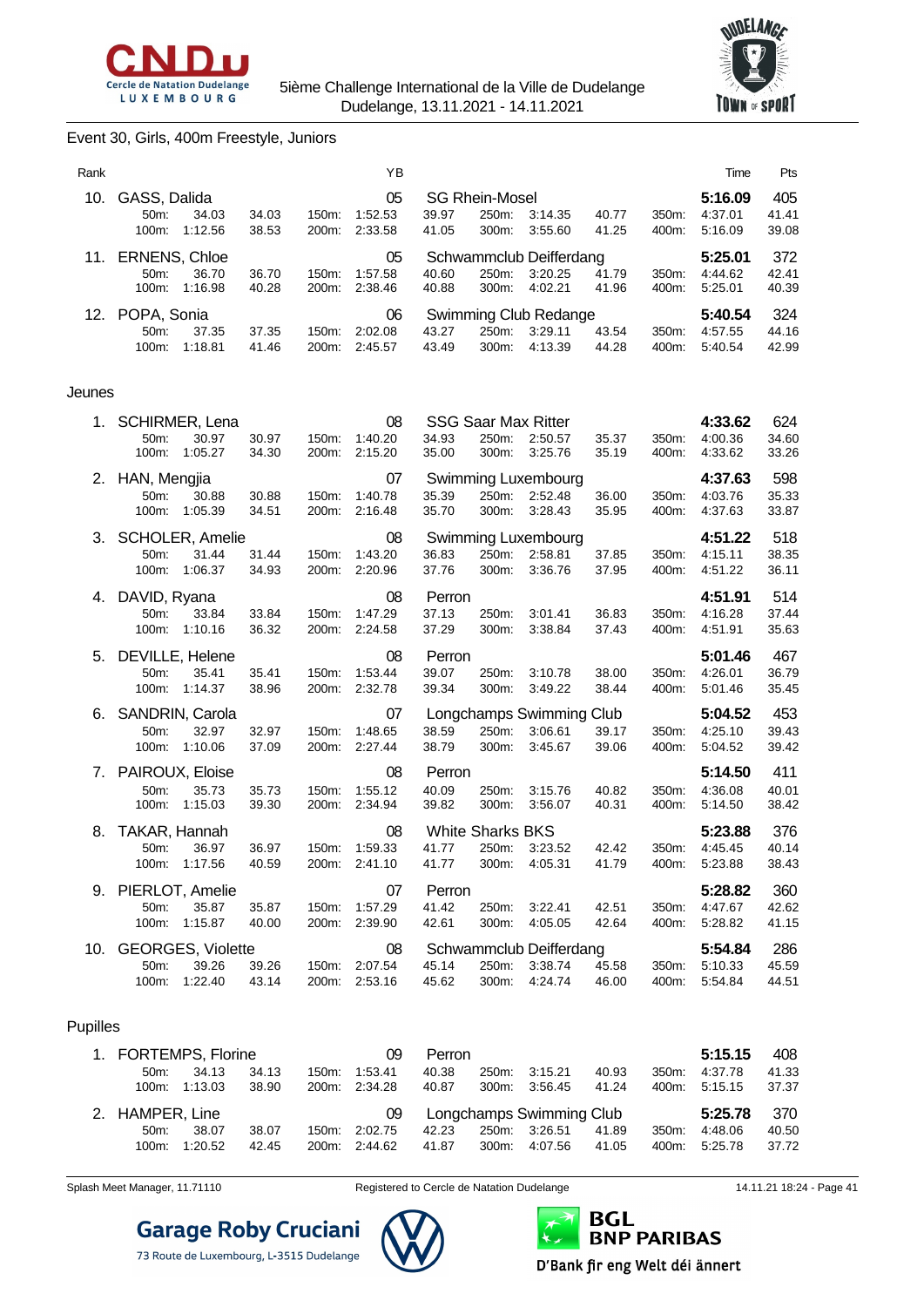5ième Challenge International de la Ville de Dudelange
Dudelange, 13.11.2021 - 14.11.2021

## Event 30, Girls, 400m Freestyle, Juniors

| Rank | | | | | | YB | | | | | | | | Time | Pts |
|---|---|---|---|---|---|---|---|---|---|---|---|---|---|---|---|
| 10. | GASS, Dalida | | | | | 05 | SG Rhein-Mosel | | | | | | | **5:16.09** | 405 |
| | 50m: | 34.03 | 34.03 | 150m: | 1:52.53 | | 39.97 | 250m: | 3:14.35 | 40.77 | | 350m: | 4:37.01 | | 41.41 |
| | 100m: | 1:12.56 | 38.53 | 200m: | 2:33.58 | | 41.05 | 300m: | 3:55.60 | 41.25 | | 400m: | 5:16.09 | | 39.08 |
| 11. | ERNENS, Chloe | | | | | 05 | Schwammclub Deifferdang | | | | | | | **5:25.01** | 372 |
| | 50m: | 36.70 | 36.70 | 150m: | 1:57.58 | | 40.60 | 250m: | 3:20.25 | 41.79 | | 350m: | 4:44.62 | | 42.41 |
| | 100m: | 1:16.98 | 40.28 | 200m: | 2:38.46 | | 40.88 | 300m: | 4:02.21 | 41.96 | | 400m: | 5:25.01 | | 40.39 |
| 12. | POPA, Sonia | | | | | 06 | Swimming Club Redange | | | | | | | **5:40.54** | 324 |
| | 50m: | 37.35 | 37.35 | 150m: | 2:02.08 | | 43.27 | 250m: | 3:29.11 | 43.54 | | 350m: | 4:57.55 | | 44.16 |
| | 100m: | 1:18.81 | 41.46 | 200m: | 2:45.57 | | 43.49 | 300m: | 4:13.39 | 44.28 | | 400m: | 5:40.54 | | 42.99 |

### Jeunes

| Rank | | | | | | YB | | | | | | | | Time | Pts |
|---|---|---|---|---|---|---|---|---|---|---|---|---|---|---|---|
| 1. | SCHIRMER, Lena | | | | | 08 | SSG Saar Max Ritter | | | | | | | **4:33.62** | 624 |
| | 50m: | 30.97 | 30.97 | 150m: | 1:40.20 | | 34.93 | 250m: | 2:50.57 | 35.37 | | 350m: | 4:00.36 | | 34.60 |
| | 100m: | 1:05.27 | 34.30 | 200m: | 2:15.20 | | 35.00 | 300m: | 3:25.76 | 35.19 | | 400m: | 4:33.62 | | 33.26 |
| 2. | HAN, Mengjia | | | | | 07 | Swimming Luxembourg | | | | | | | **4:37.63** | 598 |
| | 50m: | 30.88 | 30.88 | 150m: | 1:40.78 | | 35.39 | 250m: | 2:52.48 | 36.00 | | 350m: | 4:03.76 | | 35.33 |
| | 100m: | 1:05.39 | 34.51 | 200m: | 2:16.48 | | 35.70 | 300m: | 3:28.43 | 35.95 | | 400m: | 4:37.63 | | 33.87 |
| 3. | SCHOLER, Amelie | | | | | 08 | Swimming Luxembourg | | | | | | | **4:51.22** | 518 |
| | 50m: | 31.44 | 31.44 | 150m: | 1:43.20 | | 36.83 | 250m: | 2:58.81 | 37.85 | | 350m: | 4:15.11 | | 38.35 |
| | 100m: | 1:06.37 | 34.93 | 200m: | 2:20.96 | | 37.76 | 300m: | 3:36.76 | 37.95 | | 400m: | 4:51.22 | | 36.11 |
| 4. | DAVID, Ryana | | | | | 08 | Perron | | | | | | | **4:51.91** | 514 |
| | 50m: | 33.84 | 33.84 | 150m: | 1:47.29 | | 37.13 | 250m: | 3:01.41 | 36.83 | | 350m: | 4:16.28 | | 37.44 |
| | 100m: | 1:10.16 | 36.32 | 200m: | 2:24.58 | | 37.29 | 300m: | 3:38.84 | 37.43 | | 400m: | 4:51.91 | | 35.63 |
| 5. | DEVILLE, Helene | | | | | 08 | Perron | | | | | | | **5:01.46** | 467 |
| | 50m: | 35.41 | 35.41 | 150m: | 1:53.44 | | 39.07 | 250m: | 3:10.78 | 38.00 | | 350m: | 4:26.01 | | 36.79 |
| | 100m: | 1:14.37 | 38.96 | 200m: | 2:32.78 | | 39.34 | 300m: | 3:49.22 | 38.44 | | 400m: | 5:01.46 | | 35.45 |
| 6. | SANDRIN, Carola | | | | | 07 | Longchamps Swimming Club | | | | | | | **5:04.52** | 453 |
| | 50m: | 32.97 | 32.97 | 150m: | 1:48.65 | | 38.59 | 250m: | 3:06.61 | 39.17 | | 350m: | 4:25.10 | | 39.43 |
| | 100m: | 1:10.06 | 37.09 | 200m: | 2:27.44 | | 38.79 | 300m: | 3:45.67 | 39.06 | | 400m: | 5:04.52 | | 39.42 |
| 7. | PAIROUX, Eloise | | | | | 08 | Perron | | | | | | | **5:14.50** | 411 |
| | 50m: | 35.73 | 35.73 | 150m: | 1:55.12 | | 40.09 | 250m: | 3:15.76 | 40.82 | | 350m: | 4:36.08 | | 40.01 |
| | 100m: | 1:15.03 | 39.30 | 200m: | 2:34.94 | | 39.82 | 300m: | 3:56.07 | 40.31 | | 400m: | 5:14.50 | | 38.42 |
| 8. | TAKAR, Hannah | | | | | 08 | White Sharks BKS | | | | | | | **5:23.88** | 376 |
| | 50m: | 36.97 | 36.97 | 150m: | 1:59.33 | | 41.77 | 250m: | 3:23.52 | 42.42 | | 350m: | 4:45.45 | | 40.14 |
| | 100m: | 1:17.56 | 40.59 | 200m: | 2:41.10 | | 41.77 | 300m: | 4:05.31 | 41.79 | | 400m: | 5:23.88 | | 38.43 |
| 9. | PIERLOT, Amelie | | | | | 07 | Perron | | | | | | | **5:28.82** | 360 |
| | 50m: | 35.87 | 35.87 | 150m: | 1:57.29 | | 41.42 | 250m: | 3:22.41 | 42.51 | | 350m: | 4:47.67 | | 42.62 |
| | 100m: | 1:15.87 | 40.00 | 200m: | 2:39.90 | | 42.61 | 300m: | 4:05.05 | 42.64 | | 400m: | 5:28.82 | | 41.15 |
| 10. | GEORGES, Violette | | | | | 08 | Schwammclub Deifferdang | | | | | | | **5:54.84** | 286 |
| | 50m: | 39.26 | 39.26 | 150m: | 2:07.54 | | 45.14 | 250m: | 3:38.74 | 45.58 | | 350m: | 5:10.33 | | 45.59 |
| | 100m: | 1:22.40 | 43.14 | 200m: | 2:53.16 | | 45.62 | 300m: | 4:24.74 | 46.00 | | 400m: | 5:54.84 | | 44.51 |

### Pupilles

| Rank | | | | | | YB | | | | | | | | Time | Pts |
|---|---|---|---|---|---|---|---|---|---|---|---|---|---|---|---|
| 1. | FORTEMPS, Florine | | | | | 09 | Perron | | | | | | | **5:15.15** | 408 |
| | 50m: | 34.13 | 34.13 | 150m: | 1:53.41 | | 40.38 | 250m: | 3:15.21 | 40.93 | | 350m: | 4:37.78 | | 41.33 |
| | 100m: | 1:13.03 | 38.90 | 200m: | 2:34.28 | | 40.87 | 300m: | 3:56.45 | 41.24 | | 400m: | 5:15.15 | | 37.37 |
| 2. | HAMPER, Line | | | | | 09 | Longchamps Swimming Club | | | | | | | **5:25.78** | 370 |
| | 50m: | 38.07 | 38.07 | 150m: | 2:02.75 | | 42.23 | 250m: | 3:26.51 | 41.89 | | 350m: | 4:48.06 | | 40.50 |
| | 100m: | 1:20.52 | 42.45 | 200m: | 2:44.62 | | 41.87 | 300m: | 4:07.56 | 41.05 | | 400m: | 5:25.78 | | 37.72 |

Splash Meet Manager, 11.71110 — Registered to Cercle de Natation Dudelange — 14.11.21 18:24

Garage Roby Cruciani
73 Route de Luxembourg, L-3515 Dudelange

BGL BNP PARIBAS
D'Bank fir eng Welt déi ännert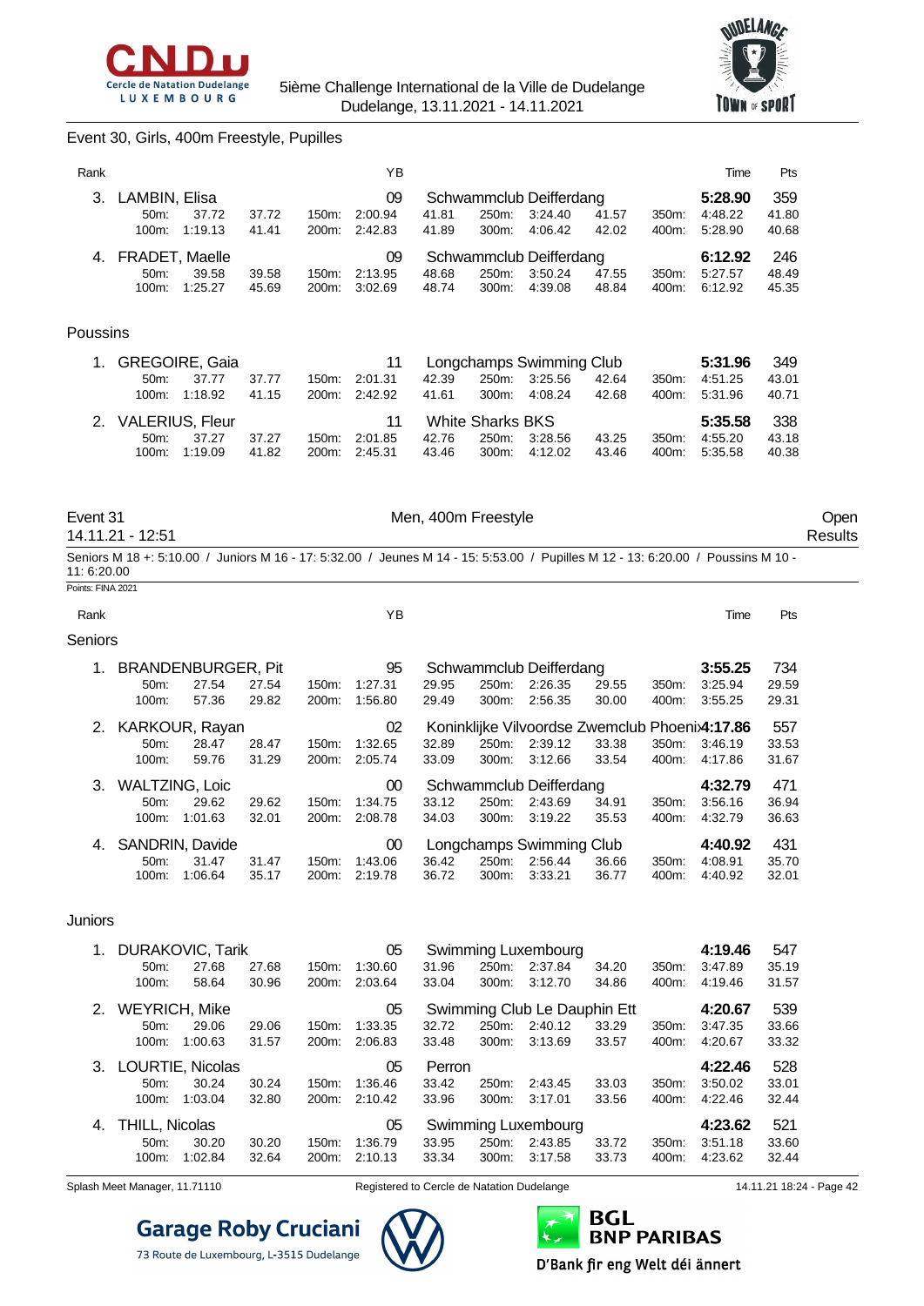## Event 30, Girls, 400m Freestyle, Pupilles

| Rank | | | | | YB | | | | | | | Time | Pts |
|---|---|---|---|---|---|---|---|---|---|---|---|---|---|
| 3. | LAMBIN, Elisa | | | | 09 | Schwammclub Deifferdang | | | | | | **5:28.90** | 359 |
| | 50m: | 37.72 | 37.72 | 150m: | 2:00.94 | 41.81 | 250m: | 3:24.40 | 41.57 | 350m: | 4:48.22 | 41.80 | |
| | 100m: | 1:19.13 | 41.41 | 200m: | 2:42.83 | 41.89 | 300m: | 4:06.42 | 42.02 | 400m: | 5:28.90 | 40.68 | |
| 4. | FRADET, Maelle | | | | 09 | Schwammclub Deifferdang | | | | | | **6:12.92** | 246 |
| | 50m: | 39.58 | 39.58 | 150m: | 2:13.95 | 48.68 | 250m: | 3:50.24 | 47.55 | 350m: | 5:27.57 | 48.49 | |
| | 100m: | 1:25.27 | 45.69 | 200m: | 3:02.69 | 48.74 | 300m: | 4:39.08 | 48.84 | 400m: | 6:12.92 | 45.35 | |

### Poussins

| Rank | | | | | YB | | | | | | | Time | Pts |
|---|---|---|---|---|---|---|---|---|---|---|---|---|---|
| 1. | GREGOIRE, Gaia | | | | 11 | Longchamps Swimming Club | | | | | | **5:31.96** | 349 |
| | 50m: | 37.77 | 37.77 | 150m: | 2:01.31 | 42.39 | 250m: | 3:25.56 | 42.64 | 350m: | 4:51.25 | 43.01 | |
| | 100m: | 1:18.92 | 41.15 | 200m: | 2:42.92 | 41.61 | 300m: | 4:08.24 | 42.68 | 400m: | 5:31.96 | 40.71 | |
| 2. | VALERIUS, Fleur | | | | 11 | White Sharks BKS | | | | | | **5:35.58** | 338 |
| | 50m: | 37.27 | 37.27 | 150m: | 2:01.85 | 42.76 | 250m: | 3:28.56 | 43.25 | 350m: | 4:55.20 | 43.18 | |
| | 100m: | 1:19.09 | 41.82 | 200m: | 2:45.31 | 43.46 | 300m: | 4:12.02 | 43.46 | 400m: | 5:35.58 | 40.38 | |

## Event 31 — Men, 400m Freestyle — Open Results

14.11.21 - 12:51

Seniors M 18 +: 5:10.00 / Juniors M 16 - 17: 5:32.00 / Jeunes M 14 - 15: 5:53.00 / Pupilles M 12 - 13: 6:20.00 / Poussins M 10 - 11: 6:20.00

Points: FINA 2021

### Seniors

| Rank | | | | | YB | | | | | | | Time | Pts |
|---|---|---|---|---|---|---|---|---|---|---|---|---|---|
| 1. | BRANDENBURGER, Pit | | | | 95 | Schwammclub Deifferdang | | | | | | **3:55.25** | 734 |
| | 50m: | 27.54 | 27.54 | 150m: | 1:27.31 | 29.95 | 250m: | 2:26.35 | 29.55 | 350m: | 3:25.94 | 29.59 | |
| | 100m: | 57.36 | 29.82 | 200m: | 1:56.80 | 29.49 | 300m: | 2:56.35 | 30.00 | 400m: | 3:55.25 | 29.31 | |
| 2. | KARKOUR, Rayan | | | | 02 | Koninklijke Vilvoordse Zwemclub Phoenix | | | | | | **4:17.86** | 557 |
| | 50m: | 28.47 | 28.47 | 150m: | 1:32.65 | 32.89 | 250m: | 2:39.12 | 33.38 | 350m: | 3:46.19 | 33.53 | |
| | 100m: | 59.76 | 31.29 | 200m: | 2:05.74 | 33.09 | 300m: | 3:12.66 | 33.54 | 400m: | 4:17.86 | 31.67 | |
| 3. | WALTZING, Loic | | | | 00 | Schwammclub Deifferdang | | | | | | **4:32.79** | 471 |
| | 50m: | 29.62 | 29.62 | 150m: | 1:34.75 | 33.12 | 250m: | 2:43.69 | 34.91 | 350m: | 3:56.16 | 36.94 | |
| | 100m: | 1:01.63 | 32.01 | 200m: | 2:08.78 | 34.03 | 300m: | 3:19.22 | 35.53 | 400m: | 4:32.79 | 36.63 | |
| 4. | SANDRIN, Davide | | | | 00 | Longchamps Swimming Club | | | | | | **4:40.92** | 431 |
| | 50m: | 31.47 | 31.47 | 150m: | 1:43.06 | 36.42 | 250m: | 2:56.44 | 36.66 | 350m: | 4:08.91 | 35.70 | |
| | 100m: | 1:06.64 | 35.17 | 200m: | 2:19.78 | 36.72 | 300m: | 3:33.21 | 36.77 | 400m: | 4:40.92 | 32.01 | |

### Juniors

| Rank | | | | | YB | | | | | | | Time | Pts |
|---|---|---|---|---|---|---|---|---|---|---|---|---|---|
| 1. | DURAKOVIC, Tarik | | | | 05 | Swimming Luxembourg | | | | | | **4:19.46** | 547 |
| | 50m: | 27.68 | 27.68 | 150m: | 1:30.60 | 31.96 | 250m: | 2:37.84 | 34.20 | 350m: | 3:47.89 | 35.19 | |
| | 100m: | 58.64 | 30.96 | 200m: | 2:03.64 | 33.04 | 300m: | 3:12.70 | 34.86 | 400m: | 4:19.46 | 31.57 | |
| 2. | WEYRICH, Mike | | | | 05 | Swimming Club Le Dauphin Ett | | | | | | **4:20.67** | 539 |
| | 50m: | 29.06 | 29.06 | 150m: | 1:33.35 | 32.72 | 250m: | 2:40.12 | 33.29 | 350m: | 3:47.35 | 33.66 | |
| | 100m: | 1:00.63 | 31.57 | 200m: | 2:06.83 | 33.48 | 300m: | 3:13.69 | 33.57 | 400m: | 4:20.67 | 33.32 | |
| 3. | LOURTIE, Nicolas | | | | 05 | Perron | | | | | | **4:22.46** | 528 |
| | 50m: | 30.24 | 30.24 | 150m: | 1:36.46 | 33.42 | 250m: | 2:43.45 | 33.03 | 350m: | 3:50.02 | 33.01 | |
| | 100m: | 1:03.04 | 32.80 | 200m: | 2:10.42 | 33.96 | 300m: | 3:17.01 | 33.56 | 400m: | 4:22.46 | 32.44 | |
| 4. | THILL, Nicolas | | | | 05 | Swimming Luxembourg | | | | | | **4:23.62** | 521 |
| | 50m: | 30.20 | 30.20 | 150m: | 1:36.79 | 33.95 | 250m: | 2:43.85 | 33.72 | 350m: | 3:51.18 | 33.60 | |
| | 100m: | 1:02.84 | 32.64 | 200m: | 2:10.13 | 33.34 | 300m: | 3:17.58 | 33.73 | 400m: | 4:23.62 | 32.44 | |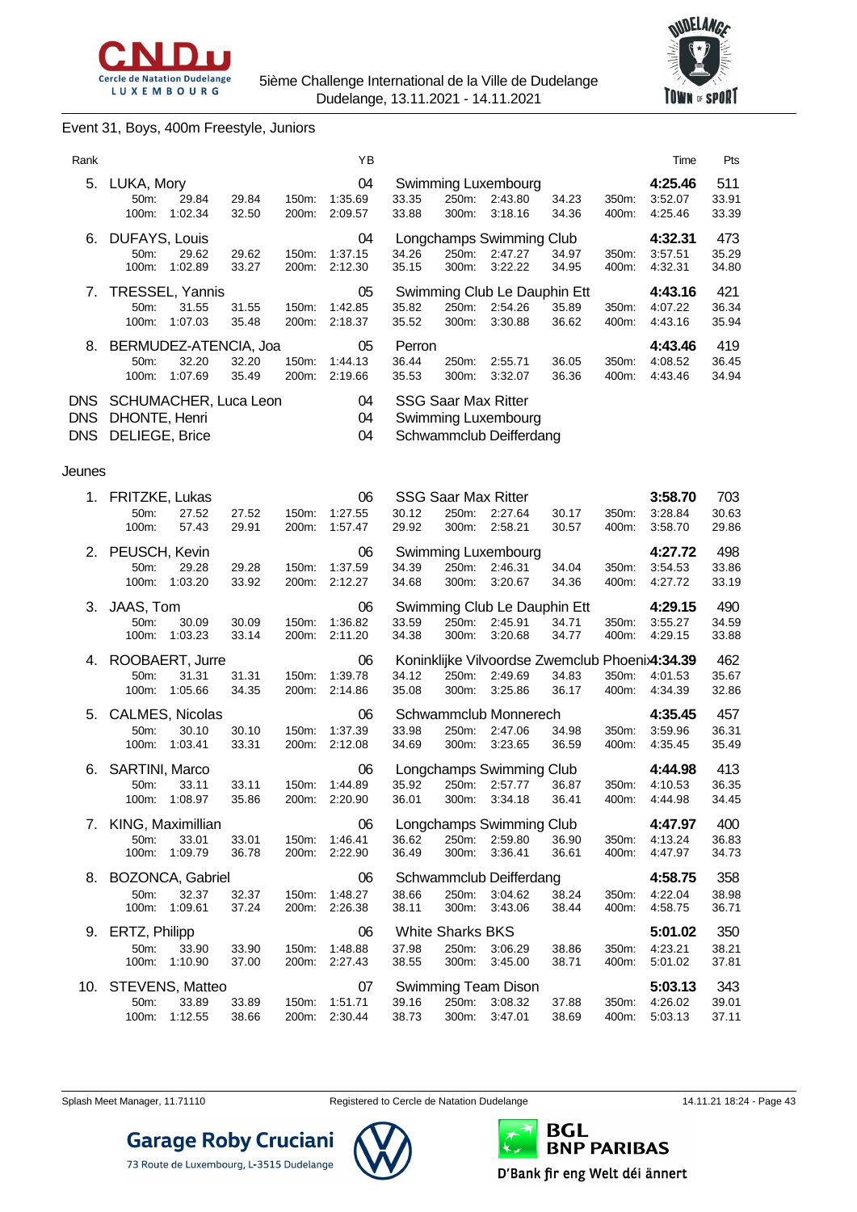5ième Challenge International de la Ville de Dudelange
Dudelange, 13.11.2021 - 14.11.2021

## Event 31, Boys, 400m Freestyle, Juniors

| Rank | Name | YB | Club | Time | Pts |
|---|---|---|---|---|---|
| 5. | LUKA, Mory | 04 | Swimming Luxembourg | 4:25.46 | 511 |
| | 50m: 29.84 29.84 / 100m: 1:02.34 32.50 / 150m: 1:35.69 33.35 / 200m: 2:09.57 33.88 / 250m: 2:43.80 34.23 / 300m: 3:18.16 34.36 / 350m: 3:52.07 33.91 / 400m: 4:25.46 33.39 | | | | |
| 6. | DUFAYS, Louis | 04 | Longchamps Swimming Club | 4:32.31 | 473 |
| | 50m: 29.62 29.62 / 100m: 1:02.89 33.27 / 150m: 1:37.15 34.26 / 200m: 2:12.30 35.15 / 250m: 2:47.27 34.97 / 300m: 3:22.22 34.95 / 350m: 3:57.51 35.29 / 400m: 4:32.31 34.80 | | | | |
| 7. | TRESSEL, Yannis | 05 | Swimming Club Le Dauphin Ett | 4:43.16 | 421 |
| | 50m: 31.55 31.55 / 100m: 1:07.03 35.48 / 150m: 1:42.85 35.82 / 200m: 2:18.37 35.52 / 250m: 2:54.26 35.89 / 300m: 3:30.88 36.62 / 350m: 4:07.22 36.34 / 400m: 4:43.16 35.94 | | | | |
| 8. | BERMUDEZ-ATENCIA, Joa | 05 | Perron | 4:43.46 | 419 |
| | 50m: 32.20 32.20 / 100m: 1:07.69 35.49 / 150m: 1:44.13 36.44 / 200m: 2:19.66 35.53 / 250m: 2:55.71 36.05 / 300m: 3:32.07 36.36 / 350m: 4:08.52 36.45 / 400m: 4:43.46 34.94 | | | | |
| DNS | SCHUMACHER, Luca Leon | 04 | SSG Saar Max Ritter | | |
| DNS | DHONTE, Henri | 04 | Swimming Luxembourg | | |
| DNS | DELIEGE, Brice | 04 | Schwammclub Deifferdang | | |

### Jeunes

| Rank | Name | YB | Club | Time | Pts |
|---|---|---|---|---|---|
| 1. | FRITZKE, Lukas | 06 | SSG Saar Max Ritter | 3:58.70 | 703 |
| | 50m: 27.52 27.52 / 100m: 57.43 29.91 / 150m: 1:27.55 30.12 / 200m: 1:57.47 29.92 / 250m: 2:27.64 30.17 / 300m: 2:58.21 30.57 / 350m: 3:28.84 30.63 / 400m: 3:58.70 29.86 | | | | |
| 2. | PEUSCH, Kevin | 06 | Swimming Luxembourg | 4:27.72 | 498 |
| | 50m: 29.28 29.28 / 100m: 1:03.20 33.92 / 150m: 1:37.59 34.39 / 200m: 2:12.27 34.68 / 250m: 2:46.31 34.04 / 300m: 3:20.67 34.36 / 350m: 3:54.53 33.86 / 400m: 4:27.72 33.19 | | | | |
| 3. | JAAS, Tom | 06 | Swimming Club Le Dauphin Ett | 4:29.15 | 490 |
| | 50m: 30.09 30.09 / 100m: 1:03.23 33.14 / 150m: 1:36.82 33.59 / 200m: 2:11.20 34.38 / 250m: 2:45.91 34.71 / 300m: 3:20.68 34.77 / 350m: 3:55.27 34.59 / 400m: 4:29.15 33.88 | | | | |
| 4. | ROOBAERT, Jurre | 06 | Koninklijke Vilvoordse Zwemclub Phoeni | 4:34.39 | 462 |
| | 50m: 31.31 31.31 / 100m: 1:05.66 34.35 / 150m: 1:39.78 34.12 / 200m: 2:14.86 35.08 / 250m: 2:49.69 34.83 / 300m: 3:25.86 36.17 / 350m: 4:01.53 35.67 / 400m: 4:34.39 32.86 | | | | |
| 5. | CALMES, Nicolas | 06 | Schwammclub Monnerech | 4:35.45 | 457 |
| | 50m: 30.10 30.10 / 100m: 1:03.41 33.31 / 150m: 1:37.39 33.98 / 200m: 2:12.08 34.69 / 250m: 2:47.06 34.98 / 300m: 3:23.65 36.59 / 350m: 3:59.96 36.31 / 400m: 4:35.45 35.49 | | | | |
| 6. | SARTINI, Marco | 06 | Longchamps Swimming Club | 4:44.98 | 413 |
| | 50m: 33.11 33.11 / 100m: 1:08.97 35.86 / 150m: 1:44.89 35.92 / 200m: 2:20.90 36.01 / 250m: 2:57.77 36.87 / 300m: 3:34.18 36.41 / 350m: 4:10.53 36.35 / 400m: 4:44.98 34.45 | | | | |
| 7. | KING, Maximillian | 06 | Longchamps Swimming Club | 4:47.97 | 400 |
| | 50m: 33.01 33.01 / 100m: 1:09.79 36.78 / 150m: 1:46.41 36.62 / 200m: 2:22.90 36.49 / 250m: 2:59.80 36.90 / 300m: 3:36.41 36.61 / 350m: 4:13.24 36.83 / 400m: 4:47.97 34.73 | | | | |
| 8. | BOZONCA, Gabriel | 06 | Schwammclub Deifferdang | 4:58.75 | 358 |
| | 50m: 32.37 32.37 / 100m: 1:09.61 37.24 / 150m: 1:48.27 38.66 / 200m: 2:26.38 38.11 / 250m: 3:04.62 38.24 / 300m: 3:43.06 38.44 / 350m: 4:22.04 38.98 / 400m: 4:58.75 36.71 | | | | |
| 9. | ERTZ, Philipp | 06 | White Sharks BKS | 5:01.02 | 350 |
| | 50m: 33.90 33.90 / 100m: 1:10.90 37.00 / 150m: 1:48.88 37.98 / 200m: 2:27.43 38.55 / 250m: 3:06.29 38.86 / 300m: 3:45.00 38.71 / 350m: 4:23.21 38.21 / 400m: 5:01.02 37.81 | | | | |
| 10. | STEVENS, Matteo | 07 | Swimming Team Dison | 5:03.13 | 343 |
| | 50m: 33.89 33.89 / 100m: 1:12.55 38.66 / 150m: 1:51.71 39.16 / 200m: 2:30.44 38.73 / 250m: 3:08.32 37.88 / 300m: 3:47.01 38.69 / 350m: 4:26.02 39.01 / 400m: 5:03.13 37.11 | | | | |

Splash Meet Manager, 11.71110 — Registered to Cercle de Natation Dudelange — 14.11.21 18:24

Garage Roby Cruciani
73 Route de Luxembourg, L-3515 Dudelange

BGL BNP PARIBAS
D'Bank fir eng Welt déi ännert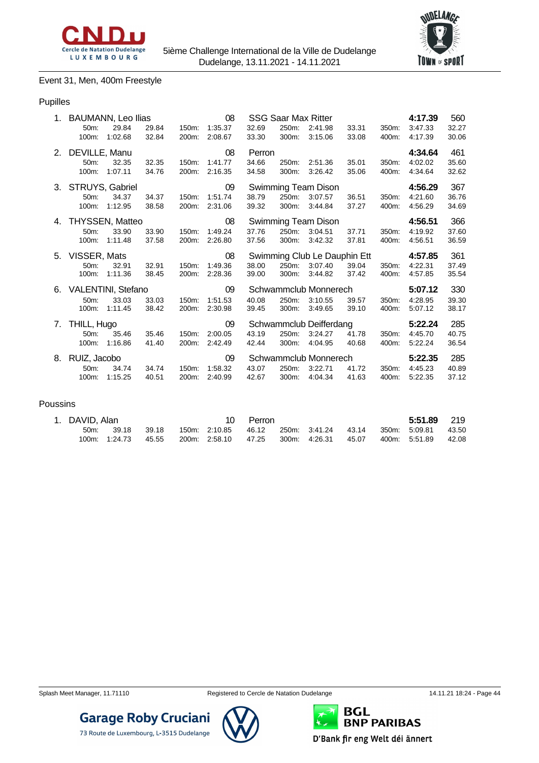5ième Challenge International de la Ville de Dudelange
Dudelange, 13.11.2021 - 14.11.2021

## Event 31, Men, 400m Freestyle

### Pupilles

| Rank | Name | YOB | Club | Time | Points |
|---|---|---|---|---|---|
| 1. | BAUMANN, Leo Ilias | 08 | SSG Saar Max Ritter | **4:17.39** | 560 |
| | 50m: 29.84 (29.84) · 100m: 1:02.68 (32.84) · 150m: 1:35.37 (32.69) · 200m: 2:08.67 (33.30) · 250m: 2:41.98 (33.31) · 300m: 3:15.06 (33.08) · 350m: 3:47.33 (32.27) · 400m: 4:17.39 (30.06) | | | | |
| 2. | DEVILLE, Manu | 08 | Perron | **4:34.64** | 461 |
| | 50m: 32.35 (32.35) · 100m: 1:07.11 (34.76) · 150m: 1:41.77 (34.66) · 200m: 2:16.35 (34.58) · 250m: 2:51.36 (35.01) · 300m: 3:26.42 (35.06) · 350m: 4:02.02 (35.60) · 400m: 4:34.64 (32.62) | | | | |
| 3. | STRUYS, Gabriel | 09 | Swimming Team Dison | **4:56.29** | 367 |
| | 50m: 34.37 (34.37) · 100m: 1:12.95 (38.58) · 150m: 1:51.74 (38.79) · 200m: 2:31.06 (39.32) · 250m: 3:07.57 (36.51) · 300m: 3:44.84 (37.27) · 350m: 4:21.60 (36.76) · 400m: 4:56.29 (34.69) | | | | |
| 4. | THYSSEN, Matteo | 08 | Swimming Team Dison | **4:56.51** | 366 |
| | 50m: 33.90 (33.90) · 100m: 1:11.48 (37.58) · 150m: 1:49.24 (37.76) · 200m: 2:26.80 (37.56) · 250m: 3:04.51 (37.71) · 300m: 3:42.32 (37.81) · 350m: 4:19.92 (37.60) · 400m: 4:56.51 (36.59) | | | | |
| 5. | VISSER, Mats | 08 | Swimming Club Le Dauphin Ett | **4:57.85** | 361 |
| | 50m: 32.91 (32.91) · 100m: 1:11.36 (38.45) · 150m: 1:49.36 (38.00) · 200m: 2:28.36 (39.00) · 250m: 3:07.40 (39.04) · 300m: 3:44.82 (37.42) · 350m: 4:22.31 (37.49) · 400m: 4:57.85 (35.54) | | | | |
| 6. | VALENTINI, Stefano | 09 | Schwammclub Monnerech | **5:07.12** | 330 |
| | 50m: 33.03 (33.03) · 100m: 1:11.45 (38.42) · 150m: 1:51.53 (40.08) · 200m: 2:30.98 (39.45) · 250m: 3:10.55 (39.57) · 300m: 3:49.65 (39.10) · 350m: 4:28.95 (39.30) · 400m: 5:07.12 (38.17) | | | | |
| 7. | THILL, Hugo | 09 | Schwammclub Deifferdang | **5:22.24** | 285 |
| | 50m: 35.46 (35.46) · 100m: 1:16.86 (41.40) · 150m: 2:00.05 (43.19) · 200m: 2:42.49 (42.44) · 250m: 3:24.27 (41.78) · 300m: 4:04.95 (40.68) · 350m: 4:45.70 (40.75) · 400m: 5:22.24 (36.54) | | | | |
| 8. | RUIZ, Jacobo | 09 | Schwammclub Monnerech | **5:22.35** | 285 |
| | 50m: 34.74 (34.74) · 100m: 1:15.25 (40.51) · 150m: 1:58.32 (43.07) · 200m: 2:40.99 (42.67) · 250m: 3:22.71 (41.72) · 300m: 4:04.34 (41.63) · 350m: 4:45.23 (40.89) · 400m: 5:22.35 (37.12) | | | | |

### Poussins

| Rank | Name | YOB | Club | Time | Points |
|---|---|---|---|---|---|
| 1. | DAVID, Alan | 10 | Perron | **5:51.89** | 219 |
| | 50m: 39.18 (39.18) · 100m: 1:24.73 (45.55) · 150m: 2:10.85 (46.12) · 200m: 2:58.10 (47.25) · 250m: 3:41.24 (43.14) · 300m: 4:26.31 (45.07) · 350m: 5:09.81 (43.50) · 400m: 5:51.89 (42.08) | | | | |

Splash Meet Manager, 11.71110 Registered to Cercle de Natation Dudelange 14.11.21 18:24 - Page 44

Garage Roby Cruciani
73 Route de Luxembourg, L-3515 Dudelange

BGL BNP PARIBAS
D'Bank fir eng Welt déi ännert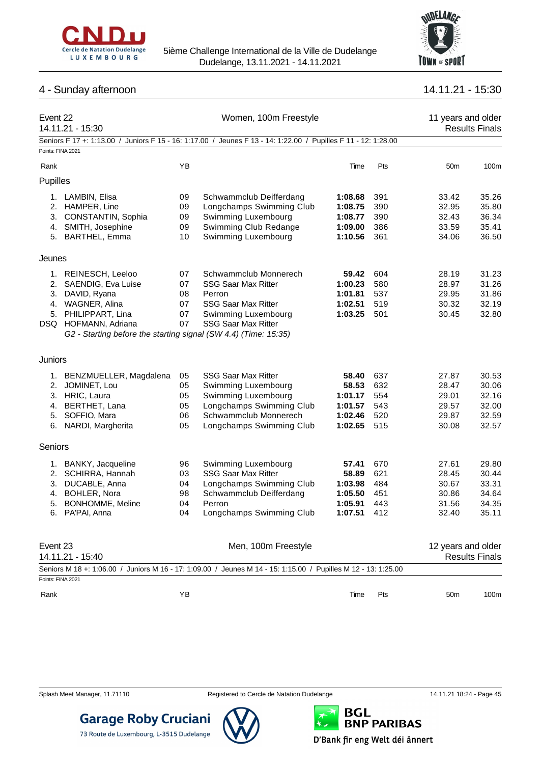## 4 - Sunday afternoon

14.11.21 - 15:30

### Event 22 — Women, 100m Freestyle

14.11.21 - 15:30

11 years and older — Results Finals

Seniors F 17 +: 1:13.00 / Juniors F 15 - 16: 1:17.00 / Jeunes F 13 - 14: 1:22.00 / Pupilles F 11 - 12: 1:28.00

Points: FINA 2021

| Rank | | YB | | Time | Pts | 50m | 100m |
|---|---|---|---|---|---|---|---|
| **Pupilles** | | | | | | | |
| 1. | LAMBIN, Elisa | 09 | Schwammclub Deifferdang | **1:08.68** | 391 | 33.42 | 35.26 |
| 2. | HAMPER, Line | 09 | Longchamps Swimming Club | **1:08.75** | 390 | 32.95 | 35.80 |
| 3. | CONSTANTIN, Sophia | 09 | Swimming Luxembourg | **1:08.77** | 390 | 32.43 | 36.34 |
| 4. | SMITH, Josephine | 09 | Swimming Club Redange | **1:09.00** | 386 | 33.59 | 35.41 |
| 5. | BARTHEL, Emma | 10 | Swimming Luxembourg | **1:10.56** | 361 | 34.06 | 36.50 |
| **Jeunes** | | | | | | | |
| 1. | REINESCH, Leeloo | 07 | Schwammclub Monnerech | **59.42** | 604 | 28.19 | 31.23 |
| 2. | SAENDIG, Eva Luise | 07 | SSG Saar Max Ritter | **1:00.23** | 580 | 28.97 | 31.26 |
| 3. | DAVID, Ryana | 08 | Perron | **1:01.81** | 537 | 29.95 | 31.86 |
| 4. | WAGNER, Alina | 07 | SSG Saar Max Ritter | **1:02.51** | 519 | 30.32 | 32.19 |
| 5. | PHILIPPART, Lina | 07 | Swimming Luxembourg | **1:03.25** | 501 | 30.45 | 32.80 |
| DSQ | HOFMANN, Adriana | 07 | SSG Saar Max Ritter | | | | |
| | *G2 - Starting before the starting signal (SW 4.4) (Time: 15:35)* | | | | | | |
| **Juniors** | | | | | | | |
| 1. | BENZMUELLER, Magdalena | 05 | SSG Saar Max Ritter | **58.40** | 637 | 27.87 | 30.53 |
| 2. | JOMINET, Lou | 05 | Swimming Luxembourg | **58.53** | 632 | 28.47 | 30.06 |
| 3. | HRIC, Laura | 05 | Swimming Luxembourg | **1:01.17** | 554 | 29.01 | 32.16 |
| 4. | BERTHET, Lana | 05 | Longchamps Swimming Club | **1:01.57** | 543 | 29.57 | 32.00 |
| 5. | SOFFIO, Mara | 06 | Schwammclub Monnerech | **1:02.46** | 520 | 29.87 | 32.59 |
| 6. | NARDI, Margherita | 05 | Longchamps Swimming Club | **1:02.65** | 515 | 30.08 | 32.57 |
| **Seniors** | | | | | | | |
| 1. | BANKY, Jacqueline | 96 | Swimming Luxembourg | **57.41** | 670 | 27.61 | 29.80 |
| 2. | SCHIRRA, Hannah | 03 | SSG Saar Max Ritter | **58.89** | 621 | 28.45 | 30.44 |
| 3. | DUCABLE, Anna | 04 | Longchamps Swimming Club | **1:03.98** | 484 | 30.67 | 33.31 |
| 4. | BOHLER, Nora | 98 | Schwammclub Deifferdang | **1:05.50** | 451 | 30.86 | 34.64 |
| 5. | BONHOMME, Meline | 04 | Perron | **1:05.91** | 443 | 31.56 | 34.35 |
| 6. | PA'PAI, Anna | 04 | Longchamps Swimming Club | **1:07.51** | 412 | 32.40 | 35.11 |

### Event 23 — Men, 100m Freestyle

14.11.21 - 15:40

12 years and older — Results Finals

Seniors M 18 +: 1:06.00 / Juniors M 16 - 17: 1:09.00 / Jeunes M 14 - 15: 1:15.00 / Pupilles M 12 - 13: 1:25.00

Points: FINA 2021

| Rank | | YB | | Time | Pts | 50m | 100m |
|---|---|---|---|---|---|---|---|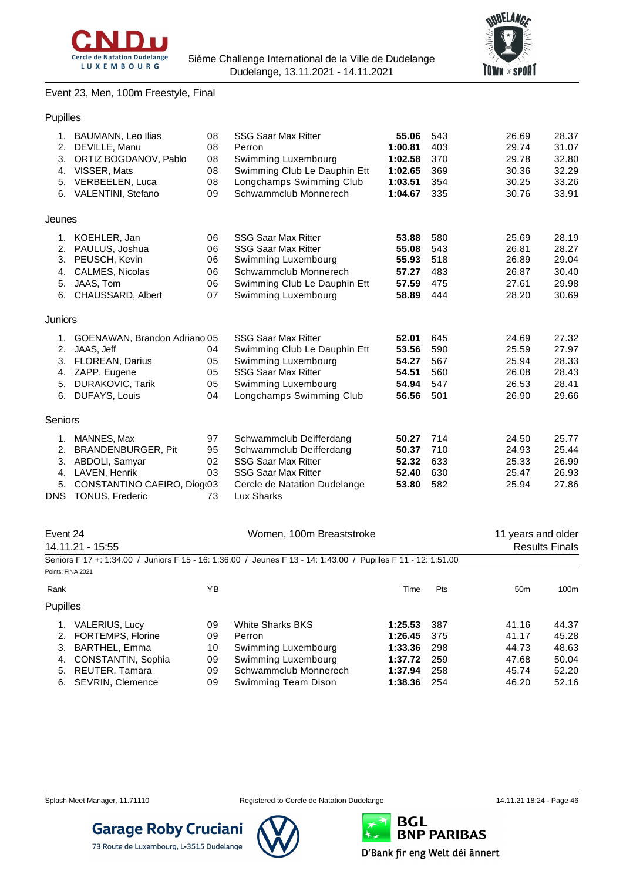## Event 23, Men, 100m Freestyle, Final

### Pupilles

| Rank | Name | YB | Club | Time | Pts | 50m | 100m |
|---|---|---|---|---|---|---|---|
| 1. | BAUMANN, Leo Ilias | 08 | SSG Saar Max Ritter | **55.06** | 543 | 26.69 | 28.37 |
| 2. | DEVILLE, Manu | 08 | Perron | **1:00.81** | 403 | 29.74 | 31.07 |
| 3. | ORTIZ BOGDANOV, Pablo | 08 | Swimming Luxembourg | **1:02.58** | 370 | 29.78 | 32.80 |
| 4. | VISSER, Mats | 08 | Swimming Club Le Dauphin Ett | **1:02.65** | 369 | 30.36 | 32.29 |
| 5. | VERBEELEN, Luca | 08 | Longchamps Swimming Club | **1:03.51** | 354 | 30.25 | 33.26 |
| 6. | VALENTINI, Stefano | 09 | Schwammclub Monnerech | **1:04.67** | 335 | 30.76 | 33.91 |

### Jeunes

| Rank | Name | YB | Club | Time | Pts | 50m | 100m |
|---|---|---|---|---|---|---|---|
| 1. | KOEHLER, Jan | 06 | SSG Saar Max Ritter | **53.88** | 580 | 25.69 | 28.19 |
| 2. | PAULUS, Joshua | 06 | SSG Saar Max Ritter | **55.08** | 543 | 26.81 | 28.27 |
| 3. | PEUSCH, Kevin | 06 | Swimming Luxembourg | **55.93** | 518 | 26.89 | 29.04 |
| 4. | CALMES, Nicolas | 06 | Schwammclub Monnerech | **57.27** | 483 | 26.87 | 30.40 |
| 5. | JAAS, Tom | 06 | Swimming Club Le Dauphin Ett | **57.59** | 475 | 27.61 | 29.98 |
| 6. | CHAUSSARD, Albert | 07 | Swimming Luxembourg | **58.89** | 444 | 28.20 | 30.69 |

### Juniors

| Rank | Name | YB | Club | Time | Pts | 50m | 100m |
|---|---|---|---|---|---|---|---|
| 1. | GOENAWAN, Brandon Adriano | 05 | SSG Saar Max Ritter | **52.01** | 645 | 24.69 | 27.32 |
| 2. | JAAS, Jeff | 04 | Swimming Club Le Dauphin Ett | **53.56** | 590 | 25.59 | 27.97 |
| 3. | FLOREAN, Darius | 05 | Swimming Luxembourg | **54.27** | 567 | 25.94 | 28.33 |
| 4. | ZAPP, Eugene | 05 | SSG Saar Max Ritter | **54.51** | 560 | 26.08 | 28.43 |
| 5. | DURAKOVIC, Tarik | 05 | Swimming Luxembourg | **54.94** | 547 | 26.53 | 28.41 |
| 6. | DUFAYS, Louis | 04 | Longchamps Swimming Club | **56.56** | 501 | 26.90 | 29.66 |

### Seniors

| Rank | Name | YB | Club | Time | Pts | 50m | 100m |
|---|---|---|---|---|---|---|---|
| 1. | MANNES, Max | 97 | Schwammclub Deifferdang | **50.27** | 714 | 24.50 | 25.77 |
| 2. | BRANDENBURGER, Pit | 95 | Schwammclub Deifferdang | **50.37** | 710 | 24.93 | 25.44 |
| 3. | ABDOLI, Samyar | 02 | SSG Saar Max Ritter | **52.32** | 633 | 25.33 | 26.99 |
| 4. | LAVEN, Henrik | 03 | SSG Saar Max Ritter | **52.40** | 630 | 25.47 | 26.93 |
| 5. | CONSTANTINO CAEIRO, Diogo | 03 | Cercle de Natation Dudelange | **53.80** | 582 | 25.94 | 27.86 |
| DNS | TONUS, Frederic | 73 | Lux Sharks | | | | |

## Event 24 — Women, 100m Breaststroke — 11 years and older

14.11.21 - 15:55 — Results Finals

Seniors F 17 +: 1:34.00 / Juniors F 15 - 16: 1:36.00 / Jeunes F 13 - 14: 1:43.00 / Pupilles F 11 - 12: 1:51.00

Points: FINA 2021

### Pupilles

| Rank | Name | YB | Club | Time | Pts | 50m | 100m |
|---|---|---|---|---|---|---|---|
| 1. | VALERIUS, Lucy | 09 | White Sharks BKS | **1:25.53** | 387 | 41.16 | 44.37 |
| 2. | FORTEMPS, Florine | 09 | Perron | **1:26.45** | 375 | 41.17 | 45.28 |
| 3. | BARTHEL, Emma | 10 | Swimming Luxembourg | **1:33.36** | 298 | 44.73 | 48.63 |
| 4. | CONSTANTIN, Sophia | 09 | Swimming Luxembourg | **1:37.72** | 259 | 47.68 | 50.04 |
| 5. | REUTER, Tamara | 09 | Schwammclub Monnerech | **1:37.94** | 258 | 45.74 | 52.20 |
| 6. | SEVRIN, Clemence | 09 | Swimming Team Dison | **1:38.36** | 254 | 46.20 | 52.16 |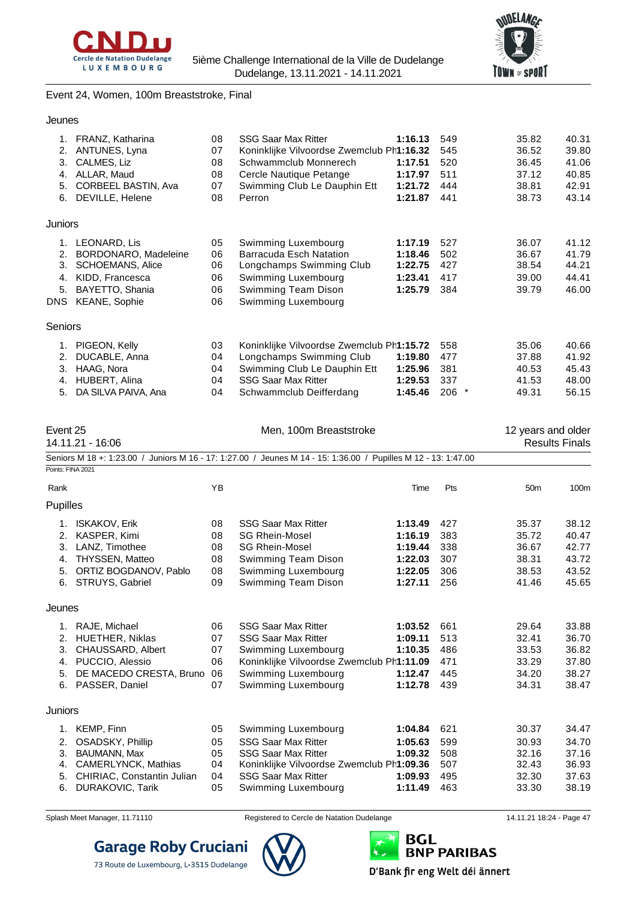Event 24, Women, 100m Breaststroke, Final

### Jeunes

| Rank | Name | YB | Club | Time | Pts | | 50m | 100m |
|---|---|---|---|---|---|---|---|---|
| 1. | FRANZ, Katharina | 08 | SSG Saar Max Ritter | **1:16.13** | 549 | | 35.82 | 40.31 |
| 2. | ANTUNES, Lyna | 07 | Koninklijke Vilvoordse Zwemclub Ph | **1:16.32** | 545 | | 36.52 | 39.80 |
| 3. | CALMES, Liz | 08 | Schwammclub Monnerech | **1:17.51** | 520 | | 36.45 | 41.06 |
| 4. | ALLAR, Maud | 08 | Cercle Nautique Petange | **1:17.97** | 511 | | 37.12 | 40.85 |
| 5. | CORBEEL BASTIN, Ava | 07 | Swimming Club Le Dauphin Ett | **1:21.72** | 444 | | 38.81 | 42.91 |
| 6. | DEVILLE, Helene | 08 | Perron | **1:21.87** | 441 | | 38.73 | 43.14 |

### Juniors

| Rank | Name | YB | Club | Time | Pts | | 50m | 100m |
|---|---|---|---|---|---|---|---|---|
| 1. | LEONARD, Lis | 05 | Swimming Luxembourg | **1:17.19** | 527 | | 36.07 | 41.12 |
| 2. | BORDONARO, Madeleine | 06 | Barracuda Esch Natation | **1:18.46** | 502 | | 36.67 | 41.79 |
| 3. | SCHOEMANS, Alice | 06 | Longchamps Swimming Club | **1:22.75** | 427 | | 38.54 | 44.21 |
| 4. | KIDD, Francesca | 06 | Swimming Luxembourg | **1:23.41** | 417 | | 39.00 | 44.41 |
| 5. | BAYETTO, Shania | 06 | Swimming Team Dison | **1:25.79** | 384 | | 39.79 | 46.00 |
| DNS | KEANE, Sophie | 06 | Swimming Luxembourg | | | | | |

### Seniors

| Rank | Name | YB | Club | Time | Pts | | 50m | 100m |
|---|---|---|---|---|---|---|---|---|
| 1. | PIGEON, Kelly | 03 | Koninklijke Vilvoordse Zwemclub Ph | **1:15.72** | 558 | | 35.06 | 40.66 |
| 2. | DUCABLE, Anna | 04 | Longchamps Swimming Club | **1:19.80** | 477 | | 37.88 | 41.92 |
| 3. | HAAG, Nora | 04 | Swimming Club Le Dauphin Ett | **1:25.96** | 381 | | 40.53 | 45.43 |
| 4. | HUBERT, Alina | 04 | SSG Saar Max Ritter | **1:29.53** | 337 | | 41.53 | 48.00 |
| 5. | DA SILVA PAIVA, Ana | 04 | Schwammclub Deifferdang | **1:45.46** | 206 | * | 49.31 | 56.15 |

## Event 25 — Men, 100m Breaststroke — 12 years and older

14.11.21 - 16:06 — Results Finals

Seniors M 18 +: 1:23.00 / Juniors M 16 - 17: 1:27.00 / Jeunes M 14 - 15: 1:36.00 / Pupilles M 12 - 13: 1:47.00

Points: FINA 2021

### Pupilles

| Rank | Name | YB | Club | Time | Pts | 50m | 100m |
|---|---|---|---|---|---|---|---|
| 1. | ISKAKOV, Erik | 08 | SSG Saar Max Ritter | **1:13.49** | 427 | 35.37 | 38.12 |
| 2. | KASPER, Kimi | 08 | SG Rhein-Mosel | **1:16.19** | 383 | 35.72 | 40.47 |
| 3. | LANZ, Timothee | 08 | SG Rhein-Mosel | **1:19.44** | 338 | 36.67 | 42.77 |
| 4. | THYSSEN, Matteo | 08 | Swimming Team Dison | **1:22.03** | 307 | 38.31 | 43.72 |
| 5. | ORTIZ BOGDANOV, Pablo | 08 | Swimming Luxembourg | **1:22.05** | 306 | 38.53 | 43.52 |
| 6. | STRUYS, Gabriel | 09 | Swimming Team Dison | **1:27.11** | 256 | 41.46 | 45.65 |

### Jeunes

| Rank | Name | YB | Club | Time | Pts | 50m | 100m |
|---|---|---|---|---|---|---|---|
| 1. | RAJE, Michael | 06 | SSG Saar Max Ritter | **1:03.52** | 661 | 29.64 | 33.88 |
| 2. | HUETHER, Niklas | 07 | SSG Saar Max Ritter | **1:09.11** | 513 | 32.41 | 36.70 |
| 3. | CHAUSSARD, Albert | 07 | Swimming Luxembourg | **1:10.35** | 486 | 33.53 | 36.82 |
| 4. | PUCCIO, Alessio | 06 | Koninklijke Vilvoordse Zwemclub Ph | **1:11.09** | 471 | 33.29 | 37.80 |
| 5. | DE MACEDO CRESTA, Bruno | 06 | Swimming Luxembourg | **1:12.47** | 445 | 34.20 | 38.27 |
| 6. | PASSER, Daniel | 07 | Swimming Luxembourg | **1:12.78** | 439 | 34.31 | 38.47 |

### Juniors

| Rank | Name | YB | Club | Time | Pts | 50m | 100m |
|---|---|---|---|---|---|---|---|
| 1. | KEMP, Finn | 05 | Swimming Luxembourg | **1:04.84** | 621 | 30.37 | 34.47 |
| 2. | OSADSKY, Phillip | 05 | SSG Saar Max Ritter | **1:05.63** | 599 | 30.93 | 34.70 |
| 3. | BAUMANN, Max | 05 | SSG Saar Max Ritter | **1:09.32** | 508 | 32.16 | 37.16 |
| 4. | CAMERLYNCK, Mathias | 04 | Koninklijke Vilvoordse Zwemclub Ph | **1:09.36** | 507 | 32.43 | 36.93 |
| 5. | CHIRIAC, Constantin Julian | 04 | SSG Saar Max Ritter | **1:09.93** | 495 | 32.30 | 37.63 |
| 6. | DURAKOVIC, Tarik | 05 | Swimming Luxembourg | **1:11.49** | 463 | 33.30 | 38.19 |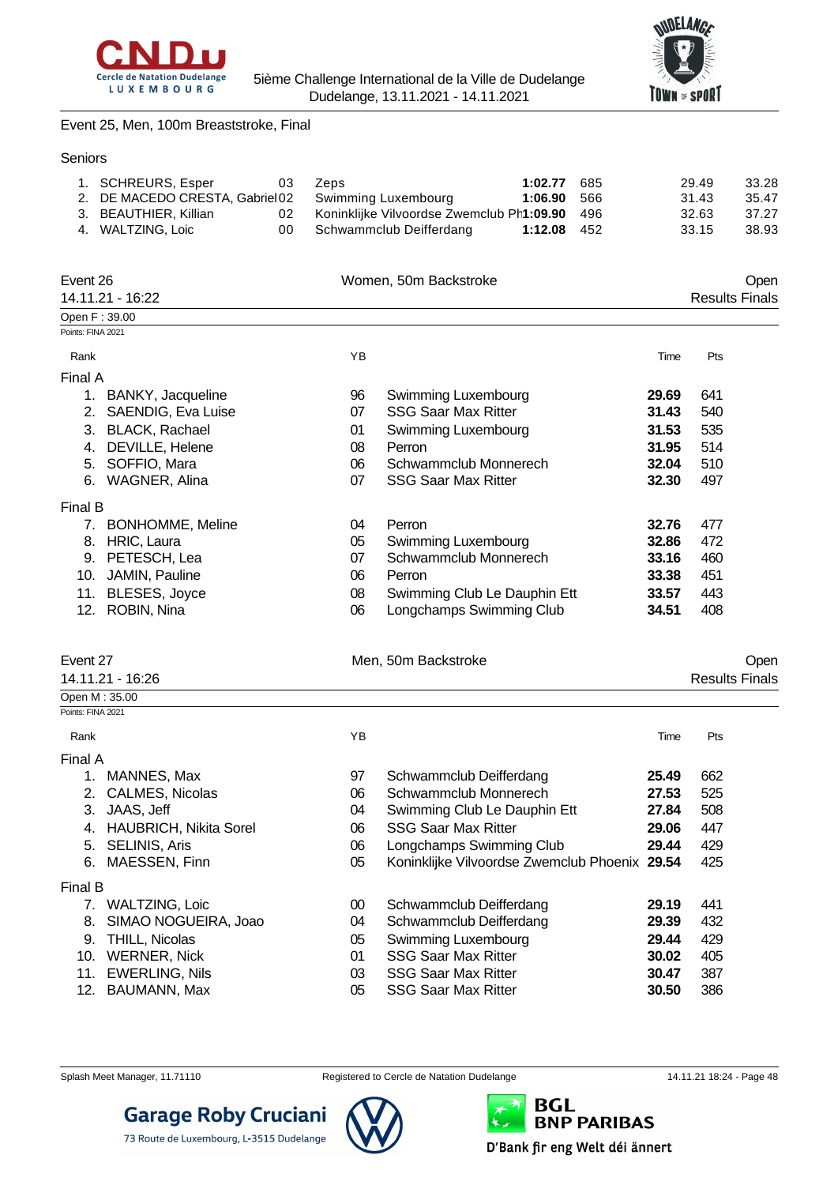Event 25, Men, 100m Breaststroke, Final

Seniors

| Rank | Name | YB | Club | Time | Pts | 50m | 100m |
|---|---|---|---|---|---|---|---|
| 1. | SCHREURS, Esper | 03 | Zeps | **1:02.77** | 685 | 29.49 | 33.28 |
| 2. | DE MACEDO CRESTA, Gabriel | 02 | Swimming Luxembourg | **1:06.90** | 566 | 31.43 | 35.47 |
| 3. | BEAUTHIER, Killian | 02 | Koninklijke Vilvoordse Zwemclub Ph | **1:09.90** | 496 | 32.63 | 37.27 |
| 4. | WALTZING, Loic | 00 | Schwammclub Deifferdang | **1:12.08** | 452 | 33.15 | 38.93 |

## Event 26 — Women, 50m Backstroke — Open

14.11.21 - 16:22 — Results Finals

Open F : 39.00

Points: FINA 2021

| Rank | Name | YB | Club | Time | Pts |
|---|---|---|---|---|---|
| **Final A** | | | | | |
| 1. | BANKY, Jacqueline | 96 | Swimming Luxembourg | **29.69** | 641 |
| 2. | SAENDIG, Eva Luise | 07 | SSG Saar Max Ritter | **31.43** | 540 |
| 3. | BLACK, Rachael | 01 | Swimming Luxembourg | **31.53** | 535 |
| 4. | DEVILLE, Helene | 08 | Perron | **31.95** | 514 |
| 5. | SOFFIO, Mara | 06 | Schwammclub Monnerech | **32.04** | 510 |
| 6. | WAGNER, Alina | 07 | SSG Saar Max Ritter | **32.30** | 497 |
| **Final B** | | | | | |
| 7. | BONHOMME, Meline | 04 | Perron | **32.76** | 477 |
| 8. | HRIC, Laura | 05 | Swimming Luxembourg | **32.86** | 472 |
| 9. | PETESCH, Lea | 07 | Schwammclub Monnerech | **33.16** | 460 |
| 10. | JAMIN, Pauline | 06 | Perron | **33.38** | 451 |
| 11. | BLESES, Joyce | 08 | Swimming Club Le Dauphin Ett | **33.57** | 443 |
| 12. | ROBIN, Nina | 06 | Longchamps Swimming Club | **34.51** | 408 |

## Event 27 — Men, 50m Backstroke — Open

14.11.21 - 16:26 — Results Finals

Open M : 35.00

Points: FINA 2021

| Rank | Name | YB | Club | Time | Pts |
|---|---|---|---|---|---|
| **Final A** | | | | | |
| 1. | MANNES, Max | 97 | Schwammclub Deifferdang | **25.49** | 662 |
| 2. | CALMES, Nicolas | 06 | Schwammclub Monnerech | **27.53** | 525 |
| 3. | JAAS, Jeff | 04 | Swimming Club Le Dauphin Ett | **27.84** | 508 |
| 4. | HAUBRICH, Nikita Sorel | 06 | SSG Saar Max Ritter | **29.06** | 447 |
| 5. | SELINIS, Aris | 06 | Longchamps Swimming Club | **29.44** | 429 |
| 6. | MAESSEN, Finn | 05 | Koninklijke Vilvoordse Zwemclub Phoenix | **29.54** | 425 |
| **Final B** | | | | | |
| 7. | WALTZING, Loic | 00 | Schwammclub Deifferdang | **29.19** | 441 |
| 8. | SIMAO NOGUEIRA, Joao | 04 | Schwammclub Deifferdang | **29.39** | 432 |
| 9. | THILL, Nicolas | 05 | Swimming Luxembourg | **29.44** | 429 |
| 10. | WERNER, Nick | 01 | SSG Saar Max Ritter | **30.02** | 405 |
| 11. | EWERLING, Nils | 03 | SSG Saar Max Ritter | **30.47** | 387 |
| 12. | BAUMANN, Max | 05 | SSG Saar Max Ritter | **30.50** | 386 |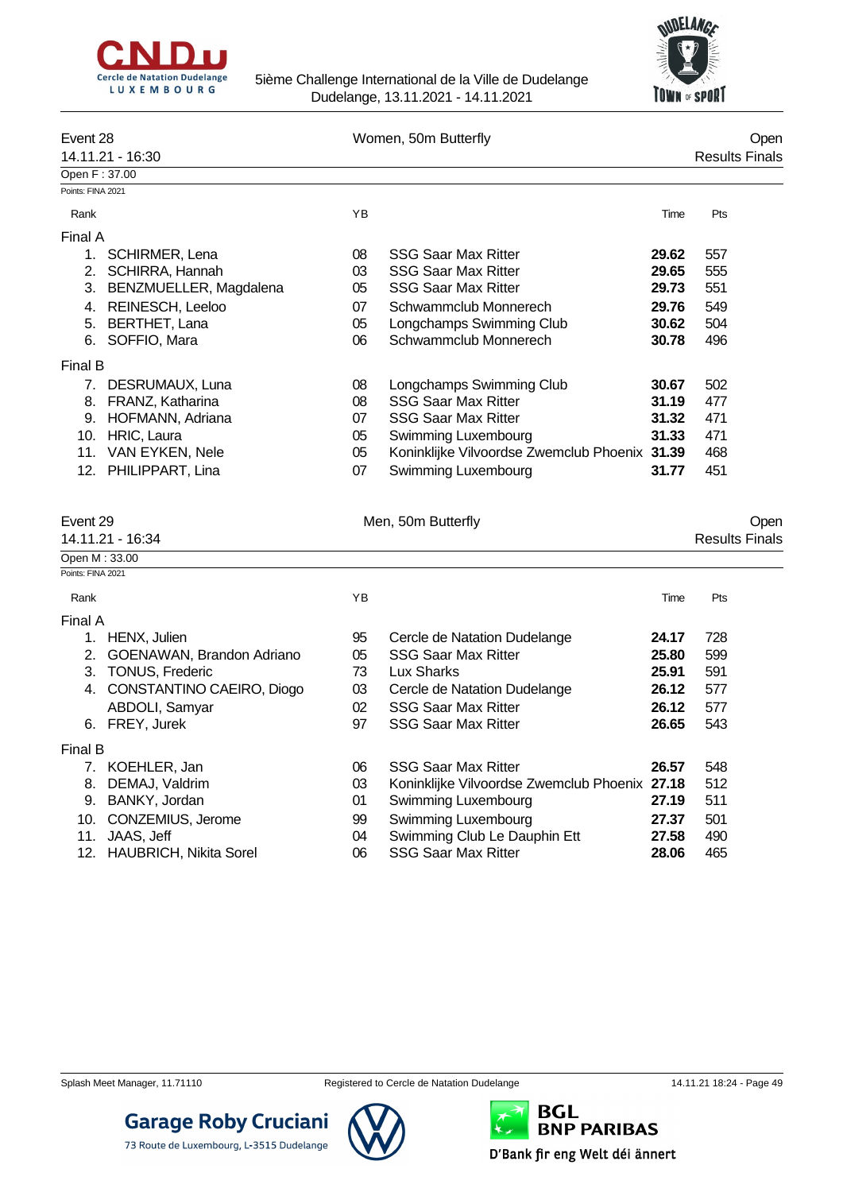## Event 28 — Women, 50m Butterfly — Open

14.11.21 - 16:30 — Results Finals

Open F : 37.00

Points: FINA 2021

| Rank | Name | YB | Club | Time | Pts |
|---|---|---|---|---|---|
| **Final A** | | | | | |
| 1. | SCHIRMER, Lena | 08 | SSG Saar Max Ritter | **29.62** | 557 |
| 2. | SCHIRRA, Hannah | 03 | SSG Saar Max Ritter | **29.65** | 555 |
| 3. | BENZMUELLER, Magdalena | 05 | SSG Saar Max Ritter | **29.73** | 551 |
| 4. | REINESCH, Leeloo | 07 | Schwammclub Monnerech | **29.76** | 549 |
| 5. | BERTHET, Lana | 05 | Longchamps Swimming Club | **30.62** | 504 |
| 6. | SOFFIO, Mara | 06 | Schwammclub Monnerech | **30.78** | 496 |
| **Final B** | | | | | |
| 7. | DESRUMAUX, Luna | 08 | Longchamps Swimming Club | **30.67** | 502 |
| 8. | FRANZ, Katharina | 08 | SSG Saar Max Ritter | **31.19** | 477 |
| 9. | HOFMANN, Adriana | 07 | SSG Saar Max Ritter | **31.32** | 471 |
| 10. | HRIC, Laura | 05 | Swimming Luxembourg | **31.33** | 471 |
| 11. | VAN EYKEN, Nele | 05 | Koninklijke Vilvoordse Zwemclub Phoenix | **31.39** | 468 |
| 12. | PHILIPPART, Lina | 07 | Swimming Luxembourg | **31.77** | 451 |

## Event 29 — Men, 50m Butterfly — Open

14.11.21 - 16:34 — Results Finals

Open M : 33.00

Points: FINA 2021

| Rank | Name | YB | Club | Time | Pts |
|---|---|---|---|---|---|
| **Final A** | | | | | |
| 1. | HENX, Julien | 95 | Cercle de Natation Dudelange | **24.17** | 728 |
| 2. | GOENAWAN, Brandon Adriano | 05 | SSG Saar Max Ritter | **25.80** | 599 |
| 3. | TONUS, Frederic | 73 | Lux Sharks | **25.91** | 591 |
| 4. | CONSTANTINO CAEIRO, Diogo | 03 | Cercle de Natation Dudelange | **26.12** | 577 |
| | ABDOLI, Samyar | 02 | SSG Saar Max Ritter | **26.12** | 577 |
| 6. | FREY, Jurek | 97 | SSG Saar Max Ritter | **26.65** | 543 |
| **Final B** | | | | | |
| 7. | KOEHLER, Jan | 06 | SSG Saar Max Ritter | **26.57** | 548 |
| 8. | DEMAJ, Valdrim | 03 | Koninklijke Vilvoordse Zwemclub Phoenix | **27.18** | 512 |
| 9. | BANKY, Jordan | 01 | Swimming Luxembourg | **27.19** | 511 |
| 10. | CONZEMIUS, Jerome | 99 | Swimming Luxembourg | **27.37** | 501 |
| 11. | JAAS, Jeff | 04 | Swimming Club Le Dauphin Ett | **27.58** | 490 |
| 12. | HAUBRICH, Nikita Sorel | 06 | SSG Saar Max Ritter | **28.06** | 465 |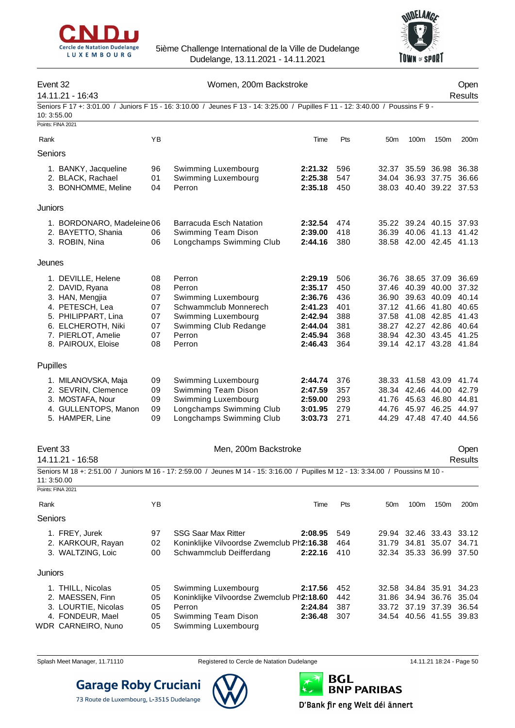5ième Challenge International de la Ville de Dudelange
Dudelange, 13.11.2021 - 14.11.2021

## Event 32 — Women, 200m Backstroke — Open

14.11.21 - 16:43 — Results

Seniors F 17 +: 3:01.00 / Juniors F 15 - 16: 3:10.00 / Jeunes F 13 - 14: 3:25.00 / Pupilles F 11 - 12: 3:40.00 / Poussins F 9 - 10: 3:55.00

Points: FINA 2021

| Rank | | YB | | Time | Pts | 50m | 100m | 150m | 200m |
|---|---|---|---|---|---|---|---|---|---|
| **Seniors** | | | | | | | | | |
| 1. | BANKY, Jacqueline | 96 | Swimming Luxembourg | **2:21.32** | 596 | 32.37 | 35.59 | 36.98 | 36.38 |
| 2. | BLACK, Rachael | 01 | Swimming Luxembourg | **2:25.38** | 547 | 34.04 | 36.93 | 37.75 | 36.66 |
| 3. | BONHOMME, Meline | 04 | Perron | **2:35.18** | 450 | 38.03 | 40.40 | 39.22 | 37.53 |
| **Juniors** | | | | | | | | | |
| 1. | BORDONARO, Madeleine | 06 | Barracuda Esch Natation | **2:32.54** | 474 | 35.22 | 39.24 | 40.15 | 37.93 |
| 2. | BAYETTO, Shania | 06 | Swimming Team Dison | **2:39.00** | 418 | 36.39 | 40.06 | 41.13 | 41.42 |
| 3. | ROBIN, Nina | 06 | Longchamps Swimming Club | **2:44.16** | 380 | 38.58 | 42.00 | 42.45 | 41.13 |
| **Jeunes** | | | | | | | | | |
| 1. | DEVILLE, Helene | 08 | Perron | **2:29.19** | 506 | 36.76 | 38.65 | 37.09 | 36.69 |
| 2. | DAVID, Ryana | 08 | Perron | **2:35.17** | 450 | 37.46 | 40.39 | 40.00 | 37.32 |
| 3. | HAN, Mengjia | 07 | Swimming Luxembourg | **2:36.76** | 436 | 36.90 | 39.63 | 40.09 | 40.14 |
| 4. | PETESCH, Lea | 07 | Schwammclub Monnerech | **2:41.23** | 401 | 37.12 | 41.66 | 41.80 | 40.65 |
| 5. | PHILIPPART, Lina | 07 | Swimming Luxembourg | **2:42.94** | 388 | 37.58 | 41.08 | 42.85 | 41.43 |
| 6. | ELCHEROTH, Niki | 07 | Swimming Club Redange | **2:44.04** | 381 | 38.27 | 42.27 | 42.86 | 40.64 |
| 7. | PIERLOT, Amelie | 07 | Perron | **2:45.94** | 368 | 38.94 | 42.30 | 43.45 | 41.25 |
| 8. | PAIROUX, Eloise | 08 | Perron | **2:46.43** | 364 | 39.14 | 42.17 | 43.28 | 41.84 |
| **Pupilles** | | | | | | | | | |
| 1. | MILANOVSKA, Maja | 09 | Swimming Luxembourg | **2:44.74** | 376 | 38.33 | 41.58 | 43.09 | 41.74 |
| 2. | SEVRIN, Clemence | 09 | Swimming Team Dison | **2:47.59** | 357 | 38.34 | 42.46 | 44.00 | 42.79 |
| 3. | MOSTAFA, Nour | 09 | Swimming Luxembourg | **2:59.00** | 293 | 41.76 | 45.63 | 46.80 | 44.81 |
| 4. | GULLENTOPS, Manon | 09 | Longchamps Swimming Club | **3:01.95** | 279 | 44.76 | 45.97 | 46.25 | 44.97 |
| 5. | HAMPER, Line | 09 | Longchamps Swimming Club | **3:03.73** | 271 | 44.29 | 47.48 | 47.40 | 44.56 |

## Event 33 — Men, 200m Backstroke — Open

14.11.21 - 16:58 — Results

Seniors M 18 +: 2:51.00 / Juniors M 16 - 17: 2:59.00 / Jeunes M 14 - 15: 3:16.00 / Pupilles M 12 - 13: 3:34.00 / Poussins M 10 - 11: 3:50.00

Points: FINA 2021

| Rank | | YB | | Time | Pts | 50m | 100m | 150m | 200m |
|---|---|---|---|---|---|---|---|---|---|
| **Seniors** | | | | | | | | | |
| 1. | FREY, Jurek | 97 | SSG Saar Max Ritter | **2:08.95** | 549 | 29.94 | 32.46 | 33.43 | 33.12 |
| 2. | KARKOUR, Rayan | 02 | Koninklijke Vilvoordse Zwemclub Ph | **2:16.38** | 464 | 31.79 | 34.81 | 35.07 | 34.71 |
| 3. | WALTZING, Loic | 00 | Schwammclub Deifferdang | **2:22.16** | 410 | 32.34 | 35.33 | 36.99 | 37.50 |
| **Juniors** | | | | | | | | | |
| 1. | THILL, Nicolas | 05 | Swimming Luxembourg | **2:17.56** | 452 | 32.58 | 34.84 | 35.91 | 34.23 |
| 2. | MAESSEN, Finn | 05 | Koninklijke Vilvoordse Zwemclub Ph | **2:18.60** | 442 | 31.86 | 34.94 | 36.76 | 35.04 |
| 3. | LOURTIE, Nicolas | 05 | Perron | **2:24.84** | 387 | 33.72 | 37.19 | 37.39 | 36.54 |
| 4. | FONDEUR, Mael | 05 | Swimming Team Dison | **2:36.48** | 307 | 34.54 | 40.56 | 41.55 | 39.83 |
| WDR | CARNEIRO, Nuno | 05 | Swimming Luxembourg | | | | | | |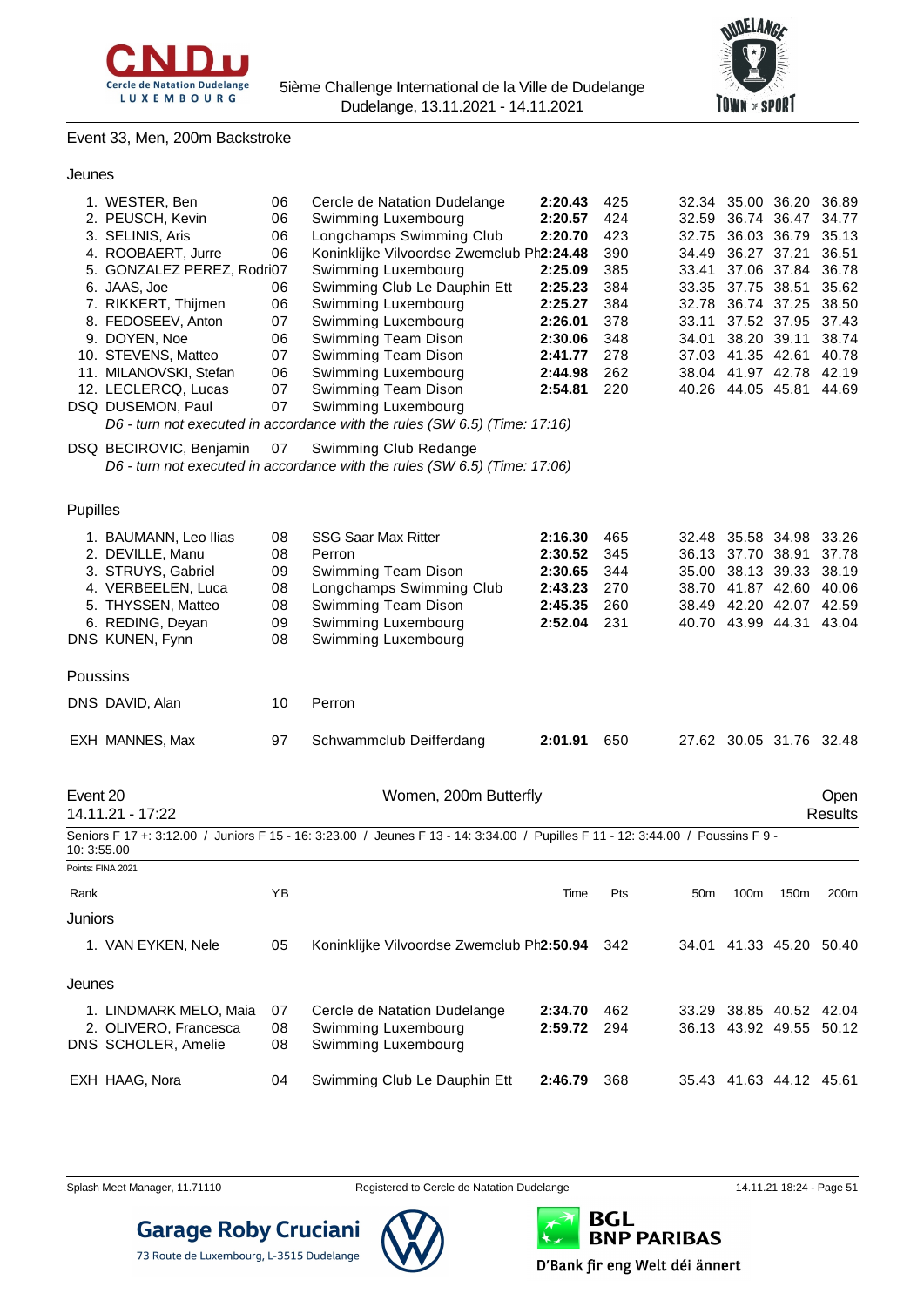Event 33, Men, 200m Backstroke

Jeunes

| Rank | Name | YB | Club | Time | Pts | 50m | 100m | 150m | 200m |
|---|---|---|---|---|---|---|---|---|---|
| 1. | WESTER, Ben | 06 | Cercle de Natation Dudelange | **2:20.43** | 425 | 32.34 | 35.00 | 36.20 | 36.89 |
| 2. | PEUSCH, Kevin | 06 | Swimming Luxembourg | **2:20.57** | 424 | 32.59 | 36.74 | 36.47 | 34.77 |
| 3. | SELINIS, Aris | 06 | Longchamps Swimming Club | **2:20.70** | 423 | 32.75 | 36.03 | 36.79 | 35.13 |
| 4. | ROOBAERT, Jurre | 06 | Koninklijke Vilvoordse Zwemclub Ph | **2:24.48** | 390 | 34.49 | 36.27 | 37.21 | 36.51 |
| 5. | GONZALEZ PEREZ, Rodri | 07 | Swimming Luxembourg | **2:25.09** | 385 | 33.41 | 37.06 | 37.84 | 36.78 |
| 6. | JAAS, Joe | 06 | Swimming Club Le Dauphin Ett | **2:25.23** | 384 | 33.35 | 37.75 | 38.51 | 35.62 |
| 7. | RIKKERT, Thijmen | 06 | Swimming Luxembourg | **2:25.27** | 384 | 32.78 | 36.74 | 37.25 | 38.50 |
| 8. | FEDOSEEV, Anton | 07 | Swimming Luxembourg | **2:26.01** | 378 | 33.11 | 37.52 | 37.95 | 37.43 |
| 9. | DOYEN, Noe | 06 | Swimming Team Dison | **2:30.06** | 348 | 34.01 | 38.20 | 39.11 | 38.74 |
| 10. | STEVENS, Matteo | 07 | Swimming Team Dison | **2:41.77** | 278 | 37.03 | 41.35 | 42.61 | 40.78 |
| 11. | MILANOVSKI, Stefan | 06 | Swimming Luxembourg | **2:44.98** | 262 | 38.04 | 41.97 | 42.78 | 42.19 |
| 12. | LECLERCQ, Lucas | 07 | Swimming Team Dison | **2:54.81** | 220 | 40.26 | 44.05 | 45.81 | 44.69 |
| DSQ | DUSEMON, Paul | 07 | Swimming Luxembourg | | | | | | |

*D6 - turn not executed in accordance with the rules (SW 6.5) (Time: 17:16)*

| Rank | Name | YB | Club | Time | Pts | 50m | 100m | 150m | 200m |
|---|---|---|---|---|---|---|---|---|---|
| DSQ | BECIROVIC, Benjamin | 07 | Swimming Club Redange | | | | | | |

*D6 - turn not executed in accordance with the rules (SW 6.5) (Time: 17:06)*

Pupilles

| Rank | Name | YB | Club | Time | Pts | 50m | 100m | 150m | 200m |
|---|---|---|---|---|---|---|---|---|---|
| 1. | BAUMANN, Leo Ilias | 08 | SSG Saar Max Ritter | **2:16.30** | 465 | 32.48 | 35.58 | 34.98 | 33.26 |
| 2. | DEVILLE, Manu | 08 | Perron | **2:30.52** | 345 | 36.13 | 37.70 | 38.91 | 37.78 |
| 3. | STRUYS, Gabriel | 09 | Swimming Team Dison | **2:30.65** | 344 | 35.00 | 38.13 | 39.33 | 38.19 |
| 4. | VERBEELEN, Luca | 08 | Longchamps Swimming Club | **2:43.23** | 270 | 38.70 | 41.87 | 42.60 | 40.06 |
| 5. | THYSSEN, Matteo | 08 | Swimming Team Dison | **2:45.35** | 260 | 38.49 | 42.20 | 42.07 | 42.59 |
| 6. | REDING, Deyan | 09 | Swimming Luxembourg | **2:52.04** | 231 | 40.70 | 43.99 | 44.31 | 43.04 |
| DNS | KUNEN, Fynn | 08 | Swimming Luxembourg | | | | | | |

Poussins

| Rank | Name | YB | Club | Time | Pts | 50m | 100m | 150m | 200m |
|---|---|---|---|---|---|---|---|---|---|
| DNS | DAVID, Alan | 10 | Perron | | | | | | |
| EXH | MANNES, Max | 97 | Schwammclub Deifferdang | **2:01.91** | 650 | 27.62 | 30.05 | 31.76 | 32.48 |

## Event 20 — Women, 200m Butterfly — Open Results

14.11.21 - 17:22

Seniors F 17 +: 3:12.00 / Juniors F 15 - 16: 3:23.00 / Jeunes F 13 - 14: 3:34.00 / Pupilles F 11 - 12: 3:44.00 / Poussins F 9 - 10: 3:55.00

Points: FINA 2021

Juniors

| Rank | Name | YB | Club | Time | Pts | 50m | 100m | 150m | 200m |
|---|---|---|---|---|---|---|---|---|---|
| 1. | VAN EYKEN, Nele | 05 | Koninklijke Vilvoordse Zwemclub Ph | **2:50.94** | 342 | 34.01 | 41.33 | 45.20 | 50.40 |

Jeunes

| Rank | Name | YB | Club | Time | Pts | 50m | 100m | 150m | 200m |
|---|---|---|---|---|---|---|---|---|---|
| 1. | LINDMARK MELO, Maia | 07 | Cercle de Natation Dudelange | **2:34.70** | 462 | 33.29 | 38.85 | 40.52 | 42.04 |
| 2. | OLIVERO, Francesca | 08 | Swimming Luxembourg | **2:59.72** | 294 | 36.13 | 43.92 | 49.55 | 50.12 |
| DNS | SCHOLER, Amelie | 08 | Swimming Luxembourg | | | | | | |
| EXH | HAAG, Nora | 04 | Swimming Club Le Dauphin Ett | **2:46.79** | 368 | 35.43 | 41.63 | 44.12 | 45.61 |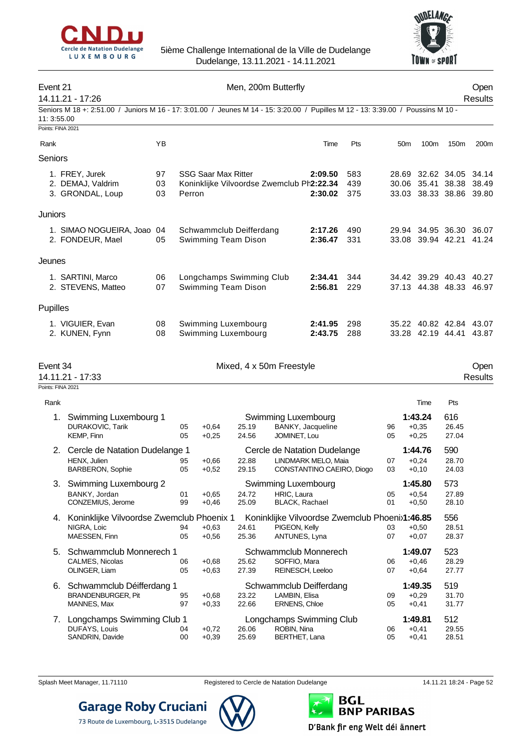5ième Challenge International de la Ville de Dudelange
Dudelange, 13.11.2021 - 14.11.2021

## Event 21 — Men, 200m Butterfly — Open

14.11.21 - 17:26 — Results

Seniors M 18 +: 2:51.00 / Juniors M 16 - 17: 3:01.00 / Jeunes M 14 - 15: 3:20.00 / Pupilles M 12 - 13: 3:39.00 / Poussins M 10 - 11: 3:55.00

Points: FINA 2021

| Rank | Name | YB | Club | Time | Pts | 50m | 100m | 150m | 200m |
|---|---|---|---|---|---|---|---|---|---|
| **Seniors** | | | | | | | | | |
| 1. | FREY, Jurek | 97 | SSG Saar Max Ritter | **2:09.50** | 583 | 28.69 | 32.62 | 34.05 | 34.14 |
| 2. | DEMAJ, Valdrim | 03 | Koninklijke Vilvoordse Zwemclub Ph | **2:22.34** | 439 | 30.06 | 35.41 | 38.38 | 38.49 |
| 3. | GRONDAL, Loup | 03 | Perron | **2:30.02** | 375 | 33.03 | 38.33 | 38.86 | 39.80 |
| **Juniors** | | | | | | | | | |
| 1. | SIMAO NOGUEIRA, Joao | 04 | Schwammclub Deifferdang | **2:17.26** | 490 | 29.94 | 34.95 | 36.30 | 36.07 |
| 2. | FONDEUR, Mael | 05 | Swimming Team Dison | **2:36.47** | 331 | 33.08 | 39.94 | 42.21 | 41.24 |
| **Jeunes** | | | | | | | | | |
| 1. | SARTINI, Marco | 06 | Longchamps Swimming Club | **2:34.41** | 344 | 34.42 | 39.29 | 40.43 | 40.27 |
| 2. | STEVENS, Matteo | 07 | Swimming Team Dison | **2:56.81** | 229 | 37.13 | 44.38 | 48.33 | 46.97 |
| **Pupilles** | | | | | | | | | |
| 1. | VIGUIER, Evan | 08 | Swimming Luxembourg | **2:41.95** | 298 | 35.22 | 40.82 | 42.84 | 43.07 |
| 2. | KUNEN, Fynn | 08 | Swimming Luxembourg | **2:43.75** | 288 | 33.28 | 42.19 | 44.41 | 43.87 |

## Event 34 — Mixed, 4 x 50m Freestyle — Open

14.11.21 - 17:33 — Results

Points: FINA 2021

| Rank | Team / Swimmer | YB | RT | Split | Club / Swimmer | YB | Time / RT | Pts / Split |
|---|---|---|---|---|---|---|---|---|
| 1. | **Swimming Luxembourg 1** | | | | Swimming Luxembourg | | **1:43.24** | 616 |
| | DURAKOVIC, Tarik | 05 | +0,64 | 25.19 | BANKY, Jacqueline | 96 | +0,35 | 26.45 |
| | KEMP, Finn | 05 | +0,25 | 24.56 | JOMINET, Lou | 05 | +0,25 | 27.04 |
| 2. | **Cercle de Natation Dudelange 1** | | | | Cercle de Natation Dudelange | | **1:44.76** | 590 |
| | HENX, Julien | 95 | +0,66 | 22.88 | LINDMARK MELO, Maia | 07 | +0,24 | 28.70 |
| | BARBERON, Sophie | 05 | +0,52 | 29.15 | CONSTANTINO CAEIRO, Diogo | 03 | +0,10 | 24.03 |
| 3. | **Swimming Luxembourg 2** | | | | Swimming Luxembourg | | **1:45.80** | 573 |
| | BANKY, Jordan | 01 | +0,65 | 24.72 | HRIC, Laura | 05 | +0,54 | 27.89 |
| | CONZEMIUS, Jerome | 99 | +0,46 | 25.09 | BLACK, Rachael | 01 | +0,50 | 28.10 |
| 4. | **Koninklijke Vilvoordse Zwemclub Phoenix 1** | | | | Koninklijke Vilvoordse Zwemclub Phoeni | | **1:46.85** | 556 |
| | NIGRA, Loic | 94 | +0,63 | 24.61 | PIGEON, Kelly | 03 | +0,50 | 28.51 |
| | MAESSEN, Finn | 05 | +0,56 | 25.36 | ANTUNES, Lyna | 07 | +0,07 | 28.37 |
| 5. | **Schwammclub Monnerech 1** | | | | Schwammclub Monnerech | | **1:49.07** | 523 |
| | CALMES, Nicolas | 06 | +0,68 | 25.62 | SOFFIO, Mara | 06 | +0,46 | 28.29 |
| | OLINGER, Liam | 05 | +0,63 | 27.39 | REINESCH, Leeloo | 07 | +0,64 | 27.77 |
| 6. | **Schwammclub Déifferdang 1** | | | | Schwammclub Deifferdang | | **1:49.35** | 519 |
| | BRANDENBURGER, Pit | 95 | +0,68 | 23.22 | LAMBIN, Elisa | 09 | +0,29 | 31.70 |
| | MANNES, Max | 97 | +0,33 | 22.66 | ERNENS, Chloe | 05 | +0,41 | 31.77 |
| 7. | **Longchamps Swimming Club 1** | | | | Longchamps Swimming Club | | **1:49.81** | 512 |
| | DUFAYS, Louis | 04 | +0,72 | 26.06 | ROBIN, Nina | 06 | +0,41 | 29.55 |
| | SANDRIN, Davide | 00 | +0,39 | 25.69 | BERTHET, Lana | 05 | +0,41 | 28.51 |

Splash Meet Manager, 11.71110 — Registered to Cercle de Natation Dudelange — 14.11.21 18:24

Garage Roby Cruciani — 73 Route de Luxembourg, L-3515 Dudelange

BGL BNP PARIBAS — D'Bank fir eng Welt déi ännert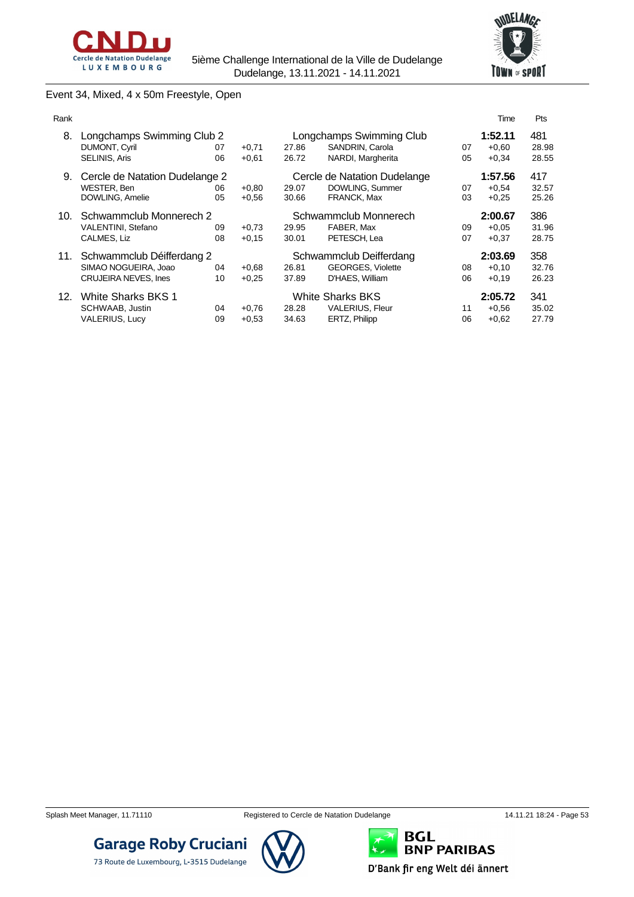5ième Challenge International de la Ville de Dudelange
Dudelange, 13.11.2021 - 14.11.2021

## Event 34, Mixed, 4 x 50m Freestyle, Open

| Rank | | | | | | | | Time | Pts |
|---|---|---|---|---|---|---|---|---|---|
| 8. | Longchamps Swimming Club 2 | | | | Longchamps Swimming Club | | | **1:52.11** | 481 |
| | DUMONT, Cyril | 07 | +0,71 | 27.86 | SANDRIN, Carola | 07 | +0,60 | | 28.98 |
| | SELINIS, Aris | 06 | +0,61 | 26.72 | NARDI, Margherita | 05 | +0,34 | | 28.55 |
| 9. | Cercle de Natation Dudelange 2 | | | | Cercle de Natation Dudelange | | | **1:57.56** | 417 |
| | WESTER, Ben | 06 | +0,80 | 29.07 | DOWLING, Summer | 07 | +0,54 | | 32.57 |
| | DOWLING, Amelie | 05 | +0,56 | 30.66 | FRANCK, Max | 03 | +0,25 | | 25.26 |
| 10. | Schwammclub Monnerech 2 | | | | Schwammclub Monnerech | | | **2:00.67** | 386 |
| | VALENTINI, Stefano | 09 | +0,73 | 29.95 | FABER, Max | 09 | +0,05 | | 31.96 |
| | CALMES, Liz | 08 | +0,15 | 30.01 | PETESCH, Lea | 07 | +0,37 | | 28.75 |
| 11. | Schwammclub Déifferdang 2 | | | | Schwammclub Deifferdang | | | **2:03.69** | 358 |
| | SIMAO NOGUEIRA, Joao | 04 | +0,68 | 26.81 | GEORGES, Violette | 08 | +0,10 | | 32.76 |
| | CRUJEIRA NEVES, Ines | 10 | +0,25 | 37.89 | D'HAES, William | 06 | +0,19 | | 26.23 |
| 12. | White Sharks BKS 1 | | | | White Sharks BKS | | | **2:05.72** | 341 |
| | SCHWAAB, Justin | 04 | +0,76 | 28.28 | VALERIUS, Fleur | 11 | +0,56 | | 35.02 |
| | VALERIUS, Lucy | 09 | +0,53 | 34.63 | ERTZ, Philipp | 06 | +0,62 | | 27.79 |

Splash Meet Manager, 11.71110 — Registered to Cercle de Natation Dudelange — 14.11.21 18:24

Garage Roby Cruciani
73 Route de Luxembourg, L-3515 Dudelange

BGL BNP PARIBAS
D'Bank fir eng Welt déi ännert